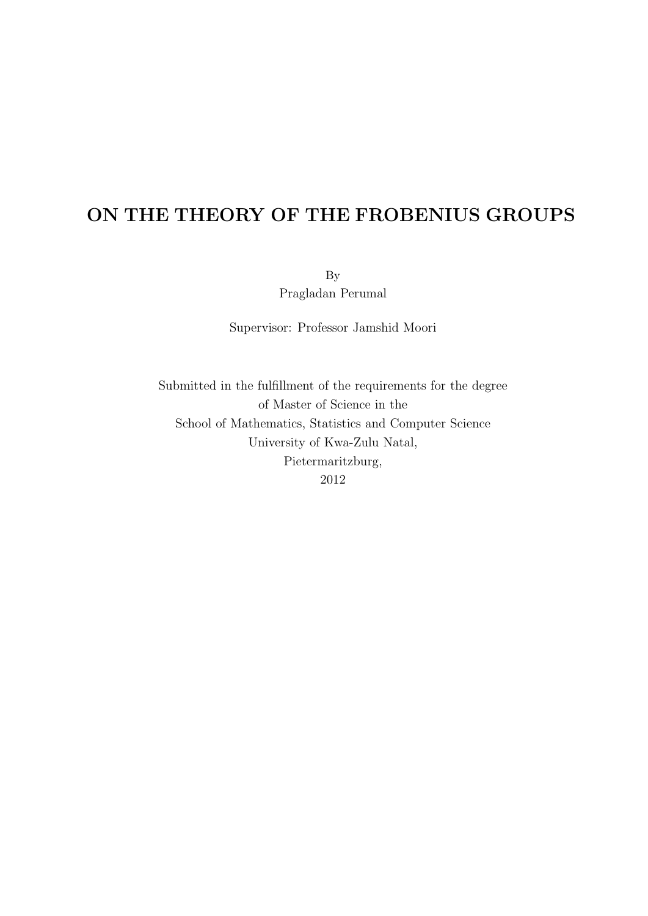# ON THE THEORY OF THE FROBENIUS GROUPS

By
Pragladan Perumal

Supervisor: Professor Jamshid Moori

Submitted in the fulfillment of the requirements for the degree
of Master of Science in the
School of Mathematics, Statistics and Computer Science
University of Kwa-Zulu Natal,
Pietermaritzburg,
2012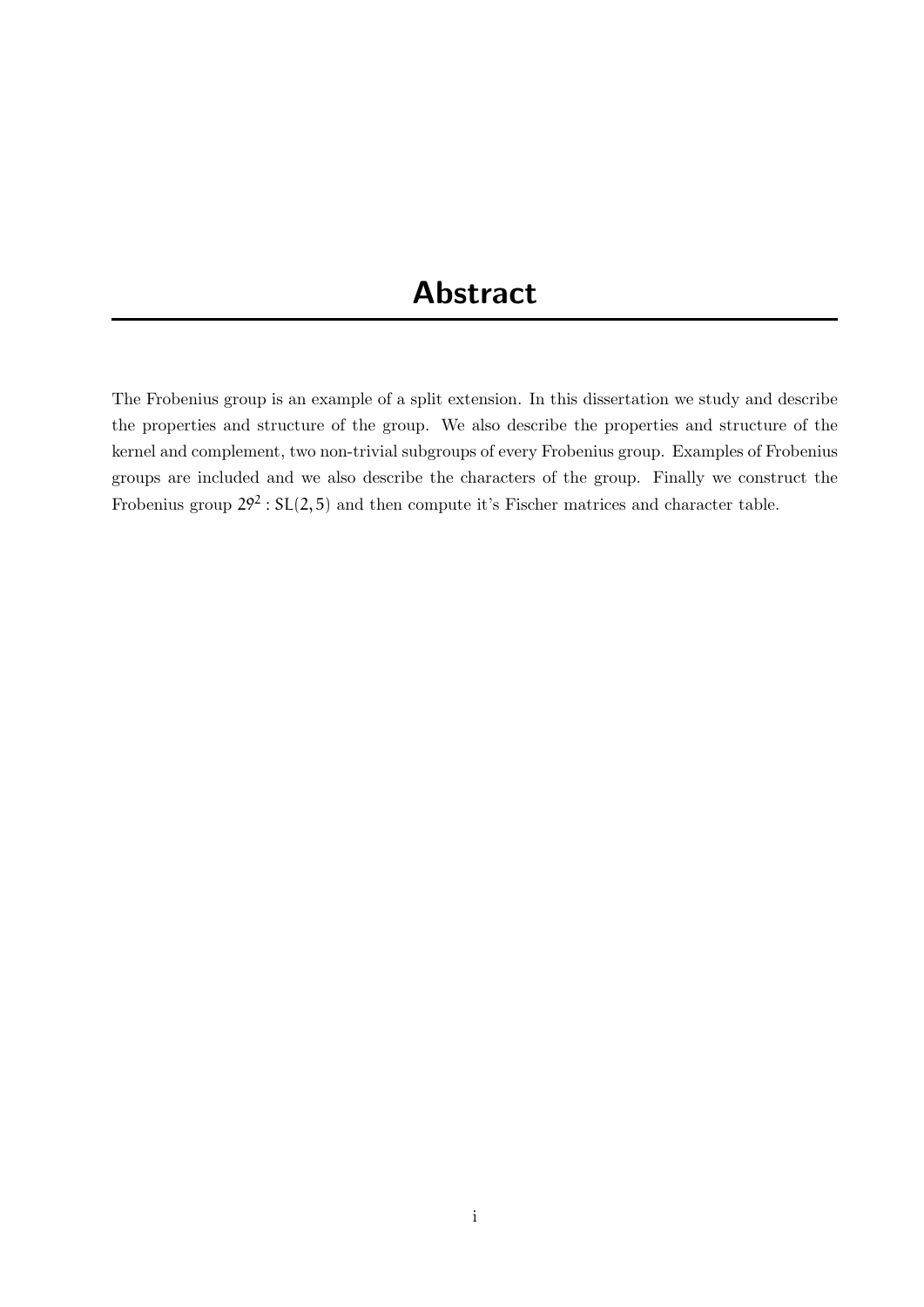# Abstract

The Frobenius group is an example of a split extension. In this dissertation we study and describe the properties and structure of the group. We also describe the properties and structure of the kernel and complement, two non-trivial subgroups of every Frobenius group. Examples of Frobenius groups are included and we also describe the characters of the group. Finally we construct the Frobenius group $29^2 : \mathsf{SL}(2, 5)$ and then compute it's Fischer matrices and character table.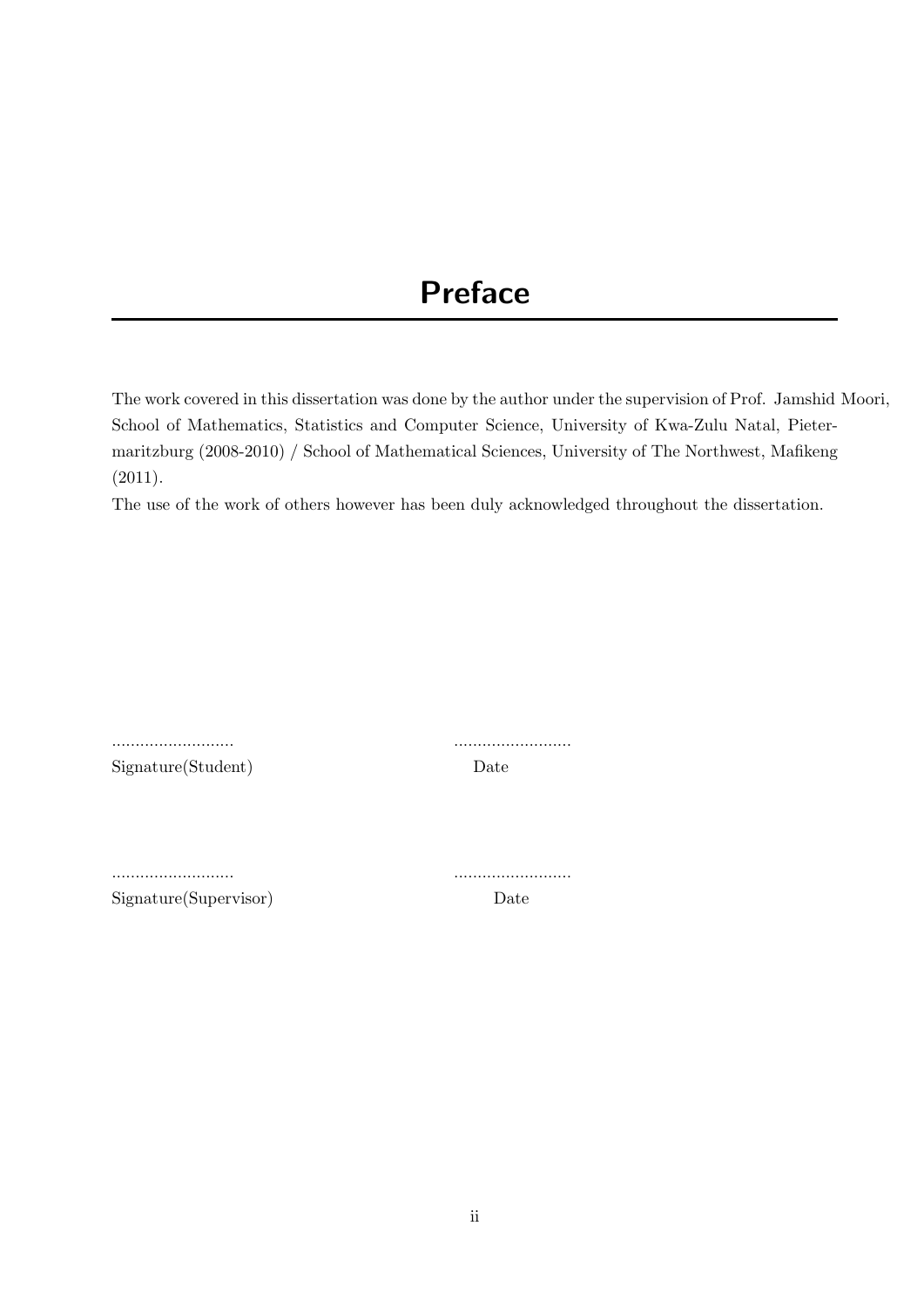# Preface

The work covered in this dissertation was done by the author under the supervision of Prof. Jamshid Moori, School of Mathematics, Statistics and Computer Science, University of Kwa-Zulu Natal, Pietermaritzburg (2008-2010) / School of Mathematical Sciences, University of The Northwest, Mafikeng (2011).

The use of the work of others however has been duly acknowledged throughout the dissertation.

.......................... .........................

Signature(Student) Date

.......................... .........................

Signature(Supervisor) Date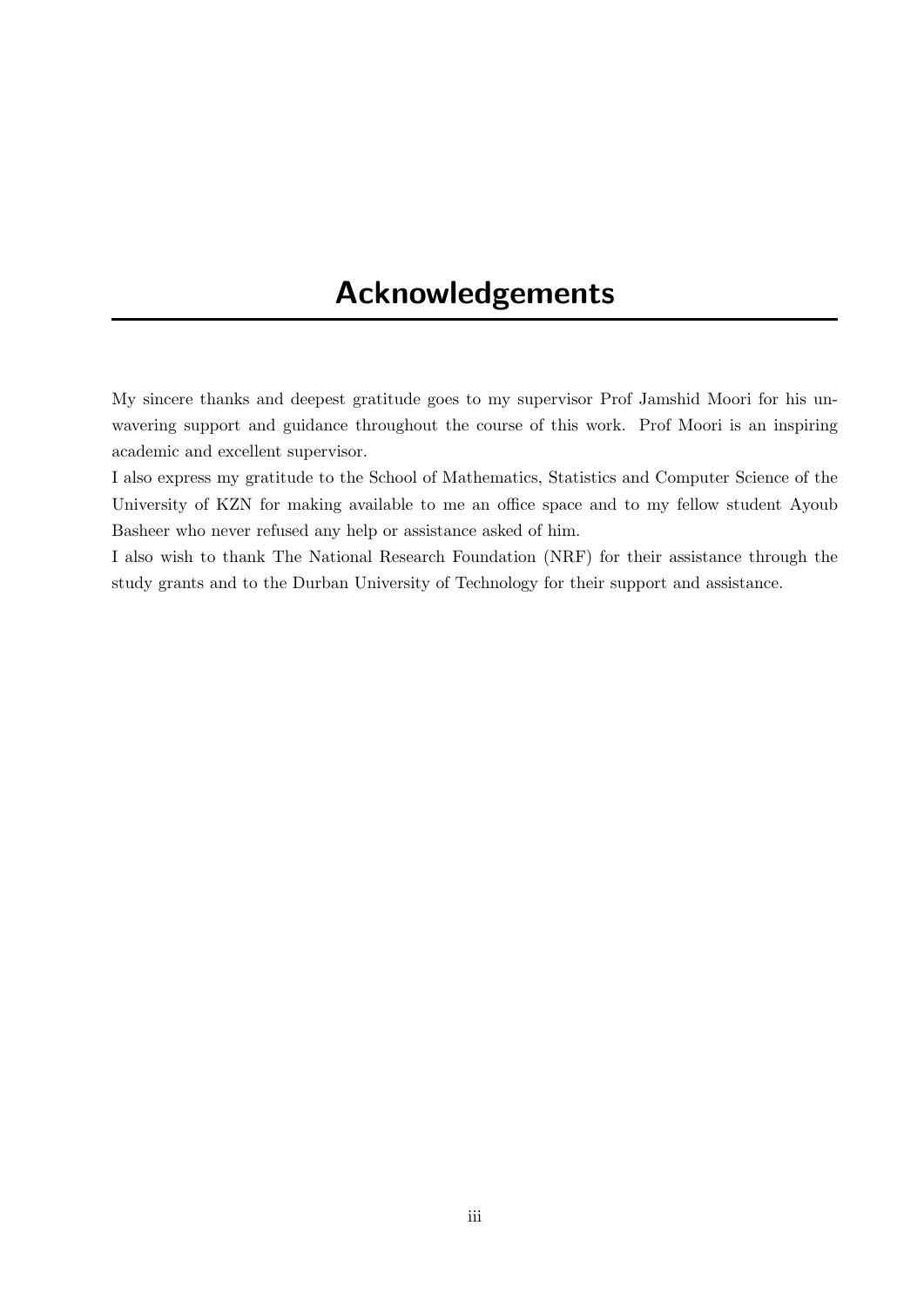# Acknowledgements

My sincere thanks and deepest gratitude goes to my supervisor Prof Jamshid Moori for his unwavering support and guidance throughout the course of this work. Prof Moori is an inspiring academic and excellent supervisor.

I also express my gratitude to the School of Mathematics, Statistics and Computer Science of the University of KZN for making available to me an office space and to my fellow student Ayoub Basheer who never refused any help or assistance asked of him.

I also wish to thank The National Research Foundation (NRF) for their assistance through the study grants and to the Durban University of Technology for their support and assistance.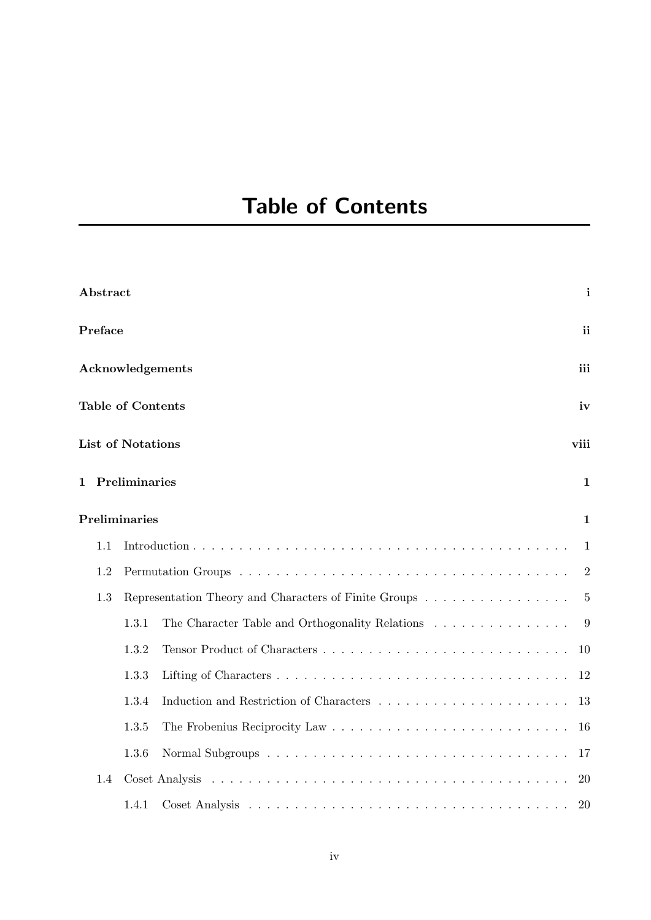# Table of Contents

**Abstract** **i**

**Preface** **ii**

**Acknowledgements** **iii**

**Table of Contents** **iv**

**List of Notations** **viii**

**1 Preliminaries** **1**

**Preliminaries** **1**

- 1.1 Introduction . . . . . 1
- 1.2 Permutation Groups . . . . . 2
- 1.3 Representation Theory and Characters of Finite Groups . . . . . 5
  - 1.3.1 The Character Table and Orthogonality Relations . . . . . 9
  - 1.3.2 Tensor Product of Characters . . . . . 10
  - 1.3.3 Lifting of Characters . . . . . 12
  - 1.3.4 Induction and Restriction of Characters . . . . . 13
  - 1.3.5 The Frobenius Reciprocity Law . . . . . 16
  - 1.3.6 Normal Subgroups . . . . . 17
- 1.4 Coset Analysis . . . . . 20
  - 1.4.1 Coset Analysis . . . . . 20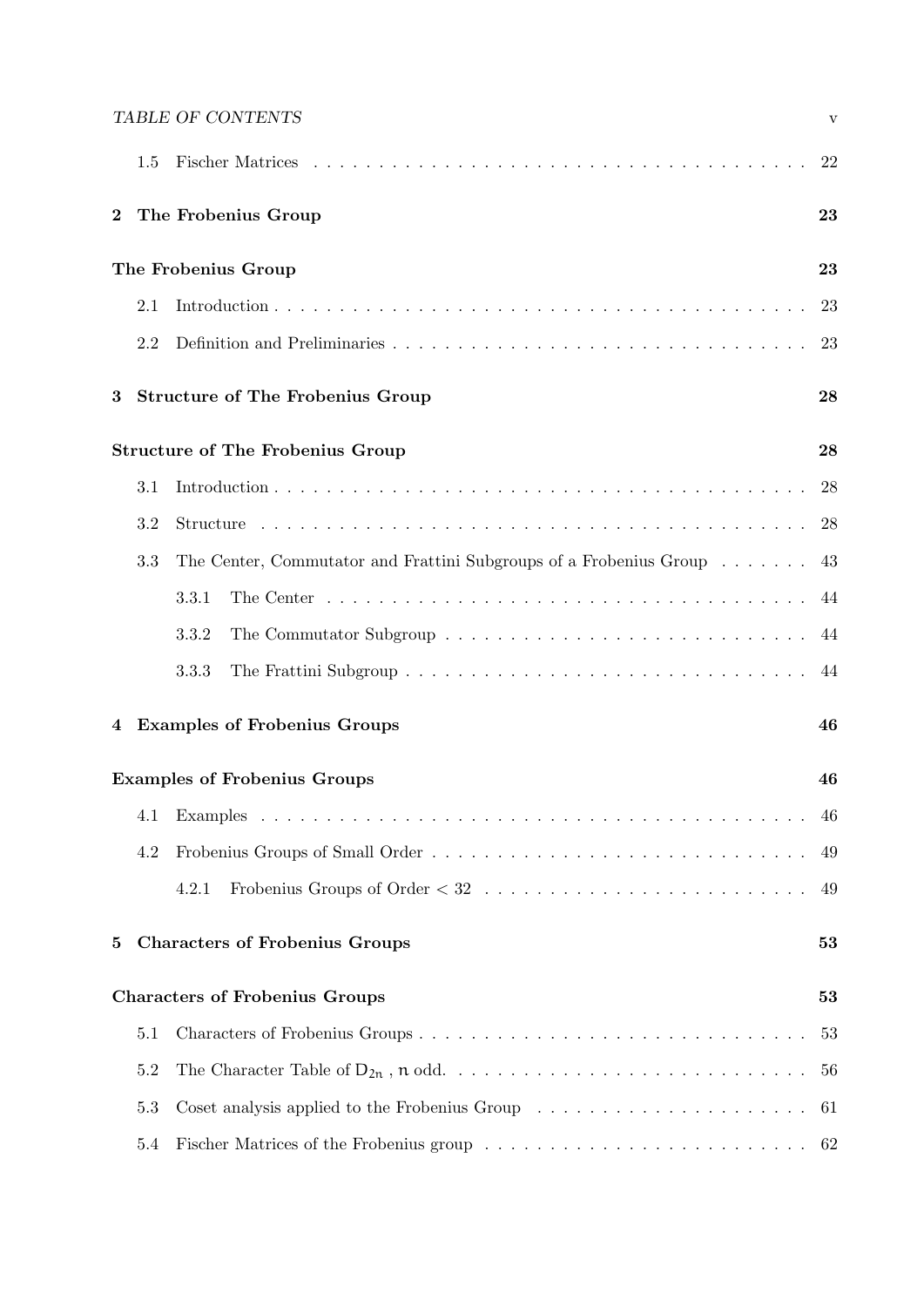1.5 Fischer Matrices . . . . . . . . . . . . . . . . . . . . . . . . . . . . . . . . . . . . . . 22

**2 The Frobenius Group 23**

**The Frobenius Group 23**

2.1 Introduction . . . . . . . . . . . . . . . . . . . . . . . . . . . . . . . . . . . . . . . 23

2.2 Definition and Preliminaries . . . . . . . . . . . . . . . . . . . . . . . . . . . . . . 23

**3 Structure of The Frobenius Group 28**

**Structure of The Frobenius Group 28**

3.1 Introduction . . . . . . . . . . . . . . . . . . . . . . . . . . . . . . . . . . . . . . . 28

3.2 Structure . . . . . . . . . . . . . . . . . . . . . . . . . . . . . . . . . . . . . . . . 28

3.3 The Center, Commutator and Frattini Subgroups of a Frobenius Group . . . . . . . 43

3.3.1 The Center . . . . . . . . . . . . . . . . . . . . . . . . . . . . . . . . . . . 44

3.3.2 The Commutator Subgroup . . . . . . . . . . . . . . . . . . . . . . . . . . . 44

3.3.3 The Frattini Subgroup . . . . . . . . . . . . . . . . . . . . . . . . . . . . . . 44

**4 Examples of Frobenius Groups 46**

**Examples of Frobenius Groups 46**

4.1 Examples . . . . . . . . . . . . . . . . . . . . . . . . . . . . . . . . . . . . . . . . 46

4.2 Frobenius Groups of Small Order . . . . . . . . . . . . . . . . . . . . . . . . . . . 49

4.2.1 Frobenius Groups of Order $< 32$ . . . . . . . . . . . . . . . . . . . . . . . . 49

**5 Characters of Frobenius Groups 53**

**Characters of Frobenius Groups 53**

5.1 Characters of Frobenius Groups . . . . . . . . . . . . . . . . . . . . . . . . . . . . 53

5.2 The Character Table of $D_{2n}$ , $n$ odd. . . . . . . . . . . . . . . . . . . . . . . . . . . 56

5.3 Coset analysis applied to the Frobenius Group . . . . . . . . . . . . . . . . . . . . 61

5.4 Fischer Matrices of the Frobenius group . . . . . . . . . . . . . . . . . . . . . . . . 62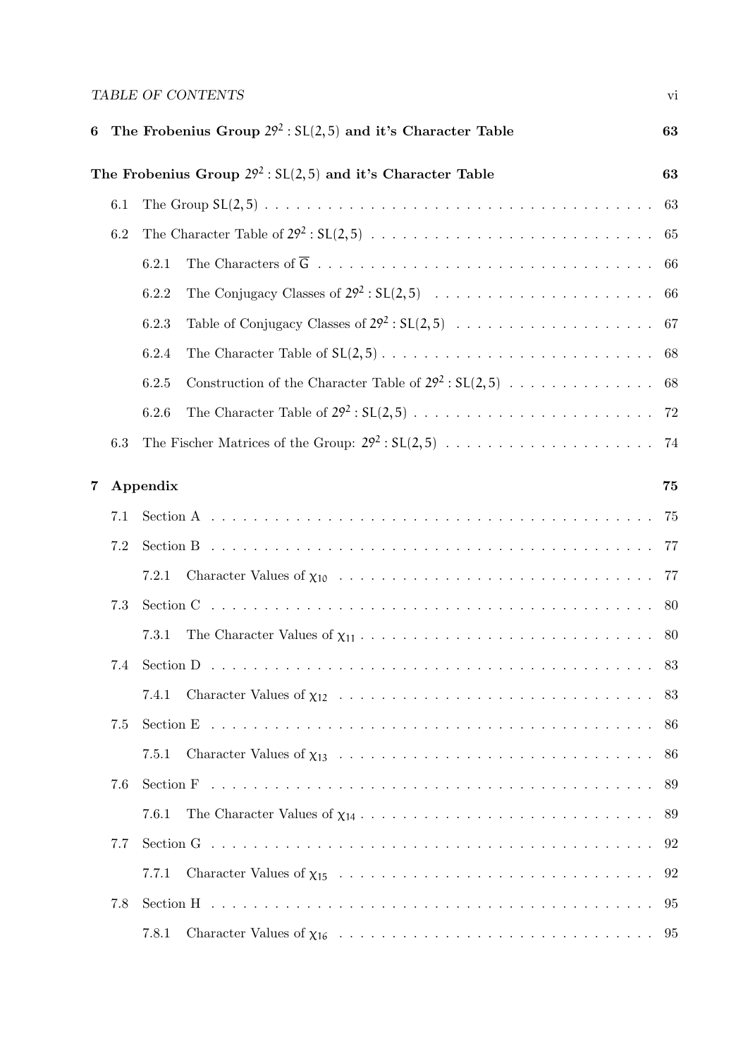6 The Frobenius Group $29^2 : SL(2,5)$ and it's Character Table 63

The Frobenius Group $29^2 : SL(2,5)$ and it's Character Table 63

- 6.1 The Group $SL(2,5)$ . . . . . . . . . . 63
- 6.2 The Character Table of $29^2 : SL(2,5)$ . . . . . . . . . . 65
  - 6.2.1 The Characters of $\overline{G}$ . . . . . . . . . . 66
  - 6.2.2 The Conjugacy Classes of $29^2 : SL(2,5)$ . . . . . . . . . . 66
  - 6.2.3 Table of Conjugacy Classes of $29^2 : SL(2,5)$ . . . . . . . . . . 67
  - 6.2.4 The Character Table of $SL(2,5)$ . . . . . . . . . . 68
  - 6.2.5 Construction of the Character Table of $29^2 : SL(2,5)$ . . . . . . . . . . 68
  - 6.2.6 The Character Table of $29^2 : SL(2,5)$ . . . . . . . . . . 72
- 6.3 The Fischer Matrices of the Group: $29^2 : SL(2,5)$ . . . . . . . . . . 74

7 Appendix 75

- 7.1 Section A . . . . . . . . . . 75
- 7.2 Section B . . . . . . . . . . 77
  - 7.2.1 Character Values of $\chi_{10}$ . . . . . . . . . . 77
- 7.3 Section C . . . . . . . . . . 80
  - 7.3.1 The Character Values of $\chi_{11}$ . . . . . . . . . . 80
- 7.4 Section D . . . . . . . . . . 83
  - 7.4.1 Character Values of $\chi_{12}$ . . . . . . . . . . 83
- 7.5 Section E . . . . . . . . . . 86
  - 7.5.1 Character Values of $\chi_{13}$ . . . . . . . . . . 86
- 7.6 Section F . . . . . . . . . . 89
  - 7.6.1 The Character Values of $\chi_{14}$ . . . . . . . . . . 89
- 7.7 Section G . . . . . . . . . . 92
  - 7.7.1 Character Values of $\chi_{15}$ . . . . . . . . . . 92
- 7.8 Section H . . . . . . . . . . 95
  - 7.8.1 Character Values of $\chi_{16}$ . . . . . . . . . . 95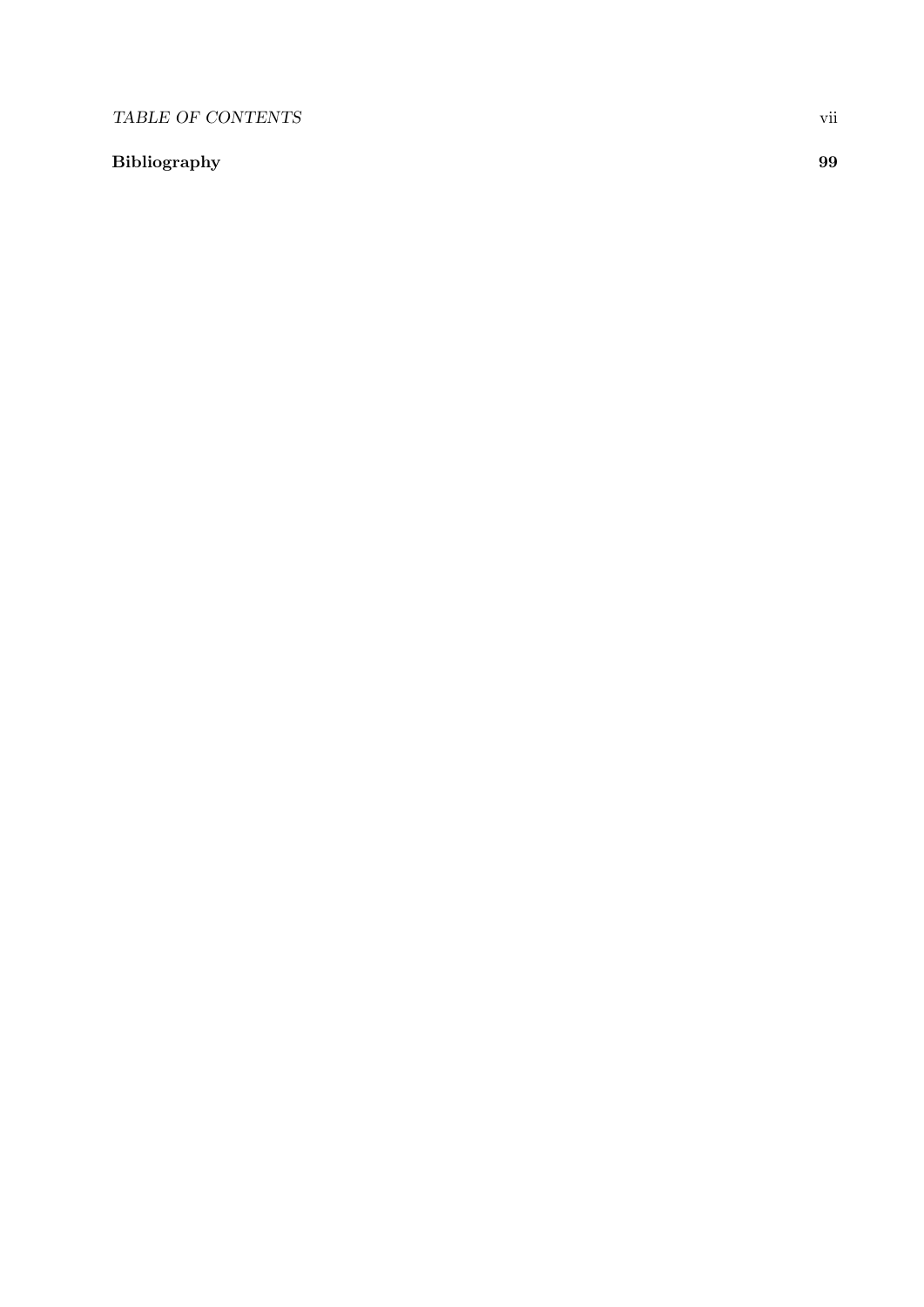**Bibliography** **99**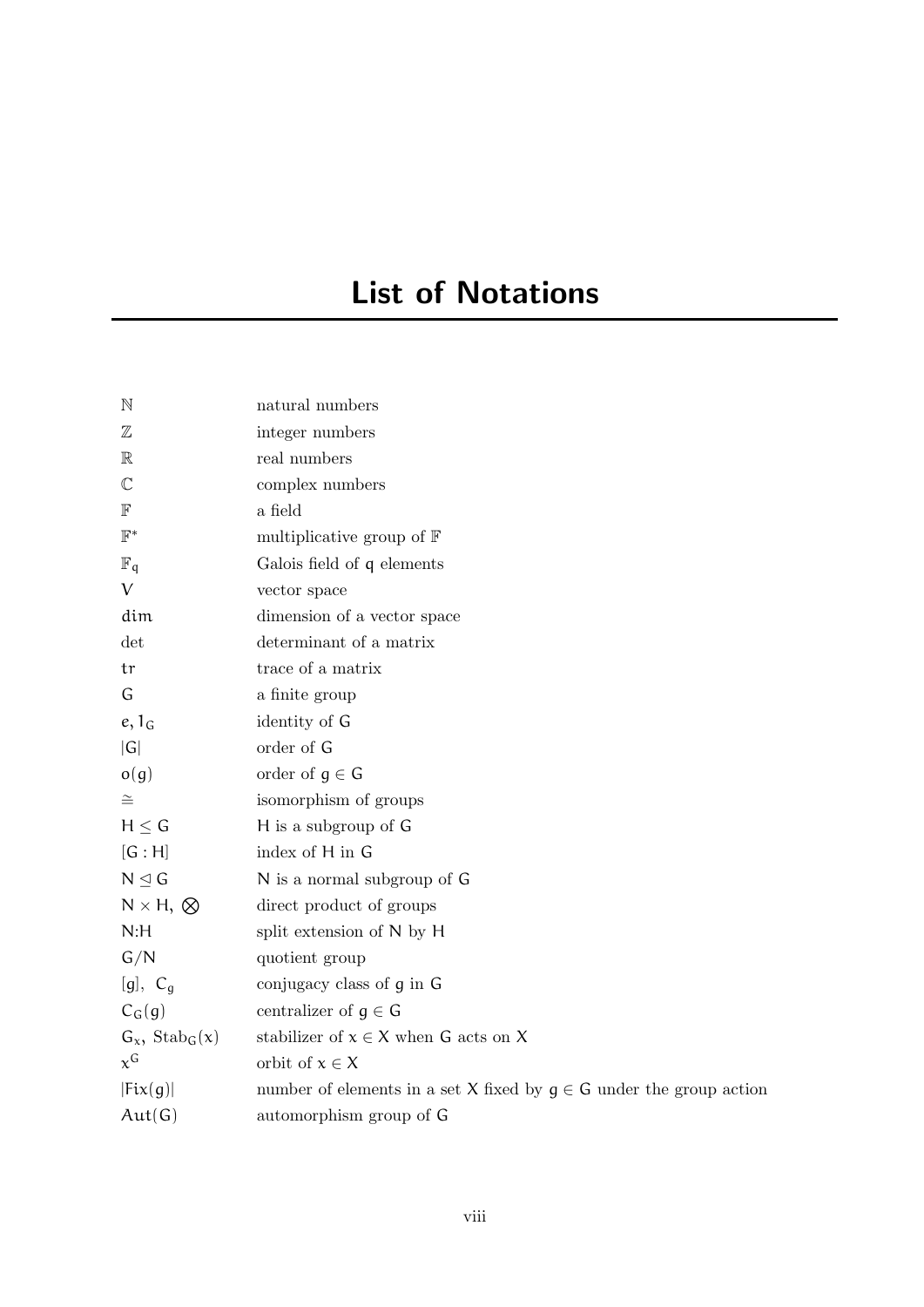# List of Notations

| | |
|---|---|
| $\mathbb{N}$ | natural numbers |
| $\mathbb{Z}$ | integer numbers |
| $\mathbb{R}$ | real numbers |
| $\mathbb{C}$ | complex numbers |
| $\mathbb{F}$ | a field |
| $\mathbb{F}^*$ | multiplicative group of $\mathbb{F}$ |
| $\mathbb{F}_q$ | Galois field of $q$ elements |
| $V$ | vector space |
| $\dim$ | dimension of a vector space |
| $\det$ | determinant of a matrix |
| $\mathrm{tr}$ | trace of a matrix |
| $G$ | a finite group |
| $e, 1_G$ | identity of $G$ |
| $\lvert G \rvert$ | order of $G$ |
| $o(g)$ | order of $g \in G$ |
| $\cong$ | isomorphism of groups |
| $H \leq G$ | $H$ is a subgroup of $G$ |
| $[G : H]$ | index of $H$ in $G$ |
| $N \trianglelefteq G$ | $N$ is a normal subgroup of $G$ |
| $N \times H$, $\bigotimes$ | direct product of groups |
| $N{:}H$ | split extension of $N$ by $H$ |
| $G/N$ | quotient group |
| $[g]$, $C_g$ | conjugacy class of $g$ in $G$ |
| $C_G(g)$ | centralizer of $g \in G$ |
| $G_x$, $\mathrm{Stab}_G(x)$ | stabilizer of $x \in X$ when $G$ acts on $X$ |
| $x^G$ | orbit of $x \in X$ |
| $\lvert \mathrm{Fix}(g) \rvert$ | number of elements in a set $X$ fixed by $g \in G$ under the group action |
| $\mathrm{Aut}(G)$ | automorphism group of $G$ |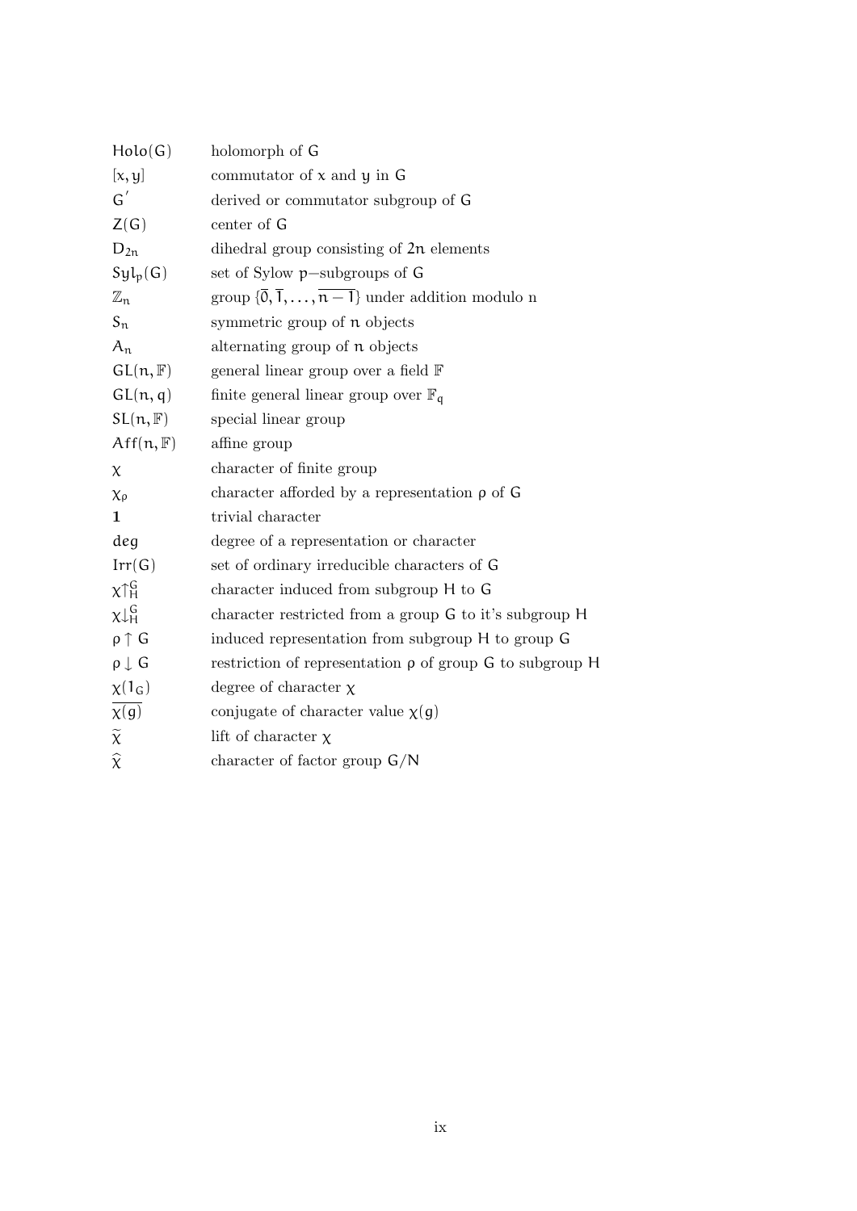| | |
|---|---|
| $\mathsf{Holo}(G)$ | holomorph of $G$ |
| $[x, y]$ | commutator of $x$ and $y$ in $G$ |
| $G'$ | derived or commutator subgroup of $G$ |
| $Z(G)$ | center of $G$ |
| $D_{2n}$ | dihedral group consisting of $2n$ elements |
| $\mathsf{Syl}_p(G)$ | set of Sylow $p-$subgroups of $G$ |
| $\mathbb{Z}_n$ | group $\{\overline{0}, \overline{1}, \ldots, \overline{n-1}\}$ under addition modulo n |
| $S_n$ | symmetric group of $n$ objects |
| $A_n$ | alternating group of $n$ objects |
| $GL(n, \mathbb{F})$ | general linear group over a field $\mathbb{F}$ |
| $GL(n, q)$ | finite general linear group over $\mathbb{F}_q$ |
| $SL(n, \mathbb{F})$ | special linear group |
| $Aff(n, \mathbb{F})$ | affine group |
| $\chi$ | character of finite group |
| $\chi_\rho$ | character afforded by a representation $\rho$ of $G$ |
| $\mathbf{1}$ | trivial character |
| $\mathsf{deg}$ | degree of a representation or character |
| $\mathrm{Irr}(G)$ | set of ordinary irreducible characters of $G$ |
| $\chi\uparrow_H^G$ | character induced from subgroup $H$ to $G$ |
| $\chi\downarrow_H^G$ | character restricted from a group $G$ to it's subgroup $H$ |
| $\rho \uparrow G$ | induced representation from subgroup $H$ to group $G$ |
| $\rho \downarrow G$ | restriction of representation $\rho$ of group $G$ to subgroup $H$ |
| $\chi(1_G)$ | degree of character $\chi$ |
| $\overline{\chi(g)}$ | conjugate of character value $\chi(g)$ |
| $\widetilde{\chi}$ | lift of character $\chi$ |
| $\widehat{\chi}$ | character of factor group $G/N$ |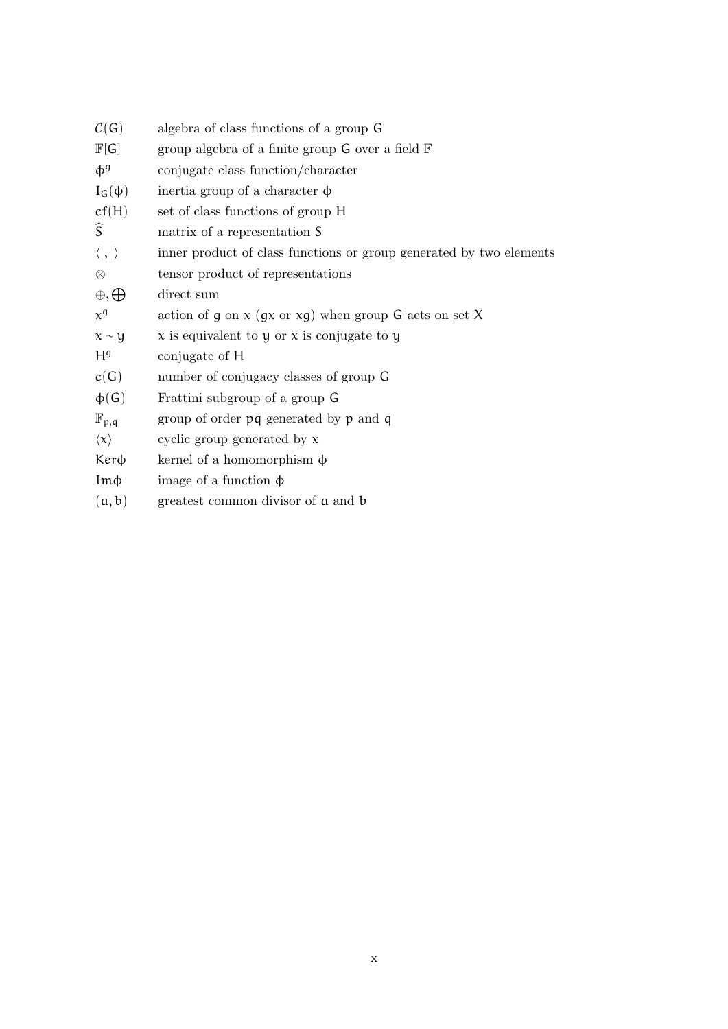| | |
|---|---|
| $\mathcal{C}(G)$ | algebra of class functions of a group $G$ |
| $\mathbb{F}[G]$ | group algebra of a finite group $G$ over a field $\mathbb{F}$ |
| $\phi^g$ | conjugate class function/character |
| $I_G(\phi)$ | inertia group of a character $\phi$ |
| $cf(H)$ | set of class functions of group $H$ |
| $\widehat{S}$ | matrix of a representation $S$ |
| $\langle\ ,\ \rangle$ | inner product of class functions or group generated by two elements |
| $\otimes$ | tensor product of representations |
| $\oplus, \bigoplus$ | direct sum |
| $x^g$ | action of $g$ on $x$ ($gx$ or $xg$) when group $G$ acts on set $X$ |
| $x \sim y$ | $x$ is equivalent to $y$ or $x$ is conjugate to $y$ |
| $H^g$ | conjugate of $H$ |
| $c(G)$ | number of conjugacy classes of group $G$ |
| $\phi(G)$ | Frattini subgroup of a group $G$ |
| $\mathbb{F}_{p,q}$ | group of order $pq$ generated by $p$ and $q$ |
| $\langle x \rangle$ | cyclic group generated by $x$ |
| $\mathrm{Ker}\phi$ | kernel of a homomorphism $\phi$ |
| $\mathrm{Im}\phi$ | image of a function $\phi$ |
| $(a, b)$ | greatest common divisor of $a$ and $b$ |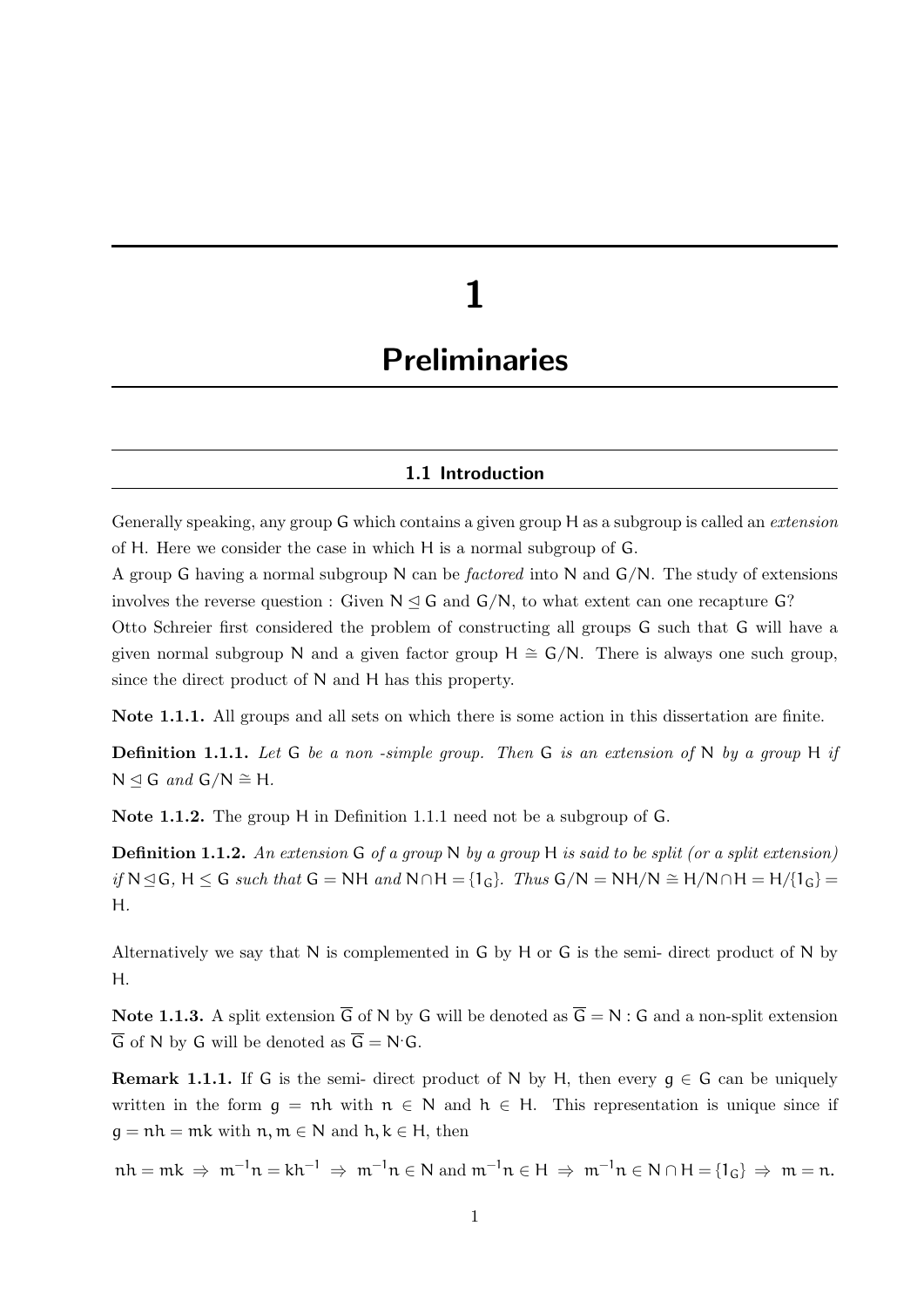# 1

# Preliminaries

## 1.1 Introduction

Generally speaking, any group $G$ which contains a given group $H$ as a subgroup is called an *extension* of $H$. Here we consider the case in which $H$ is a normal subgroup of $G$.

A group $G$ having a normal subgroup $N$ can be *factored* into $N$ and $G/N$. The study of extensions involves the reverse question : Given $N \trianglelefteq G$ and $G/N$, to what extent can one recapture $G$?

Otto Schreier first considered the problem of constructing all groups $G$ such that $G$ will have a given normal subgroup $N$ and a given factor group $H \cong G/N$. There is always one such group, since the direct product of $N$ and $H$ has this property.

**Note 1.1.1.** All groups and all sets on which there is some action in this dissertation are finite.

**Definition 1.1.1.** *Let $G$ be a non -simple group. Then $G$ is an extension of $N$ by a group $H$ if $N \trianglelefteq G$ and $G/N \cong H$.*

**Note 1.1.2.** The group $H$ in Definition 1.1.1 need not be a subgroup of $G$.

**Definition 1.1.2.** *An extension $G$ of a group $N$ by a group $H$ is said to be split (or a split extension) if $N \trianglelefteq G$, $H \leq G$ such that $G = NH$ and $N \cap H = \{1_G\}$. Thus $G/N = NH/N \cong H/N \cap H = H/\{1_G\} = H$.*

Alternatively we say that $N$ is complemented in $G$ by $H$ or $G$ is the semi- direct product of $N$ by $H$.

**Note 1.1.3.** A split extension $\overline{G}$ of $N$ by $G$ will be denoted as $\overline{G} = N:G$ and a non-split extension $\overline{G}$ of $N$ by $G$ will be denoted as $\overline{G} = N{\cdot}G$.

**Remark 1.1.1.** If $G$ is the semi- direct product of $N$ by $H$, then every $g \in G$ can be uniquely written in the form $g = nh$ with $n \in N$ and $h \in H$. This representation is unique since if $g = nh = mk$ with $n, m \in N$ and $h, k \in H$, then

$$nh = mk \;\Rightarrow\; m^{-1}n = kh^{-1} \;\Rightarrow\; m^{-1}n \in N \text{ and } m^{-1}n \in H \;\Rightarrow\; m^{-1}n \in N \cap H = \{1_G\} \;\Rightarrow\; m = n.$$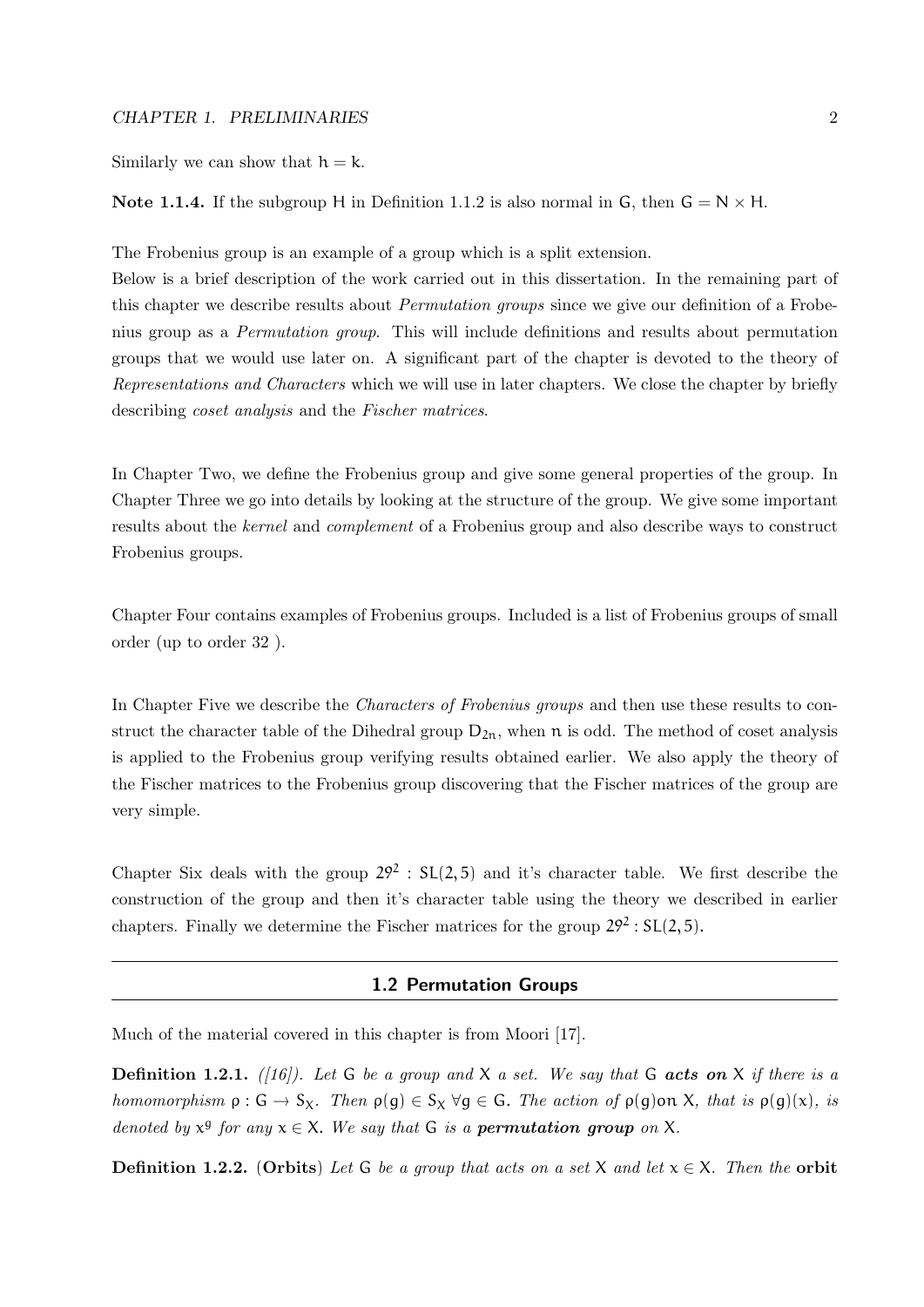Similarly we can show that $h = k$.

**Note 1.1.4.** If the subgroup $H$ in Definition 1.1.2 is also normal in $G$, then $G = N \times H$.

The Frobenius group is an example of a group which is a split extension.
Below is a brief description of the work carried out in this dissertation. In the remaining part of this chapter we describe results about *Permutation groups* since we give our definition of a Frobenius group as a *Permutation group*. This will include definitions and results about permutation groups that we would use later on. A significant part of the chapter is devoted to the theory of *Representations and Characters* which we will use in later chapters. We close the chapter by briefly describing *coset analysis* and the *Fischer matrices*.

In Chapter Two, we define the Frobenius group and give some general properties of the group. In Chapter Three we go into details by looking at the structure of the group. We give some important results about the *kernel* and *complement* of a Frobenius group and also describe ways to construct Frobenius groups.

Chapter Four contains examples of Frobenius groups. Included is a list of Frobenius groups of small order (up to order 32 ).

In Chapter Five we describe the *Characters of Frobenius groups* and then use these results to construct the character table of the Dihedral group $D_{2n}$, when $n$ is odd. The method of coset analysis is applied to the Frobenius group verifying results obtained earlier. We also apply the theory of the Fischer matrices to the Frobenius group discovering that the Fischer matrices of the group are very simple.

Chapter Six deals with the group $29^2 : SL(2, 5)$ and it's character table. We first describe the construction of the group and then it's character table using the theory we described in earlier chapters. Finally we determine the Fischer matrices for the group $29^2 : SL(2, 5)$.

## 1.2 Permutation Groups

Much of the material covered in this chapter is from Moori [17].

**Definition 1.2.1.** *([16]). Let $G$ be a group and $X$ a set. We say that $G$ **acts on** $X$ if there is a homomorphism $\rho : G \to S_X$. Then $\rho(g) \in S_X \; \forall g \in G$. The action of $\rho(g)$on $X$, that is $\rho(g)(x)$, is denoted by $x^g$ for any $x \in X$. We say that $G$ is a **permutation group** on $X$.*

**Definition 1.2.2.** (**Orbits**) *Let $G$ be a group that acts on a set $X$ and let $x \in X$. Then the* **orbit**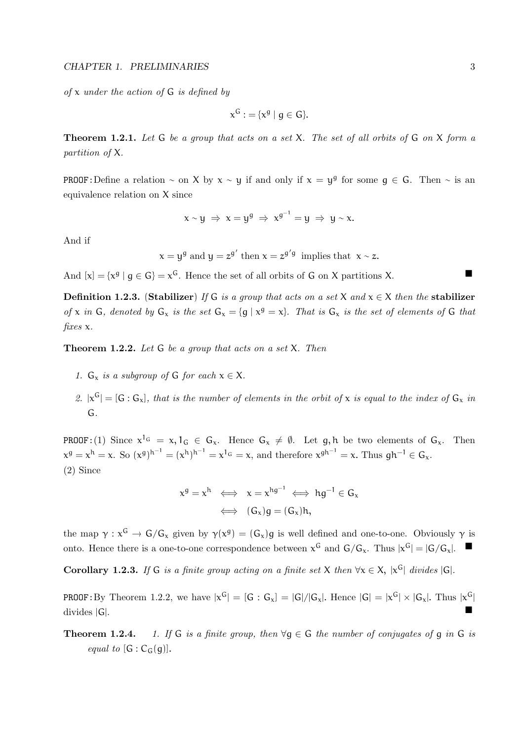*of* $x$ *under the action of* $G$ *is defined by*

$$x^G := \{x^g \mid g \in G\}.$$

**Theorem 1.2.1.** *Let* $G$ *be a group that acts on a set* $X$*. The set of all orbits of* $G$ *on* $X$ *form a partition of* $X$*.*

PROOF: Define a relation $\sim$ on $X$ by $x \sim y$ if and only if $x = y^g$ for some $g \in G$. Then $\sim$ is an equivalence relation on $X$ since

$$x \sim y \Rightarrow x = y^g \Rightarrow x^{g^{-1}} = y \Rightarrow y \sim x.$$

And if

$$x = y^g \text{ and } y = z^{g'} \text{ then } x = z^{g'g} \text{ implies that } x \sim z.$$

And $[x] = \{x^g \mid g \in G\} = x^G$. Hence the set of all orbits of $G$ on $X$ partitions $X$. ■

**Definition 1.2.3.** (**Stabilizer**) *If* $G$ *is a group that acts on a set* $X$ *and* $x \in X$ *then the* **stabilizer** *of* $x$ *in* $G$*, denoted by* $G_x$ *is the set* $G_x = \{g \mid x^g = x\}$*. That is* $G_x$ *is the set of elements of* $G$ *that fixes* $x$*.*

**Theorem 1.2.2.** *Let* $G$ *be a group that acts on a set* $X$*. Then*

1. $G_x$ *is a subgroup of* $G$ *for each* $x \in X$*.*
2. $|x^G| = [G : G_x]$*, that is the number of elements in the orbit of* $x$ *is equal to the index of* $G_x$ *in* $G$*.*

PROOF: (1) Since $x^{1_G} = x, 1_G \in G_x$. Hence $G_x \neq \emptyset$. Let $g, h$ be two elements of $G_x$. Then $x^g = x^h = x$. So $(x^g)^{h^{-1}} = (x^h)^{h^{-1}} = x^{1_G} = x$, and therefore $x^{gh^{-1}} = x$. Thus $gh^{-1} \in G_x$.
(2) Since

$$\begin{aligned} x^g = x^h &\iff x = x^{hg^{-1}} \iff hg^{-1} \in G_x \\ &\iff (G_x)g = (G_x)h, \end{aligned}$$

the map $\gamma : x^G \to G/G_x$ given by $\gamma(x^g) = (G_x)g$ is well defined and one-to-one. Obviously $\gamma$ is onto. Hence there is a one-to-one correspondence between $x^G$ and $G/G_x$. Thus $|x^G| = |G/G_x|$. ■

**Corollary 1.2.3.** *If* $G$ *is a finite group acting on a finite set* $X$ *then* $\forall x \in X$*,* $|x^G|$ *divides* $|G|$*.*

PROOF: By Theorem 1.2.2, we have $|x^G| = [G : G_x] = |G|/|G_x|$. Hence $|G| = |x^G| \times |G_x|$. Thus $|x^G|$ divides $|G|$. ■

**Theorem 1.2.4.** 1. *If* $G$ *is a finite group, then* $\forall g \in G$ *the number of conjugates of* $g$ *in* $G$ *is equal to* $[G : C_G(g)]$*.*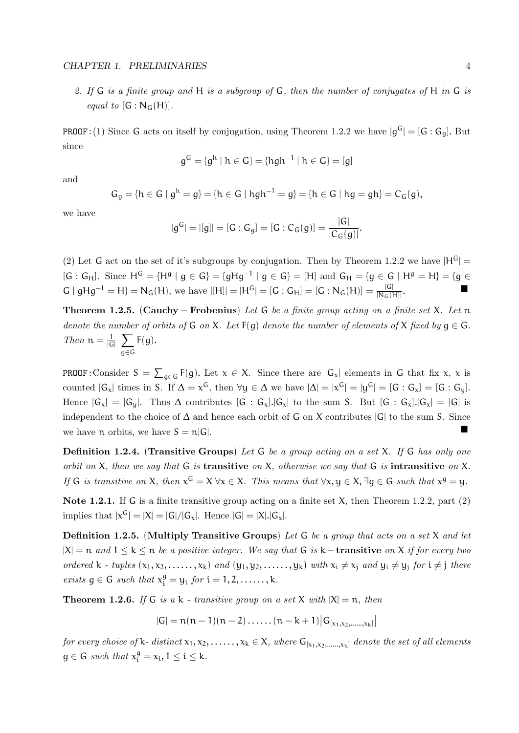*2. If $G$ is a finite group and $H$ is a subgroup of $G$, then the number of conjugates of $H$ in $G$ is equal to $[G : N_G(H)]$.*

PROOF: (1) Since $G$ acts on itself by conjugation, using Theorem 1.2.2 we have $|g^G| = [G : G_g]$. But since

$$g^G = \{g^h \mid h \in G\} = \{hgh^{-1} \mid h \in G\} = [g]$$

and

$$G_g = \{h \in G \mid g^h = g\} = \{h \in G \mid hgh^{-1} = g\} = \{h \in G \mid hg = gh\} = C_G(g),$$

we have

$$|g^G| = |[g]| = [G : G_g] = [G : C_G(g)] = \frac{|G|}{|C_G(g)|}.$$

(2) Let $G$ act on the set of it's subgroups by conjugation. Then by Theorem 1.2.2 we have $|H^G| = [G : G_H]$. Since $H^G = \{H^g \mid g \in G\} = \{gHg^{-1} \mid g \in G\} = [H]$ and $G_H = \{g \in G \mid H^g = H\} = \{g \in G \mid gHg^{-1} = H\} = N_G(H)$, we have $|[H]| = |H^G| = [G : G_H] = [G : N_G(H)] = \frac{|G|}{|N_G(H)|}$. ■

**Theorem 1.2.5.** (**Cauchy − Frobenius**) *Let $G$ be a finite group acting on a finite set $X$. Let $n$ denote the number of orbits of $G$ on $X$. Let $F(g)$ denote the number of elements of $X$ fixed by $g \in G$. Then $n = \frac{1}{|G|} \sum_{g \in G} F(g)$.*

PROOF: Consider $S = \sum_{g \in G} F(g)$. Let $x \in X$. Since there are $|G_x|$ elements in $G$ that fix $x$, $x$ is counted $|G_x|$ times in $S$. If $\Delta = x^G$, then $\forall y \in \Delta$ we have $|\Delta| = |x^G| = |y^G| = [G : G_x] = [G : G_y]$. Hence $|G_x| = |G_y|$. Thus $\Delta$ contributes $[G : G_x].|G_x|$ to the sum $S$. But $[G : G_x].|G_x| = |G|$ is independent to the choice of $\Delta$ and hence each orbit of $G$ on $X$ contributes $|G|$ to the sum $S$. Since we have $n$ orbits, we have $S = n|G|$. ■

**Definition 1.2.4.** (**Transitive Groups**) *Let $G$ be a group acting on a set $X$. If $G$ has only one orbit on $X$, then we say that $G$ is* **transitive** *on $X$, otherwise we say that $G$ is* **intransitive** *on $X$. If $G$ is transitive on $X$, then $x^G = X \; \forall x \in X$. This means that $\forall x, y \in X, \exists g \in G$ such that $x^g = y$.*

**Note 1.2.1.** If $G$ is a finite transitive group acting on a finite set $X$, then Theorem 1.2.2, part (2) implies that $|x^G| = |X| = |G|/|G_x|$. Hence $|G| = |X|.|G_x|$.

**Definition 1.2.5.** (**Multiply Transitive Groups**) *Let $G$ be a group that acts on a set $X$ and let $|X| = n$ and $1 \leq k \leq n$ be a positive integer. We say that $G$ is* **$k-$transitive** *on $X$ if for every two ordered $k$ - tuples $(x_1, x_2, \ldots\ldots, x_k)$ and $(y_1, y_2, \ldots\ldots, y_k)$ with $x_i \neq x_j$ and $y_i \neq y_j$ for $i \neq j$ there exists $g \in G$ such that $x_i^g = y_i$ for $i = 1, 2, \ldots\ldots, k$.*

**Theorem 1.2.6.** *If $G$ is a $k$ - transitive group on a set $X$ with $|X| = n$, then*

$$|G| = n(n-1)(n-2)\ldots\ldots(n-k+1)\left|G_{[x_1, x_2, \ldots\ldots, x_k]}\right|$$

*for every choice of $k$- distinct $x_1, x_2, \ldots\ldots, x_k \in X$, where $G_{[x_1, x_2, \ldots\ldots, x_k]}$ denote the set of all elements $g \in G$ such that $x_i^g = x_i, 1 \leq i \leq k$.*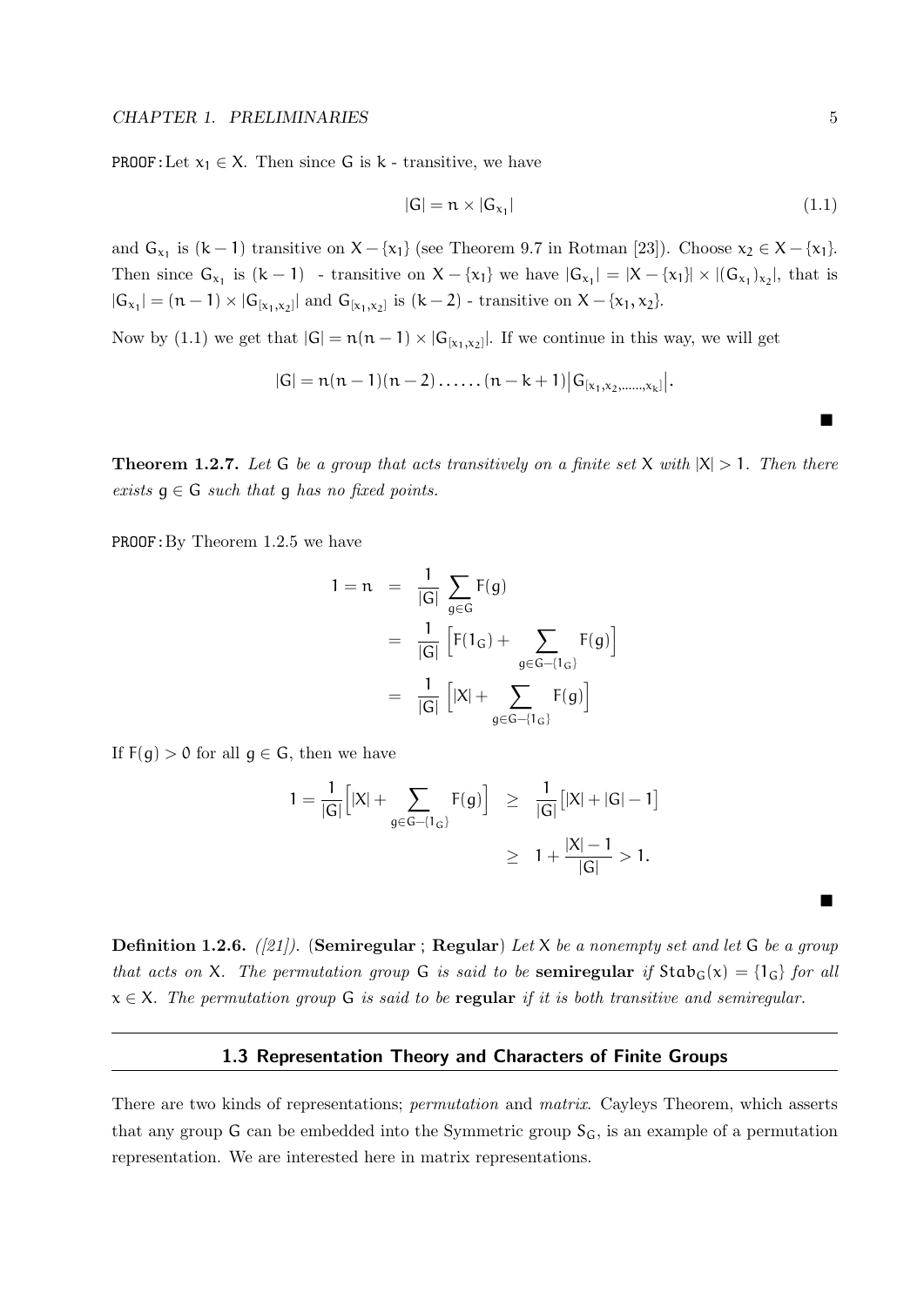PROOF: Let $x_1 \in X$. Then since $G$ is $k$ - transitive, we have

$$|G| = n \times |G_{x_1}| \tag{1.1}$$

and $G_{x_1}$ is $(k-1)$ transitive on $X - \{x_1\}$ (see Theorem 9.7 in Rotman [23]). Choose $x_2 \in X - \{x_1\}$. Then since $G_{x_1}$ is $(k-1)$ - transitive on $X - \{x_1\}$ we have $|G_{x_1}| = |X - \{x_1\}| \times |(G_{x_1})_{x_2}|$, that is $|G_{x_1}| = (n-1) \times |G_{[x_1,x_2]}|$ and $G_{[x_1,x_2]}$ is $(k-2)$ - transitive on $X - \{x_1, x_2\}$.

Now by (1.1) we get that $|G| = n(n-1) \times |G_{[x_1,x_2]}|$. If we continue in this way, we will get

$$|G| = n(n-1)(n-2)\ldots\ldots(n-k+1)\left|G_{[x_1,x_2,\ldots\ldots,x_k]}\right|.$$

■

**Theorem 1.2.7.** *Let $G$ be a group that acts transitively on a finite set $X$ with $|X| > 1$. Then there exists $g \in G$ such that $g$ has no fixed points.*

PROOF: By Theorem 1.2.5 we have

$$\begin{aligned}
1 = n &= \frac{1}{|G|}\sum_{g \in G} F(g) \\
&= \frac{1}{|G|}\Big[F(1_G) + \sum_{g \in G - \{1_G\}} F(g)\Big] \\
&= \frac{1}{|G|}\Big[|X| + \sum_{g \in G - \{1_G\}} F(g)\Big]
\end{aligned}$$

If $F(g) > 0$ for all $g \in G$, then we have

$$\begin{aligned}
1 = \frac{1}{|G|}\Big[|X| + \sum_{g \in G - \{1_G\}} F(g)\Big] &\geq \frac{1}{|G|}\big[|X| + |G| - 1\big] \\
&\geq 1 + \frac{|X| - 1}{|G|} > 1.
\end{aligned}$$

■

**Definition 1.2.6.** *([21]).* (**Semiregular** ; **Regular**) *Let $X$ be a nonempty set and let $G$ be a group that acts on $X$. The permutation group $G$ is said to be* **semiregular** *if $Stab_G(x) = \{1_G\}$ for all $x \in X$. The permutation group $G$ is said to be* **regular** *if it is both transitive and semiregular.*

## 1.3 Representation Theory and Characters of Finite Groups

There are two kinds of representations; *permutation* and *matrix*. Cayleys Theorem, which asserts that any group $G$ can be embedded into the Symmetric group $S_G$, is an example of a permutation representation. We are interested here in matrix representations.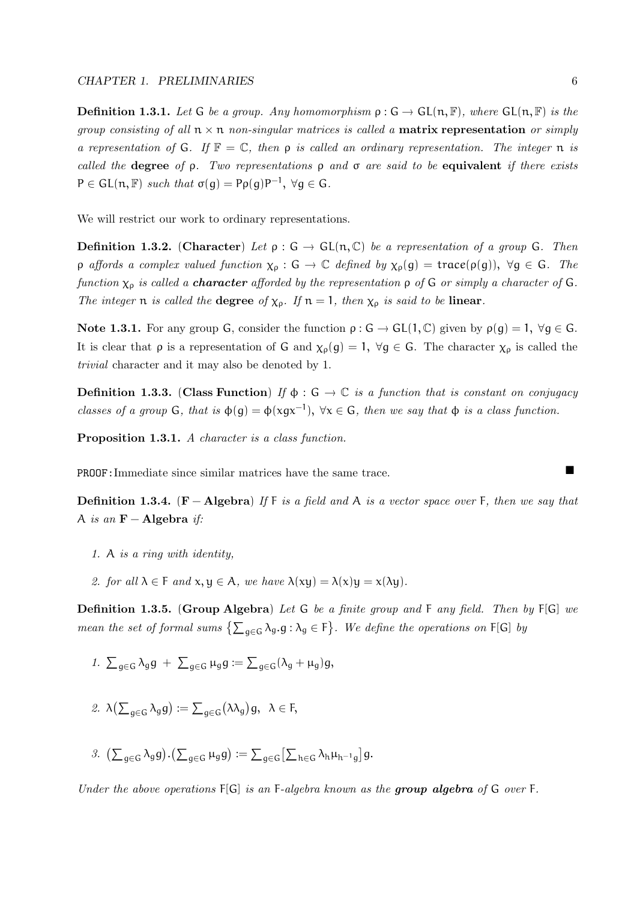**Definition 1.3.1.** *Let* $G$ *be a group. Any homomorphism* $\rho : G \to GL(n, \mathbb{F})$*, where* $GL(n, \mathbb{F})$ *is the group consisting of all* $n \times n$ *non-singular matrices is called a* **matrix representation** *or simply a representation of* $G$*. If* $\mathbb{F} = \mathbb{C}$*, then* $\rho$ *is called an ordinary representation. The integer* $n$ *is called the* **degree** *of* $\rho$*. Two representations* $\rho$ *and* $\sigma$ *are said to be* **equivalent** *if there exists* $P \in GL(n, \mathbb{F})$ *such that* $\sigma(g) = P\rho(g)P^{-1}$*,* $\forall g \in G$*.*

We will restrict our work to ordinary representations.

**Definition 1.3.2.** (**Character**) *Let* $\rho : G \to GL(n, \mathbb{C})$ *be a representation of a group* $G$*. Then* $\rho$ *affords a complex valued function* $\chi_\rho : G \to \mathbb{C}$ *defined by* $\chi_\rho(g) = \mathrm{trace}(\rho(g))$*,* $\forall g \in G$*. The function* $\chi_\rho$ *is called a* ***character*** *afforded by the representation* $\rho$ *of* $G$ *or simply a character of* $G$*. The integer* $n$ *is called the* **degree** *of* $\chi_\rho$*. If* $n = 1$*, then* $\chi_\rho$ *is said to be* **linear**.

**Note 1.3.1.** For any group $G$, consider the function $\rho : G \to GL(1, \mathbb{C})$ given by $\rho(g) = 1$, $\forall g \in G$. It is clear that $\rho$ is a representation of $G$ and $\chi_\rho(g) = 1$, $\forall g \in G$. The character $\chi_\rho$ is called the *trivial* character and it may also be denoted by 1.

**Definition 1.3.3.** (**Class Function**) *If* $\phi : G \to \mathbb{C}$ *is a function that is constant on conjugacy classes of a group* $G$*, that is* $\phi(g) = \phi(xgx^{-1})$*,* $\forall x \in G$*, then we say that* $\phi$ *is a class function.*

**Proposition 1.3.1.** *A character is a class function.*

PROOF: Immediate since similar matrices have the same trace. ■

**Definition 1.3.4.** (**F − Algebra**) *If* $F$ *is a field and* $A$ *is a vector space over* $F$*, then we say that* $A$ *is an* **F − Algebra** *if:*

1. *$A$ is a ring with identity,*
2. *for all $\lambda \in F$ and $x, y \in A$, we have $\lambda(xy) = \lambda(x)y = x(\lambda y)$.*

**Definition 1.3.5.** (**Group Algebra**) *Let* $G$ *be a finite group and* $F$ *any field. Then by* $F[G]$ *we mean the set of formal sums* $\{\sum_{g \in G} \lambda_g . g : \lambda_g \in F\}$*. We define the operations on* $F[G]$ *by*

1. $\sum_{g\in G} \lambda_g g \; + \; \sum_{g\in G} \mu_g g := \sum_{g\in G} (\lambda_g + \mu_g) g,$
2. $\lambda\big(\sum_{g\in G} \lambda_g g\big) := \sum_{g\in G} \big(\lambda\lambda_g\big) g, \;\; \lambda \in F,$
3. $\big(\sum_{g\in G} \lambda_g g\big).\big(\sum_{g\in G} \mu_g g\big) := \sum_{g\in G} \big[\sum_{h\in G} \lambda_h \mu_{h^{-1}g}\big] g.$

*Under the above operations* $F[G]$ *is an* $F$*-algebra known as the* ***group algebra*** *of* $G$ *over* $F$*.*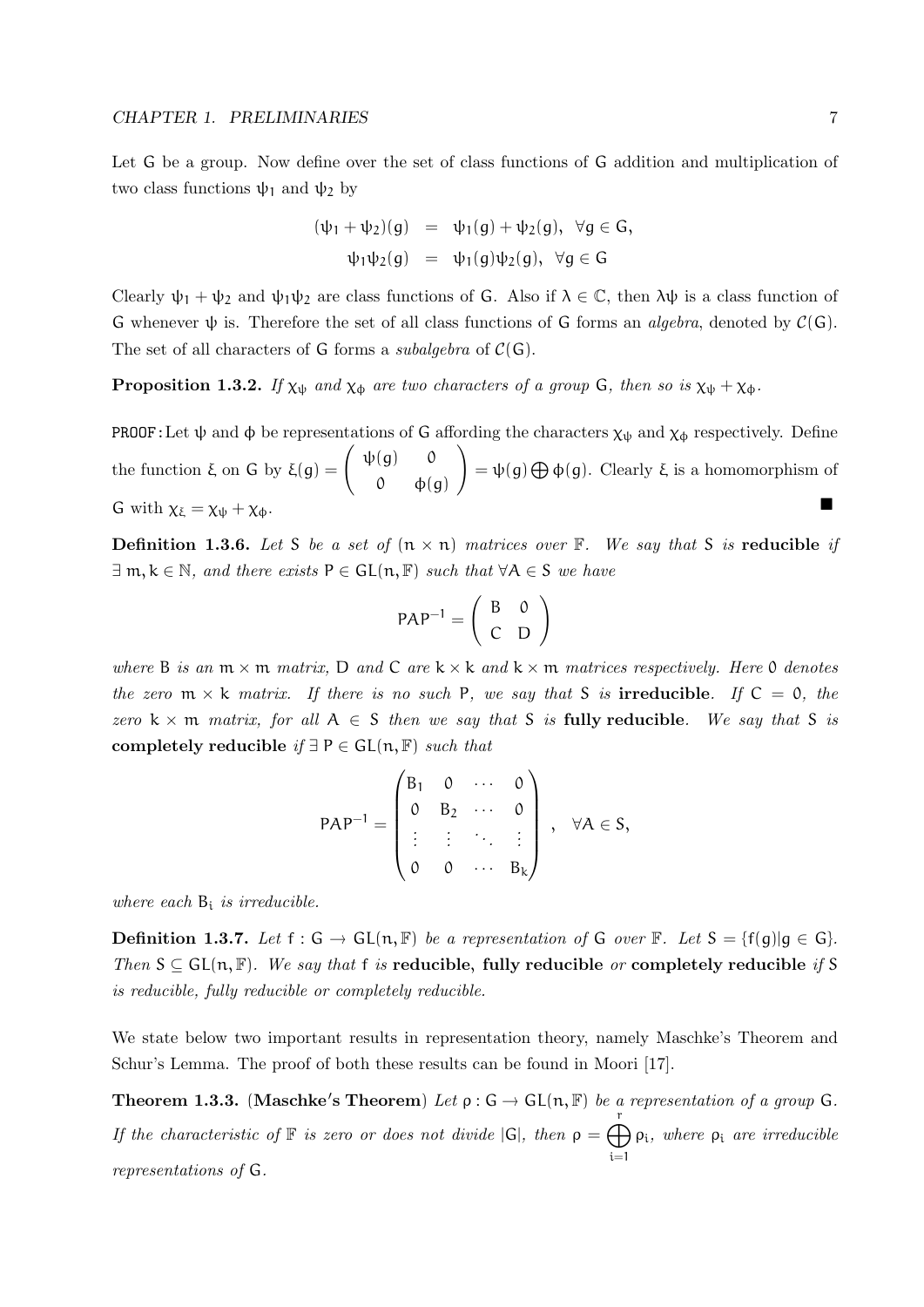Let $G$ be a group. Now define over the set of class functions of $G$ addition and multiplication of two class functions $\psi_1$ and $\psi_2$ by

$$
\begin{aligned}
(\psi_1 + \psi_2)(g) &= \psi_1(g) + \psi_2(g), \quad \forall g \in G, \\
\psi_1\psi_2(g) &= \psi_1(g)\psi_2(g), \quad \forall g \in G
\end{aligned}
$$

Clearly $\psi_1 + \psi_2$ and $\psi_1\psi_2$ are class functions of $G$. Also if $\lambda \in \mathbb{C}$, then $\lambda\psi$ is a class function of $G$ whenever $\psi$ is. Therefore the set of all class functions of $G$ forms an *algebra*, denoted by $\mathcal{C}(G)$. The set of all characters of $G$ forms a *subalgebra* of $\mathcal{C}(G)$.

**Proposition 1.3.2.** *If $\chi_\psi$ and $\chi_\phi$ are two characters of a group $G$, then so is $\chi_\psi + \chi_\phi$.*

PROOF: Let $\psi$ and $\phi$ be representations of $G$ affording the characters $\chi_\psi$ and $\chi_\phi$ respectively. Define the function $\xi$ on $G$ by $\xi(g) = \begin{pmatrix} \psi(g) & 0 \\ 0 & \phi(g) \end{pmatrix} = \psi(g) \bigoplus \phi(g)$. Clearly $\xi$ is a homomorphism of $G$ with $\chi_\xi = \chi_\psi + \chi_\phi$. ■

**Definition 1.3.6.** *Let $S$ be a set of $(n \times n)$ matrices over $\mathbb{F}$. We say that $S$ is* **reducible** *if $\exists\, m, k \in \mathbb{N}$, and there exists $P \in GL(n, \mathbb{F})$ such that $\forall A \in S$ we have*

$$
PAP^{-1} = \begin{pmatrix} B & 0 \\ C & D \end{pmatrix}
$$

*where $B$ is an $m \times m$ matrix, $D$ and $C$ are $k \times k$ and $k \times m$ matrices respectively. Here $0$ denotes the zero $m \times k$ matrix. If there is no such $P$, we say that $S$ is* **irreducible**. *If $C = 0$, the zero $k \times m$ matrix, for all $A \in S$ then we say that $S$ is* **fully reducible**. *We say that $S$ is* **completely reducible** *if $\exists\, P \in GL(n, \mathbb{F})$ such that*

$$
PAP^{-1} = \begin{pmatrix} B_1 & 0 & \cdots & 0 \\ 0 & B_2 & \cdots & 0 \\ \vdots & \vdots & \ddots & \vdots \\ 0 & 0 & \cdots & B_k \end{pmatrix}, \quad \forall A \in S,
$$

*where each $B_i$ is irreducible.*

**Definition 1.3.7.** *Let $f : G \to GL(n, \mathbb{F})$ be a representation of $G$ over $\mathbb{F}$. Let $S = \{f(g) | g \in G\}$. Then $S \subseteq GL(n, \mathbb{F})$. We say that $f$ is* **reducible**, **fully reducible** *or* **completely reducible** *if $S$ is reducible, fully reducible or completely reducible.*

We state below two important results in representation theory, namely Maschke's Theorem and Schur's Lemma. The proof of both these results can be found in Moori [17].

**Theorem 1.3.3.** **(Maschke's Theorem)** *Let $\rho : G \to GL(n, \mathbb{F})$ be a representation of a group $G$. If the characteristic of $\mathbb{F}$ is zero or does not divide $|G|$, then $\rho = \bigoplus_{i=1}^{r} \rho_i$, where $\rho_i$ are irreducible representations of $G$.*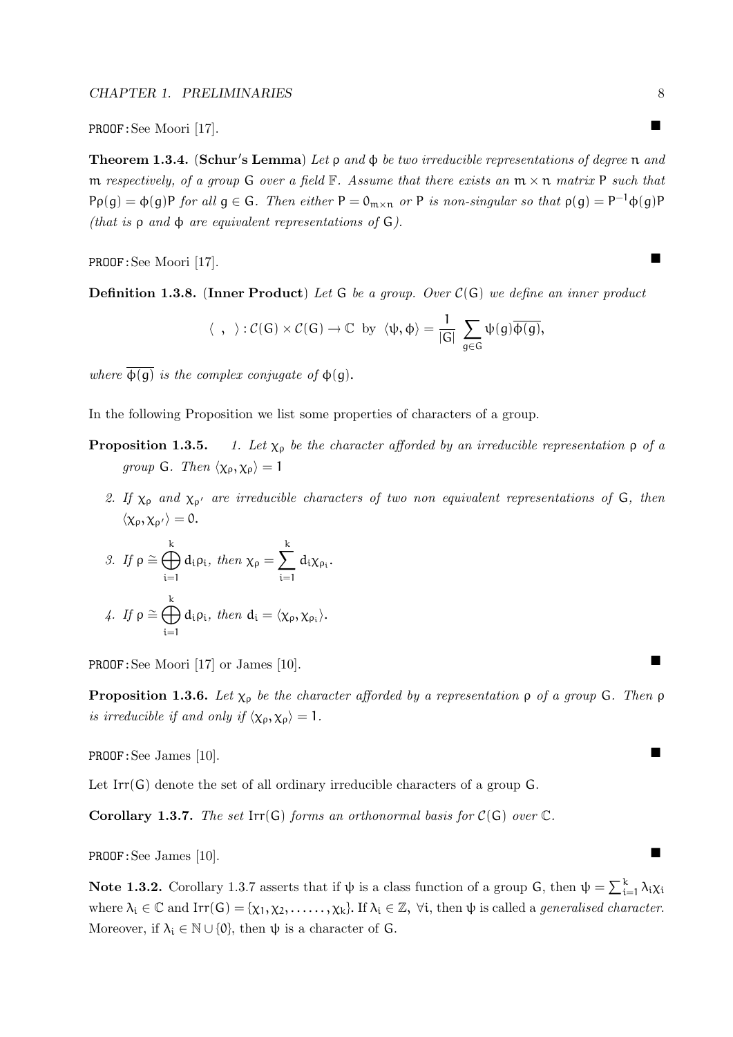PROOF: See Moori [17]. ■

**Theorem 1.3.4.** (**Schur's Lemma**) *Let $\rho$ and $\phi$ be two irreducible representations of degree $n$ and $m$ respectively, of a group $G$ over a field $\mathbb{F}$. Assume that there exists an $m \times n$ matrix $P$ such that $P\rho(g) = \phi(g)P$ for all $g \in G$. Then either $P = 0_{m\times n}$ or $P$ is non-singular so that $\rho(g) = P^{-1}\phi(g)P$ (that is $\rho$ and $\phi$ are equivalent representations of $G$).*

PROOF: See Moori [17]. ■

**Definition 1.3.8.** (**Inner Product**) *Let $G$ be a group. Over $\mathcal{C}(G)$ we define an inner product*

$$\langle\ ,\ \rangle : \mathcal{C}(G) \times \mathcal{C}(G) \to \mathbb{C} \text{ by } \langle \psi, \phi \rangle = \frac{1}{|G|} \sum_{g\in G} \psi(g)\overline{\phi(g)},$$

*where $\overline{\phi(g)}$ is the complex conjugate of $\phi(g)$.*

In the following Proposition we list some properties of characters of a group.

**Proposition 1.3.5.**

1. *Let $\chi_\rho$ be the character afforded by an irreducible representation $\rho$ of a group $G$. Then $\langle \chi_\rho, \chi_\rho \rangle = 1$*
2. *If $\chi_\rho$ and $\chi_{\rho'}$ are irreducible characters of two non equivalent representations of $G$, then $\langle \chi_\rho, \chi_{\rho'} \rangle = 0$.*
3. *If $\rho \cong \bigoplus_{i=1}^{k} d_i\rho_i$, then $\chi_\rho = \sum_{i=1}^{k} d_i\chi_{\rho_i}$.*
4. *If $\rho \cong \bigoplus_{i=1}^{k} d_i\rho_i$, then $d_i = \langle \chi_\rho, \chi_{\rho_i} \rangle$.*

PROOF: See Moori [17] or James [10]. ■

**Proposition 1.3.6.** *Let $\chi_\rho$ be the character afforded by a representation $\rho$ of a group $G$. Then $\rho$ is irreducible if and only if $\langle \chi_\rho, \chi_\rho \rangle = 1$.*

PROOF: See James [10]. ■

Let $\mathrm{Irr}(G)$ denote the set of all ordinary irreducible characters of a group $G$.

**Corollary 1.3.7.** *The set $\mathrm{Irr}(G)$ forms an orthonormal basis for $\mathcal{C}(G)$ over $\mathbb{C}$.*

PROOF: See James [10]. ■

**Note 1.3.2.** Corollary 1.3.7 asserts that if $\psi$ is a class function of a group $G$, then $\psi = \sum_{i=1}^{k} \lambda_i\chi_i$ where $\lambda_i \in \mathbb{C}$ and $\mathrm{Irr}(G) = \{\chi_1, \chi_2, \ldots\ldots, \chi_k\}$. If $\lambda_i \in \mathbb{Z}$, $\forall i$, then $\psi$ is called a *generalised character*. Moreover, if $\lambda_i \in \mathbb{N} \cup \{0\}$, then $\psi$ is a character of $G$.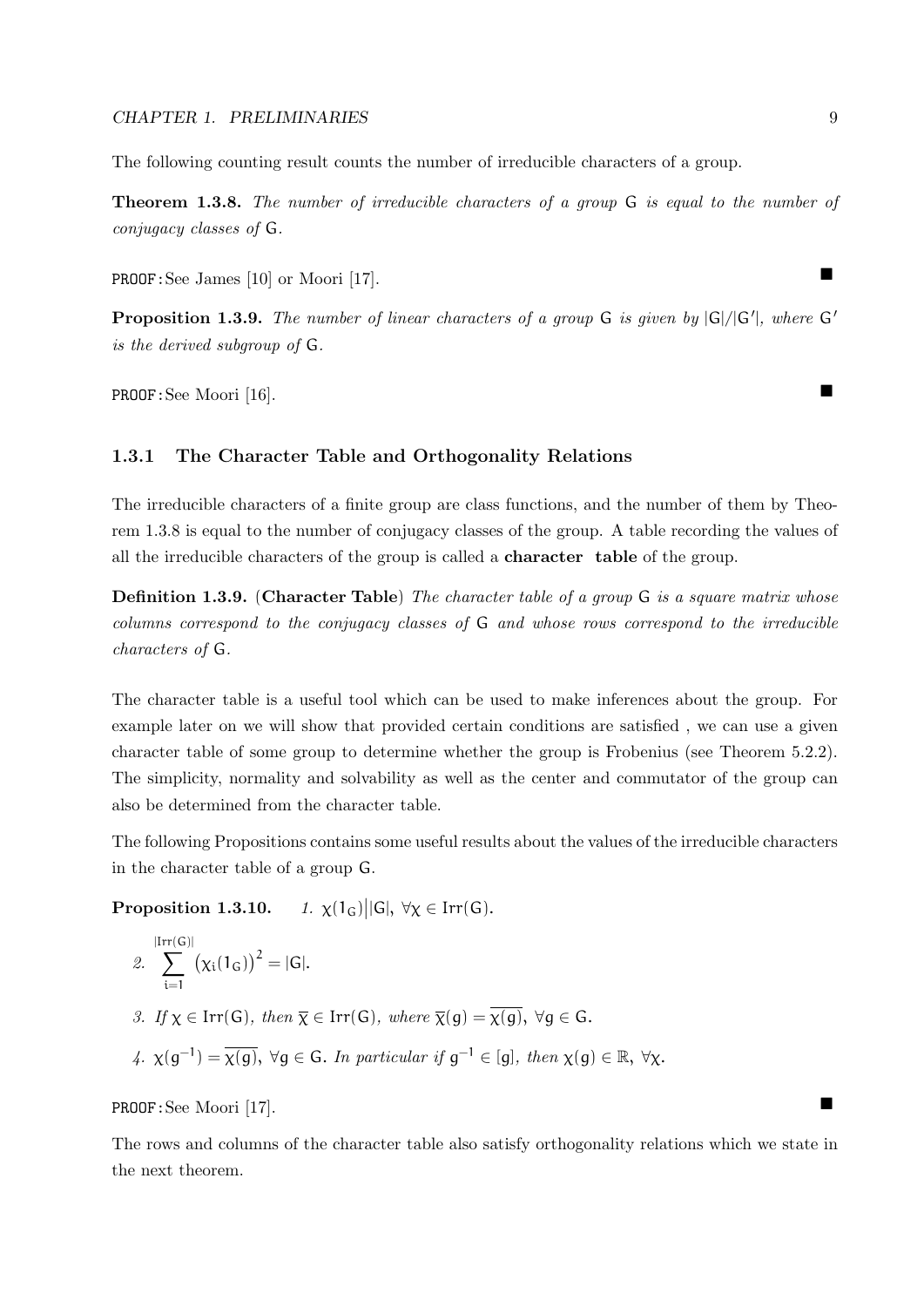The following counting result counts the number of irreducible characters of a group.

**Theorem 1.3.8.** *The number of irreducible characters of a group* $\mathsf{G}$ *is equal to the number of conjugacy classes of* $\mathsf{G}$*.*

PROOF: See James [10] or Moori [17]. ∎

**Proposition 1.3.9.** *The number of linear characters of a group* $\mathsf{G}$ *is given by* $|\mathsf{G}|/|\mathsf{G}'|$*, where* $\mathsf{G}'$ *is the derived subgroup of* $\mathsf{G}$*.*

PROOF: See Moori [16]. ∎

### 1.3.1 The Character Table and Orthogonality Relations

The irreducible characters of a finite group are class functions, and the number of them by Theorem 1.3.8 is equal to the number of conjugacy classes of the group. A table recording the values of all the irreducible characters of the group is called a **character table** of the group.

**Definition 1.3.9.** (**Character Table**) *The character table of a group* $\mathsf{G}$ *is a square matrix whose columns correspond to the conjugacy classes of* $\mathsf{G}$ *and whose rows correspond to the irreducible characters of* $\mathsf{G}$*.*

The character table is a useful tool which can be used to make inferences about the group. For example later on we will show that provided certain conditions are satisfied , we can use a given character table of some group to determine whether the group is Frobenius (see Theorem 5.2.2). The simplicity, normality and solvability as well as the center and commutator of the group can also be determined from the character table.

The following Propositions contains some useful results about the values of the irreducible characters in the character table of a group $\mathsf{G}$.

**Proposition 1.3.10.**

1. $\chi(1_{\mathsf{G}}) \big| |\mathsf{G}|, \ \forall \chi \in \mathrm{Irr}(\mathsf{G})$.
2. $\displaystyle\sum_{i=1}^{|\mathrm{Irr}(\mathsf{G})|} \left(\chi_i(1_{\mathsf{G}})\right)^2 = |\mathsf{G}|$.
3. *If* $\chi \in \mathrm{Irr}(\mathsf{G})$*, then* $\overline{\chi} \in \mathrm{Irr}(\mathsf{G})$*, where* $\overline{\chi}(g) = \overline{\chi(g)}, \ \forall g \in \mathsf{G}$.
4. $\chi(g^{-1}) = \overline{\chi(g)}, \ \forall g \in \mathsf{G}$. *In particular if* $g^{-1} \in [g]$*, then* $\chi(g) \in \mathbb{R}, \ \forall \chi$.

PROOF: See Moori [17]. ∎

The rows and columns of the character table also satisfy orthogonality relations which we state in the next theorem.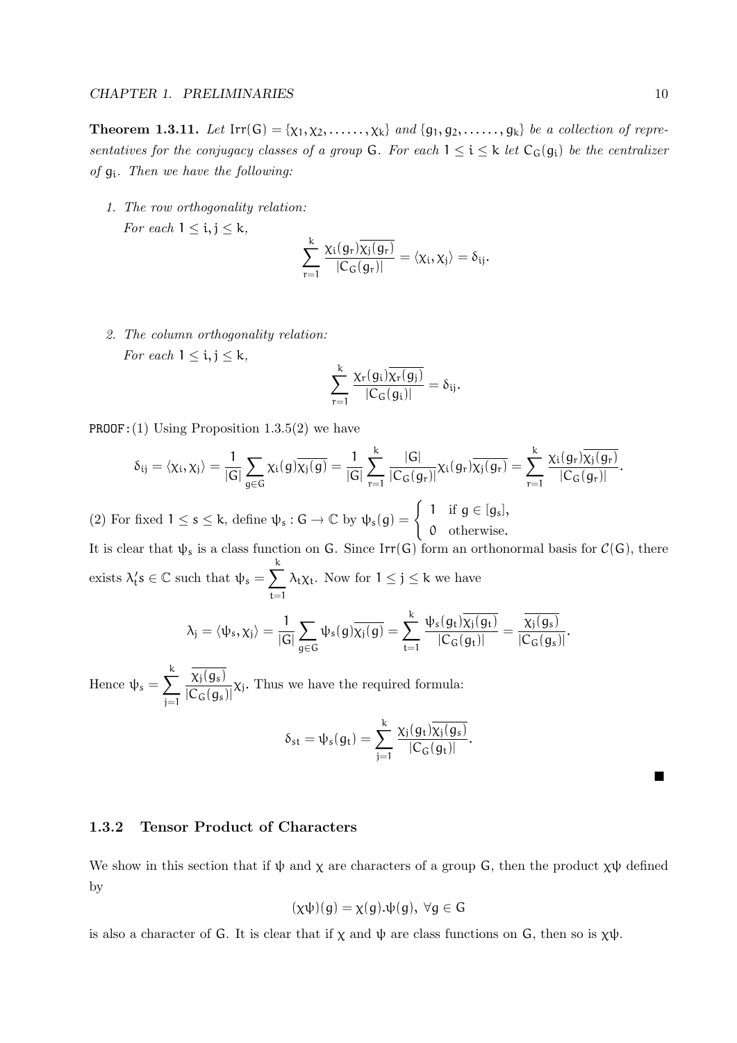**Theorem 1.3.11.** *Let* $\mathrm{Irr}(G) = \{\chi_1, \chi_2, \ldots\ldots, \chi_k\}$ *and* $\{g_1, g_2, \ldots\ldots, g_k\}$ *be a collection of representatives for the conjugacy classes of a group* $G$*. For each* $1 \leq i \leq k$ *let* $C_G(g_i)$ *be the centralizer of* $g_i$*. Then we have the following:*

1. *The row orthogonality relation:*
   *For each* $1 \leq i, j \leq k$,
$$\sum_{r=1}^{k} \frac{\chi_i(g_r)\overline{\chi_j(g_r)}}{|C_G(g_r)|} = \langle \chi_i, \chi_j \rangle = \delta_{ij}.$$

2. *The column orthogonality relation:*
   *For each* $1 \leq i, j \leq k$,
$$\sum_{r=1}^{k} \frac{\chi_r(g_i)\overline{\chi_r(g_j)}}{|C_G(g_i)|} = \delta_{ij}.$$

PROOF: (1) Using Proposition 1.3.5(2) we have

$$\delta_{ij} = \langle \chi_i, \chi_j \rangle = \frac{1}{|G|}\sum_{g\in G} \chi_i(g)\overline{\chi_j(g)} = \frac{1}{|G|}\sum_{r=1}^{k} \frac{|G|}{|C_G(g_r)|}\chi_i(g_r)\overline{\chi_j(g_r)} = \sum_{r=1}^{k} \frac{\chi_i(g_r)\overline{\chi_j(g_r)}}{|C_G(g_r)|}.$$

(2) For fixed $1 \leq s \leq k$, define $\psi_s : G \to \mathbb{C}$ by $\psi_s(g) = \begin{cases} 1 & \text{if } g \in [g_s], \\ 0 & \text{otherwise.} \end{cases}$

It is clear that $\psi_s$ is a class function on $G$. Since $\mathrm{Irr}(G)$ form an orthonormal basis for $\mathcal{C}(G)$, there exists $\lambda_t's \in \mathbb{C}$ such that $\psi_s = \sum_{t=1}^{k} \lambda_t \chi_t$. Now for $1 \leq j \leq k$ we have

$$\lambda_j = \langle \psi_s, \chi_j \rangle = \frac{1}{|G|}\sum_{g\in G} \psi_s(g)\overline{\chi_j(g)} = \sum_{t=1}^{k} \frac{\psi_s(g_t)\overline{\chi_j(g_t)}}{|C_G(g_t)|} = \frac{\overline{\chi_j(g_s)}}{|C_G(g_s)|}.$$

Hence $\psi_s = \sum_{j=1}^{k} \frac{\overline{\chi_j(g_s)}}{|C_G(g_s)|}\chi_j$. Thus we have the required formula:

$$\delta_{st} = \psi_s(g_t) = \sum_{j=1}^{k} \frac{\chi_j(g_t)\overline{\chi_j(g_s)}}{|C_G(g_t)|}.$$

■

### 1.3.2 Tensor Product of Characters

We show in this section that if $\psi$ and $\chi$ are characters of a group $G$, then the product $\chi\psi$ defined by

$$(\chi\psi)(g) = \chi(g).\psi(g), \ \forall g \in G$$

is also a character of $G$. It is clear that if $\chi$ and $\psi$ are class functions on $G$, then so is $\chi\psi$.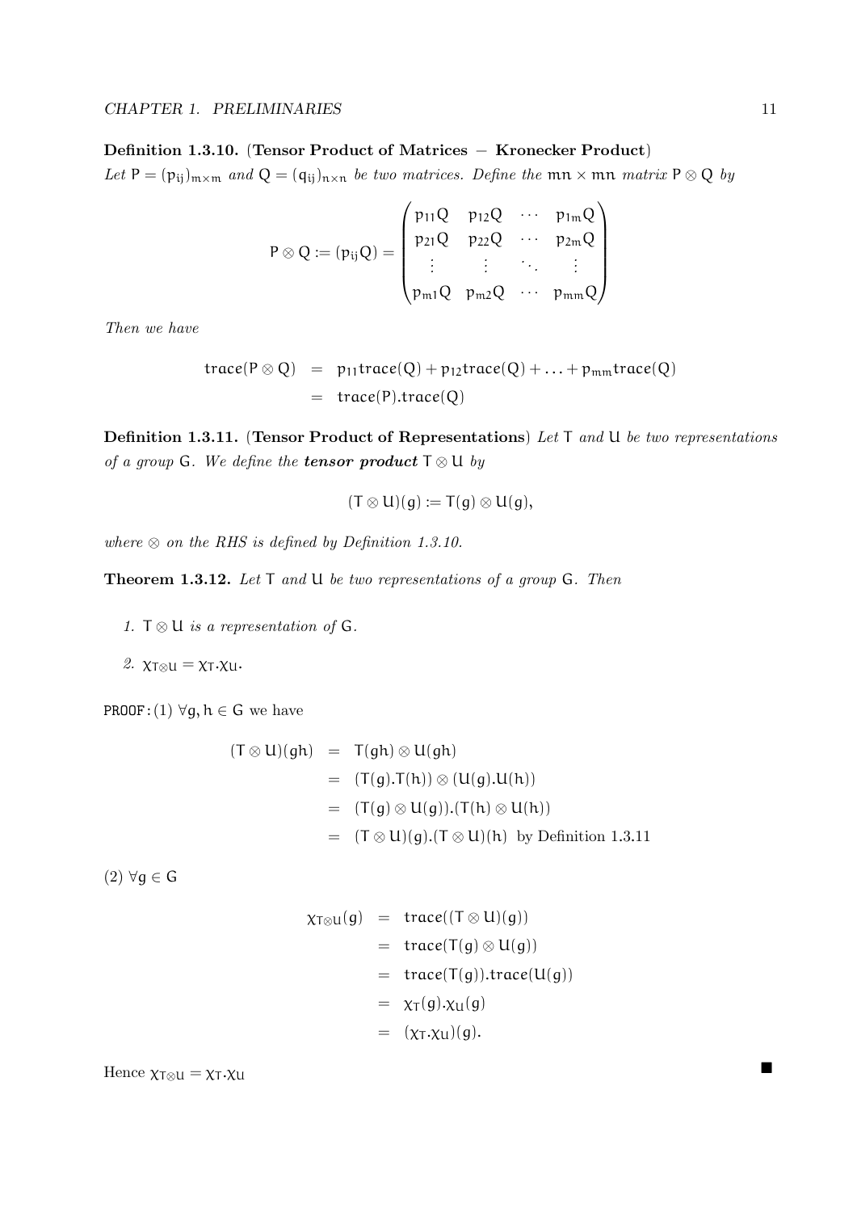**Definition 1.3.10.** (**Tensor Product of Matrices − Kronecker Product**)
*Let* $P = (p_{ij})_{m\times m}$ *and* $Q = (q_{ij})_{n\times n}$ *be two matrices. Define the* $mn \times mn$ *matrix* $P \otimes Q$ *by*

$$P \otimes Q := (p_{ij}Q) = \begin{pmatrix} p_{11}Q & p_{12}Q & \cdots & p_{1m}Q \\ p_{21}Q & p_{22}Q & \cdots & p_{2m}Q \\ \vdots & \vdots & \ddots & \vdots \\ p_{m1}Q & p_{m2}Q & \cdots & p_{mm}Q \end{pmatrix}$$

*Then we have*

$$\begin{aligned} \mathrm{trace}(P \otimes Q) &= p_{11}\mathrm{trace}(Q) + p_{12}\mathrm{trace}(Q) + \ldots + p_{mm}\mathrm{trace}(Q) \\ &= \mathrm{trace}(P).\mathrm{trace}(Q) \end{aligned}$$

**Definition 1.3.11.** (**Tensor Product of Representations**) *Let* $T$ *and* $U$ *be two representations of a group* $G$*. We define the* ***tensor product*** $T \otimes U$ *by*

$$(T \otimes U)(g) := T(g) \otimes U(g),$$

*where* $\otimes$ *on the RHS is defined by Definition 1.3.10.*

**Theorem 1.3.12.** *Let* $T$ *and* $U$ *be two representations of a group* $G$*. Then*

1. $T \otimes U$ *is a representation of* $G$*.*
2. $\chi_{T\otimes U} = \chi_T.\chi_U$*.*

PROOF: (1) $\forall g, h \in G$ we have

$$\begin{aligned} (T \otimes U)(gh) &= T(gh) \otimes U(gh) \\ &= (T(g).T(h)) \otimes (U(g).U(h)) \\ &= (T(g) \otimes U(g)).(T(h) \otimes U(h)) \\ &= (T \otimes U)(g).(T \otimes U)(h) \ \text{ by Definition 1.3.11} \end{aligned}$$

(2) $\forall g \in G$

$$\begin{aligned} \chi_{T\otimes U}(g) &= \mathrm{trace}((T \otimes U)(g)) \\ &= \mathrm{trace}(T(g) \otimes U(g)) \\ &= \mathrm{trace}(T(g)).\mathrm{trace}(U(g)) \\ &= \chi_T(g).\chi_U(g) \\ &= (\chi_T.\chi_U)(g). \end{aligned}$$

Hence $\chi_{T\otimes U} = \chi_T.\chi_U$ ∎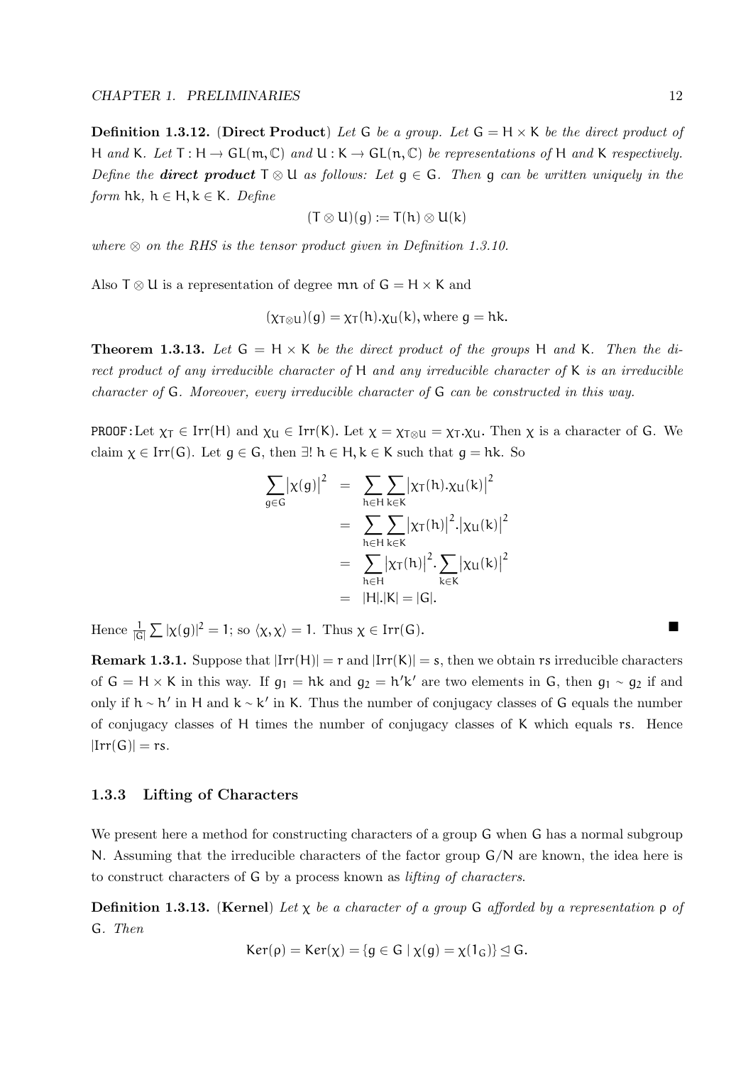**Definition 1.3.12.** (**Direct Product**) *Let* $G$ *be a group. Let* $G = H \times K$ *be the direct product of* $H$ *and* $K$. *Let* $T : H \to GL(m, \mathbb{C})$ *and* $U : K \to GL(n, \mathbb{C})$ *be representations of* $H$ *and* $K$ *respectively. Define the* ***direct product*** $T \otimes U$ *as follows: Let* $g \in G$. *Then* $g$ *can be written uniquely in the form* $hk$, $h \in H, k \in K$. *Define*

$$(T \otimes U)(g) := T(h) \otimes U(k)$$

*where* $\otimes$ *on the RHS is the tensor product given in Definition 1.3.10.*

Also $T \otimes U$ is a representation of degree $mn$ of $G = H \times K$ and

$$(\chi_{T \otimes U})(g) = \chi_T(h).\chi_U(k), \text{where } g = hk.$$

**Theorem 1.3.13.** *Let* $G = H \times K$ *be the direct product of the groups* $H$ *and* $K$. *Then the direct product of any irreducible character of* $H$ *and any irreducible character of* $K$ *is an irreducible character of* $G$. *Moreover, every irreducible character of* $G$ *can be constructed in this way.*

PROOF: Let $\chi_T \in \text{Irr}(H)$ and $\chi_U \in \text{Irr}(K)$. Let $\chi = \chi_{T \otimes U} = \chi_T.\chi_U$. Then $\chi$ is a character of $G$. We claim $\chi \in \text{Irr}(G)$. Let $g \in G$, then $\exists!\ h \in H, k \in K$ such that $g = hk$. So

$$\begin{aligned}
\sum_{g \in G} |\chi(g)|^2 &= \sum_{h \in H} \sum_{k \in K} |\chi_T(h).\chi_U(k)|^2 \\
&= \sum_{h \in H} \sum_{k \in K} |\chi_T(h)|^2.|\chi_U(k)|^2 \\
&= \sum_{h \in H} |\chi_T(h)|^2. \sum_{k \in K} |\chi_U(k)|^2 \\
&= |H|.|K| = |G|.
\end{aligned}$$

Hence $\frac{1}{|G|} \sum |\chi(g)|^2 = 1$; so $\langle \chi, \chi \rangle = 1$. Thus $\chi \in \text{Irr}(G)$. ∎

**Remark 1.3.1.** Suppose that $|\text{Irr}(H)| = r$ and $|\text{Irr}(K)| = s$, then we obtain $rs$ irreducible characters of $G = H \times K$ in this way. If $g_1 = hk$ and $g_2 = h'k'$ are two elements in $G$, then $g_1 \sim g_2$ if and only if $h \sim h'$ in $H$ and $k \sim k'$ in $K$. Thus the number of conjugacy classes of $G$ equals the number of conjugacy classes of $H$ times the number of conjugacy classes of $K$ which equals $rs$. Hence $|\text{Irr}(G)| = rs$.

### 1.3.3 Lifting of Characters

We present here a method for constructing characters of a group $G$ when $G$ has a normal subgroup $N$. Assuming that the irreducible characters of the factor group $G/N$ are known, the idea here is to construct characters of $G$ by a process known as *lifting of characters.*

**Definition 1.3.13.** (**Kernel**) *Let* $\chi$ *be a character of a group* $G$ *afforded by a representation* $\rho$ *of* $G$. *Then*

$$\text{Ker}(\rho) = \text{Ker}(\chi) = \{g \in G \mid \chi(g) = \chi(1_G)\} \trianglelefteq G.$$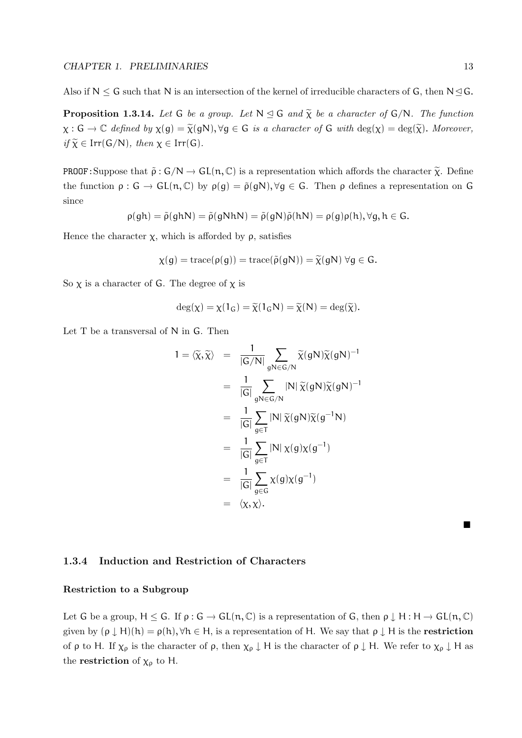Also if $N \leq G$ such that $N$ is an intersection of the kernel of irreducible characters of $G$, then $N \trianglelefteq G$.

**Proposition 1.3.14.** *Let* $G$ *be a group. Let* $N \trianglelefteq G$ *and* $\widetilde{\chi}$ *be a character of* $G/N$. *The function* $\chi : G \to \mathbb{C}$ *defined by* $\chi(g) = \widetilde{\chi}(gN), \forall g \in G$ *is a character of* $G$ *with* $\deg(\chi) = \deg(\widetilde{\chi})$. *Moreover, if* $\widetilde{\chi} \in \mathrm{Irr}(G/N)$, *then* $\chi \in \mathrm{Irr}(G)$.

PROOF: Suppose that $\tilde{\rho} : G/N \to GL(n, \mathbb{C})$ is a representation which affords the character $\widetilde{\chi}$. Define the function $\rho : G \to GL(n, \mathbb{C})$ by $\rho(g) = \tilde{\rho}(gN), \forall g \in G$. Then $\rho$ defines a representation on $G$ since

$$\rho(gh) = \tilde{\rho}(ghN) = \tilde{\rho}(gNhN) = \tilde{\rho}(gN)\tilde{\rho}(hN) = \rho(g)\rho(h), \forall g, h \in G.$$

Hence the character $\chi$, which is afforded by $\rho$, satisfies

$$\chi(g) = \mathrm{trace}(\rho(g)) = \mathrm{trace}(\tilde{\rho}(gN)) = \widetilde{\chi}(gN) \ \forall g \in G.$$

So $\chi$ is a character of $G$. The degree of $\chi$ is

$$\deg(\chi) = \chi(1_G) = \widetilde{\chi}(1_G N) = \widetilde{\chi}(N) = \deg(\widetilde{\chi}).$$

Let $T$ be a transversal of $N$ in $G$. Then

$$\begin{aligned}
1 = \langle \widetilde{\chi}, \widetilde{\chi} \rangle &= \frac{1}{|G/N|} \sum_{gN \in G/N} \widetilde{\chi}(gN)\widetilde{\chi}(gN)^{-1} \\
&= \frac{1}{|G|} \sum_{gN \in G/N} |N| \, \widetilde{\chi}(gN)\widetilde{\chi}(gN)^{-1} \\
&= \frac{1}{|G|} \sum_{g \in T} |N| \, \widetilde{\chi}(gN)\widetilde{\chi}(g^{-1}N) \\
&= \frac{1}{|G|} \sum_{g \in T} |N| \, \chi(g)\chi(g^{-1}) \\
&= \frac{1}{|G|} \sum_{g \in G} \chi(g)\chi(g^{-1}) \\
&= \langle \chi, \chi \rangle.
\end{aligned}$$

■

### 1.3.4 Induction and Restriction of Characters

#### Restriction to a Subgroup

Let $G$ be a group, $H \leq G$. If $\rho : G \to GL(n, \mathbb{C})$ is a representation of $G$, then $\rho \downarrow H : H \to GL(n, \mathbb{C})$ given by $(\rho \downarrow H)(h) = \rho(h), \forall h \in H$, is a representation of $H$. We say that $\rho \downarrow H$ is the **restriction** of $\rho$ to $H$. If $\chi_\rho$ is the character of $\rho$, then $\chi_\rho \downarrow H$ is the character of $\rho \downarrow H$. We refer to $\chi_\rho \downarrow H$ as the **restriction** of $\chi_\rho$ to $H$.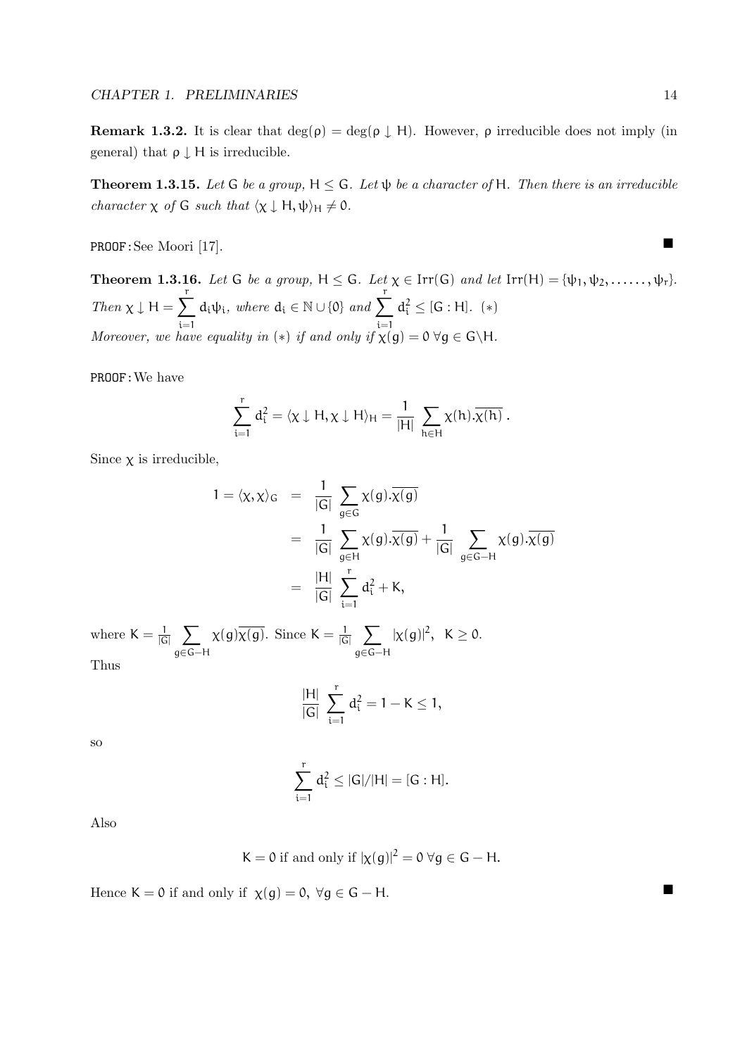**Remark 1.3.2.** It is clear that $\deg(\rho) = \deg(\rho \downarrow H)$. However, $\rho$ irreducible does not imply (in general) that $\rho \downarrow H$ is irreducible.

**Theorem 1.3.15.** *Let $G$ be a group, $H \leq G$. Let $\psi$ be a character of $H$. Then there is an irreducible character $\chi$ of $G$ such that $\langle \chi \downarrow H, \psi \rangle_H \neq 0$.*

PROOF: See Moori [17]. ∎

**Theorem 1.3.16.** *Let $G$ be a group, $H \leq G$. Let $\chi \in \text{Irr}(G)$ and let $\text{Irr}(H) = \{\psi_1, \psi_2, \ldots\ldots, \psi_r\}$. Then $\chi \downarrow H = \sum_{i=1}^{r} d_i \psi_i$, where $d_i \in \mathbb{N} \cup \{0\}$ and $\sum_{i=1}^{r} d_i^2 \leq [G : H]$. $(*)$*
*Moreover, we have equality in $(*)$ if and only if $\chi(g) = 0$ $\forall g \in G \backslash H$.*

PROOF: We have

$$\sum_{i=1}^{r} d_i^2 = \langle \chi \downarrow H, \chi \downarrow H \rangle_H = \frac{1}{|H|} \sum_{h \in H} \chi(h).\overline{\chi(h)}\,.$$

Since $\chi$ is irreducible,

$$\begin{aligned}
1 = \langle \chi, \chi \rangle_G &= \frac{1}{|G|} \sum_{g \in G} \chi(g).\overline{\chi(g)} \\
&= \frac{1}{|G|} \sum_{g \in H} \chi(g).\overline{\chi(g)} + \frac{1}{|G|} \sum_{g \in G-H} \chi(g).\overline{\chi(g)} \\
&= \frac{|H|}{|G|} \sum_{i=1}^{r} d_i^2 + K,
\end{aligned}$$

where $K = \frac{1}{|G|} \sum_{g \in G-H} \chi(g)\overline{\chi(g)}$. Since $K = \frac{1}{|G|} \sum_{g \in G-H} |\chi(g)|^2$, $K \geq 0$.
Thus

$$\frac{|H|}{|G|} \sum_{i=1}^{r} d_i^2 = 1 - K \leq 1,$$

so

$$\sum_{i=1}^{r} d_i^2 \leq |G|/|H| = [G : H].$$

Also

$$K = 0 \text{ if and only if } |\chi(g)|^2 = 0 \; \forall g \in G - H.$$

Hence $K = 0$ if and only if $\chi(g) = 0, \; \forall g \in G - H$. ∎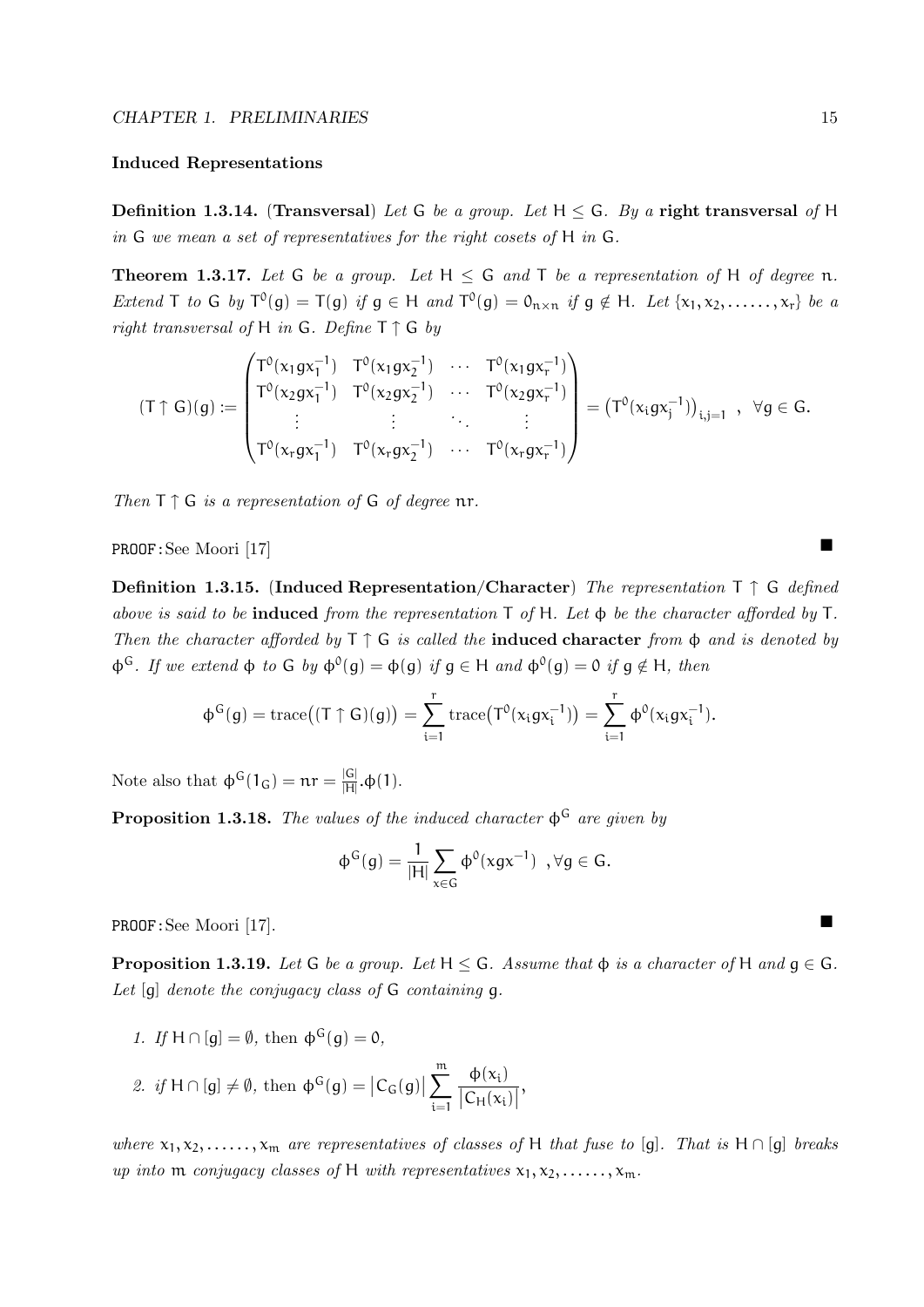### Induced Representations

**Definition 1.3.14.** (**Transversal**) *Let* $G$ *be a group. Let* $H \leq G$*. By a* **right transversal** *of* $H$ *in* $G$ *we mean a set of representatives for the right cosets of* $H$ *in* $G$*.*

**Theorem 1.3.17.** *Let* $G$ *be a group. Let* $H \leq G$ *and* $T$ *be a representation of* $H$ *of degree* $n$*. Extend* $T$ *to* $G$ *by* $T^0(g) = T(g)$ *if* $g \in H$ *and* $T^0(g) = 0_{n\times n}$ *if* $g \notin H$*. Let* $\{x_1, x_2, \ldots\ldots, x_r\}$ *be a right transversal of* $H$ *in* $G$*. Define* $T \uparrow G$ *by*

$$(T \uparrow G)(g) := \begin{pmatrix} T^0(x_1gx_1^{-1}) & T^0(x_1gx_2^{-1}) & \cdots & T^0(x_1gx_r^{-1}) \\ T^0(x_2gx_1^{-1}) & T^0(x_2gx_2^{-1}) & \cdots & T^0(x_2gx_r^{-1}) \\ \vdots & \vdots & \ddots & \vdots \\ T^0(x_rgx_1^{-1}) & T^0(x_rgx_2^{-1}) & \cdots & T^0(x_rgx_r^{-1}) \end{pmatrix} = \left(T^0(x_igx_j^{-1})\right)_{i,j=1}, \quad \forall g \in G.$$

*Then* $T \uparrow G$ *is a representation of* $G$ *of degree* $nr$*.*

PROOF: See Moori [17] ■

**Definition 1.3.15.** (**Induced Representation/Character**) *The representation* $T \uparrow G$ *defined above is said to be* **induced** *from the representation* $T$ *of* $H$*. Let* $\phi$ *be the character afforded by* $T$*. Then the character afforded by* $T \uparrow G$ *is called the* **induced character** *from* $\phi$ *and is denoted by* $\phi^G$*. If we extend* $\phi$ *to* $G$ *by* $\phi^0(g) = \phi(g)$ *if* $g \in H$ *and* $\phi^0(g) = 0$ *if* $g \notin H$*, then*

$$\phi^G(g) = \mathrm{trace}\big((T \uparrow G)(g)\big) = \sum_{i=1}^{r} \mathrm{trace}\big(T^0(x_igx_i^{-1})\big) = \sum_{i=1}^{r} \phi^0(x_igx_i^{-1}).$$

Note also that $\phi^G(1_G) = nr = \frac{|G|}{|H|}.\phi(1)$.

**Proposition 1.3.18.** *The values of the induced character* $\phi^G$ *are given by*

$$\phi^G(g) = \frac{1}{|H|}\sum_{x\in G} \phi^0(xgx^{-1}) \quad ,\forall g \in G.$$

PROOF: See Moori [17]. ■

**Proposition 1.3.19.** *Let* $G$ *be a group. Let* $H \leq G$*. Assume that* $\phi$ *is a character of* $H$ *and* $g \in G$*. Let* $[g]$ *denote the conjugacy class of* $G$ *containing* $g$*.*

1. *If* $H \cap [g] = \emptyset$, then $\phi^G(g) = 0$,
2. *if* $H \cap [g] \neq \emptyset$, then $\phi^G(g) = \left|C_G(g)\right| \displaystyle\sum_{i=1}^{m} \frac{\phi(x_i)}{\left|C_H(x_i)\right|}$,

*where* $x_1, x_2, \ldots\ldots, x_m$ *are representatives of classes of* $H$ *that fuse to* $[g]$*. That is* $H \cap [g]$ *breaks up into* $m$ *conjugacy classes of* $H$ *with representatives* $x_1, x_2, \ldots\ldots, x_m$*.*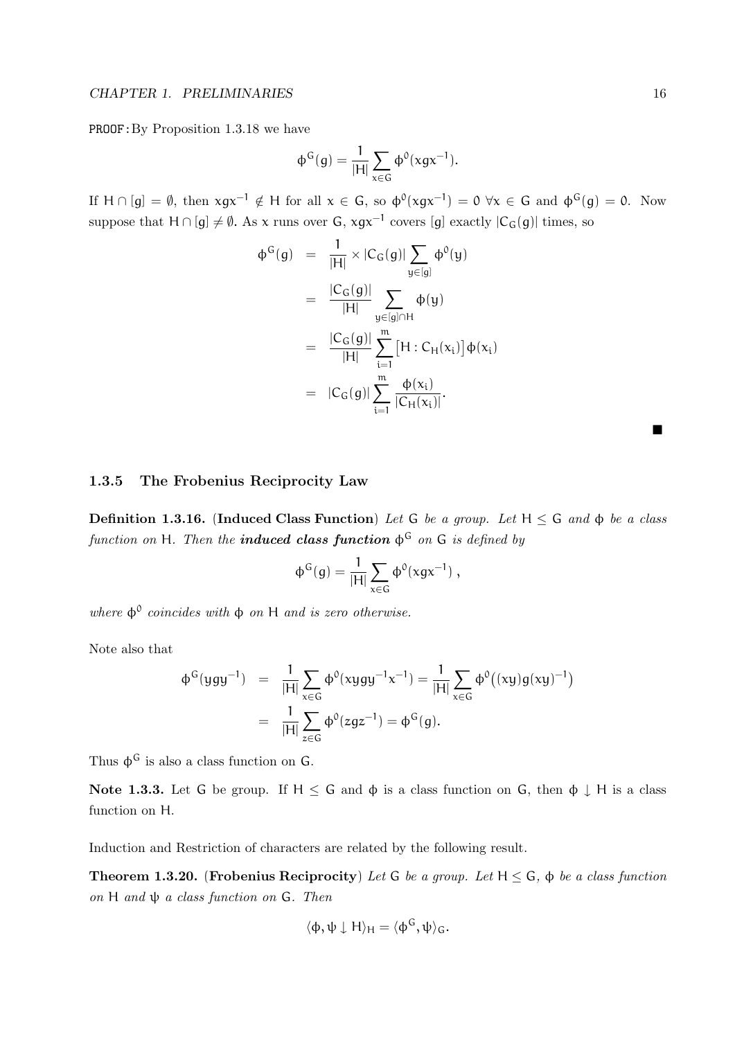PROOF: By Proposition 1.3.18 we have

$$\phi^G(g) = \frac{1}{|H|}\sum_{x\in G}\phi^0(xgx^{-1}).$$

If $H \cap [g] = \emptyset$, then $xgx^{-1} \notin H$ for all $x \in G$, so $\phi^0(xgx^{-1}) = 0 \ \forall x \in G$ and $\phi^G(g) = 0$. Now suppose that $H \cap [g] \neq \emptyset$. As $x$ runs over $G$, $xgx^{-1}$ covers $[g]$ exactly $|C_G(g)|$ times, so

$$\begin{aligned}
\phi^G(g) &= \frac{1}{|H|} \times |C_G(g)| \sum_{y\in[g]} \phi^0(y) \\
&= \frac{|C_G(g)|}{|H|} \sum_{y\in[g]\cap H} \phi(y) \\
&= \frac{|C_G(g)|}{|H|} \sum_{i=1}^{m} \left[H : C_H(x_i)\right] \phi(x_i) \\
&= |C_G(g)| \sum_{i=1}^{m} \frac{\phi(x_i)}{|C_H(x_i)|}.
\end{aligned}$$

■

### 1.3.5 The Frobenius Reciprocity Law

**Definition 1.3.16.** (**Induced Class Function**) *Let $G$ be a group. Let $H \leq G$ and $\phi$ be a class function on $H$. Then the **induced class function** $\phi^G$ on $G$ is defined by*

$$\phi^G(g) = \frac{1}{|H|}\sum_{x\in G}\phi^0(xgx^{-1}),$$

*where $\phi^0$ coincides with $\phi$ on $H$ and is zero otherwise.*

Note also that

$$\begin{aligned}
\phi^G(ygy^{-1}) &= \frac{1}{|H|}\sum_{x\in G}\phi^0(xygy^{-1}x^{-1}) = \frac{1}{|H|}\sum_{x\in G}\phi^0\big((xy)g(xy)^{-1}\big) \\
&= \frac{1}{|H|}\sum_{z\in G}\phi^0(zgz^{-1}) = \phi^G(g).
\end{aligned}$$

Thus $\phi^G$ is also a class function on $G$.

**Note 1.3.3.** Let $G$ be group. If $H \leq G$ and $\phi$ is a class function on $G$, then $\phi \downarrow H$ is a class function on $H$.

Induction and Restriction of characters are related by the following result.

**Theorem 1.3.20.** (**Frobenius Reciprocity**) *Let $G$ be a group. Let $H \leq G$, $\phi$ be a class function on $H$ and $\psi$ a class function on $G$. Then*

$$\langle \phi, \psi \downarrow H\rangle_H = \langle \phi^G, \psi\rangle_G.$$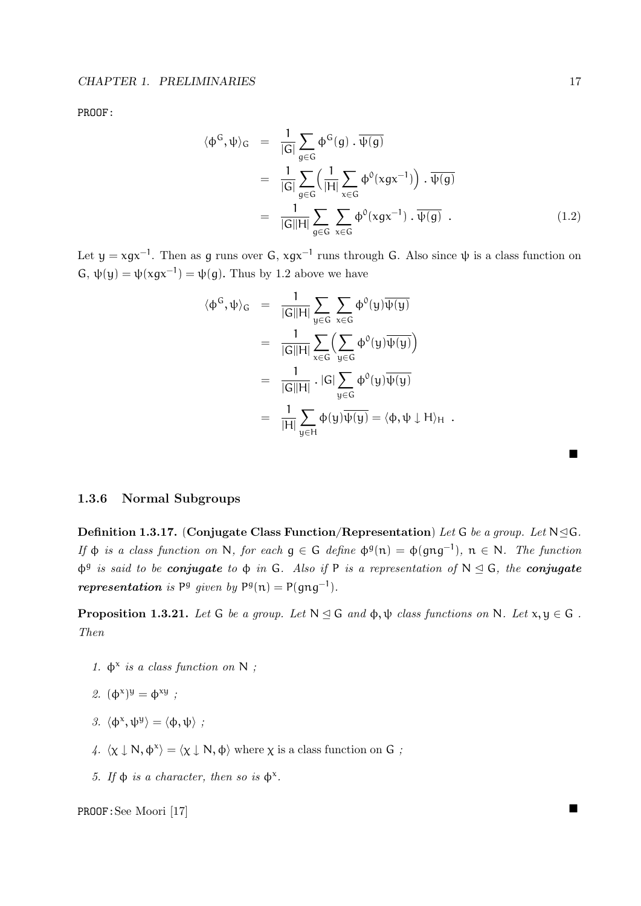PROOF:

$$
\begin{aligned}
\langle \phi^G, \psi \rangle_G &= \frac{1}{|G|}\sum_{g\in G} \phi^G(g)\,.\,\overline{\psi(g)} \\
&= \frac{1}{|G|}\sum_{g\in G}\Big(\frac{1}{|H|}\sum_{x\in G}\phi^0(xgx^{-1})\Big)\,.\,\overline{\psi(g)} \\
&= \frac{1}{|G||H|}\sum_{g\in G}\sum_{x\in G}\phi^0(xgx^{-1})\,.\,\overline{\psi(g)}\ . \qquad (1.2)
\end{aligned}
$$

Let $y = xgx^{-1}$. Then as $g$ runs over $G$, $xgx^{-1}$ runs through $G$. Also since $\psi$ is a class function on $G$, $\psi(y) = \psi(xgx^{-1}) = \psi(g)$. Thus by 1.2 above we have

$$
\begin{aligned}
\langle \phi^G, \psi \rangle_G &= \frac{1}{|G||H|}\sum_{y\in G}\sum_{x\in G}\phi^0(y)\overline{\psi(y)} \\
&= \frac{1}{|G||H|}\sum_{x\in G}\Big(\sum_{y\in G}\phi^0(y)\overline{\psi(y)}\Big) \\
&= \frac{1}{|G||H|}\,.\,|G|\sum_{y\in G}\phi^0(y)\overline{\psi(y)} \\
&= \frac{1}{|H|}\sum_{y\in H}\phi(y)\overline{\psi(y)} = \langle \phi, \psi\downarrow H\rangle_H\ .
\end{aligned}
$$

■

### 1.3.6 Normal Subgroups

**Definition 1.3.17.** (**Conjugate Class Function/Representation**) *Let $G$ be a group. Let $N \trianglelefteq G$. If $\phi$ is a class function on $N$, for each $g \in G$ define $\phi^g(n) = \phi(gng^{-1})$, $n \in N$. The function $\phi^g$ is said to be **conjugate** to $\phi$ in $G$. Also if $P$ is a representation of $N \trianglelefteq G$, the **conjugate representation** is $P^g$ given by $P^g(n) = P(gng^{-1})$.*

**Proposition 1.3.21.** *Let $G$ be a group. Let $N \trianglelefteq G$ and $\phi, \psi$ class functions on $N$. Let $x, y \in G$. Then*

1. *$\phi^x$ is a class function on $N$ ;*
2. *$(\phi^x)^y = \phi^{xy}$ ;*
3. *$\langle \phi^x, \psi^y\rangle = \langle \phi, \psi\rangle$ ;*
4. *$\langle \chi \downarrow N, \phi^x\rangle = \langle \chi \downarrow N, \phi\rangle$ where $\chi$ is a class function on $G$ ;*
5. *If $\phi$ is a character, then so is $\phi^x$.*

PROOF: See Moori [17] ■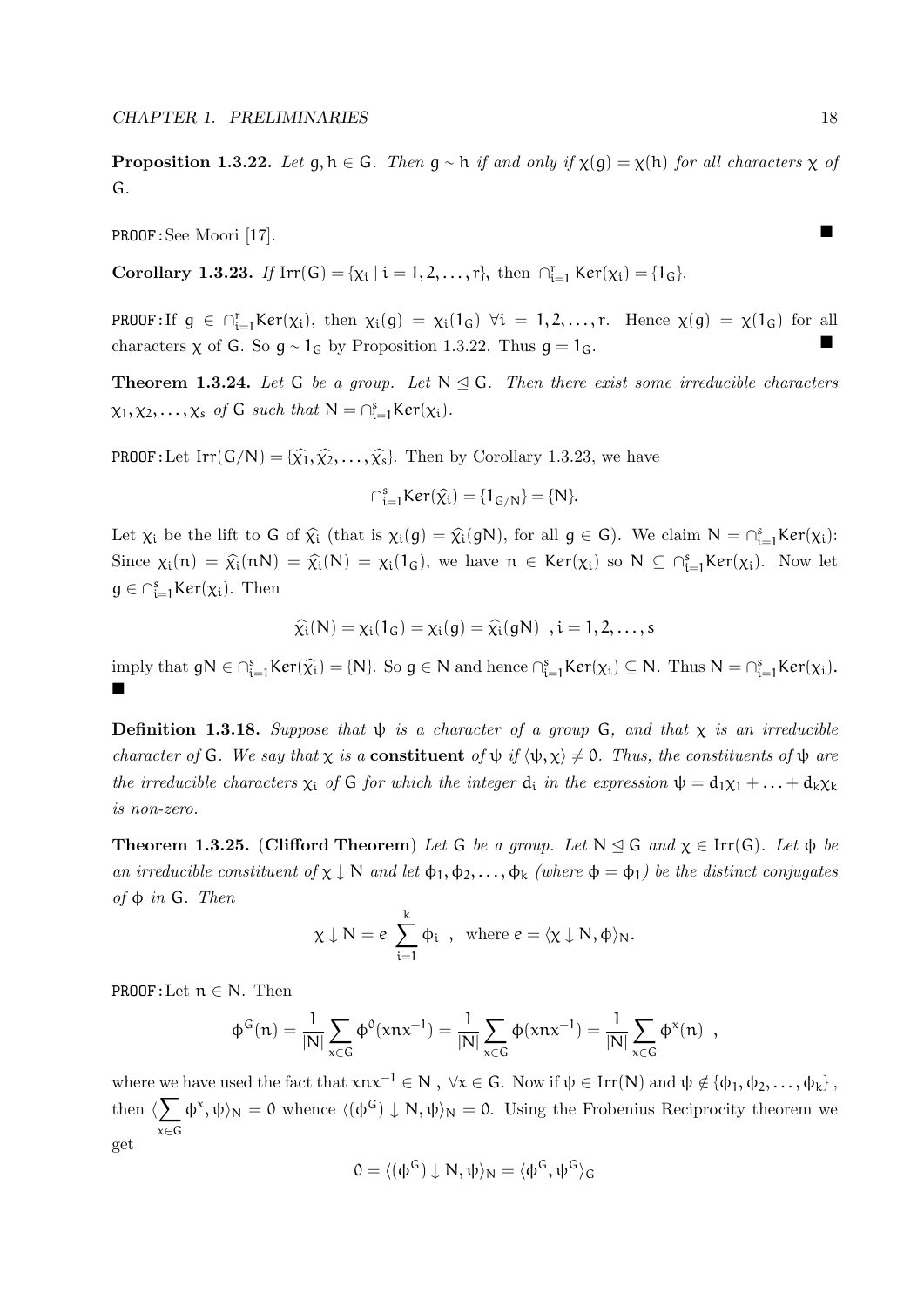**Proposition 1.3.22.** *Let $g, h \in G$. Then $g \sim h$ if and only if $\chi(g) = \chi(h)$ for all characters $\chi$ of $G$.*

PROOF: See Moori [17]. ■

**Corollary 1.3.23.** *If $\mathrm{Irr}(G) = \{\chi_i \mid i = 1, 2, \ldots, r\}$, then $\cap_{i=1}^{r} \mathrm{Ker}(\chi_i) = \{1_G\}$.*

PROOF: If $g \in \cap_{i=1}^{r} \mathrm{Ker}(\chi_i)$, then $\chi_i(g) = \chi_i(1_G)$ $\forall i = 1, 2, \ldots, r$. Hence $\chi(g) = \chi(1_G)$ for all characters $\chi$ of $G$. So $g \sim 1_G$ by Proposition 1.3.22. Thus $g = 1_G$. ■

**Theorem 1.3.24.** *Let $G$ be a group. Let $N \trianglelefteq G$. Then there exist some irreducible characters $\chi_1, \chi_2, \ldots, \chi_s$ of $G$ such that $N = \cap_{i=1}^{s} \mathrm{Ker}(\chi_i)$.*

PROOF: Let $\mathrm{Irr}(G/N) = \{\widehat{\chi_1}, \widehat{\chi_2}, \ldots, \widehat{\chi_s}\}$. Then by Corollary 1.3.23, we have

$$\cap_{i=1}^{s} \mathrm{Ker}(\widehat{\chi_i}) = \{1_{G/N}\} = \{N\}.$$

Let $\chi_i$ be the lift to $G$ of $\widehat{\chi_i}$ (that is $\chi_i(g) = \widehat{\chi_i}(gN)$, for all $g \in G$). We claim $N = \cap_{i=1}^{s} \mathrm{Ker}(\chi_i)$: Since $\chi_i(n) = \widehat{\chi_i}(nN) = \widehat{\chi_i}(N) = \chi_i(1_G)$, we have $n \in \mathrm{Ker}(\chi_i)$ so $N \subseteq \cap_{i=1}^{s} \mathrm{Ker}(\chi_i)$. Now let $g \in \cap_{i=1}^{s} \mathrm{Ker}(\chi_i)$. Then

$$\widehat{\chi_i}(N) = \chi_i(1_G) = \chi_i(g) = \widehat{\chi_i}(gN) \quad , i = 1, 2, \ldots, s$$

imply that $gN \in \cap_{i=1}^{s} \mathrm{Ker}(\widehat{\chi_i}) = \{N\}$. So $g \in N$ and hence $\cap_{i=1}^{s} \mathrm{Ker}(\chi_i) \subseteq N$. Thus $N = \cap_{i=1}^{s} \mathrm{Ker}(\chi_i)$. ■

**Definition 1.3.18.** *Suppose that $\psi$ is a character of a group $G$, and that $\chi$ is an irreducible character of $G$. We say that $\chi$ is a **constituent** of $\psi$ if $\langle \psi, \chi \rangle \neq 0$. Thus, the constituents of $\psi$ are the irreducible characters $\chi_i$ of $G$ for which the integer $d_i$ in the expression $\psi = d_1\chi_1 + \ldots + d_k\chi_k$ is non-zero.*

**Theorem 1.3.25.** (**Clifford Theorem**) *Let $G$ be a group. Let $N \trianglelefteq G$ and $\chi \in \mathrm{Irr}(G)$. Let $\phi$ be an irreducible constituent of $\chi \downarrow N$ and let $\phi_1, \phi_2, \ldots, \phi_k$ (where $\phi = \phi_1$) be the distinct conjugates of $\phi$ in $G$. Then*

$$\chi \downarrow N = e \sum_{i=1}^{k} \phi_i \ , \quad \text{where } e = \langle \chi \downarrow N, \phi \rangle_N.$$

PROOF: Let $n \in N$. Then

$$\phi^G(n) = \frac{1}{|N|} \sum_{x \in G} \phi^0(xnx^{-1}) = \frac{1}{|N|} \sum_{x \in G} \phi(xnx^{-1}) = \frac{1}{|N|} \sum_{x \in G} \phi^x(n) \ ,$$

where we have used the fact that $xnx^{-1} \in N$ , $\forall x \in G$. Now if $\psi \in \mathrm{Irr}(N)$ and $\psi \notin \{\phi_1, \phi_2, \ldots, \phi_k\}$ , then $\langle \sum_{x \in G} \phi^x, \psi \rangle_N = 0$ whence $\langle (\phi^G) \downarrow N, \psi \rangle_N = 0$. Using the Frobenius Reciprocity theorem we get

$$0 = \langle (\phi^G) \downarrow N, \psi \rangle_N = \langle \phi^G, \psi^G \rangle_G$$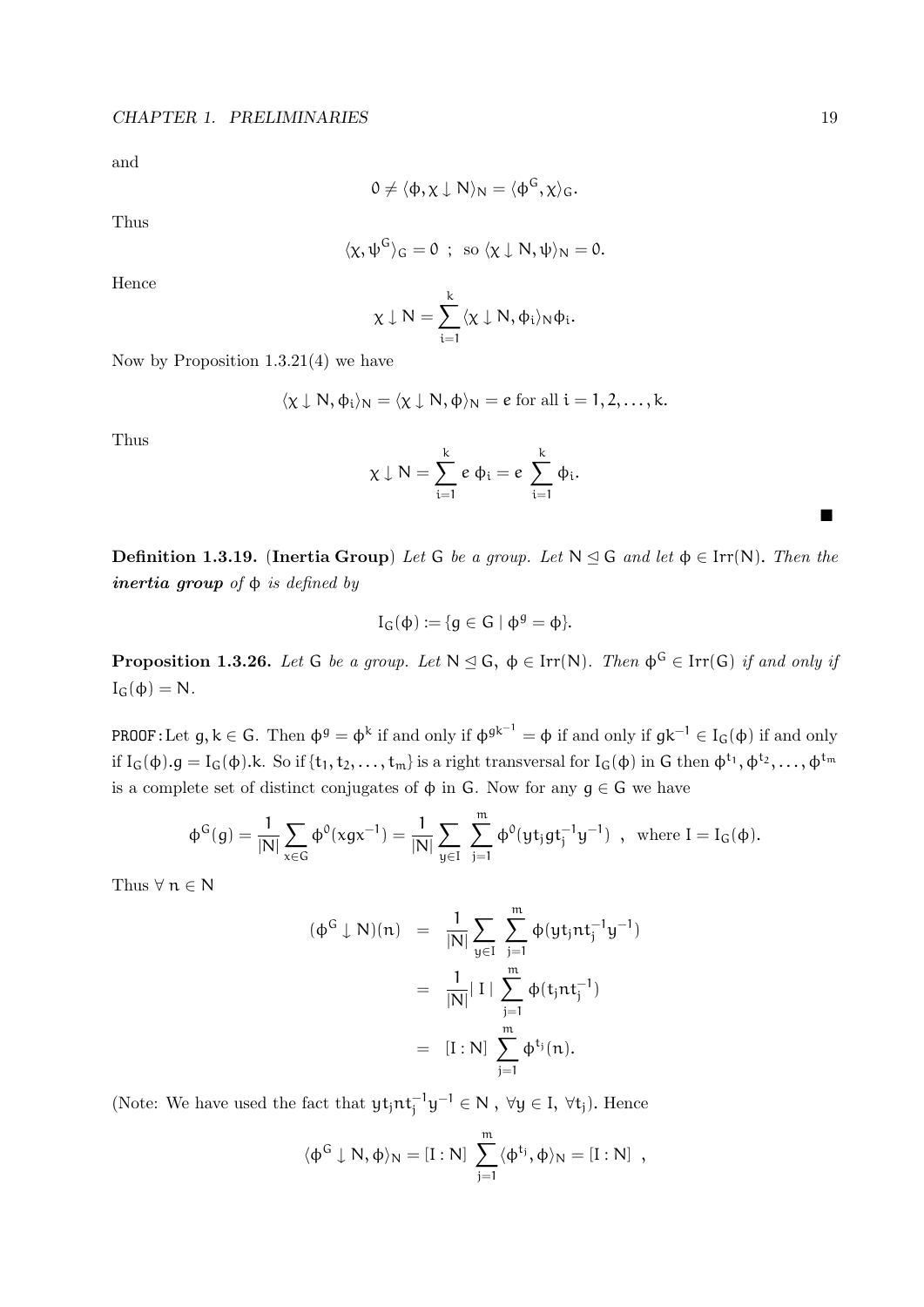and

$$0 \neq \langle \phi, \chi \downarrow N \rangle_N = \langle \phi^G, \chi \rangle_G.$$

Thus

$$\langle \chi, \psi^G \rangle_G = 0 \ ; \ \text{so } \langle \chi \downarrow N, \psi \rangle_N = 0.$$

Hence

$$\chi \downarrow N = \sum_{i=1}^{k} \langle \chi \downarrow N, \phi_i \rangle_N \phi_i.$$

Now by Proposition 1.3.21(4) we have

$$\langle \chi \downarrow N, \phi_i \rangle_N = \langle \chi \downarrow N, \phi \rangle_N = e \text{ for all } i = 1, 2, \ldots, k.$$

Thus

$$\chi \downarrow N = \sum_{i=1}^{k} e \ \phi_i = e \ \sum_{i=1}^{k} \phi_i.$$

■

**Definition 1.3.19.** (**Inertia Group**) *Let* $G$ *be a group. Let* $N \trianglelefteq G$ *and let* $\phi \in \mathrm{Irr}(N)$*. Then the* ***inertia group*** *of* $\phi$ *is defined by*

$$I_G(\phi) := \{g \in G \mid \phi^g = \phi\}.$$

**Proposition 1.3.26.** *Let* $G$ *be a group. Let* $N \trianglelefteq G$*,* $\phi \in \mathrm{Irr}(N)$*. Then* $\phi^G \in \mathrm{Irr}(G)$ *if and only if* $I_G(\phi) = N$*.*

PROOF: Let $g, k \in G$. Then $\phi^g = \phi^k$ if and only if $\phi^{gk^{-1}} = \phi$ if and only if $gk^{-1} \in I_G(\phi)$ if and only if $I_G(\phi).g = I_G(\phi).k$. So if $\{t_1, t_2, \ldots, t_m\}$ is a right transversal for $I_G(\phi)$ in $G$ then $\phi^{t_1}, \phi^{t_2}, \ldots, \phi^{t_m}$ is a complete set of distinct conjugates of $\phi$ in $G$. Now for any $g \in G$ we have

$$\phi^G(g) = \frac{1}{|N|} \sum_{x \in G} \phi^0(xgx^{-1}) = \frac{1}{|N|} \sum_{y \in I} \ \sum_{j=1}^{m} \phi^0(yt_jgt_j^{-1}y^{-1}) \ \ , \ \text{ where } I = I_G(\phi).$$

Thus $\forall \ n \in N$

$$\begin{aligned}
(\phi^G \downarrow N)(n) &= \frac{1}{|N|} \sum_{y \in I} \ \sum_{j=1}^{m} \phi(yt_jnt_j^{-1}y^{-1}) \\
&= \frac{1}{|N|} |\ I\ | \ \sum_{j=1}^{m} \phi(t_jnt_j^{-1}) \\
&= [I : N] \ \sum_{j=1}^{m} \phi^{t_j}(n).
\end{aligned}$$

(Note: We have used the fact that $yt_jnt_j^{-1}y^{-1} \in N$ , $\forall y \in I$, $\forall t_j$). Hence

$$\langle \phi^G \downarrow N, \phi \rangle_N = [I : N] \ \sum_{j=1}^{m} \langle \phi^{t_j}, \phi \rangle_N = [I : N] \ \ ,$$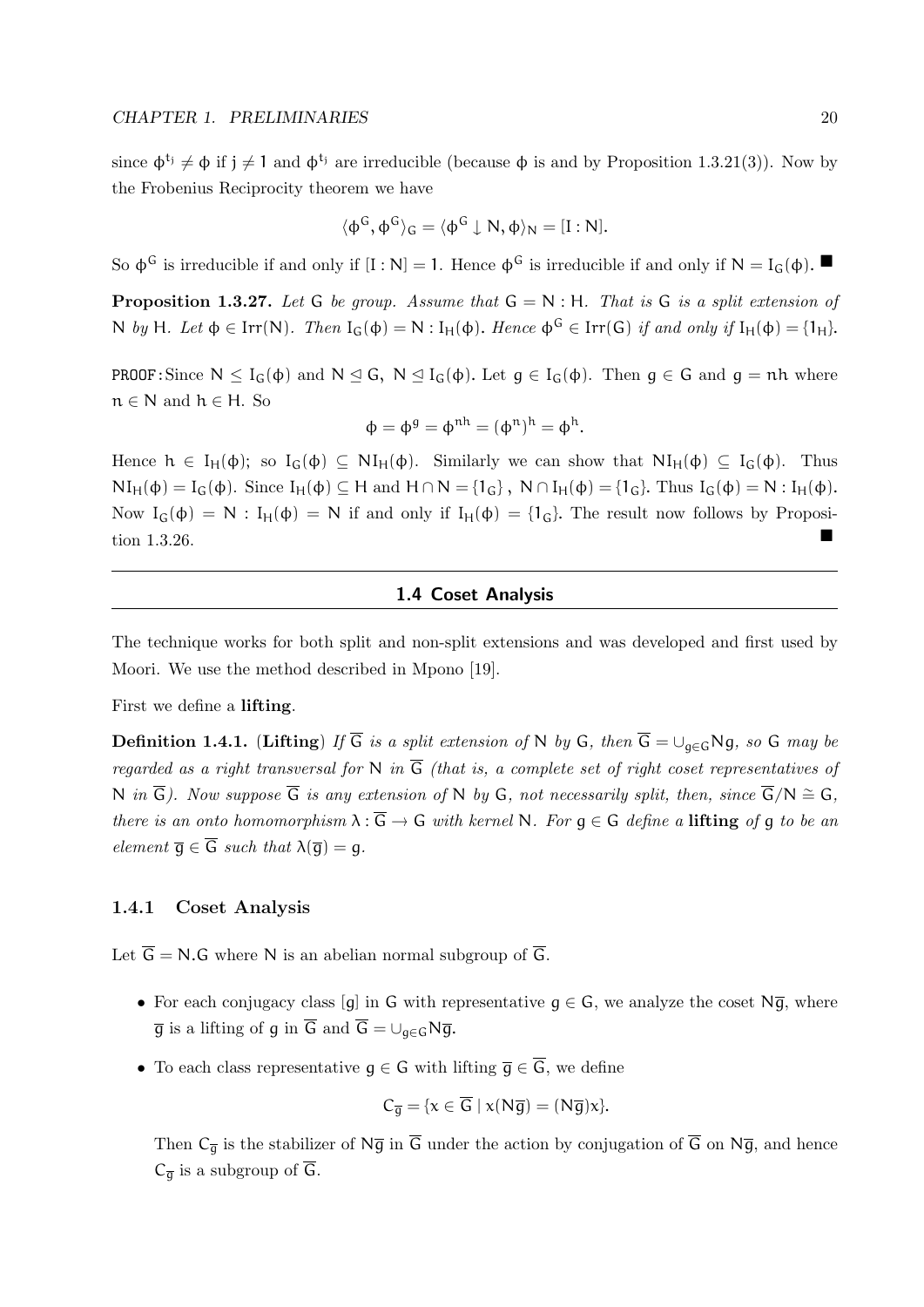since $\phi^{t_j} \neq \phi$ if $j \neq 1$ and $\phi^{t_j}$ are irreducible (because $\phi$ is and by Proposition 1.3.21(3)). Now by the Frobenius Reciprocity theorem we have

$$\langle \phi^G, \phi^G \rangle_G = \langle \phi^G \downarrow N, \phi \rangle_N = [I : N].$$

So $\phi^G$ is irreducible if and only if $[I : N] = 1$. Hence $\phi^G$ is irreducible if and only if $N = I_G(\phi)$. ■

**Proposition 1.3.27.** *Let $G$ be group. Assume that $G = N : H$. That is $G$ is a split extension of $N$ by $H$. Let $\phi \in \mathrm{Irr}(N)$. Then $I_G(\phi) = N : I_H(\phi)$. Hence $\phi^G \in \mathrm{Irr}(G)$ if and only if $I_H(\phi) = \{1_H\}$.*

PROOF: Since $N \leq I_G(\phi)$ and $N \trianglelefteq G$, $N \trianglelefteq I_G(\phi)$. Let $g \in I_G(\phi)$. Then $g \in G$ and $g = nh$ where $n \in N$ and $h \in H$. So

$$\phi = \phi^g = \phi^{nh} = (\phi^n)^h = \phi^h.$$

Hence $h \in I_H(\phi)$; so $I_G(\phi) \subseteq NI_H(\phi)$. Similarly we can show that $NI_H(\phi) \subseteq I_G(\phi)$. Thus $NI_H(\phi) = I_G(\phi)$. Since $I_H(\phi) \subseteq H$ and $H \cap N = \{1_G\}$, $N \cap I_H(\phi) = \{1_G\}$. Thus $I_G(\phi) = N : I_H(\phi)$. Now $I_G(\phi) = N : I_H(\phi) = N$ if and only if $I_H(\phi) = \{1_G\}$. The result now follows by Proposition 1.3.26. ■

## 1.4 Coset Analysis

The technique works for both split and non-split extensions and was developed and first used by Moori. We use the method described in Mpono [19].

First we define a **lifting**.

**Definition 1.4.1.** (**Lifting**) *If $\overline{G}$ is a split extension of $N$ by $G$, then $\overline{G} = \cup_{g \in G} Ng$, so $G$ may be regarded as a right transversal for $N$ in $\overline{G}$ (that is, a complete set of right coset representatives of $N$ in $\overline{G}$). Now suppose $\overline{G}$ is any extension of $N$ by $G$, not necessarily split, then, since $\overline{G}/N \cong G$, there is an onto homomorphism $\lambda : \overline{G} \to G$ with kernel $N$. For $g \in G$ define a* **lifting** *of $g$ to be an element $\overline{g} \in \overline{G}$ such that $\lambda(\overline{g}) = g$.*

### 1.4.1 Coset Analysis

Let $\overline{G} = N.G$ where $N$ is an abelian normal subgroup of $\overline{G}$.

- For each conjugacy class $[g]$ in $G$ with representative $g \in G$, we analyze the coset $N\overline{g}$, where $\overline{g}$ is a lifting of $g$ in $\overline{G}$ and $\overline{G} = \cup_{g \in G} N\overline{g}$.
- To each class representative $g \in G$ with lifting $\overline{g} \in \overline{G}$, we define

  $$C_{\overline{g}} = \{x \in \overline{G} \mid x(N\overline{g}) = (N\overline{g})x\}.$$

  Then $C_{\overline{g}}$ is the stabilizer of $N\overline{g}$ in $\overline{G}$ under the action by conjugation of $\overline{G}$ on $N\overline{g}$, and hence $C_{\overline{g}}$ is a subgroup of $\overline{G}$.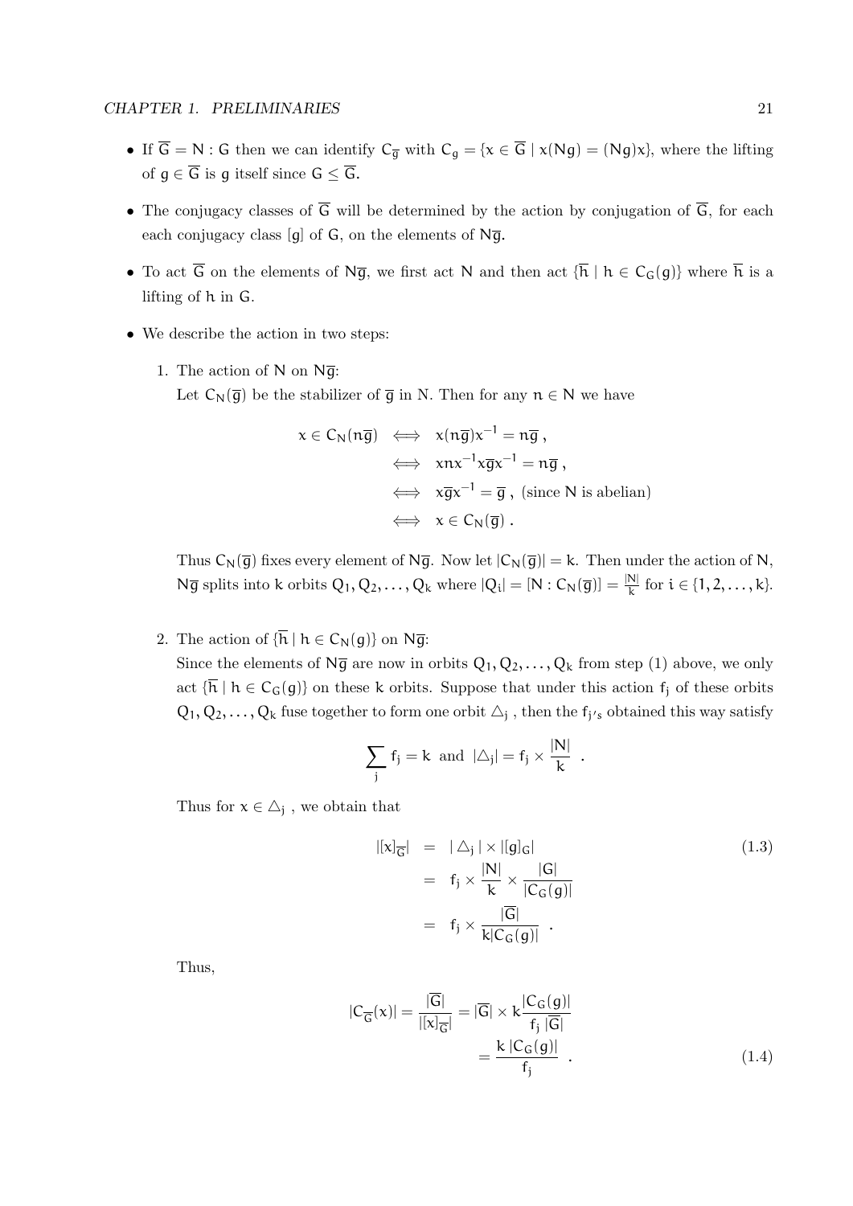- If $\overline{G} = N : G$ then we can identify $C_{\overline{g}}$ with $C_g = \{x \in \overline{G} \mid x(Ng) = (Ng)x\}$, where the lifting of $g \in \overline{G}$ is $g$ itself since $G \leq \overline{G}$.
- The conjugacy classes of $\overline{G}$ will be determined by the action by conjugation of $\overline{G}$, for each each conjugacy class $[g]$ of $G$, on the elements of $N\overline{g}$.
- To act $\overline{G}$ on the elements of $N\overline{g}$, we first act $N$ and then act $\{\overline{h} \mid h \in C_G(g)\}$ where $\overline{h}$ is a lifting of $h$ in $G$.
- We describe the action in two steps:

   1. The action of $N$ on $N\overline{g}$:
      Let $C_N(\overline{g})$ be the stabilizer of $\overline{g}$ in $N$. Then for any $n \in N$ we have

$$
\begin{aligned}
x \in C_N(n\overline{g}) &\iff x(n\overline{g})x^{-1} = n\overline{g} \;, \\
&\iff xnx^{-1}x\overline{g}x^{-1} = n\overline{g} \;, \\
&\iff x\overline{g}x^{-1} = \overline{g} \;, \text{ (since N is abelian)} \\
&\iff x \in C_N(\overline{g}) \;.
\end{aligned}
$$

      Thus $C_N(\overline{g})$ fixes every element of $N\overline{g}$. Now let $|C_N(\overline{g})| = k$. Then under the action of $N$, $N\overline{g}$ splits into $k$ orbits $Q_1, Q_2, \ldots, Q_k$ where $|Q_i| = [N : C_N(\overline{g})] = \frac{|N|}{k}$ for $i \in \{1, 2, \ldots, k\}$.

   2. The action of $\{\overline{h} \mid h \in C_N(g)\}$ on $N\overline{g}$:
      Since the elements of $N\overline{g}$ are now in orbits $Q_1, Q_2, \ldots, Q_k$ from step (1) above, we only act $\{\overline{h} \mid h \in C_G(g)\}$ on these $k$ orbits. Suppose that under this action $f_j$ of these orbits $Q_1, Q_2, \ldots, Q_k$ fuse together to form one orbit $\triangle_j$ , then the $f_{j's}$ obtained this way satisfy

$$
\sum_j f_j = k \;\text{ and }\; |\triangle_j| = f_j \times \frac{|N|}{k} \quad .
$$

      Thus for $x \in \triangle_j$ , we obtain that

$$
\begin{aligned}
|[x]_{\overline{G}}| &= |\triangle_j| \times |[g]_G| &(1.3)\\
&= f_j \times \frac{|N|}{k} \times \frac{|G|}{|C_G(g)|} \\
&= f_j \times \frac{|\overline{G}|}{k|C_G(g)|} \quad .
\end{aligned}
$$

      Thus,

$$
\begin{aligned}
|C_{\overline{G}}(x)| = \frac{|\overline{G}|}{|[x]_{\overline{G}}|} &= |\overline{G}| \times k\frac{|C_G(g)|}{f_j \, |\overline{G}|} \\
&= \frac{k \, |C_G(g)|}{f_j} \quad . &(1.4)
\end{aligned}
$$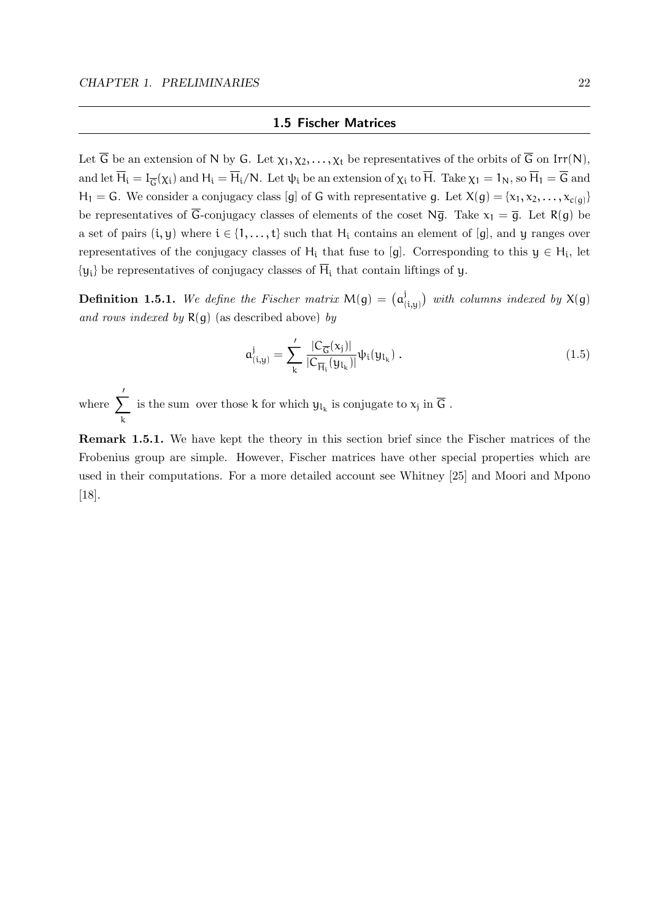## 1.5 Fischer Matrices

Let $\overline{G}$ be an extension of $N$ by $G$. Let $\chi_1, \chi_2, \ldots, \chi_t$ be representatives of the orbits of $\overline{G}$ on $\mathrm{Irr}(N)$, and let $\overline{H}_i = I_{\overline{G}}(\chi_i)$ and $H_i = \overline{H}_i/N$. Let $\psi_i$ be an extension of $\chi_i$ to $\overline{H}$. Take $\chi_1 = 1_N$, so $\overline{H}_1 = \overline{G}$ and $H_1 = G$. We consider a conjugacy class $[g]$ of $G$ with representative $g$. Let $X(g) = \{x_1, x_2, \ldots, x_{c(g)}\}$ be representatives of $\overline{G}$-conjugacy classes of elements of the coset $N\overline{g}$. Take $x_1 = \overline{g}$. Let $R(g)$ be a set of pairs $(i, y)$ where $i \in \{1, \ldots, t\}$ such that $H_i$ contains an element of $[g]$, and $y$ ranges over representatives of the conjugacy classes of $H_i$ that fuse to $[g]$. Corresponding to this $y \in H_i$, let $\{y_i\}$ be representatives of conjugacy classes of $\overline{H}_i$ that contain liftings of $y$.

**Definition 1.5.1.** *We define the Fischer matrix* $M(g) = \left(a^j_{(i,y)}\right)$ *with columns indexed by* $X(g)$ *and rows indexed by* $R(g)$ (as described above) *by*

$$a^j_{(i,y)} = \sum_k{}' \frac{|C_{\overline{G}}(x_j)|}{|C_{\overline{H}_i}(y_{l_k})|}\psi_i(y_{l_k}) \,. \tag{1.5}$$

where $\sum_k{}'$ is the sum over those $k$ for which $y_{l_k}$ is conjugate to $x_j$ in $\overline{G}$ .

**Remark 1.5.1.** We have kept the theory in this section brief since the Fischer matrices of the Frobenius group are simple. However, Fischer matrices have other special properties which are used in their computations. For a more detailed account see Whitney [25] and Moori and Mpono [18].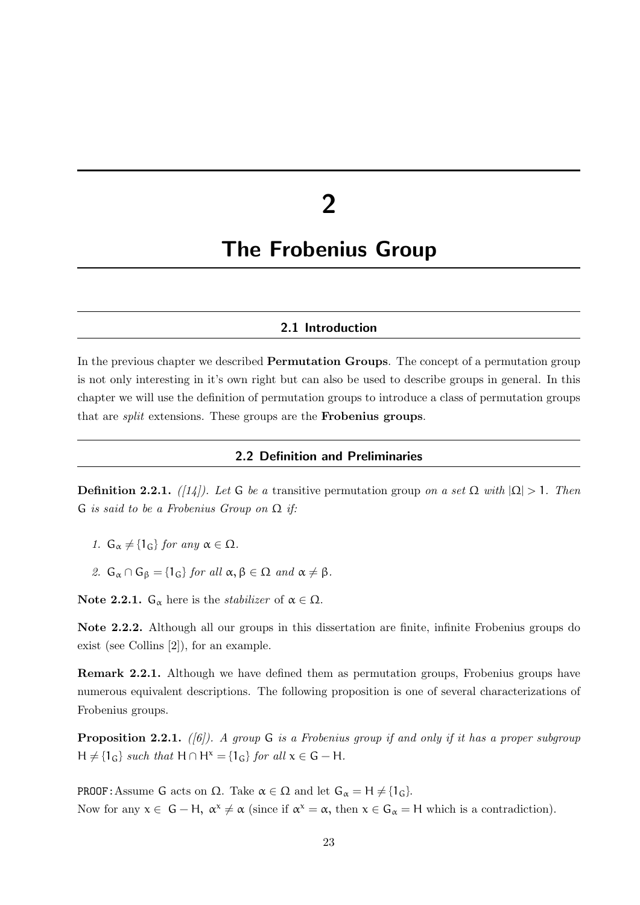# 2

# The Frobenius Group

## 2.1 Introduction

In the previous chapter we described **Permutation Groups**. The concept of a permutation group is not only interesting in it's own right but can also be used to describe groups in general. In this chapter we will use the definition of permutation groups to introduce a class of permutation groups that are *split* extensions. These groups are the **Frobenius groups**.

## 2.2 Definition and Preliminaries

**Definition 2.2.1.** *([14]). Let* $G$ *be a* transitive permutation group *on a set* $\Omega$ *with* $|\Omega| > 1$*. Then* $G$ *is said to be a Frobenius Group on* $\Omega$ *if:*

1. $G_\alpha \neq \{1_G\}$ *for any* $\alpha \in \Omega$.
2. $G_\alpha \cap G_\beta = \{1_G\}$ *for all* $\alpha, \beta \in \Omega$ *and* $\alpha \neq \beta$.

**Note 2.2.1.** $G_\alpha$ here is the *stabilizer* of $\alpha \in \Omega$.

**Note 2.2.2.** Although all our groups in this dissertation are finite, infinite Frobenius groups do exist (see Collins [2]), for an example.

**Remark 2.2.1.** Although we have defined them as permutation groups, Frobenius groups have numerous equivalent descriptions. The following proposition is one of several characterizations of Frobenius groups.

**Proposition 2.2.1.** *([6]). A group* $G$ *is a Frobenius group if and only if it has a proper subgroup* $H \neq \{1_G\}$ *such that* $H \cap H^x = \{1_G\}$ *for all* $x \in G - H$.

PROOF: Assume $G$ acts on $\Omega$. Take $\alpha \in \Omega$ and let $G_\alpha = H \neq \{1_G\}$.
Now for any $x \in G - H$, $\alpha^x \neq \alpha$ (since if $\alpha^x = \alpha$, then $x \in G_\alpha = H$ which is a contradiction).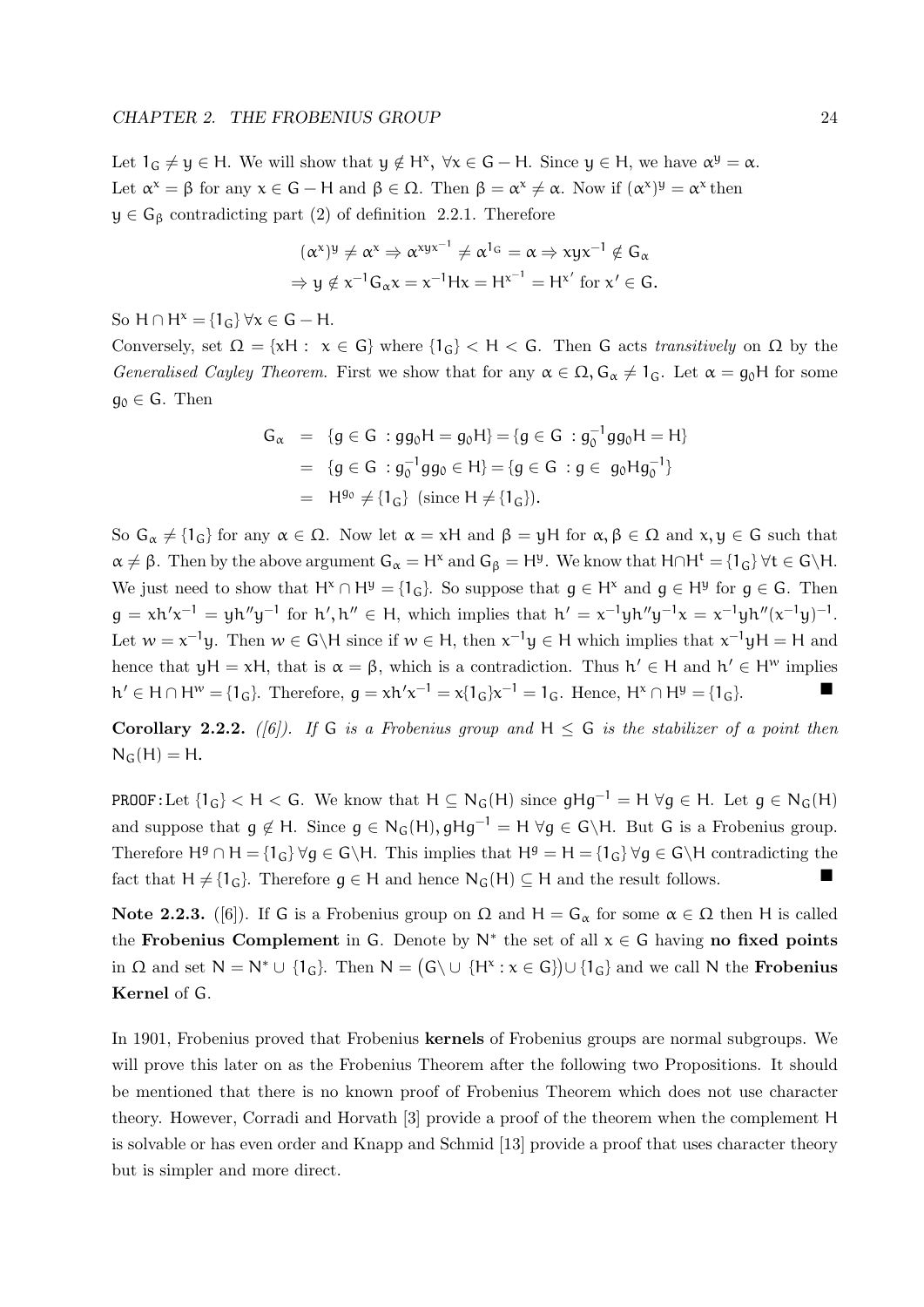Let $1_G \neq y \in H$. We will show that $y \notin H^x$, $\forall x \in G - H$. Since $y \in H$, we have $\alpha^y = \alpha$. Let $\alpha^x = \beta$ for any $x \in G - H$ and $\beta \in \Omega$. Then $\beta = \alpha^x \neq \alpha$. Now if $(\alpha^x)^y = \alpha^x$ then $y \in G_\beta$ contradicting part (2) of definition 2.2.1. Therefore

$$(\alpha^x)^y \neq \alpha^x \Rightarrow \alpha^{xyx^{-1}} \neq \alpha^{1_G} = \alpha \Rightarrow xyx^{-1} \notin G_\alpha$$
$$\Rightarrow y \notin x^{-1}G_\alpha x = x^{-1}Hx = H^{x^{-1}} = H^{x'} \text{ for } x' \in G.$$

So $H \cap H^x = \{1_G\}\, \forall x \in G - H$.

Conversely, set $\Omega = \{xH : x \in G\}$ where $\{1_G\} < H < G$. Then $G$ acts *transitively* on $\Omega$ by the *Generalised Cayley Theorem*. First we show that for any $\alpha \in \Omega, G_\alpha \neq 1_G$. Let $\alpha = g_0H$ for some $g_0 \in G$. Then

$$\begin{aligned} G_\alpha &= \{g \in G : gg_0H = g_0H\} = \{g \in G : g_0^{-1}gg_0H = H\} \\ &= \{g \in G : g_0^{-1}gg_0 \in H\} = \{g \in G : g \in g_0Hg_0^{-1}\} \\ &= H^{g_0} \neq \{1_G\} \text{ (since } H \neq \{1_G\}). \end{aligned}$$

So $G_\alpha \neq \{1_G\}$ for any $\alpha \in \Omega$. Now let $\alpha = xH$ and $\beta = yH$ for $\alpha, \beta \in \Omega$ and $x, y \in G$ such that $\alpha \neq \beta$. Then by the above argument $G_\alpha = H^x$ and $G_\beta = H^y$. We know that $H \cap H^t = \{1_G\}\, \forall t \in G \backslash H$. We just need to show that $H^x \cap H^y = \{1_G\}$. So suppose that $g \in H^x$ and $g \in H^y$ for $g \in G$. Then $g = xh'x^{-1} = yh''y^{-1}$ for $h', h'' \in H$, which implies that $h' = x^{-1}yh''y^{-1}x = x^{-1}yh''(x^{-1}y)^{-1}$. Let $w = x^{-1}y$. Then $w \in G \backslash H$ since if $w \in H$, then $x^{-1}y \in H$ which implies that $x^{-1}yH = H$ and hence that $yH = xH$, that is $\alpha = \beta$, which is a contradiction. Thus $h' \in H$ and $h' \in H^w$ implies $h' \in H \cap H^w = \{1_G\}$. Therefore, $g = xh'x^{-1} = x\{1_G\}x^{-1} = 1_G$. Hence, $H^x \cap H^y = \{1_G\}$. ∎

**Corollary 2.2.2.** *([6]). If $G$ is a Frobenius group and $H \leq G$ is the stabilizer of a point then $N_G(H) = H$.*

PROOF: Let $\{1_G\} < H < G$. We know that $H \subseteq N_G(H)$ since $gHg^{-1} = H\, \forall g \in H$. Let $g \in N_G(H)$ and suppose that $g \notin H$. Since $g \in N_G(H), gHg^{-1} = H\, \forall g \in G \backslash H$. But $G$ is a Frobenius group. Therefore $H^g \cap H = \{1_G\}\, \forall g \in G \backslash H$. This implies that $H^g = H = \{1_G\}\, \forall g \in G \backslash H$ contradicting the fact that $H \neq \{1_G\}$. Therefore $g \in H$ and hence $N_G(H) \subseteq H$ and the result follows. ∎

**Note 2.2.3.** ([6]). If $G$ is a Frobenius group on $\Omega$ and $H = G_\alpha$ for some $\alpha \in \Omega$ then $H$ is called the **Frobenius Complement** in $G$. Denote by $N^*$ the set of all $x \in G$ having **no fixed points** in $\Omega$ and set $N = N^* \cup \{1_G\}$. Then $N = \big(G \backslash \cup \{H^x : x \in G\}\big) \cup \{1_G\}$ and we call $N$ the **Frobenius Kernel** of $G$.

In 1901, Frobenius proved that Frobenius **kernels** of Frobenius groups are normal subgroups. We will prove this later on as the Frobenius Theorem after the following two Propositions. It should be mentioned that there is no known proof of Frobenius Theorem which does not use character theory. However, Corradi and Horvath [3] provide a proof of the theorem when the complement $H$ is solvable or has even order and Knapp and Schmid [13] provide a proof that uses character theory but is simpler and more direct.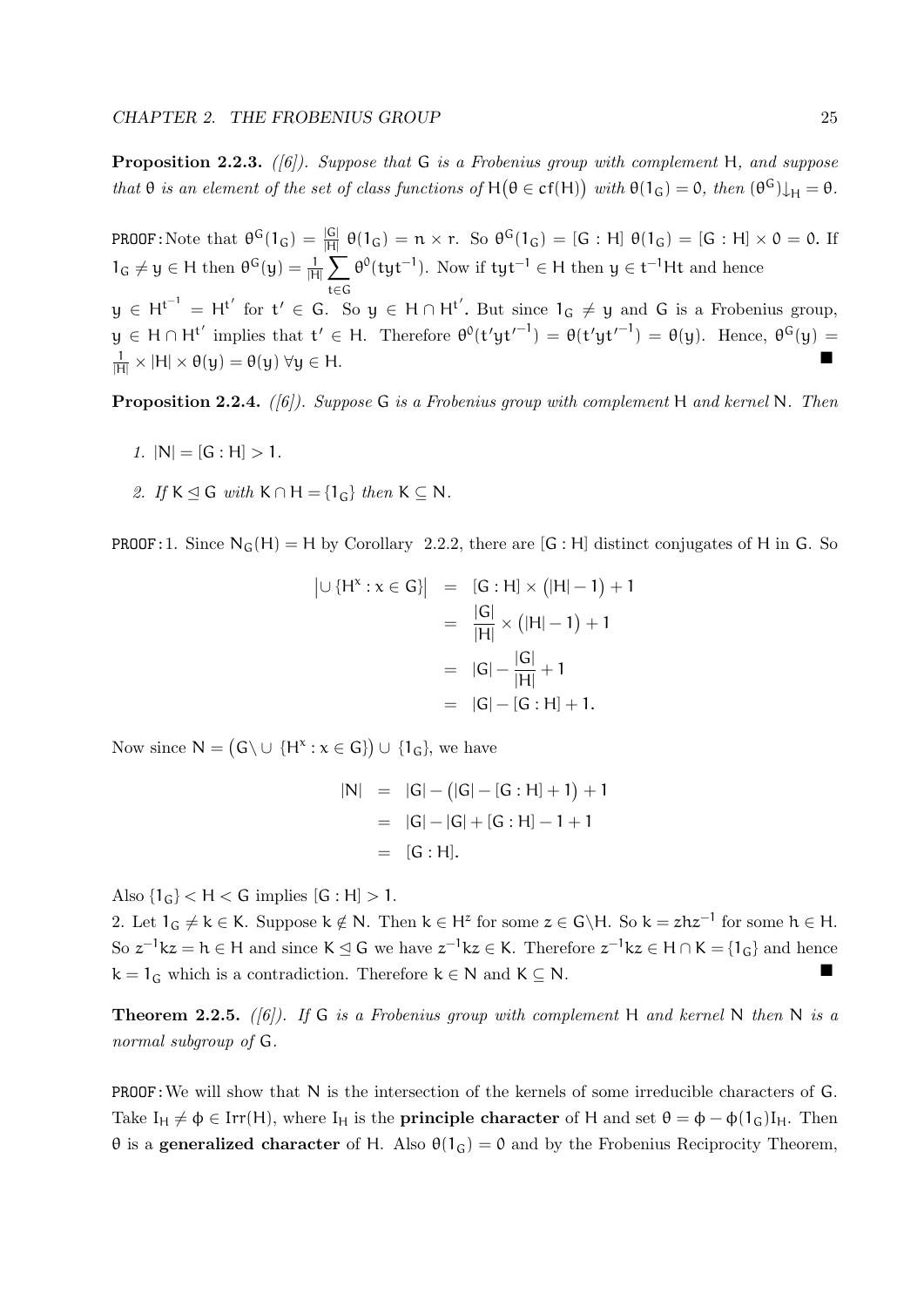**Proposition 2.2.3.** *([6]). Suppose that* $G$ *is a Frobenius group with complement* $H$*, and suppose that* $\theta$ *is an element of the set of class functions of* $H\big(\theta \in cf(H)\big)$ *with* $\theta(1_G) = 0$*, then* $(\theta^G)\downarrow_H = \theta$.

PROOF: Note that $\theta^G(1_G) = \frac{|G|}{|H|}\ \theta(1_G) = n \times r$. So $\theta^G(1_G) = [G : H]\ \theta(1_G) = [G : H] \times 0 = 0$. If $1_G \neq y \in H$ then $\theta^G(y) = \frac{1}{|H|}\sum_{t \in G} \theta^0(tyt^{-1})$. Now if $tyt^{-1} \in H$ then $y \in t^{-1}Ht$ and hence $y \in H^{t^{-1}} = H^{t'}$ for $t' \in G$. So $y \in H \cap H^{t'}$. But since $1_G \neq y$ and $G$ is a Frobenius group, $y \in H \cap H^{t'}$ implies that $t' \in H$. Therefore $\theta^0(t'yt'^{-1}) = \theta(t'yt'^{-1}) = \theta(y)$. Hence, $\theta^G(y) = \frac{1}{|H|} \times |H| \times \theta(y) = \theta(y)\ \forall y \in H$. ■

**Proposition 2.2.4.** *([6]). Suppose* $G$ *is a Frobenius group with complement* $H$ *and kernel* $N$*. Then*

1. $|N| = [G : H] > 1$.
2. *If* $K \trianglelefteq G$ *with* $K \cap H = \{1_G\}$ *then* $K \subseteq N$.

PROOF: 1. Since $N_G(H) = H$ by Corollary 2.2.2, there are $[G : H]$ distinct conjugates of $H$ in $G$. So

$$\begin{aligned}
\left|\cup \{H^x : x \in G\}\right| &= [G : H] \times \big(|H| - 1\big) + 1 \\
&= \frac{|G|}{|H|} \times \big(|H| - 1\big) + 1 \\
&= |G| - \frac{|G|}{|H|} + 1 \\
&= |G| - [G : H] + 1.
\end{aligned}$$

Now since $N = \big(G \backslash \cup \{H^x : x \in G\}\big) \cup \{1_G\}$, we have

$$\begin{aligned}
|N| &= |G| - \big(|G| - [G : H] + 1\big) + 1 \\
&= |G| - |G| + [G : H] - 1 + 1 \\
&= [G : H].
\end{aligned}$$

Also $\{1_G\} < H < G$ implies $[G : H] > 1$.

2. Let $1_G \neq k \in K$. Suppose $k \notin N$. Then $k \in H^z$ for some $z \in G \backslash H$. So $k = zhz^{-1}$ for some $h \in H$. So $z^{-1}kz = h \in H$ and since $K \trianglelefteq G$ we have $z^{-1}kz \in K$. Therefore $z^{-1}kz \in H \cap K = \{1_G\}$ and hence $k = 1_G$ which is a contradiction. Therefore $k \in N$ and $K \subseteq N$. ■

**Theorem 2.2.5.** *([6]). If* $G$ *is a Frobenius group with complement* $H$ *and kernel* $N$ *then* $N$ *is a normal subgroup of* $G$.

PROOF: We will show that $N$ is the intersection of the kernels of some irreducible characters of $G$. Take $I_H \neq \phi \in \mathrm{Irr}(H)$, where $I_H$ is the **principle character** of $H$ and set $\theta = \phi - \phi(1_G)I_H$. Then $\theta$ is a **generalized character** of $H$. Also $\theta(1_G) = 0$ and by the Frobenius Reciprocity Theorem,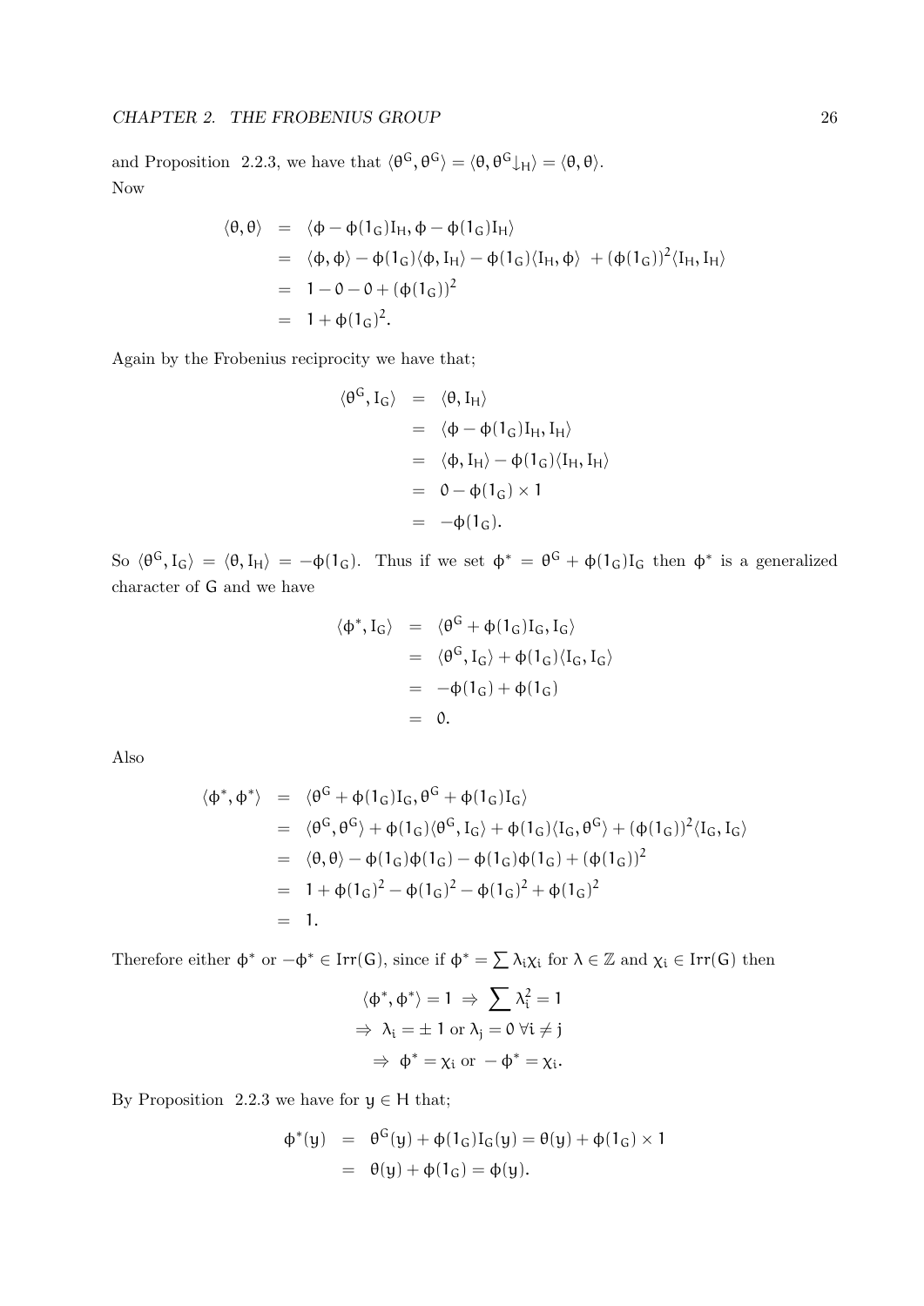and Proposition 2.2.3, we have that $\langle \theta^G, \theta^G \rangle = \langle \theta, \theta^G{\downarrow_H} \rangle = \langle \theta, \theta \rangle$.
Now

$$
\begin{aligned}
\langle \theta, \theta \rangle &= \langle \phi - \phi(1_G)I_H, \phi - \phi(1_G)I_H \rangle \\
&= \langle \phi, \phi \rangle - \phi(1_G)\langle \phi, I_H \rangle - \phi(1_G)\langle I_H, \phi \rangle \ + (\phi(1_G))^2 \langle I_H, I_H \rangle \\
&= 1 - 0 - 0 + (\phi(1_G))^2 \\
&= 1 + \phi(1_G)^2.
\end{aligned}
$$

Again by the Frobenius reciprocity we have that;

$$
\begin{aligned}
\langle \theta^G, I_G \rangle &= \langle \theta, I_H \rangle \\
&= \langle \phi - \phi(1_G)I_H, I_H \rangle \\
&= \langle \phi, I_H \rangle - \phi(1_G)\langle I_H, I_H \rangle \\
&= 0 - \phi(1_G) \times 1 \\
&= -\phi(1_G).
\end{aligned}
$$

So $\langle \theta^G, I_G \rangle = \langle \theta, I_H \rangle = -\phi(1_G)$. Thus if we set $\phi^* = \theta^G + \phi(1_G)I_G$ then $\phi^*$ is a generalized character of $G$ and we have

$$
\begin{aligned}
\langle \phi^*, I_G \rangle &= \langle \theta^G + \phi(1_G)I_G, I_G \rangle \\
&= \langle \theta^G, I_G \rangle + \phi(1_G)\langle I_G, I_G \rangle \\
&= -\phi(1_G) + \phi(1_G) \\
&= 0.
\end{aligned}
$$

Also

$$
\begin{aligned}
\langle \phi^*, \phi^* \rangle &= \langle \theta^G + \phi(1_G)I_G, \theta^G + \phi(1_G)I_G \rangle \\
&= \langle \theta^G, \theta^G \rangle + \phi(1_G)\langle \theta^G, I_G \rangle + \phi(1_G)\langle I_G, \theta^G \rangle + (\phi(1_G))^2 \langle I_G, I_G \rangle \\
&= \langle \theta, \theta \rangle - \phi(1_G)\phi(1_G) - \phi(1_G)\phi(1_G) + (\phi(1_G))^2 \\
&= 1 + \phi(1_G)^2 - \phi(1_G)^2 - \phi(1_G)^2 + \phi(1_G)^2 \\
&= 1.
\end{aligned}
$$

Therefore either $\phi^*$ or $-\phi^* \in \mathrm{Irr}(G)$, since if $\phi^* = \sum \lambda_i \chi_i$ for $\lambda \in \mathbb{Z}$ and $\chi_i \in \mathrm{Irr}(G)$ then

$$
\begin{aligned}
\langle \phi^*, \phi^* \rangle = 1 \ &\Rightarrow \ \sum \lambda_i^2 = 1 \\
&\Rightarrow \ \lambda_i = \pm 1 \text{ or } \lambda_j = 0 \ \forall i \neq j \\
&\Rightarrow \ \phi^* = \chi_i \text{ or } -\phi^* = \chi_i.
\end{aligned}
$$

By Proposition 2.2.3 we have for $y \in H$ that;

$$
\begin{aligned}
\phi^*(y) &= \theta^G(y) + \phi(1_G)I_G(y) = \theta(y) + \phi(1_G) \times 1 \\
&= \theta(y) + \phi(1_G) = \phi(y).
\end{aligned}
$$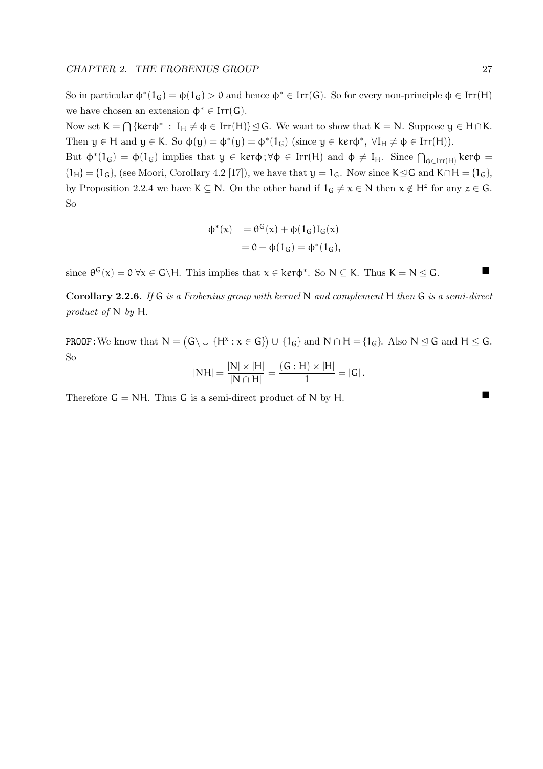So in particular $\phi^*(1_G) = \phi(1_G) > 0$ and hence $\phi^* \in \mathrm{Irr}(G)$. So for every non-principle $\phi \in \mathrm{Irr}(H)$ we have chosen an extension $\phi^* \in \mathrm{Irr}(G)$.

Now set $K = \bigcap \{\ker\phi^* \ : \ I_H \neq \phi \in \mathrm{Irr}(H)\} \trianglelefteq G$. We want to show that $K = N$. Suppose $y \in H \cap K$. Then $y \in H$ and $y \in K$. So $\phi(y) = \phi^*(y) = \phi^*(1_G)$ (since $y \in \ker\phi^*$, $\forall I_H \neq \phi \in \mathrm{Irr}(H)$).

But $\phi^*(1_G) = \phi(1_G)$ implies that $y \in \ker\phi; \forall \phi \in \mathrm{Irr}(H)$ and $\phi \neq I_H$. Since $\bigcap_{\phi \in \mathrm{Irr}(H)} \ker\phi = \{1_H\} = \{1_G\}$, (see Moori, Corollary 4.2 [17]), we have that $y = 1_G$. Now since $K \trianglelefteq G$ and $K \cap H = \{1_G\}$, by Proposition 2.2.4 we have $K \subseteq N$. On the other hand if $1_G \neq x \in N$ then $x \notin H^z$ for any $z \in G$. So

$$\begin{aligned}
\phi^*(x) &= \theta^G(x) + \phi(1_G) I_G(x) \\
&= 0 + \phi(1_G) = \phi^*(1_G),
\end{aligned}$$

since $\theta^G(x) = 0 \ \forall x \in G \backslash H$. This implies that $x \in \ker\phi^*$. So $N \subseteq K$. Thus $K = N \trianglelefteq G$. ■

**Corollary 2.2.6.** *If* $G$ *is a Frobenius group with kernel* $N$ *and complement* $H$ *then* $G$ *is a semi-direct product of* $N$ *by* $H$.

PROOF: We know that $N = \left(G \backslash \cup \{H^x : x \in G\}\right) \cup \{1_G\}$ and $N \cap H = \{1_G\}$. Also $N \trianglelefteq G$ and $H \leq G$. So

$$|NH| = \frac{|N| \times |H|}{|N \cap H|} = \frac{(G : H) \times |H|}{1} = |G|.$$

Therefore $G = NH$. Thus $G$ is a semi-direct product of $N$ by $H$. ■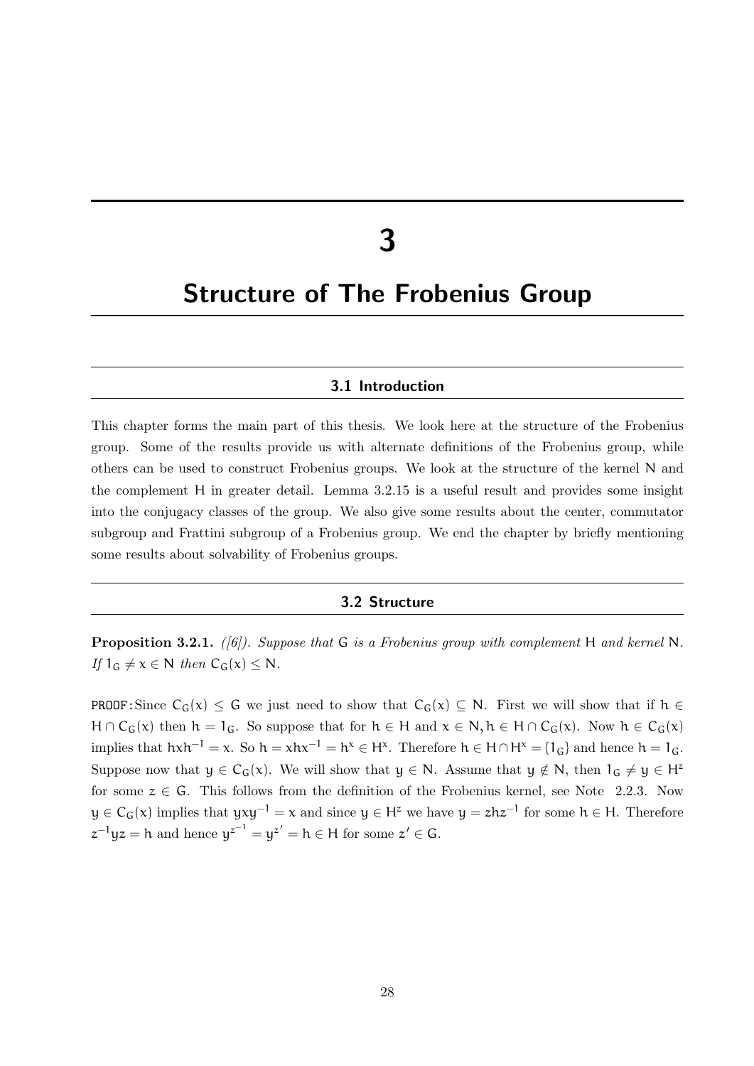# 3

# Structure of The Frobenius Group

## 3.1 Introduction

This chapter forms the main part of this thesis. We look here at the structure of the Frobenius group. Some of the results provide us with alternate definitions of the Frobenius group, while others can be used to construct Frobenius groups. We look at the structure of the kernel $N$ and the complement $H$ in greater detail. Lemma 3.2.15 is a useful result and provides some insight into the conjugacy classes of the group. We also give some results about the center, commutator subgroup and Frattini subgroup of a Frobenius group. We end the chapter by briefly mentioning some results about solvability of Frobenius groups.

## 3.2 Structure

**Proposition 3.2.1.** *([6]). Suppose that $G$ is a Frobenius group with complement $H$ and kernel $N$. If $1_G \neq x \in N$ then $C_G(x) \leq N$.*

PROOF: Since $C_G(x) \leq G$ we just need to show that $C_G(x) \subseteq N$. First we will show that if $h \in H \cap C_G(x)$ then $h = 1_G$. So suppose that for $h \in H$ and $x \in N, h \in H \cap C_G(x)$. Now $h \in C_G(x)$ implies that $hxh^{-1} = x$. So $h = xhx^{-1} = h^x \in H^x$. Therefore $h \in H \cap H^x = \{1_G\}$ and hence $h = 1_G$. Suppose now that $y \in C_G(x)$. We will show that $y \in N$. Assume that $y \notin N$, then $1_G \neq y \in H^z$ for some $z \in G$. This follows from the definition of the Frobenius kernel, see Note 2.2.3. Now $y \in C_G(x)$ implies that $yxy^{-1} = x$ and since $y \in H^z$ we have $y = zhz^{-1}$ for some $h \in H$. Therefore $z^{-1}yz = h$ and hence $y^{z^{-1}} = y^{z'} = h \in H$ for some $z' \in G$.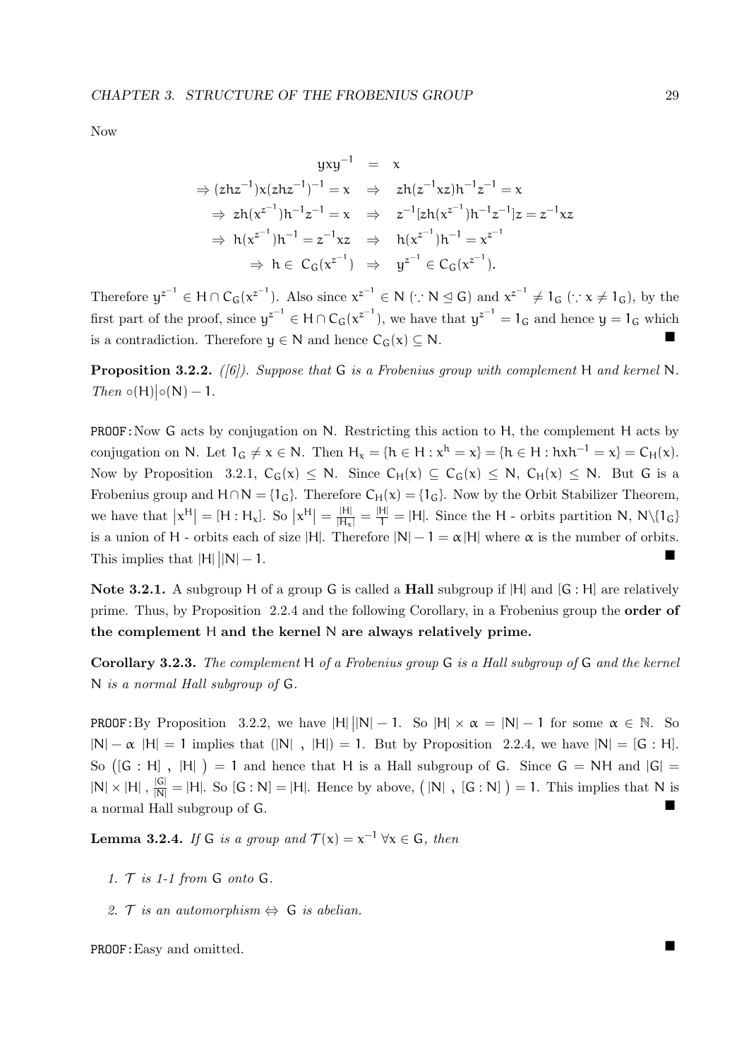Now

$$
\begin{aligned}
yxy^{-1} &= x \\
\Rightarrow (zhz^{-1})x(zhz^{-1})^{-1} = x \quad &\Rightarrow \quad zh(z^{-1}xz)h^{-1}z^{-1} = x \\
\Rightarrow zh(x^{z^{-1}})h^{-1}z^{-1} = x \quad &\Rightarrow \quad z^{-1}[zh(x^{z^{-1}})h^{-1}z^{-1}]z = z^{-1}xz \\
\Rightarrow h(x^{z^{-1}})h^{-1} = z^{-1}xz \quad &\Rightarrow \quad h(x^{z^{-1}})h^{-1} = x^{z^{-1}} \\
\Rightarrow h \in C_G(x^{z^{-1}}) \quad &\Rightarrow \quad y^{z^{-1}} \in C_G(x^{z^{-1}}).
\end{aligned}
$$

Therefore $y^{z^{-1}} \in H \cap C_G(x^{z^{-1}})$. Also since $x^{z^{-1}} \in N$ ($\because N \trianglelefteq G$) and $x^{z^{-1}} \neq 1_G$ ($\because x \neq 1_G$), by the first part of the proof, since $y^{z^{-1}} \in H \cap C_G(x^{z^{-1}})$, we have that $y^{z^{-1}} = 1_G$ and hence $y = 1_G$ which is a contradiction. Therefore $y \in N$ and hence $C_G(x) \subseteq N$. ■

**Proposition 3.2.2.** *([6]). Suppose that* $G$ *is a Frobenius group with complement* $H$ *and kernel* $N$*. Then* $\circ(H) \big| \circ(N) - 1$*.*

PROOF: Now $G$ acts by conjugation on $N$. Restricting this action to $H$, the complement $H$ acts by conjugation on $N$. Let $1_G \neq x \in N$. Then $H_x = \{h \in H : x^h = x\} = \{h \in H : hxh^{-1} = x\} = C_H(x)$. Now by Proposition 3.2.1, $C_G(x) \leq N$. Since $C_H(x) \subseteq C_G(x) \leq N$, $C_H(x) \leq N$. But $G$ is a Frobenius group and $H \cap N = \{1_G\}$. Therefore $C_H(x) = \{1_G\}$. Now by the Orbit Stabilizer Theorem, we have that $|x^H| = [H : H_x]$. So $|x^H| = \frac{|H|}{|H_x|} = \frac{|H|}{1} = |H|$. Since the $H$ - orbits partition $N$, $N \backslash \{1_G\}$ is a union of $H$ - orbits each of size $|H|$. Therefore $|N| - 1 = \alpha |H|$ where $\alpha$ is the number of orbits. This implies that $|H| \big| |N| - 1$. ■

**Note 3.2.1.** A subgroup $H$ of a group $G$ is called a **Hall** subgroup if $|H|$ and $[G : H]$ are relatively prime. Thus, by Proposition 2.2.4 and the following Corollary, in a Frobenius group the **order of the complement** $H$ **and the kernel** $N$ **are always relatively prime.**

**Corollary 3.2.3.** *The complement* $H$ *of a Frobenius group* $G$ *is a Hall subgroup of* $G$ *and the kernel* $N$ *is a normal Hall subgroup of* $G$*.*

PROOF: By Proposition 3.2.2, we have $|H| \big| |N| - 1$. So $|H| \times \alpha = |N| - 1$ for some $\alpha \in \mathbb{N}$. So $|N| - \alpha \ |H| = 1$ implies that $(|N| \ , \ |H|) = 1$. But by Proposition 2.2.4, we have $|N| = [G : H]$. So $\big([G : H] \ , \ |H| \ \big) = 1$ and hence that $H$ is a Hall subgroup of $G$. Since $G = NH$ and $|G| = |N| \times |H|$ , $\frac{|G|}{|N|} = |H|$. So $[G : N] = |H|$. Hence by above, $\big( |N| \ , \ [G : N] \ \big) = 1$. This implies that $N$ is a normal Hall subgroup of $G$. ■

**Lemma 3.2.4.** *If* $G$ *is a group and* $\mathcal{T}(x) = x^{-1} \ \forall x \in G$*, then*

1. *$\mathcal{T}$ is 1-1 from $G$ onto $G$.*
2. *$\mathcal{T}$ is an automorphism $\Leftrightarrow$ $G$ is abelian.*

PROOF: Easy and omitted. ■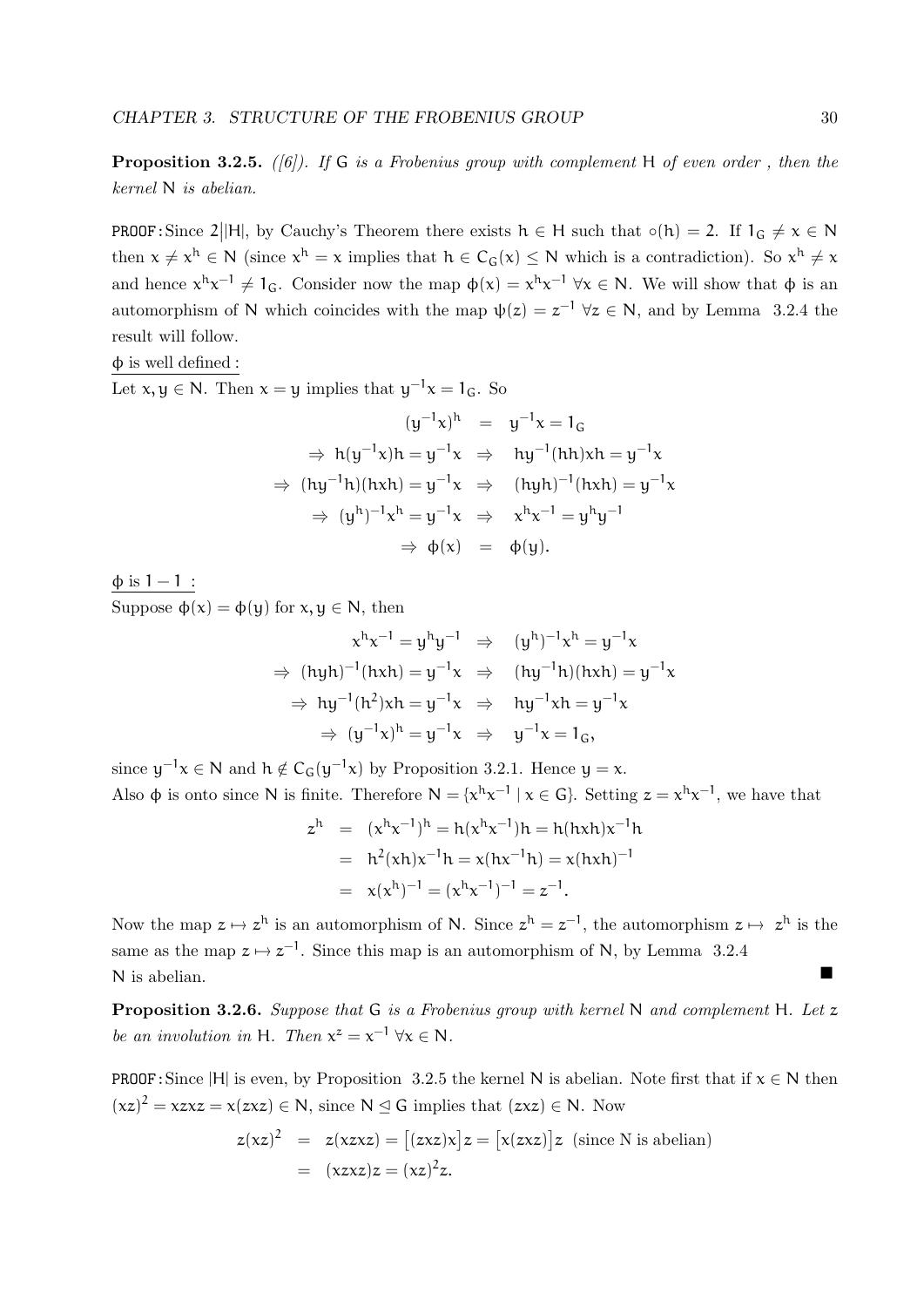**Proposition 3.2.5.** *([6]). If* $\mathsf{G}$ *is a Frobenius group with complement* $\mathsf{H}$ *of even order , then the kernel* $\mathsf{N}$ *is abelian.*

PROOF: Since $2||\mathsf{H}|$, by Cauchy's Theorem there exists $h \in \mathsf{H}$ such that $\circ(h) = 2$. If $1_\mathsf{G} \neq x \in \mathsf{N}$ then $x \neq x^h \in \mathsf{N}$ (since $x^h = x$ implies that $h \in C_\mathsf{G}(x) \leq \mathsf{N}$ which is a contradiction). So $x^h \neq x$ and hence $x^h x^{-1} \neq 1_\mathsf{G}$. Consider now the map $\phi(x) = x^h x^{-1}$ $\forall x \in \mathsf{N}$. We will show that $\phi$ is an automorphism of $\mathsf{N}$ which coincides with the map $\psi(z) = z^{-1}$ $\forall z \in \mathsf{N}$, and by Lemma 3.2.4 the result will follow.

<u>$\phi$ is well defined :</u>

Let $x, y \in \mathsf{N}$. Then $x = y$ implies that $y^{-1}x = 1_\mathsf{G}$. So

$$
\begin{aligned}
(y^{-1}x)^h &= y^{-1}x = 1_\mathsf{G} \\
\Rightarrow\ h(y^{-1}x)h = y^{-1}x \quad &\Rightarrow \quad hy^{-1}(hh)xh = y^{-1}x \\
\Rightarrow\ (hy^{-1}h)(hxh) = y^{-1}x \quad &\Rightarrow \quad (hyh)^{-1}(hxh) = y^{-1}x \\
\Rightarrow\ (y^h)^{-1}x^h = y^{-1}x \quad &\Rightarrow \quad x^h x^{-1} = y^h y^{-1} \\
\Rightarrow\ \phi(x) &= \phi(y).
\end{aligned}
$$

<u>$\phi$ is $1-1$ :</u>

Suppose $\phi(x) = \phi(y)$ for $x, y \in \mathsf{N}$, then

$$
\begin{aligned}
x^h x^{-1} = y^h y^{-1} \quad &\Rightarrow \quad (y^h)^{-1}x^h = y^{-1}x \\
\Rightarrow\ (hyh)^{-1}(hxh) = y^{-1}x \quad &\Rightarrow \quad (hy^{-1}h)(hxh) = y^{-1}x \\
\Rightarrow\ hy^{-1}(h^2)xh = y^{-1}x \quad &\Rightarrow \quad hy^{-1}xh = y^{-1}x \\
\Rightarrow\ (y^{-1}x)^h = y^{-1}x \quad &\Rightarrow \quad y^{-1}x = 1_\mathsf{G},
\end{aligned}
$$

since $y^{-1}x \in \mathsf{N}$ and $h \notin C_\mathsf{G}(y^{-1}x)$ by Proposition 3.2.1. Hence $y = x$.

Also $\phi$ is onto since $\mathsf{N}$ is finite. Therefore $\mathsf{N} = \{x^h x^{-1} \mid x \in \mathsf{G}\}$. Setting $z = x^h x^{-1}$, we have that

$$
\begin{aligned}
z^h &= (x^h x^{-1})^h = h(x^h x^{-1})h = h(hxh)x^{-1}h \\
&= h^2(xh)x^{-1}h = x(hx^{-1}h) = x(hxh)^{-1} \\
&= x(x^h)^{-1} = (x^h x^{-1})^{-1} = z^{-1}.
\end{aligned}
$$

Now the map $z \mapsto z^h$ is an automorphism of $\mathsf{N}$. Since $z^h = z^{-1}$, the automorphism $z \mapsto z^h$ is the same as the map $z \mapsto z^{-1}$. Since this map is an automorphism of $\mathsf{N}$, by Lemma 3.2.4 $\mathsf{N}$ is abelian. ∎

**Proposition 3.2.6.** *Suppose that* $\mathsf{G}$ *is a Frobenius group with kernel* $\mathsf{N}$ *and complement* $\mathsf{H}$*. Let* $z$ *be an involution in* $\mathsf{H}$*. Then* $x^z = x^{-1}$ $\forall x \in \mathsf{N}$*.*

PROOF: Since $|\mathsf{H}|$ is even, by Proposition 3.2.5 the kernel $\mathsf{N}$ is abelian. Note first that if $x \in \mathsf{N}$ then $(xz)^2 = xzxz = x(zxz) \in \mathsf{N}$, since $\mathsf{N} \trianglelefteq \mathsf{G}$ implies that $(zxz) \in \mathsf{N}$. Now

$$
\begin{aligned}
z(xz)^2 &= z(xzxz) = \big[(zxz)x\big]z = \big[x(zxz)\big]z \ \text{ (since N is abelian)} \\
&= (xzxz)z = (xz)^2 z.
\end{aligned}
$$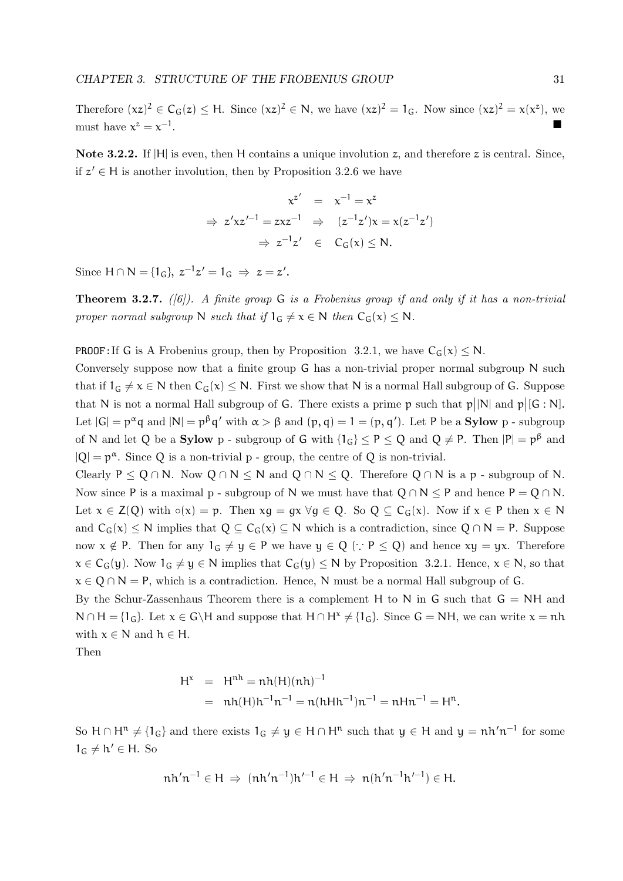Therefore $(xz)^2 \in C_G(z) \leq H$. Since $(xz)^2 \in N$, we have $(xz)^2 = 1_G$. Now since $(xz)^2 = x(x^z)$, we must have $x^z = x^{-1}$. ■

**Note 3.2.2.** If $|H|$ is even, then $H$ contains a unique involution $z$, and therefore $z$ is central. Since, if $z' \in H$ is another involution, then by Proposition 3.2.6 we have

$$\begin{aligned}
x^{z'} &= x^{-1} = x^z \\
\Rightarrow z'xz'^{-1} = zxz^{-1} &\Rightarrow (z^{-1}z')x = x(z^{-1}z') \\
\Rightarrow z^{-1}z' &\in C_G(x) \leq N.
\end{aligned}$$

Since $H \cap N = \{1_G\}$, $z^{-1}z' = 1_G \Rightarrow z = z'$.

**Theorem 3.2.7.** *([6]). A finite group $G$ is a Frobenius group if and only if it has a non-trivial proper normal subgroup $N$ such that if $1_G \neq x \in N$ then $C_G(x) \leq N$.*

PROOF: If $G$ is A Frobenius group, then by Proposition 3.2.1, we have $C_G(x) \leq N$.

Conversely suppose now that a finite group $G$ has a non-trivial proper normal subgroup $N$ such that if $1_G \neq x \in N$ then $C_G(x) \leq N$. First we show that $N$ is a normal Hall subgroup of $G$. Suppose that $N$ is not a normal Hall subgroup of $G$. There exists a prime $p$ such that $p \big| |N|$ and $p \big| [G : N]$. Let $|G| = p^{\alpha}q$ and $|N| = p^{\beta}q'$ with $\alpha > \beta$ and $(p, q) = 1 = (p, q')$. Let $P$ be a **Sylow** p - subgroup of $N$ and let $Q$ be a **Sylow** p - subgroup of $G$ with $\{1_G\} \leq P \leq Q$ and $Q \neq P$. Then $|P| = p^{\beta}$ and $|Q| = p^{\alpha}$. Since $Q$ is a non-trivial p - group, the centre of $Q$ is non-trivial.

Clearly $P \leq Q \cap N$. Now $Q \cap N \leq N$ and $Q \cap N \leq Q$. Therefore $Q \cap N$ is a p - subgroup of $N$. Now since $P$ is a maximal p - subgroup of $N$ we must have that $Q \cap N \leq P$ and hence $P = Q \cap N$. Let $x \in Z(Q)$ with $\circ(x) = p$. Then $xg = gx \; \forall g \in Q$. So $Q \subseteq C_G(x)$. Now if $x \in P$ then $x \in N$ and $C_G(x) \leq N$ implies that $Q \subseteq C_G(x) \subseteq N$ which is a contradiction, since $Q \cap N = P$. Suppose now $x \notin P$. Then for any $1_G \neq y \in P$ we have $y \in Q$ ($\because P \leq Q$) and hence $xy = yx$. Therefore $x \in C_G(y)$. Now $1_G \neq y \in N$ implies that $C_G(y) \leq N$ by Proposition 3.2.1. Hence, $x \in N$, so that $x \in Q \cap N = P$, which is a contradiction. Hence, $N$ must be a normal Hall subgroup of $G$.

By the Schur-Zassenhaus Theorem there is a complement $H$ to $N$ in $G$ such that $G = NH$ and $N \cap H = \{1_G\}$. Let $x \in G \backslash H$ and suppose that $H \cap H^x \neq \{1_G\}$. Since $G = NH$, we can write $x = nh$ with $x \in N$ and $h \in H$.

Then

$$\begin{aligned}
H^x &= H^{nh} = nh(H)(nh)^{-1} \\
&= nh(H)h^{-1}n^{-1} = n(hHh^{-1})n^{-1} = nHn^{-1} = H^n.
\end{aligned}$$

So $H \cap H^n \neq \{1_G\}$ and there exists $1_G \neq y \in H \cap H^n$ such that $y \in H$ and $y = nh'n^{-1}$ for some $1_G \neq h' \in H$. So

$$nh'n^{-1} \in H \;\Rightarrow\; (nh'n^{-1})h'^{-1} \in H \;\Rightarrow\; n(h'n^{-1}h'^{-1}) \in H.$$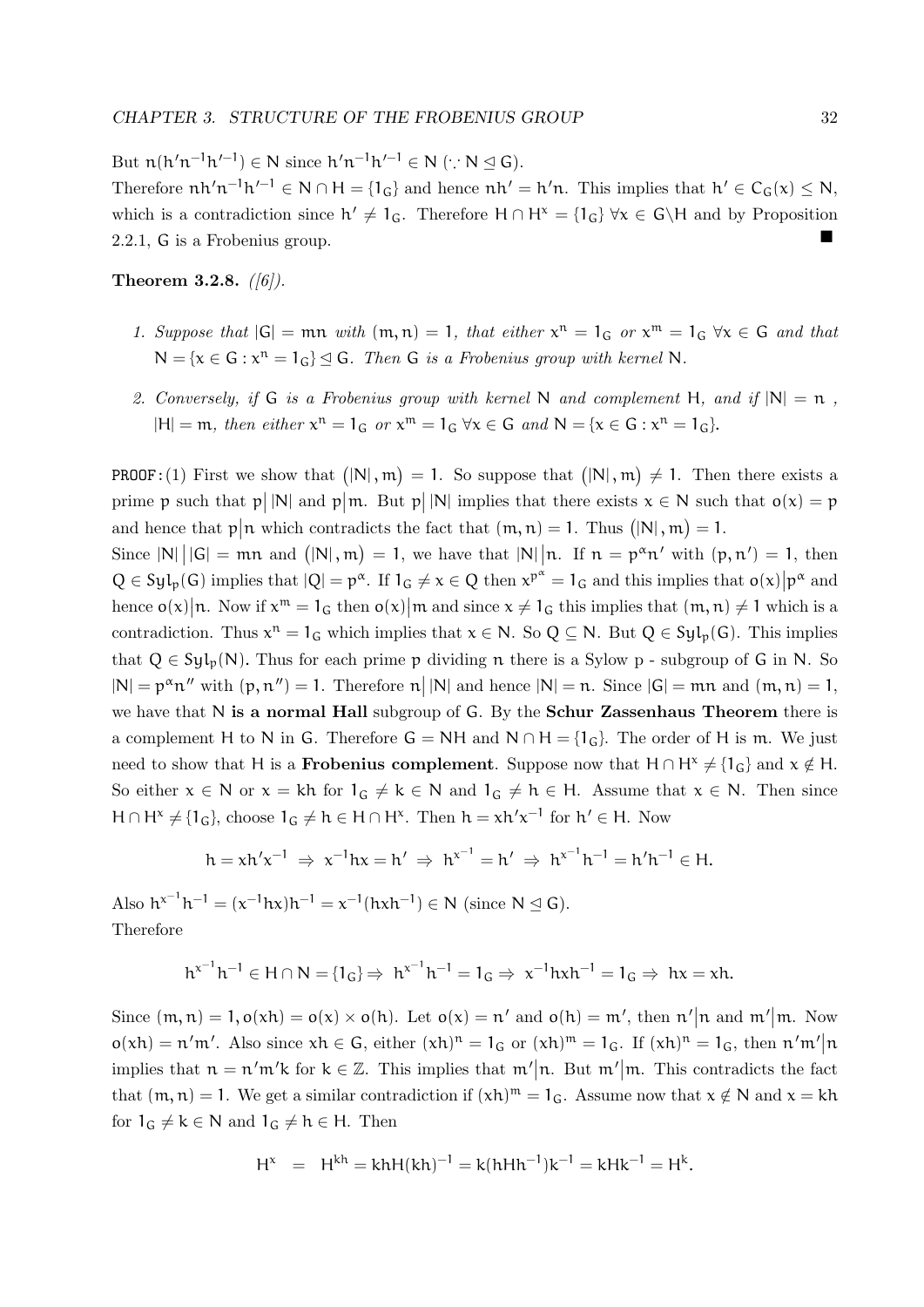But $n(h'n^{-1}h'^{-1}) \in N$ since $h'n^{-1}h'^{-1} \in N$ ($\because N \trianglelefteq G$).
Therefore $nh'n^{-1}h'^{-1} \in N \cap H = \{1_G\}$ and hence $nh' = h'n$. This implies that $h' \in C_G(x) \leq N$, which is a contradiction since $h' \neq 1_G$. Therefore $H \cap H^x = \{1_G\}$ $\forall x \in G \backslash H$ and by Proposition 2.2.1, $G$ is a Frobenius group. ∎

**Theorem 3.2.8.** *([6]).*

1. *Suppose that $|G| = mn$ with $(m, n) = 1$, that either $x^n = 1_G$ or $x^m = 1_G$ $\forall x \in G$ and that $N = \{x \in G : x^n = 1_G\} \trianglelefteq G$. Then $G$ is a Frobenius group with kernel $N$.*

2. *Conversely, if $G$ is a Frobenius group with kernel $N$ and complement $H$, and if $|N| = n$ , $|H| = m$, then either $x^n = 1_G$ or $x^m = 1_G$ $\forall x \in G$ and $N = \{x \in G : x^n = 1_G\}$.*

PROOF:(1) First we show that $(|N|, m) = 1$. So suppose that $(|N|, m) \neq 1$. Then there exists a prime $p$ such that $p \big| |N|$ and $p \big| m$. But $p \big| |N|$ implies that there exists $x \in N$ such that $o(x) = p$ and hence that $p \big| n$ which contradicts the fact that $(m, n) = 1$. Thus $(|N|, m) = 1$.
Since $|N| \big| |G| = mn$ and $(|N|, m) = 1$, we have that $|N| \big| n$. If $n = p^{\alpha}n'$ with $(p, n') = 1$, then $Q \in Syl_p(G)$ implies that $|Q| = p^{\alpha}$. If $1_G \neq x \in Q$ then $x^{p^{\alpha}} = 1_G$ and this implies that $o(x) \big| p^{\alpha}$ and hence $o(x) \big| n$. Now if $x^m = 1_G$ then $o(x) \big| m$ and since $x \neq 1_G$ this implies that $(m, n) \neq 1$ which is a contradiction. Thus $x^n = 1_G$ which implies that $x \in N$. So $Q \subseteq N$. But $Q \in Syl_p(G)$. This implies that $Q \in Syl_p(N)$. Thus for each prime $p$ dividing $n$ there is a Sylow $p$ - subgroup of $G$ in $N$. So $|N| = p^{\alpha}n''$ with $(p, n'') = 1$. Therefore $n \big| |N|$ and hence $|N| = n$. Since $|G| = mn$ and $(m, n) = 1$, we have that $N$ **is a normal Hall** subgroup of $G$. By the **Schur Zassenhaus Theorem** there is a complement $H$ to $N$ in $G$. Therefore $G = NH$ and $N \cap H = \{1_G\}$. The order of $H$ is $m$. We just need to show that $H$ is a **Frobenius complement**. Suppose now that $H \cap H^x \neq \{1_G\}$ and $x \notin H$. So either $x \in N$ or $x = kh$ for $1_G \neq k \in N$ and $1_G \neq h \in H$. Assume that $x \in N$. Then since $H \cap H^x \neq \{1_G\}$, choose $1_G \neq h \in H \cap H^x$. Then $h = xh'x^{-1}$ for $h' \in H$. Now

$$h = xh'x^{-1} \Rightarrow x^{-1}hx = h' \Rightarrow h^{x^{-1}} = h' \Rightarrow h^{x^{-1}}h^{-1} = h'h^{-1} \in H.$$

Also $h^{x^{-1}}h^{-1} = (x^{-1}hx)h^{-1} = x^{-1}(hxh^{-1}) \in N$ (since $N \trianglelefteq G$).
Therefore

$$h^{x^{-1}}h^{-1} \in H \cap N = \{1_G\} \Rightarrow h^{x^{-1}}h^{-1} = 1_G \Rightarrow x^{-1}hxh^{-1} = 1_G \Rightarrow hx = xh.$$

Since $(m, n) = 1, o(xh) = o(x) \times o(h)$. Let $o(x) = n'$ and $o(h) = m'$, then $n' \big| n$ and $m' \big| m$. Now $o(xh) = n'm'$. Also since $xh \in G$, either $(xh)^n = 1_G$ or $(xh)^m = 1_G$. If $(xh)^n = 1_G$, then $n'm' \big| n$ implies that $n = n'm'k$ for $k \in \mathbb{Z}$. This implies that $m' \big| n$. But $m' \big| m$. This contradicts the fact that $(m, n) = 1$. We get a similar contradiction if $(xh)^m = 1_G$. Assume now that $x \notin N$ and $x = kh$ for $1_G \neq k \in N$ and $1_G \neq h \in H$. Then

$$H^x = H^{kh} = khH(kh)^{-1} = k(hHh^{-1})k^{-1} = kHk^{-1} = H^k.$$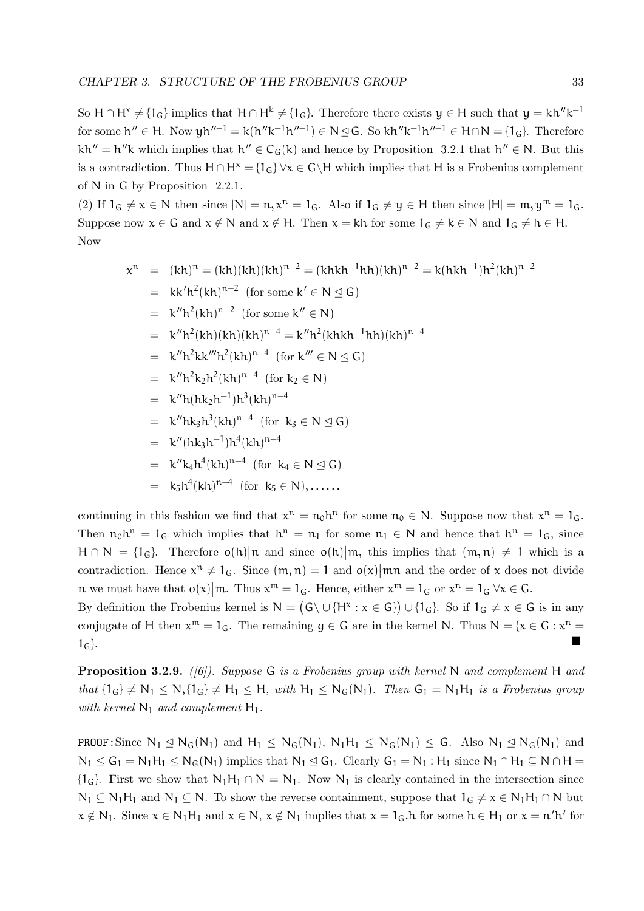So $H \cap H^x \neq \{1_G\}$ implies that $H \cap H^k \neq \{1_G\}$. Therefore there exists $y \in H$ such that $y = kh''k^{-1}$ for some $h'' \in H$. Now $yh''^{-1} = k(h''k^{-1}h''^{-1}) \in N \trianglelefteq G$. So $kh''k^{-1}h''^{-1} \in H \cap N = \{1_G\}$. Therefore $kh'' = h''k$ which implies that $h'' \in C_G(k)$ and hence by Proposition 3.2.1 that $h'' \in N$. But this is a contradiction. Thus $H \cap H^x = \{1_G\}\ \forall x \in G \backslash H$ which implies that $H$ is a Frobenius complement of $N$ in $G$ by Proposition 2.2.1.

(2) If $1_G \neq x \in N$ then since $|N| = n, x^n = 1_G$. Also if $1_G \neq y \in H$ then since $|H| = m, y^m = 1_G$. Suppose now $x \in G$ and $x \notin N$ and $x \notin H$. Then $x = kh$ for some $1_G \neq k \in N$ and $1_G \neq h \in H$. Now

$$
\begin{aligned}
x^n &= (kh)^n = (kh)(kh)(kh)^{n-2} = (khkh^{-1}hh)(kh)^{n-2} = k(hkh^{-1})h^2(kh)^{n-2} \\
&= kk'h^2(kh)^{n-2} \ \ \text{(for some } k' \in N \trianglelefteq G) \\
&= k''h^2(kh)^{n-2} \ \ \text{(for some } k'' \in N) \\
&= k''h^2(kh)(kh)(kh)^{n-4} = k''h^2(khkh^{-1}hh)(kh)^{n-4} \\
&= k''h^2kk'''h^2(kh)^{n-4} \ \ \text{(for } k''' \in N \trianglelefteq G) \\
&= k''h^2k_2h^2(kh)^{n-4} \ \ \text{(for } k_2 \in N) \\
&= k''h(hk_2h^{-1})h^3(kh)^{n-4} \\
&= k''hk_3h^3(kh)^{n-4} \ \ \text{(for } k_3 \in N \trianglelefteq G) \\
&= k''(hk_3h^{-1})h^4(kh)^{n-4} \\
&= k''k_4h^4(kh)^{n-4} \ \ \text{(for } k_4 \in N \trianglelefteq G) \\
&= k_5h^4(kh)^{n-4} \ \ \text{(for } k_5 \in N), \ldots\ldots
\end{aligned}
$$

continuing in this fashion we find that $x^n = n_0h^n$ for some $n_0 \in N$. Suppose now that $x^n = 1_G$. Then $n_0h^n = 1_G$ which implies that $h^n = n_1$ for some $n_1 \in N$ and hence that $h^n = 1_G$, since $H \cap N = \{1_G\}$. Therefore $o(h)|n$ and since $o(h)|m$, this implies that $(m,n) \neq 1$ which is a contradiction. Hence $x^n \neq 1_G$. Since $(m,n) = 1$ and $o(x)|mn$ and the order of $x$ does not divide $n$ we must have that $o(x)|m$. Thus $x^m = 1_G$. Hence, either $x^m = 1_G$ or $x^n = 1_G\ \forall x \in G$.

By definition the Frobenius kernel is $N = \big(G \backslash \cup \{H^x : x \in G\}\big) \cup \{1_G\}$. So if $1_G \neq x \in G$ is in any conjugate of $H$ then $x^m = 1_G$. The remaining $g \in G$ are in the kernel $N$. Thus $N = \{x \in G : x^n = 1_G\}$. ■

**Proposition 3.2.9.** *([6]). Suppose $G$ is a Frobenius group with kernel $N$ and complement $H$ and that $\{1_G\} \neq N_1 \leq N, \{1_G\} \neq H_1 \leq H$, with $H_1 \leq N_G(N_1)$. Then $G_1 = N_1H_1$ is a Frobenius group with kernel $N_1$ and complement $H_1$.*

PROOF: Since $N_1 \trianglelefteq N_G(N_1)$ and $H_1 \leq N_G(N_1)$, $N_1H_1 \leq N_G(N_1) \leq G$. Also $N_1 \trianglelefteq N_G(N_1)$ and $N_1 \leq G_1 = N_1H_1 \leq N_G(N_1)$ implies that $N_1 \trianglelefteq G_1$. Clearly $G_1 = N_1 : H_1$ since $N_1 \cap H_1 \subseteq N \cap H = \{1_G\}$. First we show that $N_1H_1 \cap N = N_1$. Now $N_1$ is clearly contained in the intersection since $N_1 \subseteq N_1H_1$ and $N_1 \subseteq N$. To show the reverse containment, suppose that $1_G \neq x \in N_1H_1 \cap N$ but $x \notin N_1$. Since $x \in N_1H_1$ and $x \in N$, $x \notin N_1$ implies that $x = 1_G.h$ for some $h \in H_1$ or $x = n'h'$ for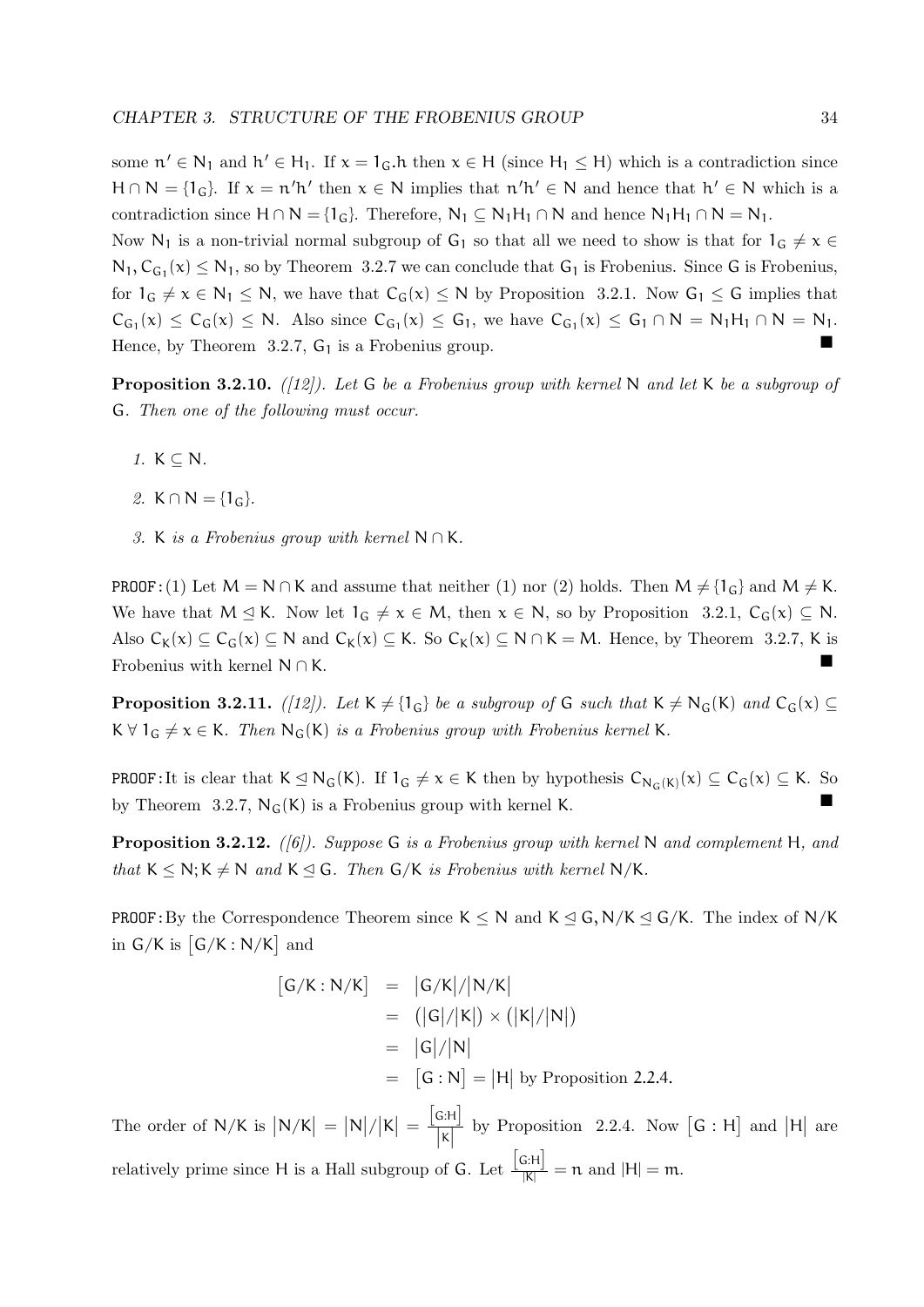some $n' \in N_1$ and $h' \in H_1$. If $x = 1_G.h$ then $x \in H$ (since $H_1 \leq H$) which is a contradiction since $H \cap N = \{1_G\}$. If $x = n'h'$ then $x \in N$ implies that $n'h' \in N$ and hence that $h' \in N$ which is a contradiction since $H \cap N = \{1_G\}$. Therefore, $N_1 \subseteq N_1H_1 \cap N$ and hence $N_1H_1 \cap N = N_1$.

Now $N_1$ is a non-trivial normal subgroup of $G_1$ so that all we need to show is that for $1_G \neq x \in N_1, C_{G_1}(x) \leq N_1$, so by Theorem 3.2.7 we can conclude that $G_1$ is Frobenius. Since $G$ is Frobenius, for $1_G \neq x \in N_1 \leq N$, we have that $C_G(x) \leq N$ by Proposition 3.2.1. Now $G_1 \leq G$ implies that $C_{G_1}(x) \leq C_G(x) \leq N$. Also since $C_{G_1}(x) \leq G_1$, we have $C_{G_1}(x) \leq G_1 \cap N = N_1H_1 \cap N = N_1$. Hence, by Theorem 3.2.7, $G_1$ is a Frobenius group. ■

**Proposition 3.2.10.** *([12]). Let* $G$ *be a Frobenius group with kernel* $N$ *and let* $K$ *be a subgroup of* $G$*. Then one of the following must occur.*

1. $K \subseteq N$.
2. $K \cap N = \{1_G\}$.
3. $K$ *is a Frobenius group with kernel* $N \cap K$.

PROOF: (1) Let $M = N \cap K$ and assume that neither (1) nor (2) holds. Then $M \neq \{1_G\}$ and $M \neq K$. We have that $M \trianglelefteq K$. Now let $1_G \neq x \in M$, then $x \in N$, so by Proposition 3.2.1, $C_G(x) \subseteq N$. Also $C_K(x) \subseteq C_G(x) \subseteq N$ and $C_K(x) \subseteq K$. So $C_K(x) \subseteq N \cap K = M$. Hence, by Theorem 3.2.7, $K$ is Frobenius with kernel $N \cap K$. ■

**Proposition 3.2.11.** *([12]). Let* $K \neq \{1_G\}$ *be a subgroup of* $G$ *such that* $K \neq N_G(K)$ *and* $C_G(x) \subseteq K \; \forall \; 1_G \neq x \in K$*. Then* $N_G(K)$ *is a Frobenius group with Frobenius kernel* $K$.

PROOF: It is clear that $K \trianglelefteq N_G(K)$. If $1_G \neq x \in K$ then by hypothesis $C_{N_G(K)}(x) \subseteq C_G(x) \subseteq K$. So by Theorem 3.2.7, $N_G(K)$ is a Frobenius group with kernel $K$. ■

**Proposition 3.2.12.** *([6]). Suppose* $G$ *is a Frobenius group with kernel* $N$ *and complement* $H$*, and that* $K \leq N; K \neq N$ *and* $K \trianglelefteq G$*. Then* $G/K$ *is Frobenius with kernel* $N/K$.

PROOF: By the Correspondence Theorem since $K \leq N$ and $K \trianglelefteq G, N/K \trianglelefteq G/K$. The index of $N/K$ in $G/K$ is $[G/K : N/K]$ and

$$
\begin{aligned}
[G/K : N/K] &= |G/K|/|N/K| \\
&= (|G|/|K|) \times (|K|/|N|) \\
&= |G|/|N| \\
&= [G : N] = |H| \text{ by Proposition 2.2.4.}
\end{aligned}
$$

The order of $N/K$ is $|N/K| = |N|/|K| = \frac{[G:H]}{|K|}$ by Proposition 2.2.4. Now $[G : H]$ and $|H|$ are relatively prime since $H$ is a Hall subgroup of $G$. Let $\frac{[G:H]}{|K|} = n$ and $|H| = m$.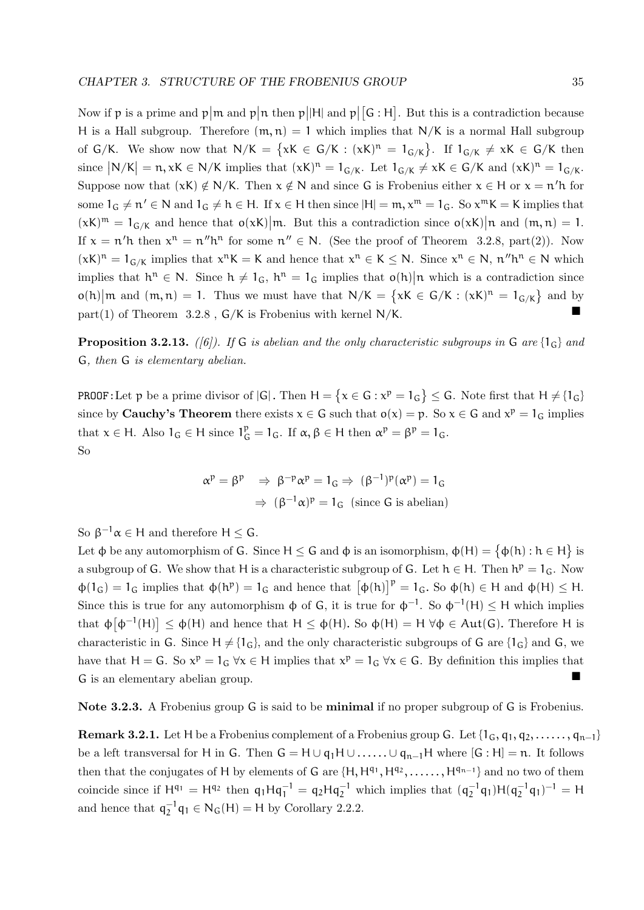Now if $p$ is a prime and $p|m$ and $p|n$ then $p||H|$ and $p|[G:H]$. But this is a contradiction because $H$ is a Hall subgroup. Therefore $(m,n)=1$ which implies that $N/K$ is a normal Hall subgroup of $G/K$. We show now that $N/K = \{xK \in G/K : (xK)^n = 1_{G/K}\}$. If $1_{G/K} \neq xK \in G/K$ then since $|N/K| = n, xK \in N/K$ implies that $(xK)^n = 1_{G/K}$. Let $1_{G/K} \neq xK \in G/K$ and $(xK)^n = 1_{G/K}$. Suppose now that $(xK) \notin N/K$. Then $x \notin N$ and since $G$ is Frobenius either $x \in H$ or $x = n'h$ for some $1_G \neq n' \in N$ and $1_G \neq h \in H$. If $x \in H$ then since $|H| = m, x^m = 1_G$. So $x^m K = K$ implies that $(xK)^m = 1_{G/K}$ and hence that $o(xK)|m$. But this a contradiction since $o(xK)|n$ and $(m,n)=1$. If $x = n'h$ then $x^n = n''h^n$ for some $n'' \in N$. (See the proof of Theorem 3.2.8, part(2)). Now $(xK)^n = 1_{G/K}$ implies that $x^n K = K$ and hence that $x^n \in K \leq N$. Since $x^n \in N$, $n''h^n \in N$ which implies that $h^n \in N$. Since $h \neq 1_G$, $h^n = 1_G$ implies that $o(h)|n$ which is a contradiction since $o(h)|m$ and $(m,n)=1$. Thus we must have that $N/K = \{xK \in G/K : (xK)^n = 1_{G/K}\}$ and by part(1) of Theorem 3.2.8 , $G/K$ is Frobenius with kernel $N/K$. ■

**Proposition 3.2.13.** *([6]). If $G$ is abelian and the only characteristic subgroups in $G$ are $\{1_G\}$ and $G$, then $G$ is elementary abelian.*

PROOF: Let $p$ be a prime divisor of $|G|$. Then $H = \{x \in G : x^p = 1_G\} \leq G$. Note first that $H \neq \{1_G\}$ since by **Cauchy's Theorem** there exists $x \in G$ such that $o(x) = p$. So $x \in G$ and $x^p = 1_G$ implies that $x \in H$. Also $1_G \in H$ since $1_G^p = 1_G$. If $\alpha, \beta \in H$ then $\alpha^p = \beta^p = 1_G$.
So

$$\alpha^p = \beta^p \Rightarrow \beta^{-p}\alpha^p = 1_G \Rightarrow (\beta^{-1})^p(\alpha^p) = 1_G$$
$$\Rightarrow (\beta^{-1}\alpha)^p = 1_G \text{ (since G is abelian)}$$

So $\beta^{-1}\alpha \in H$ and therefore $H \leq G$.
Let $\phi$ be any automorphism of $G$. Since $H \leq G$ and $\phi$ is an isomorphism, $\phi(H) = \{\phi(h) : h \in H\}$ is a subgroup of $G$. We show that $H$ is a characteristic subgroup of $G$. Let $h \in H$. Then $h^p = 1_G$. Now $\phi(1_G) = 1_G$ implies that $\phi(h^p) = 1_G$ and hence that $[\phi(h)]^p = 1_G$. So $\phi(h) \in H$ and $\phi(H) \leq H$. Since this is true for any automorphism $\phi$ of $G$, it is true for $\phi^{-1}$. So $\phi^{-1}(H) \leq H$ which implies that $\phi[\phi^{-1}(H)] \leq \phi(H)$ and hence that $H \leq \phi(H)$. So $\phi(H) = H \; \forall \phi \in Aut(G)$. Therefore $H$ is characteristic in $G$. Since $H \neq \{1_G\}$, and the only characteristic subgroups of $G$ are $\{1_G\}$ and $G$, we have that $H = G$. So $x^p = 1_G \; \forall x \in H$ implies that $x^p = 1_G \; \forall x \in G$. By definition this implies that $G$ is an elementary abelian group. ■

**Note 3.2.3.** A Frobenius group $G$ is said to be **minimal** if no proper subgroup of $G$ is Frobenius.

**Remark 3.2.1.** Let $H$ be a Frobenius complement of a Frobenius group $G$. Let $\{1_G, q_1, q_2, \ldots\ldots, q_{n-1}\}$ be a left transversal for $H$ in $G$. Then $G = H \cup q_1H \cup \ldots\ldots \cup q_{n-1}H$ where $[G:H] = n$. It follows then that the conjugates of $H$ by elements of $G$ are $\{H, H^{q_1}, H^{q_2}, \ldots\ldots, H^{q_{n-1}}\}$ and no two of them coincide since if $H^{q_1} = H^{q_2}$ then $q_1Hq_1^{-1} = q_2Hq_2^{-1}$ which implies that $(q_2^{-1}q_1)H(q_2^{-1}q_1)^{-1} = H$ and hence that $q_2^{-1}q_1 \in N_G(H) = H$ by Corollary 2.2.2.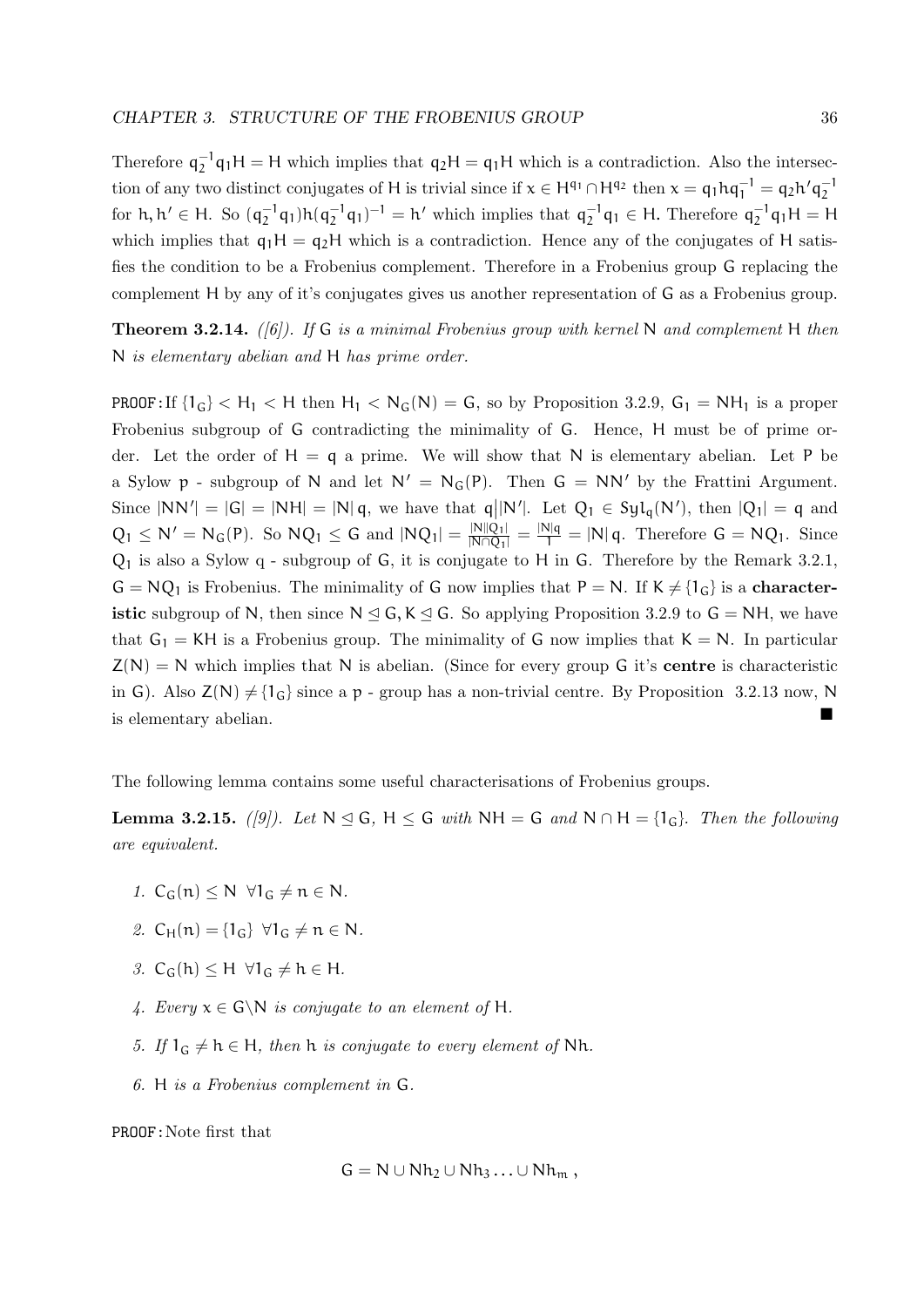Therefore $q_2^{-1}q_1H = H$ which implies that $q_2H = q_1H$ which is a contradiction. Also the intersection of any two distinct conjugates of H is trivial since if $x \in H^{q_1} \cap H^{q_2}$ then $x = q_1hq_1^{-1} = q_2h'q_2^{-1}$ for $h, h' \in H$. So $(q_2^{-1}q_1)h(q_2^{-1}q_1)^{-1} = h'$ which implies that $q_2^{-1}q_1 \in H$. Therefore $q_2^{-1}q_1H = H$ which implies that $q_1H = q_2H$ which is a contradiction. Hence any of the conjugates of H satisfies the condition to be a Frobenius complement. Therefore in a Frobenius group G replacing the complement H by any of it's conjugates gives us another representation of G as a Frobenius group.

**Theorem 3.2.14.** *([6]). If* G *is a minimal Frobenius group with kernel* N *and complement* H *then* N *is elementary abelian and* H *has prime order.*

PROOF: If $\{1_G\} < H_1 < H$ then $H_1 < N_G(N) = G$, so by Proposition 3.2.9, $G_1 = NH_1$ is a proper Frobenius subgroup of G contradicting the minimality of G. Hence, H must be of prime order. Let the order of $H = q$ a prime. We will show that N is elementary abelian. Let P be a Sylow p - subgroup of N and let $N' = N_G(P)$. Then $G = NN'$ by the Frattini Argument. Since $|NN'| = |G| = |NH| = |N|\, q$, we have that $q \big| |N'|$. Let $Q_1 \in Syl_q(N')$, then $|Q_1| = q$ and $Q_1 \leq N' = N_G(P)$. So $NQ_1 \leq G$ and $|NQ_1| = \frac{|N||Q_1|}{|N \cap Q_1|} = \frac{|N|q}{1} = |N|\, q$. Therefore $G = NQ_1$. Since $Q_1$ is also a Sylow q - subgroup of G, it is conjugate to H in G. Therefore by the Remark 3.2.1, $G = NQ_1$ is Frobenius. The minimality of G now implies that $P = N$. If $K \neq \{1_G\}$ is a **characteristic** subgroup of N, then since $N \trianglelefteq G, K \trianglelefteq G$. So applying Proposition 3.2.9 to $G = NH$, we have that $G_1 = KH$ is a Frobenius group. The minimality of G now implies that $K = N$. In particular $Z(N) = N$ which implies that N is abelian. (Since for every group G it's **centre** is characteristic in G). Also $Z(N) \neq \{1_G\}$ since a p - group has a non-trivial centre. By Proposition 3.2.13 now, N is elementary abelian. ■

The following lemma contains some useful characterisations of Frobenius groups.

**Lemma 3.2.15.** *([9]). Let* $N \trianglelefteq G$, $H \leq G$ *with* $NH = G$ *and* $N \cap H = \{1_G\}$*. Then the following are equivalent.*

1. $C_G(n) \leq N \;\; \forall 1_G \neq n \in N$.
2. $C_H(n) = \{1_G\} \;\; \forall 1_G \neq n \in N$.
3. $C_G(h) \leq H \;\; \forall 1_G \neq h \in H$.
4. *Every* $x \in G \backslash N$ *is conjugate to an element of* H*.*
5. *If* $1_G \neq h \in H$*, then* h *is conjugate to every element of* Nh*.*
6. H *is a Frobenius complement in* G*.*

PROOF: Note first that

$$G = N \cup Nh_2 \cup Nh_3 \ldots \cup Nh_m \; ,$$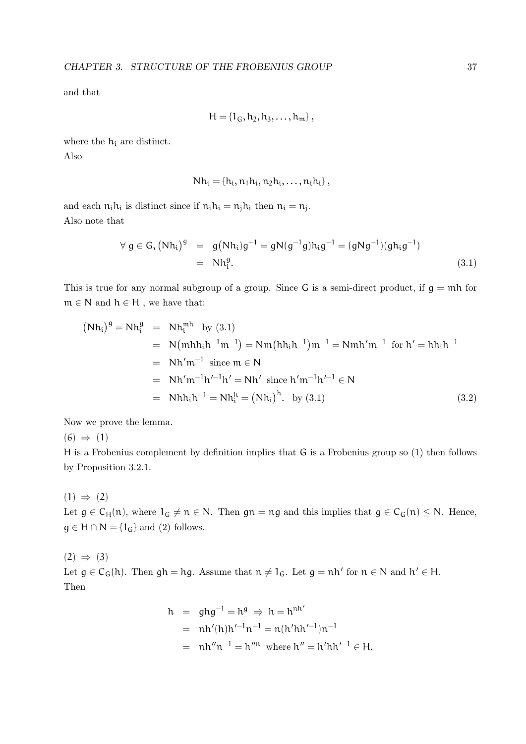and that

$$H = \{1_G, h_2, h_3, \ldots, h_m\},$$

where the $h_i$ are distinct.
Also

$$Nh_i = \{h_i, n_1 h_i, n_2 h_i, \ldots, n_i h_i\},$$

and each $n_i h_i$ is distinct since if $n_i h_i = n_j h_i$ then $n_i = n_j$.
Also note that

$$\begin{aligned} \forall\, g \in G, \left(Nh_i\right)^g &= g\big(Nh_i\big)g^{-1} = gN(g^{-1}g)h_i g^{-1} = (gNg^{-1})(gh_i g^{-1}) \\ &= Nh_i^g. \end{aligned} \tag{3.1}$$

This is true for any normal subgroup of a group. Since $G$ is a semi-direct product, if $g = mh$ for $m \in N$ and $h \in H$ , we have that:

$$\begin{aligned} \left(Nh_i\right)^g = Nh_i^g &= Nh_i^{mh} \text{ by (3.1)} \\ &= N\big(mhh_ih^{-1}m^{-1}\big) = Nm\big(hh_ih^{-1}\big)m^{-1} = Nmh'm^{-1} \text{ for } h' = hh_ih^{-1} \\ &= Nh'm^{-1} \text{ since } m \in N \\ &= Nh'm^{-1}h'^{-1}h' = Nh' \text{ since } h'm^{-1}h'^{-1} \in N \\ &= Nhh_ih^{-1} = Nh_i^h = \left(Nh_i\right)^h. \text{ by (3.1)} \end{aligned} \tag{3.2}$$

Now we prove the lemma.

$(6) \Rightarrow (1)$

$H$ is a Frobenius complement by definition implies that $G$ is a Frobenius group so (1) then follows by Proposition 3.2.1.

$(1) \Rightarrow (2)$

Let $g \in C_H(n)$, where $1_G \neq n \in N$. Then $gn = ng$ and this implies that $g \in C_G(n) \leq N$. Hence, $g \in H \cap N = \{1_G\}$ and (2) follows.

$(2) \Rightarrow (3)$

Let $g \in C_G(h)$. Then $gh = hg$. Assume that $n \neq 1_G$. Let $g = nh'$ for $n \in N$ and $h' \in H$.
Then

$$\begin{aligned} h &= ghg^{-1} = h^g \Rightarrow h = h^{nh'} \\ &= nh'(h)h'^{-1}n^{-1} = n(h'hh'^{-1})n^{-1} \\ &= nh''n^{-1} = h''^n \text{ where } h'' = h'hh'^{-1} \in H. \end{aligned}$$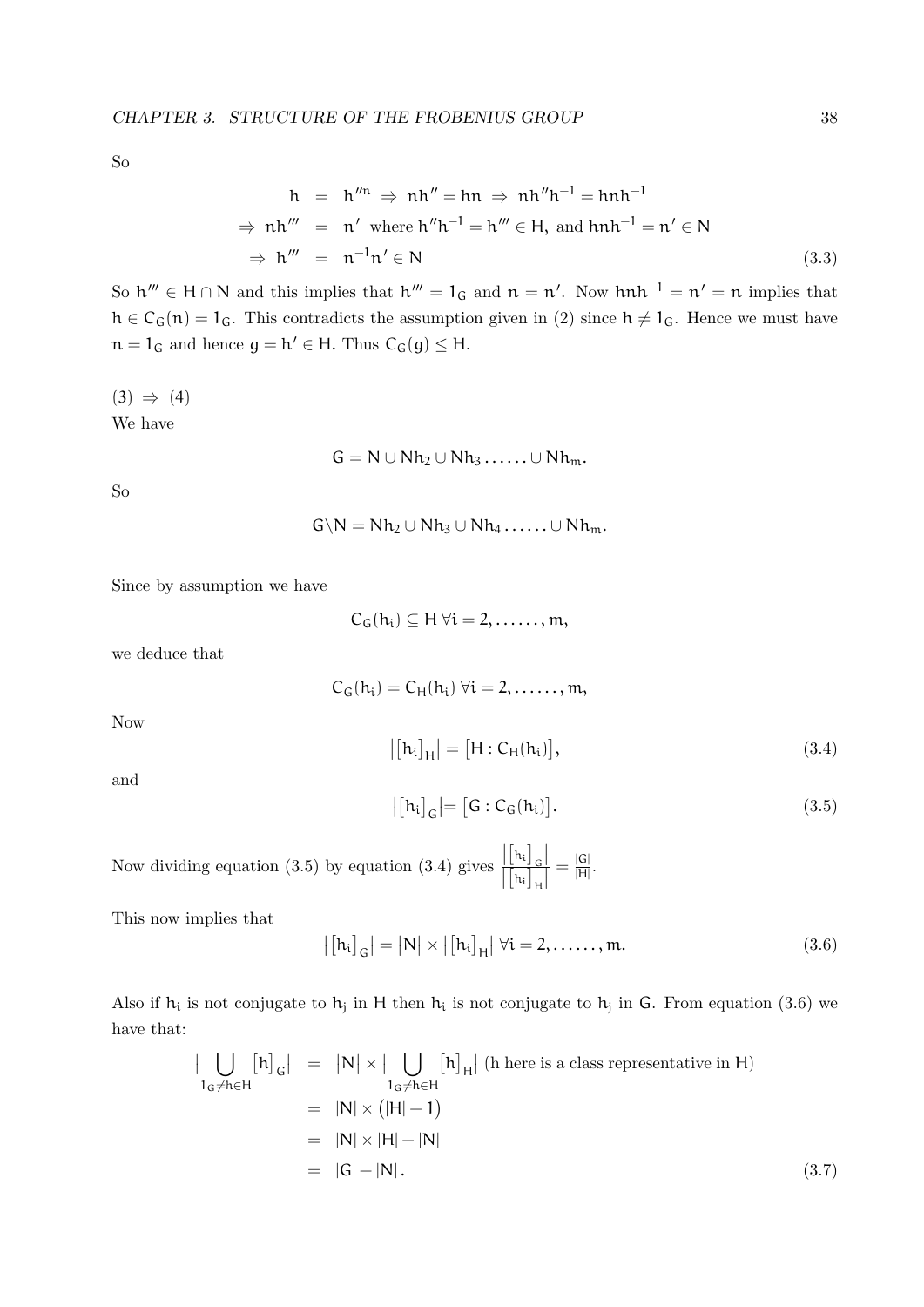So

$$\begin{aligned}
h &= h''^{n} \Rightarrow nh'' = hn \Rightarrow nh''h^{-1} = hnh^{-1} \\
\Rightarrow nh''' &= n' \text{ where } h''h^{-1} = h''' \in H, \text{ and } hnh^{-1} = n' \in N \\
\Rightarrow h''' &= n^{-1}n' \in N
\end{aligned} \tag{3.3}$$

So $h''' \in H \cap N$ and this implies that $h''' = 1_G$ and $n = n'$. Now $hnh^{-1} = n' = n$ implies that $h \in C_G(n) = 1_G$. This contradicts the assumption given in (2) since $h \neq 1_G$. Hence we must have $n = 1_G$ and hence $g = h' \in H$. Thus $C_G(g) \leq H$.

(3) $\Rightarrow$ (4)

We have

$$G = N \cup Nh_2 \cup Nh_3 \ldots\ldots \cup Nh_m.$$

So

$$G \backslash N = Nh_2 \cup Nh_3 \cup Nh_4 \ldots\ldots \cup Nh_m.$$

Since by assumption we have

$$C_G(h_i) \subseteq H \ \forall i = 2, \ldots\ldots, m,$$

we deduce that

$$C_G(h_i) = C_H(h_i) \ \forall i = 2, \ldots\ldots, m,$$

Now

$$\left|[h_i]_H\right| = [H : C_H(h_i)], \tag{3.4}$$

and

$$\left|[h_i]_G\right| = [G : C_G(h_i)]. \tag{3.5}$$

Now dividing equation (3.5) by equation (3.4) gives $\dfrac{\left|[h_i]_G\right|}{\left|[h_i]_H\right|} = \dfrac{|G|}{|H|}$.

This now implies that

$$\left|[h_i]_G\right| = |N| \times \left|[h_i]_H\right| \ \forall i = 2, \ldots\ldots, m. \tag{3.6}$$

Also if $h_i$ is not conjugate to $h_j$ in $H$ then $h_i$ is not conjugate to $h_j$ in $G$. From equation (3.6) we have that:

$$\begin{aligned}
\Big| \bigcup_{1_G \neq h \in H} [h]_G \Big| &= |N| \times \Big| \bigcup_{1_G \neq h \in H} [h]_H \Big| \text{ (h here is a class representative in H)} \\
&= |N| \times (|H| - 1) \\
&= |N| \times |H| - |N| \\
&= |G| - |N|.
\end{aligned} \tag{3.7}$$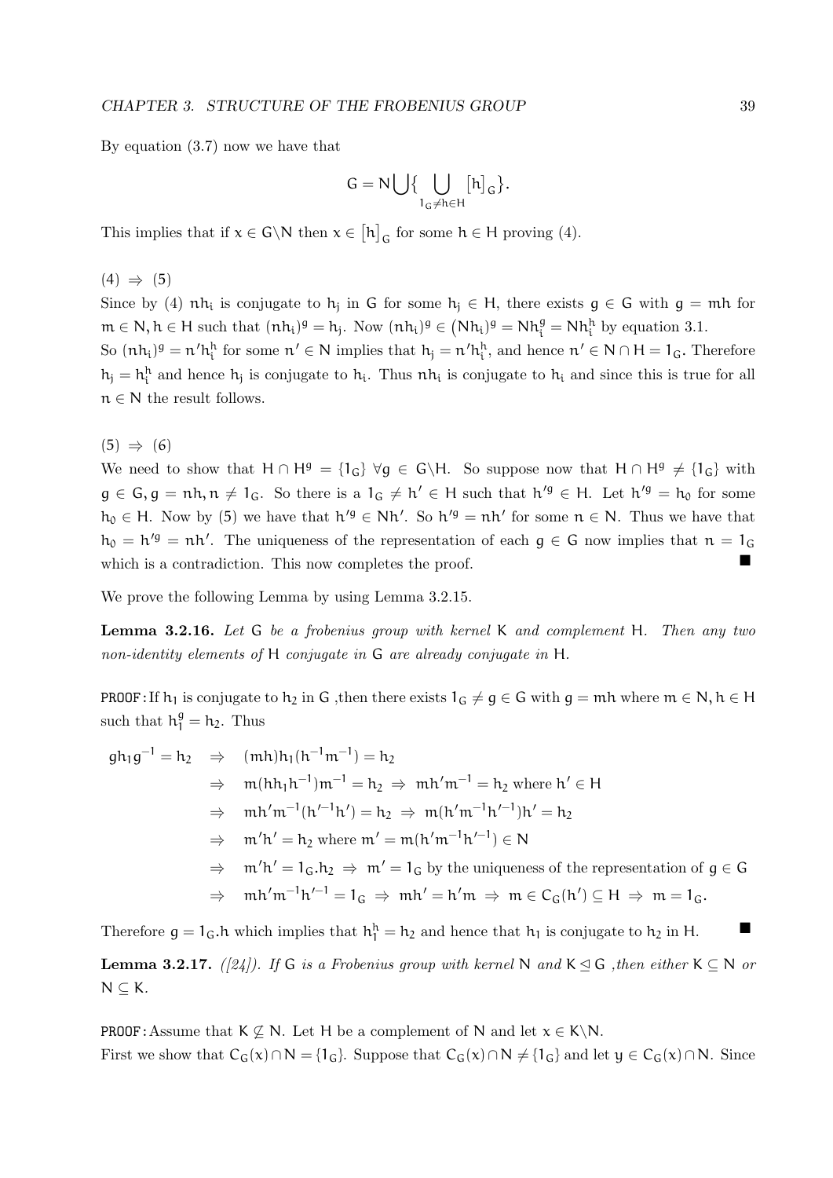By equation (3.7) now we have that

$$G = N\bigcup\{\bigcup_{1_G \neq h \in H} [h]_G\}.$$

This implies that if $x \in G\backslash N$ then $x \in [h]_G$ for some $h \in H$ proving (4).

$(4) \Rightarrow (5)$

Since by (4) $nh_i$ is conjugate to $h_j$ in $G$ for some $h_j \in H$, there exists $g \in G$ with $g = mh$ for $m \in N, h \in H$ such that $(nh_i)^g = h_j$. Now $(nh_i)^g \in (Nh_i)^g = Nh_i^g = Nh_i^h$ by equation 3.1.
So $(nh_i)^g = n'h_i^h$ for some $n' \in N$ implies that $h_j = n'h_i^h$, and hence $n' \in N \cap H = 1_G$. Therefore $h_j = h_i^h$ and hence $h_j$ is conjugate to $h_i$. Thus $nh_i$ is conjugate to $h_i$ and since this is true for all $n \in N$ the result follows.

$(5) \Rightarrow (6)$

We need to show that $H \cap H^g = \{1_G\}$ $\forall g \in G\backslash H$. So suppose now that $H \cap H^g \neq \{1_G\}$ with $g \in G, g = nh, n \neq 1_G$. So there is a $1_G \neq h' \in H$ such that $h'^g \in H$. Let $h'^g = h_0$ for some $h_0 \in H$. Now by (5) we have that $h'^g \in Nh'$. So $h'^g = nh'$ for some $n \in N$. Thus we have that $h_0 = h'^g = nh'$. The uniqueness of the representation of each $g \in G$ now implies that $n = 1_G$ which is a contradiction. This now completes the proof. ■

We prove the following Lemma by using Lemma 3.2.15.

**Lemma 3.2.16.** *Let $G$ be a frobenius group with kernel $K$ and complement $H$. Then any two non-identity elements of $H$ conjugate in $G$ are already conjugate in $H$.*

PROOF: If $h_1$ is conjugate to $h_2$ in $G$ ,then there exists $1_G \neq g \in G$ with $g = mh$ where $m \in N, h \in H$ such that $h_1^g = h_2$. Thus

$$\begin{aligned}
gh_1g^{-1} = h_2 \quad &\Rightarrow \quad (mh)h_1(h^{-1}m^{-1}) = h_2 \\
&\Rightarrow \quad m(hh_1h^{-1})m^{-1} = h_2 \;\Rightarrow\; mh'm^{-1} = h_2 \text{ where } h' \in H \\
&\Rightarrow \quad mh'm^{-1}(h'^{-1}h') = h_2 \;\Rightarrow\; m(h'm^{-1}h'^{-1})h' = h_2 \\
&\Rightarrow \quad m'h' = h_2 \text{ where } m' = m(h'm^{-1}h'^{-1}) \in N \\
&\Rightarrow \quad m'h' = 1_G.h_2 \;\Rightarrow\; m' = 1_G \text{ by the uniqueness of the representation of } g \in G \\
&\Rightarrow \quad mh'm^{-1}h'^{-1} = 1_G \;\Rightarrow\; mh' = h'm \;\Rightarrow\; m \in C_G(h') \subseteq H \;\Rightarrow\; m = 1_G.
\end{aligned}$$

Therefore $g = 1_G.h$ which implies that $h_1^h = h_2$ and hence that $h_1$ is conjugate to $h_2$ in $H$. ■

**Lemma 3.2.17.** *([24]). If $G$ is a Frobenius group with kernel $N$ and $K \trianglelefteq G$ ,then either $K \subseteq N$ or $N \subseteq K$.*

PROOF: Assume that $K \nsubseteq N$. Let $H$ be a complement of $N$ and let $x \in K\backslash N$.
First we show that $C_G(x) \cap N = \{1_G\}$. Suppose that $C_G(x) \cap N \neq \{1_G\}$ and let $y \in C_G(x) \cap N$. Since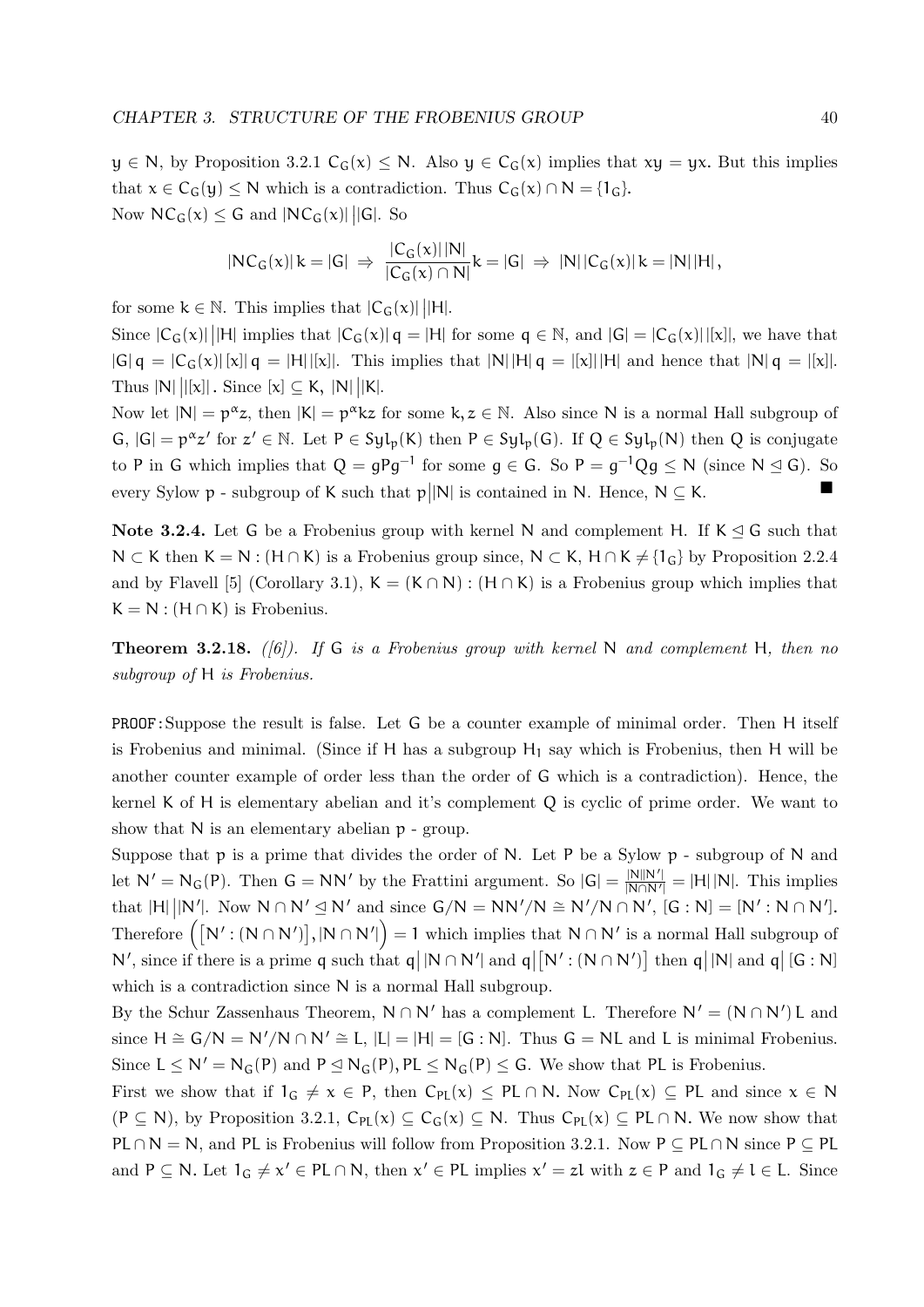$y \in N$, by Proposition 3.2.1 $C_G(x) \leq N$. Also $y \in C_G(x)$ implies that $xy = yx$. But this implies that $x \in C_G(y) \leq N$ which is a contradiction. Thus $C_G(x) \cap N = \{1_G\}$.
Now $NC_G(x) \leq G$ and $|NC_G(x)| \big| |G|$. So

$$|NC_G(x)|\, k = |G| \;\Rightarrow\; \frac{|C_G(x)|\,|N|}{|C_G(x) \cap N|} k = |G| \;\Rightarrow\; |N|\,|C_G(x)|\, k = |N|\,|H|,$$

for some $k \in \mathbb{N}$. This implies that $|C_G(x)| \big| |H|$.
Since $|C_G(x)| \big| |H|$ implies that $|C_G(x)|\, q = |H|$ for some $q \in \mathbb{N}$, and $|G| = |C_G(x)|\,|[x]|$, we have that $|G|\, q = |C_G(x)|\,|[x]|\, q = |H|\,|[x]|$. This implies that $|N|\,|H|\, q = |[x]|\,|H|$ and hence that $|N|\, q = |[x]|$. Thus $|N| \big| |[x]|$. Since $[x] \subseteq K$, $|N| \big| |K|$.
Now let $|N| = p^\alpha z$, then $|K| = p^\alpha kz$ for some $k, z \in \mathbb{N}$. Also since $N$ is a normal Hall subgroup of $G$, $|G| = p^\alpha z'$ for $z' \in \mathbb{N}$. Let $P \in Syl_p(K)$ then $P \in Syl_p(G)$. If $Q \in Syl_p(N)$ then $Q$ is conjugate to $P$ in $G$ which implies that $Q = gPg^{-1}$ for some $g \in G$. So $P = g^{-1}Qg \leq N$ (since $N \trianglelefteq G$). So every Sylow $p$ - subgroup of $K$ such that $p \big| |N|$ is contained in $N$. Hence, $N \subseteq K$. ■

**Note 3.2.4.** Let $G$ be a Frobenius group with kernel $N$ and complement $H$. If $K \trianglelefteq G$ such that $N \subset K$ then $K = N : (H \cap K)$ is a Frobenius group since, $N \subset K$, $H \cap K \neq \{1_G\}$ by Proposition 2.2.4 and by Flavell [5] (Corollary 3.1), $K = (K \cap N) : (H \cap K)$ is a Frobenius group which implies that $K = N : (H \cap K)$ is Frobenius.

**Theorem 3.2.18.** *([6]). If $G$ is a Frobenius group with kernel $N$ and complement $H$, then no subgroup of $H$ is Frobenius.*

PROOF: Suppose the result is false. Let $G$ be a counter example of minimal order. Then $H$ itself is Frobenius and minimal. (Since if $H$ has a subgroup $H_1$ say which is Frobenius, then $H$ will be another counter example of order less than the order of $G$ which is a contradiction). Hence, the kernel $K$ of $H$ is elementary abelian and it's complement $Q$ is cyclic of prime order. We want to show that $N$ is an elementary abelian $p$ - group.
Suppose that $p$ is a prime that divides the order of $N$. Let $P$ be a Sylow $p$ - subgroup of $N$ and let $N' = N_G(P)$. Then $G = NN'$ by the Frattini argument. So $|G| = \frac{|N||N'|}{|N \cap N'|} = |H|\,|N|$. This implies that $|H| \big| |N'|$. Now $N \cap N' \trianglelefteq N'$ and since $G/N = NN'/N \cong N'/N \cap N'$, $[G : N] = [N' : N \cap N']$. Therefore $\left([N' : (N \cap N')], |N \cap N'|\right) = 1$ which implies that $N \cap N'$ is a normal Hall subgroup of $N'$, since if there is a prime $q$ such that $q \big| |N \cap N'|$ and $q \big| [N' : (N \cap N')]$ then $q \big| |N|$ and $q \big| [G : N]$ which is a contradiction since $N$ is a normal Hall subgroup.
By the Schur Zassenhaus Theorem, $N \cap N'$ has a complement $L$. Therefore $N' = (N \cap N')\, L$ and since $H \cong G/N = N'/N \cap N' \cong L$, $|L| = |H| = [G : N]$. Thus $G = NL$ and $L$ is minimal Frobenius. Since $L \leq N' = N_G(P)$ and $P \trianglelefteq N_G(P)$, $PL \leq N_G(P) \leq G$. We show that $PL$ is Frobenius.
First we show that if $1_G \neq x \in P$, then $C_{PL}(x) \leq PL \cap N$. Now $C_{PL}(x) \subseteq PL$ and since $x \in N$ ($P \subseteq N$), by Proposition 3.2.1, $C_{PL}(x) \subseteq C_G(x) \subseteq N$. Thus $C_{PL}(x) \subseteq PL \cap N$. We now show that $PL \cap N = N$, and $PL$ is Frobenius will follow from Proposition 3.2.1. Now $P \subseteq PL \cap N$ since $P \subseteq PL$ and $P \subseteq N$. Let $1_G \neq x' \in PL \cap N$, then $x' \in PL$ implies $x' = zl$ with $z \in P$ and $1_G \neq l \in L$. Since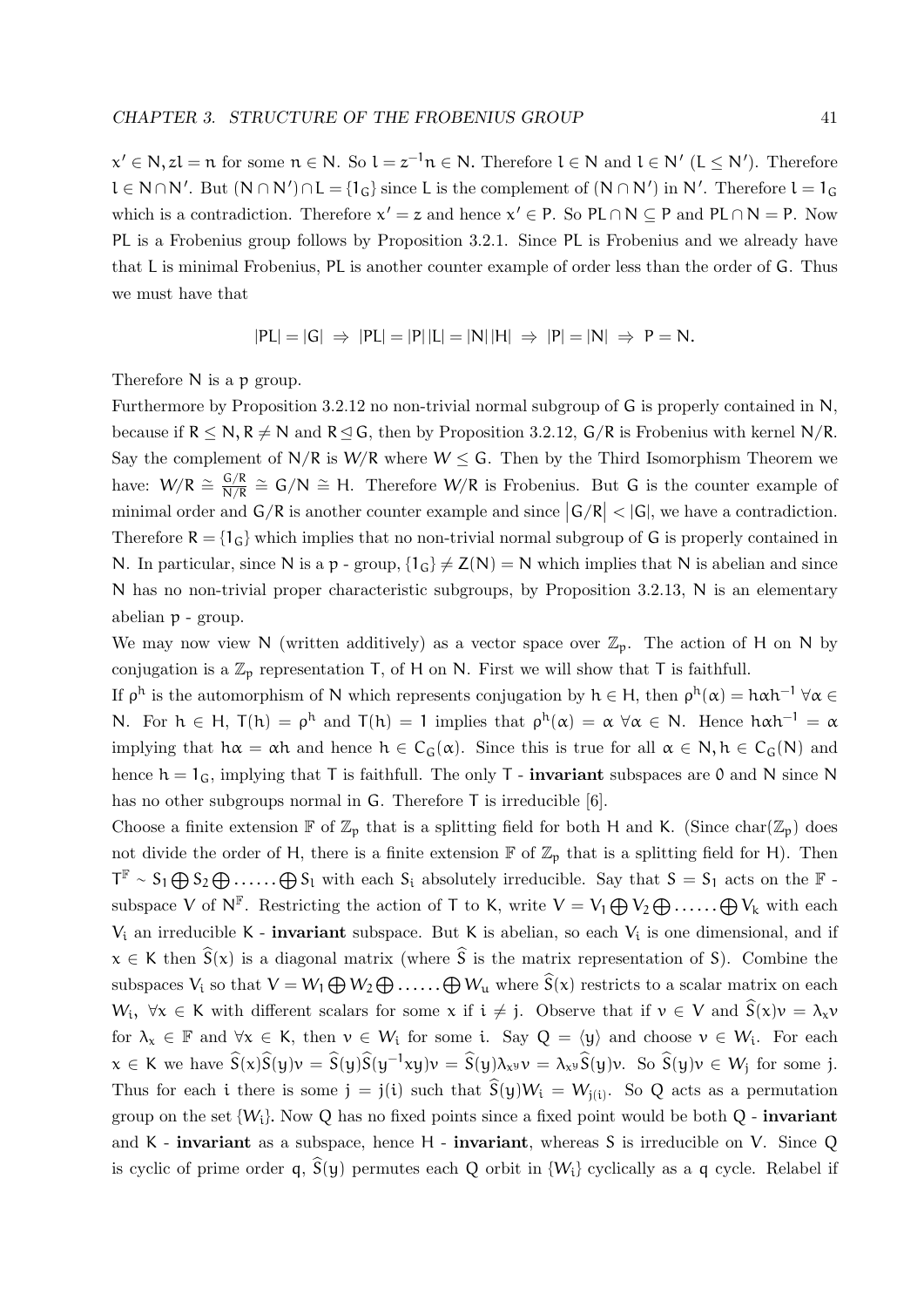$x' \in N, zl = n$ for some $n \in N$. So $l = z^{-1}n \in N$. Therefore $l \in N$ and $l \in N'$ ($L \leq N'$). Therefore $l \in N \cap N'$. But $(N \cap N') \cap L = \{1_G\}$ since L is the complement of $(N \cap N')$ in $N'$. Therefore $l = 1_G$ which is a contradiction. Therefore $x' = z$ and hence $x' \in P$. So $PL \cap N \subseteq P$ and $PL \cap N = P$. Now PL is a Frobenius group follows by Proposition 3.2.1. Since PL is Frobenius and we already have that L is minimal Frobenius, PL is another counter example of order less than the order of G. Thus we must have that

$$|PL| = |G| \Rightarrow |PL| = |P|\,|L| = |N|\,|H| \Rightarrow |P| = |N| \Rightarrow P = N.$$

Therefore N is a p group.

Furthermore by Proposition 3.2.12 no non-trivial normal subgroup of G is properly contained in N, because if $R \leq N, R \neq N$ and $R \trianglelefteq G$, then by Proposition 3.2.12, $G/R$ is Frobenius with kernel $N/R$. Say the complement of $N/R$ is $W/R$ where $W \leq G$. Then by the Third Isomorphism Theorem we have: $W/R \cong \frac{G/R}{N/R} \cong G/N \cong H$. Therefore $W/R$ is Frobenius. But G is the counter example of minimal order and $G/R$ is another counter example and since $\left|G/R\right| < |G|$, we have a contradiction. Therefore $R = \{1_G\}$ which implies that no non-trivial normal subgroup of G is properly contained in N. In particular, since N is a p - group, $\{1_G\} \neq Z(N) = N$ which implies that N is abelian and since N has no non-trivial proper characteristic subgroups, by Proposition 3.2.13, N is an elementary abelian p - group.

We may now view N (written additively) as a vector space over $\mathbb{Z}_p$. The action of H on N by conjugation is a $\mathbb{Z}_p$ representation T, of H on N. First we will show that T is faithfull.

If $\rho^h$ is the automorphism of N which represents conjugation by $h \in H$, then $\rho^h(\alpha) = h\alpha h^{-1}\ \forall \alpha \in N$. For $h \in H$, $T(h) = \rho^h$ and $T(h) = 1$ implies that $\rho^h(\alpha) = \alpha\ \forall \alpha \in N$. Hence $h\alpha h^{-1} = \alpha$ implying that $h\alpha = \alpha h$ and hence $h \in C_G(\alpha)$. Since this is true for all $\alpha \in N, h \in C_G(N)$ and hence $h = 1_G$, implying that T is faithfull. The only T - **invariant** subspaces are 0 and N since N has no other subgroups normal in G. Therefore T is irreducible [6].

Choose a finite extension $\mathbb{F}$ of $\mathbb{Z}_p$ that is a splitting field for both H and K. (Since $\text{char}(\mathbb{Z}_p)$ does not divide the order of H, there is a finite extension $\mathbb{F}$ of $\mathbb{Z}_p$ that is a splitting field for H). Then $T^{\mathbb{F}} \sim S_1 \bigoplus S_2 \bigoplus \ldots\ldots \bigoplus S_l$ with each $S_i$ absolutely irreducible. Say that $S = S_1$ acts on the $\mathbb{F}$ - subspace V of $N^{\mathbb{F}}$. Restricting the action of T to K, write $V = V_1 \bigoplus V_2 \bigoplus \ldots\ldots \bigoplus V_k$ with each $V_i$ an irreducible K - **invariant** subspace. But K is abelian, so each $V_i$ is one dimensional, and if $x \in K$ then $\widehat{S}(x)$ is a diagonal matrix (where $\widehat{S}$ is the matrix representation of S). Combine the subspaces $V_i$ so that $V = W_1 \bigoplus W_2 \bigoplus \ldots\ldots \bigoplus W_u$ where $\widehat{S}(x)$ restricts to a scalar matrix on each $W_i$, $\forall x \in K$ with different scalars for some x if $i \neq j$. Observe that if $v \in V$ and $\widehat{S}(x)v = \lambda_x v$ for $\lambda_x \in \mathbb{F}$ and $\forall x \in K$, then $v \in W_i$ for some i. Say $Q = \langle y \rangle$ and choose $v \in W_i$. For each $x \in K$ we have $\widehat{S}(x)\widehat{S}(y)v = \widehat{S}(y)\widehat{S}(y^{-1}xy)v = \widehat{S}(y)\lambda_{x^y}v = \lambda_{x^y}\widehat{S}(y)v$. So $\widehat{S}(y)v \in W_j$ for some j. Thus for each i there is some $j = j(i)$ such that $\widehat{S}(y)W_i = W_{j(i)}$. So Q acts as a permutation group on the set $\{W_i\}$. Now Q has no fixed points since a fixed point would be both Q - **invariant** and K - **invariant** as a subspace, hence H - **invariant**, whereas S is irreducible on V. Since Q is cyclic of prime order q, $\widehat{S}(y)$ permutes each Q orbit in $\{W_i\}$ cyclically as a q cycle. Relabel if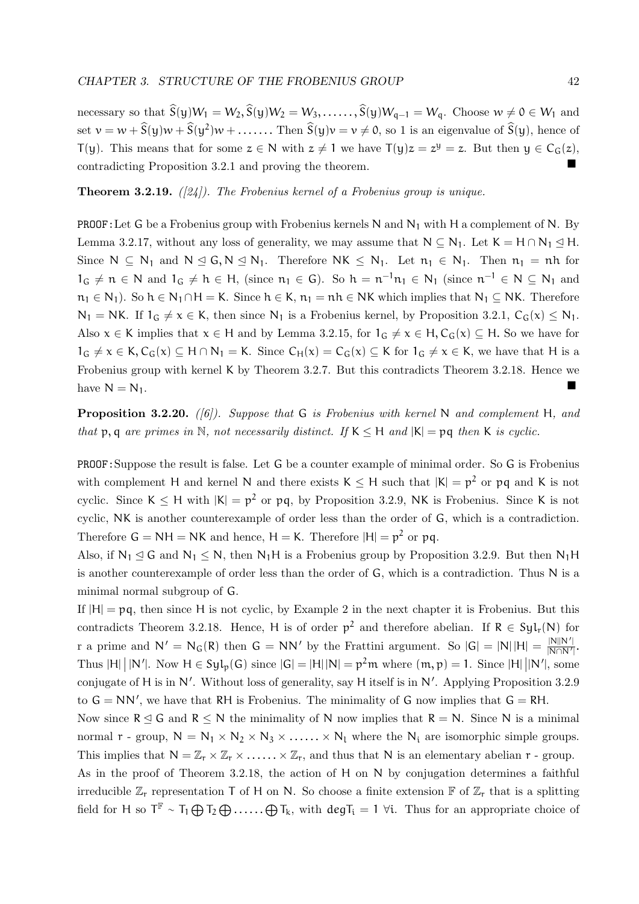necessary so that $\widehat{S}(y)W_1 = W_2, \widehat{S}(y)W_2 = W_3, \ldots\ldots, \widehat{S}(y)W_{q-1} = W_q$. Choose $w \neq 0 \in W_1$ and set $v = w + \widehat{S}(y)w + \widehat{S}(y^2)w + \ldots\ldots$ Then $\widehat{S}(y)v = v \neq 0$, so 1 is an eigenvalue of $\widehat{S}(y)$, hence of $T(y)$. This means that for some $z \in N$ with $z \neq 1$ we have $T(y)z = z^y = z$. But then $y \in C_G(z)$, contradicting Proposition 3.2.1 and proving the theorem. ■

**Theorem 3.2.19.** *([24]). The Frobenius kernel of a Frobenius group is unique.*

PROOF: Let $G$ be a Frobenius group with Frobenius kernels $N$ and $N_1$ with $H$ a complement of $N$. By Lemma 3.2.17, without any loss of generality, we may assume that $N \subseteq N_1$. Let $K = H \cap N_1 \trianglelefteq H$. Since $N \subseteq N_1$ and $N \trianglelefteq G, N \trianglelefteq N_1$. Therefore $NK \leq N_1$. Let $n_1 \in N_1$. Then $n_1 = nh$ for $1_G \neq n \in N$ and $1_G \neq h \in H$, (since $n_1 \in G$). So $h = n^{-1}n_1 \in N_1$ (since $n^{-1} \in N \subseteq N_1$ and $n_1 \in N_1$). So $h \in N_1 \cap H = K$. Since $h \in K$, $n_1 = nh \in NK$ which implies that $N_1 \subseteq NK$. Therefore $N_1 = NK$. If $1_G \neq x \in K$, then since $N_1$ is a Frobenius kernel, by Proposition 3.2.1, $C_G(x) \leq N_1$. Also $x \in K$ implies that $x \in H$ and by Lemma 3.2.15, for $1_G \neq x \in H, C_G(x) \subseteq H$. So we have for $1_G \neq x \in K, C_G(x) \subseteq H \cap N_1 = K$. Since $C_H(x) = C_G(x) \subseteq K$ for $1_G \neq x \in K$, we have that $H$ is a Frobenius group with kernel $K$ by Theorem 3.2.7. But this contradicts Theorem 3.2.18. Hence we have $N = N_1$. ■

**Proposition 3.2.20.** *([6]). Suppose that $G$ is Frobenius with kernel $N$ and complement $H$, and that $p, q$ are primes in $\mathbb{N}$, not necessarily distinct. If $K \leq H$ and $|K| = pq$ then $K$ is cyclic.*

PROOF: Suppose the result is false. Let $G$ be a counter example of minimal order. So $G$ is Frobenius with complement $H$ and kernel $N$ and there exists $K \leq H$ such that $|K| = p^2$ or $pq$ and $K$ is not cyclic. Since $K \leq H$ with $|K| = p^2$ or $pq$, by Proposition 3.2.9, $NK$ is Frobenius. Since $K$ is not cyclic, $NK$ is another counterexample of order less than the order of $G$, which is a contradiction. Therefore $G = NH = NK$ and hence, $H = K$. Therefore $|H| = p^2$ or $pq$.

Also, if $N_1 \trianglelefteq G$ and $N_1 \leq N$, then $N_1H$ is a Frobenius group by Proposition 3.2.9. But then $N_1H$ is another counterexample of order less than the order of $G$, which is a contradiction. Thus $N$ is a minimal normal subgroup of $G$.

If $|H| = pq$, then since $H$ is not cyclic, by Example 2 in the next chapter it is Frobenius. But this contradicts Theorem 3.2.18. Hence, $H$ is of order $p^2$ and therefore abelian. If $R \in Syl_r(N)$ for r a prime and $N' = N_G(R)$ then $G = NN'$ by the Frattini argument. So $|G| = |N||H| = \frac{|N||N'|}{|N \cap N'|}$. Thus $|H| \mid |N'|$. Now $H \in Syl_p(G)$ since $|G| = |H||N| = p^2m$ where $(m, p) = 1$. Since $|H| \mid |N'|$, some conjugate of $H$ is in $N'$. Without loss of generality, say $H$ itself is in $N'$. Applying Proposition 3.2.9 to $G = NN'$, we have that $RH$ is Frobenius. The minimality of $G$ now implies that $G = RH$.

Now since $R \trianglelefteq G$ and $R \leq N$ the minimality of $N$ now implies that $R = N$. Since $N$ is a minimal normal $r$ - group, $N = N_1 \times N_2 \times N_3 \times \ldots\ldots \times N_l$ where the $N_i$ are isomorphic simple groups. This implies that $N = \mathbb{Z}_r \times \mathbb{Z}_r \times \ldots\ldots \times \mathbb{Z}_r$, and thus that $N$ is an elementary abelian $r$ - group.

As in the proof of Theorem 3.2.18, the action of $H$ on $N$ by conjugation determines a faithful irreducible $\mathbb{Z}_r$ representation $T$ of $H$ on $N$. So choose a finite extension $\mathbb{F}$ of $\mathbb{Z}_r$ that is a splitting field for $H$ so $T^{\mathbb{F}} \sim T_1 \bigoplus T_2 \bigoplus \ldots\ldots \bigoplus T_k$, with $degT_i = 1$ $\forall i$. Thus for an appropriate choice of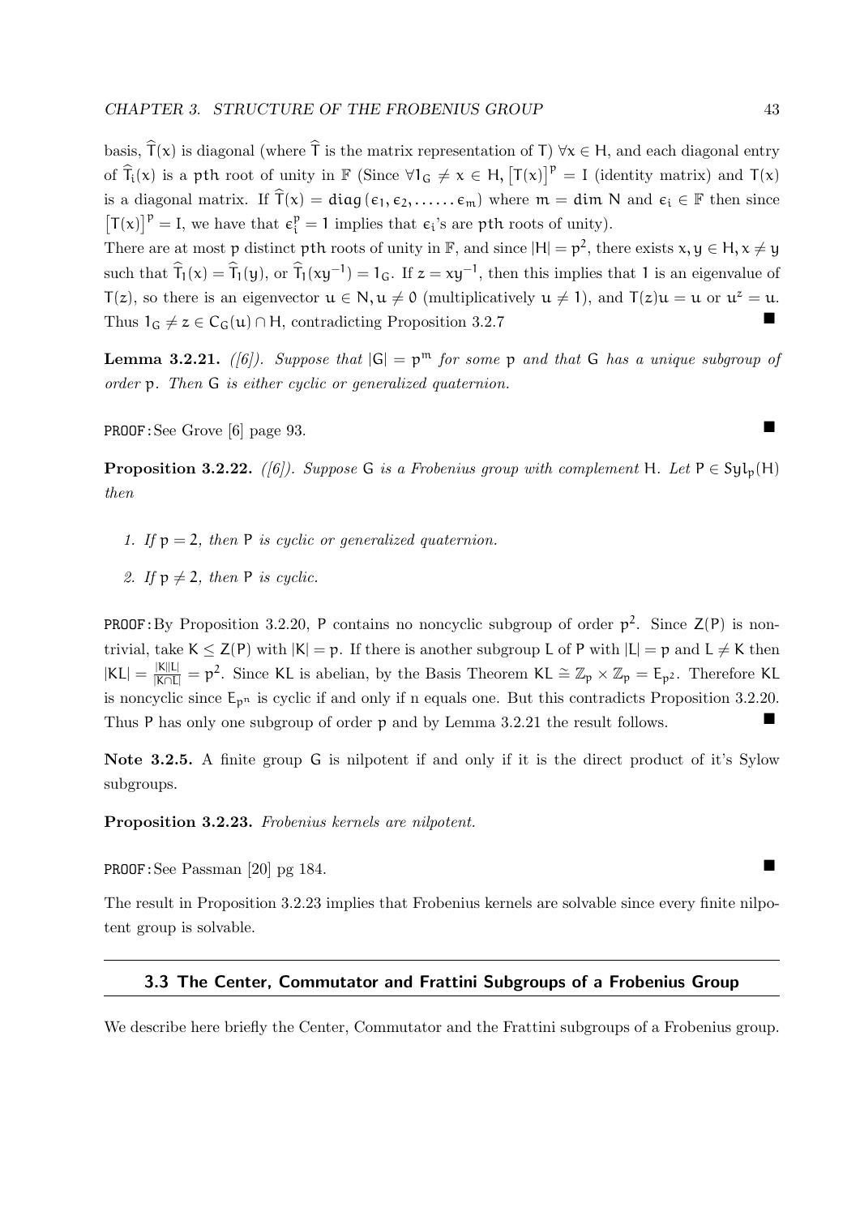basis, $\widehat{T}(x)$ is diagonal (where $\widehat{T}$ is the matrix representation of $T$) $\forall x \in H$, and each diagonal entry of $\widehat{T}_i(x)$ is a $p$th root of unity in $\mathbb{F}$ (Since $\forall 1_G \neq x \in H$, $[T(x)]^p = I$ (identity matrix) and $T(x)$ is a diagonal matrix. If $\widehat{T}(x) = \mathrm{diag}(\epsilon_1, \epsilon_2, \ldots\ldots \epsilon_m)$ where $m = \dim N$ and $\epsilon_i \in \mathbb{F}$ then since $[T(x)]^p = I$, we have that $\epsilon_i^p = 1$ implies that $\epsilon_i$'s are $p$th roots of unity).

There are at most $p$ distinct $p$th roots of unity in $\mathbb{F}$, and since $|H| = p^2$, there exists $x, y \in H, x \neq y$ such that $\widehat{T}_1(x) = \widehat{T}_1(y)$, or $\widehat{T}_1(xy^{-1}) = 1_G$. If $z = xy^{-1}$, then this implies that $1$ is an eigenvalue of $T(z)$, so there is an eigenvector $u \in N, u \neq 0$ (multiplicatively $u \neq 1$), and $T(z)u = u$ or $u^z = u$. Thus $1_G \neq z \in C_G(u) \cap H$, contradicting Proposition 3.2.7 ∎

**Lemma 3.2.21.** *([6]). Suppose that $|G| = p^m$ for some $p$ and that $G$ has a unique subgroup of order $p$. Then $G$ is either cyclic or generalized quaternion.*

PROOF: See Grove [6] page 93. ∎

**Proposition 3.2.22.** *([6]). Suppose $G$ is a Frobenius group with complement $H$. Let $P \in Syl_p(H)$ then*

1. *If $p = 2$, then $P$ is cyclic or generalized quaternion.*
2. *If $p \neq 2$, then $P$ is cyclic.*

PROOF: By Proposition 3.2.20, $P$ contains no noncyclic subgroup of order $p^2$. Since $Z(P)$ is nontrivial, take $K \leq Z(P)$ with $|K| = p$. If there is another subgroup $L$ of $P$ with $|L| = p$ and $L \neq K$ then $|KL| = \frac{|K||L|}{|K \cap L|} = p^2$. Since $KL$ is abelian, by the Basis Theorem $KL \cong \mathbb{Z}_p \times \mathbb{Z}_p = E_{p^2}$. Therefore $KL$ is noncyclic since $E_{p^n}$ is cyclic if and only if n equals one. But this contradicts Proposition 3.2.20. Thus $P$ has only one subgroup of order $p$ and by Lemma 3.2.21 the result follows. ∎

**Note 3.2.5.** A finite group $G$ is nilpotent if and only if it is the direct product of it's Sylow subgroups.

**Proposition 3.2.23.** *Frobenius kernels are nilpotent.*

PROOF: See Passman [20] pg 184. ∎

The result in Proposition 3.2.23 implies that Frobenius kernels are solvable since every finite nilpotent group is solvable.

## 3.3 The Center, Commutator and Frattini Subgroups of a Frobenius Group

We describe here briefly the Center, Commutator and the Frattini subgroups of a Frobenius group.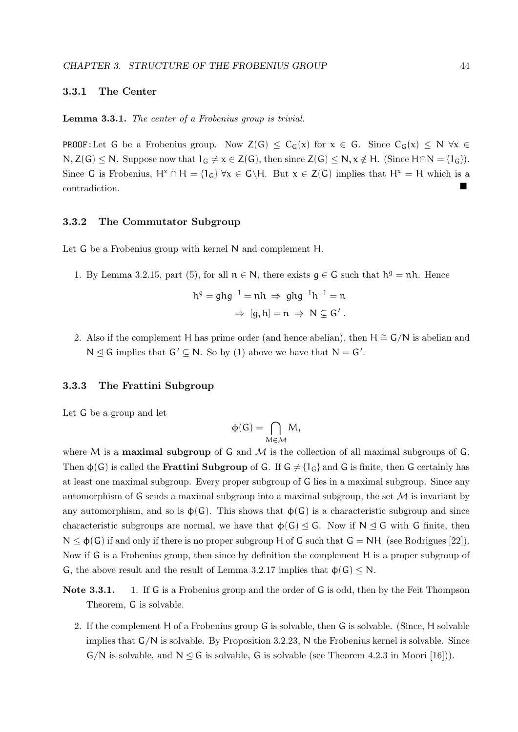### 3.3.1 The Center

**Lemma 3.3.1.** *The center of a Frobenius group is trivial.*

PROOF: Let $G$ be a Frobenius group. Now $Z(G) \leq C_G(x)$ for $x \in G$. Since $C_G(x) \leq N$ $\forall x \in N, Z(G) \leq N$. Suppose now that $1_G \neq x \in Z(G)$, then since $Z(G) \leq N, x \notin H$. (Since $H \cap N = \{1_G\}$). Since $G$ is Frobenius, $H^x \cap H = \{1_G\}$ $\forall x \in G \backslash H$. But $x \in Z(G)$ implies that $H^x = H$ which is a contradiction. ■

### 3.3.2 The Commutator Subgroup

Let $G$ be a Frobenius group with kernel $N$ and complement $H$.

1. By Lemma 3.2.15, part (5), for all $n \in N$, there exists $g \in G$ such that $h^g = nh$. Hence

$$h^g = ghg^{-1} = nh \Rightarrow ghg^{-1}h^{-1} = n$$
$$\Rightarrow [g, h] = n \Rightarrow N \subseteq G'.$$

2. Also if the complement $H$ has prime order (and hence abelian), then $H \cong G/N$ is abelian and $N \trianglelefteq G$ implies that $G' \subseteq N$. So by (1) above we have that $N = G'$.

### 3.3.3 The Frattini Subgroup

Let $G$ be a group and let

$$\phi(G) = \bigcap_{M \in \mathcal{M}} M,$$

where $M$ is a **maximal subgroup** of $G$ and $\mathcal{M}$ is the collection of all maximal subgroups of $G$. Then $\phi(G)$ is called the **Frattini Subgroup** of $G$. If $G \neq \{1_G\}$ and $G$ is finite, then $G$ certainly has at least one maximal subgroup. Every proper subgroup of $G$ lies in a maximal subgroup. Since any automorphism of $G$ sends a maximal subgroup into a maximal subgroup, the set $\mathcal{M}$ is invariant by any automorphism, and so is $\phi(G)$. This shows that $\phi(G)$ is a characteristic subgroup and since characteristic subgroups are normal, we have that $\phi(G) \trianglelefteq G$. Now if $N \trianglelefteq G$ with $G$ finite, then $N \leq \phi(G)$ if and only if there is no proper subgroup $H$ of $G$ such that $G = NH$ (see Rodrigues [22]). Now if $G$ is a Frobenius group, then since by definition the complement $H$ is a proper subgroup of $G$, the above result and the result of Lemma 3.2.17 implies that $\phi(G) \leq N$.

**Note 3.3.1.**

1. If $G$ is a Frobenius group and the order of $G$ is odd, then by the Feit Thompson Theorem, $G$ is solvable.

2. If the complement $H$ of a Frobenius group $G$ is solvable, then $G$ is solvable. (Since, $H$ solvable implies that $G/N$ is solvable. By Proposition 3.2.23, $N$ the Frobenius kernel is solvable. Since $G/N$ is solvable, and $N \trianglelefteq G$ is solvable, $G$ is solvable (see Theorem 4.2.3 in Moori [16])).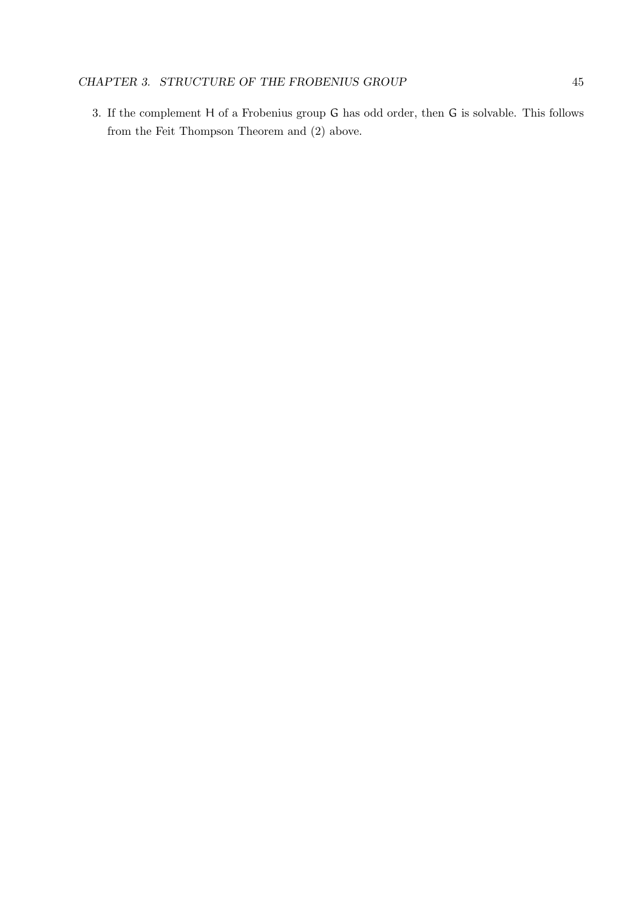3. If the complement $\mathsf{H}$ of a Frobenius group $\mathsf{G}$ has odd order, then $\mathsf{G}$ is solvable. This follows from the Feit Thompson Theorem and (2) above.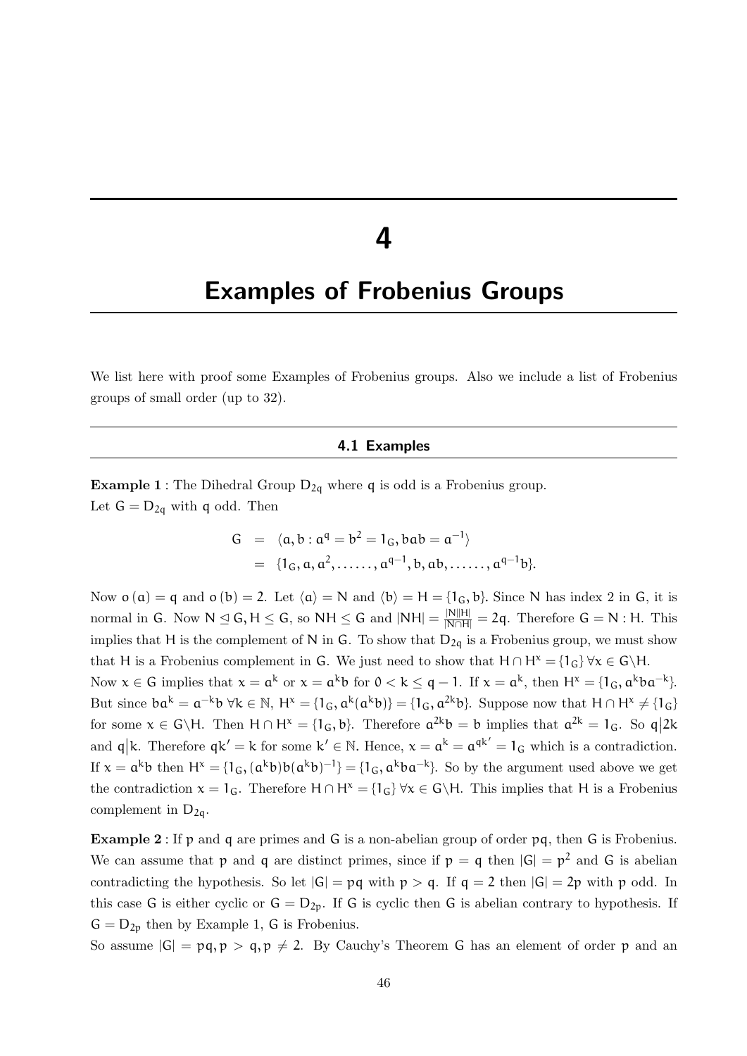# 4

# Examples of Frobenius Groups

We list here with proof some Examples of Frobenius groups. Also we include a list of Frobenius groups of small order (up to 32).

## 4.1 Examples

**Example 1** : The Dihedral Group $D_{2q}$ where $q$ is odd is a Frobenius group.
Let $G = D_{2q}$ with $q$ odd. Then

$$
\begin{aligned}
G &= \langle a, b : a^q = b^2 = 1_G, bab = a^{-1} \rangle \\
&= \{1_G, a, a^2, \ldots\ldots, a^{q-1}, b, ab, \ldots\ldots, a^{q-1}b\}.
\end{aligned}
$$

Now $o(a) = q$ and $o(b) = 2$. Let $\langle a \rangle = N$ and $\langle b \rangle = H = \{1_G, b\}$. Since $N$ has index 2 in $G$, it is normal in $G$. Now $N \trianglelefteq G, H \leq G$, so $NH \leq G$ and $|NH| = \frac{|N||H|}{|N \cap H|} = 2q$. Therefore $G = N : H$. This implies that $H$ is the complement of $N$ in $G$. To show that $D_{2q}$ is a Frobenius group, we must show that $H$ is a Frobenius complement in $G$. We just need to show that $H \cap H^x = \{1_G\} \, \forall x \in G \backslash H$.
Now $x \in G$ implies that $x = a^k$ or $x = a^k b$ for $0 < k \leq q-1$. If $x = a^k$, then $H^x = \{1_G, a^k b a^{-k}\}$. But since $ba^k = a^{-k}b \; \forall k \in \mathbb{N}$, $H^x = \{1_G, a^k(a^k b)\} = \{1_G, a^{2k}b\}$. Suppose now that $H \cap H^x \neq \{1_G\}$ for some $x \in G \backslash H$. Then $H \cap H^x = \{1_G, b\}$. Therefore $a^{2k}b = b$ implies that $a^{2k} = 1_G$. So $q \big| 2k$ and $q \big| k$. Therefore $qk' = k$ for some $k' \in \mathbb{N}$. Hence, $x = a^k = a^{qk'} = 1_G$ which is a contradiction. If $x = a^k b$ then $H^x = \{1_G, (a^k b) b (a^k b)^{-1}\} = \{1_G, a^k b a^{-k}\}$. So by the argument used above we get the contradiction $x = 1_G$. Therefore $H \cap H^x = \{1_G\} \, \forall x \in G \backslash H$. This implies that $H$ is a Frobenius complement in $D_{2q}$.

**Example 2** : If $p$ and $q$ are primes and $G$ is a non-abelian group of order $pq$, then $G$ is Frobenius. We can assume that $p$ and $q$ are distinct primes, since if $p = q$ then $|G| = p^2$ and $G$ is abelian contradicting the hypothesis. So let $|G| = pq$ with $p > q$. If $q = 2$ then $|G| = 2p$ with $p$ odd. In this case $G$ is either cyclic or $G = D_{2p}$. If $G$ is cyclic then $G$ is abelian contrary to hypothesis. If $G = D_{2p}$ then by Example 1, $G$ is Frobenius.
So assume $|G| = pq, p > q, p \neq 2$. By Cauchy's Theorem $G$ has an element of order $p$ and an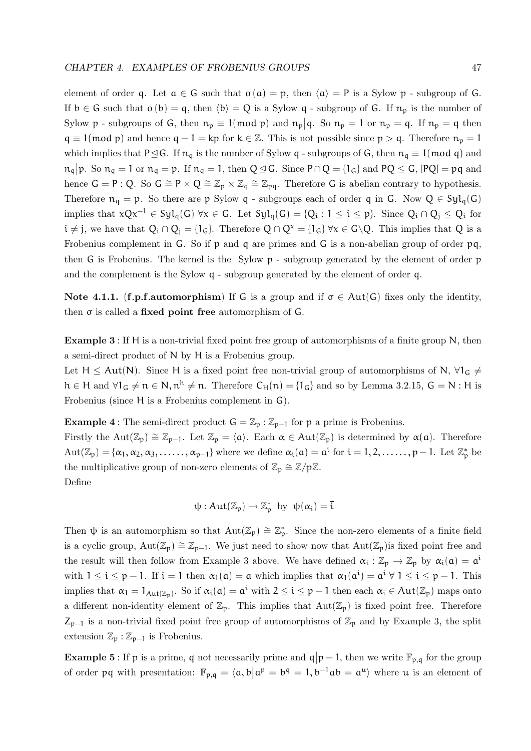element of order $q$. Let $a \in G$ such that $o(a) = p$, then $\langle a \rangle = P$ is a Sylow $p$ - subgroup of $G$. If $b \in G$ such that $o(b) = q$, then $\langle b \rangle = Q$ is a Sylow $q$ - subgroup of $G$. If $n_p$ is the number of Sylow $p$ - subgroups of $G$, then $n_p \equiv 1(\text{mod } p)$ and $n_p | q$. So $n_p = 1$ or $n_p = q$. If $n_p = q$ then $q \equiv 1(\text{mod } p)$ and hence $q - 1 = kp$ for $k \in \mathbb{Z}$. This is not possible since $p > q$. Therefore $n_p = 1$ which implies that $P \trianglelefteq G$. If $n_q$ is the number of Sylow $q$ - subgroups of $G$, then $n_q \equiv 1(\text{mod } q)$ and $n_q | p$. So $n_q = 1$ or $n_q = p$. If $n_q = 1$, then $Q \trianglelefteq G$. Since $P \cap Q = \{1_G\}$ and $PQ \leq G$, $|PQ| = pq$ and hence $G = P : Q$. So $G \cong P \times Q \cong \mathbb{Z}_p \times \mathbb{Z}_q \cong \mathbb{Z}_{pq}$. Therefore $G$ is abelian contrary to hypothesis. Therefore $n_q = p$. So there are $p$ Sylow $q$ - subgroups each of order $q$ in $G$. Now $Q \in Syl_q(G)$ implies that $xQx^{-1} \in Syl_q(G)$ $\forall x \in G$. Let $Syl_q(G) = \{Q_i : 1 \leq i \leq p\}$. Since $Q_i \cap Q_j \leq Q_i$ for $i \neq j$, we have that $Q_i \cap Q_j = \{1_G\}$. Therefore $Q \cap Q^x = \{1_G\}$ $\forall x \in G \backslash Q$. This implies that $Q$ is a Frobenius complement in $G$. So if $p$ and $q$ are primes and $G$ is a non-abelian group of order $pq$, then $G$ is Frobenius. The kernel is the Sylow $p$ - subgroup generated by the element of order $p$ and the complement is the Sylow $q$ - subgroup generated by the element of order $q$.

**Note 4.1.1.** (**f.p.f.automorphism**) If $G$ is a group and if $\sigma \in Aut(G)$ fixes only the identity, then $\sigma$ is called a **fixed point free** automorphism of $G$.

**Example 3** : If $H$ is a non-trivial fixed point free group of automorphisms of a finite group $N$, then a semi-direct product of $N$ by $H$ is a Frobenius group.

Let $H \leq Aut(N)$. Since $H$ is a fixed point free non-trivial group of automorphisms of $N$, $\forall 1_G \neq h \in H$ and $\forall 1_G \neq n \in N, n^h \neq n$. Therefore $C_H(n) = \{1_G\}$ and so by Lemma 3.2.15, $G = N : H$ is Frobenius (since $H$ is a Frobenius complement in $G$).

**Example 4** : The semi-direct product $G = \mathbb{Z}_p : \mathbb{Z}_{p-1}$ for $p$ a prime is Frobenius.

Firstly the $\text{Aut}(\mathbb{Z}_p) \cong \mathbb{Z}_{p-1}$. Let $\mathbb{Z}_p = \langle a \rangle$. Each $\alpha \in Aut(\mathbb{Z}_p)$ is determined by $\alpha(a)$. Therefore $\text{Aut}(\mathbb{Z}_p) = \{\alpha_1, \alpha_2, \alpha_3, \ldots\ldots, \alpha_{p-1}\}$ where we define $\alpha_i(a) = a^i$ for $i = 1, 2, \ldots\ldots, p-1$. Let $\mathbb{Z}_p^*$ be the multiplicative group of non-zero elements of $\mathbb{Z}_p \cong \mathbb{Z}/p\mathbb{Z}$.

Define

$$\psi : Aut(\mathbb{Z}_p) \mapsto \mathbb{Z}_p^* \text{ by } \psi(\alpha_i) = \bar{i}$$

Then $\psi$ is an automorphism so that $\text{Aut}(\mathbb{Z}_p) \cong \mathbb{Z}_p^*$. Since the non-zero elements of a finite field is a cyclic group, $\text{Aut}(\mathbb{Z}_p) \cong \mathbb{Z}_{p-1}$. We just need to show now that $\text{Aut}(\mathbb{Z}_p)$is fixed point free and the result will then follow from Example 3 above. We have defined $\alpha_i : \mathbb{Z}_p \to \mathbb{Z}_p$ by $\alpha_i(a) = a^i$ with $1 \leq i \leq p-1$. If $i = 1$ then $\alpha_1(a) = a$ which implies that $\alpha_1(a^i) = a^i$ $\forall$ $1 \leq i \leq p-1$. This implies that $\alpha_1 = 1_{Aut(\mathbb{Z}_p)}$. So if $\alpha_i(a) = a^i$ with $2 \leq i \leq p-1$ then each $\alpha_i \in Aut(\mathbb{Z}_p)$ maps onto a different non-identity element of $\mathbb{Z}_p$. This implies that $\text{Aut}(\mathbb{Z}_p)$ is fixed point free. Therefore $Z_{p-1}$ is a non-trivial fixed point free group of automorphisms of $\mathbb{Z}_p$ and by Example 3, the split extension $\mathbb{Z}_p : \mathbb{Z}_{p-1}$ is Frobenius.

**Example 5** : If $p$ is a prime, $q$ not necessarily prime and $q | p-1$, then we write $\mathbb{F}_{p,q}$ for the group of order $pq$ with presentation: $\mathbb{F}_{p,q} = \langle a, b | a^p = b^q = 1, b^{-1}ab = a^u \rangle$ where $u$ is an element of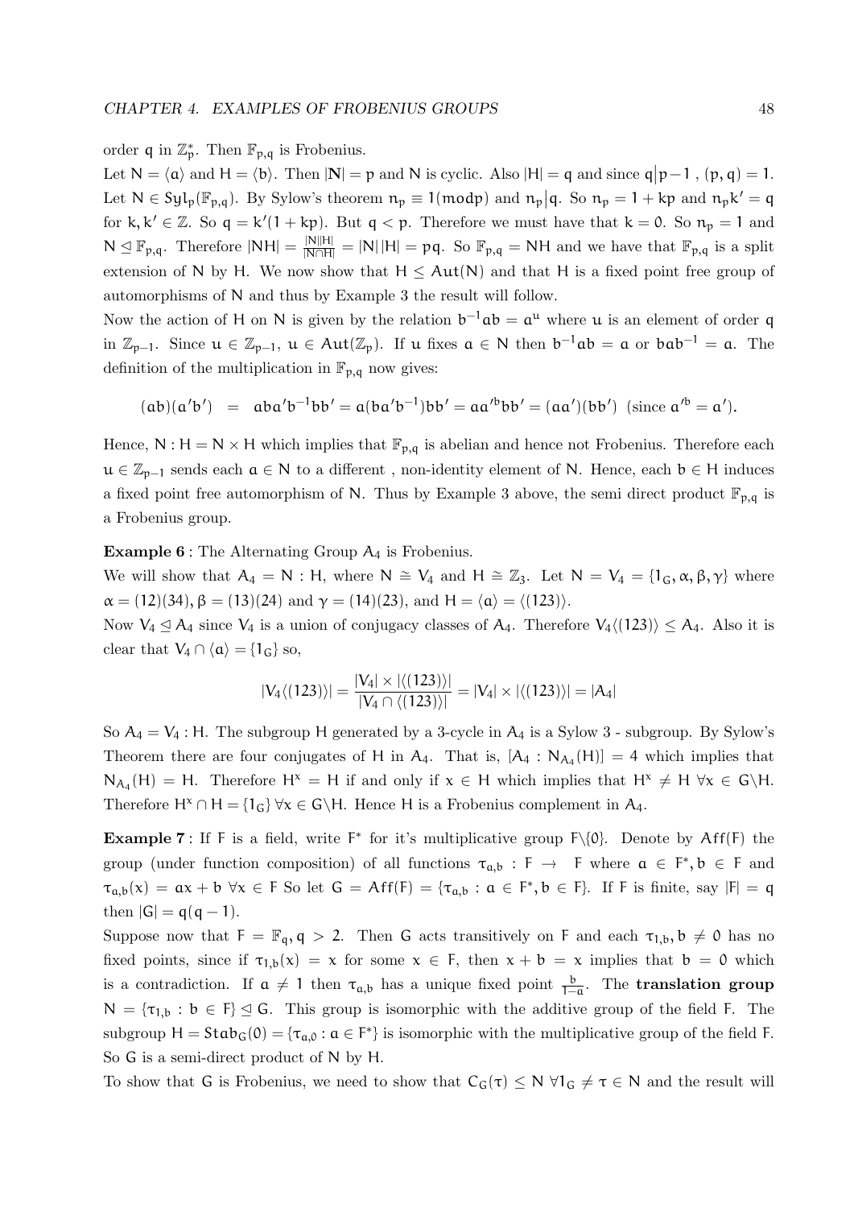order $q$ in $\mathbb{Z}_p^*$. Then $\mathbb{F}_{p,q}$ is Frobenius.

Let $N = \langle a \rangle$ and $H = \langle b \rangle$. Then $|\mathbf{N}| = p$ and N is cyclic. Also $|H| = q$ and since $q \big| p-1$ , $(p, q) = 1$. Let $N \in Syl_p(\mathbb{F}_{p,q})$. By Sylow's theorem $n_p \equiv 1(\text{mod} p)$ and $n_p | q$. So $n_p = 1 + kp$ and $n_p k' = q$ for $k, k' \in \mathbb{Z}$. So $q = k'(1 + kp)$. But $q < p$. Therefore we must have that $k = 0$. So $n_p = 1$ and $N \trianglelefteq \mathbb{F}_{p,q}$. Therefore $|NH| = \frac{|N||H|}{|N \cap H|} = |N|\,|H| = pq$. So $\mathbb{F}_{p,q} = NH$ and we have that $\mathbb{F}_{p,q}$ is a split extension of N by H. We now show that $H \leq Aut(N)$ and that H is a fixed point free group of automorphisms of N and thus by Example 3 the result will follow.

Now the action of H on N is given by the relation $b^{-1}ab = a^u$ where $u$ is an element of order $q$ in $\mathbb{Z}_{p-1}$. Since $u \in \mathbb{Z}_{p-1}$, $u \in Aut(\mathbb{Z}_p)$. If $u$ fixes $a \in N$ then $b^{-1}ab = a$ or $bab^{-1} = a$. The definition of the multiplication in $\mathbb{F}_{p,q}$ now gives:

$$(ab)(a'b') \;=\; aba'b^{-1}bb' = a(ba'b^{-1})bb' = aa'^{b}bb' = (aa')(bb') \;\; (\text{since } a'^{b} = a').$$

Hence, $N : H = N \times H$ which implies that $\mathbb{F}_{p,q}$ is abelian and hence not Frobenius. Therefore each $u \in \mathbb{Z}_{p-1}$ sends each $a \in N$ to a different , non-identity element of N. Hence, each $b \in H$ induces a fixed point free automorphism of N. Thus by Example 3 above, the semi direct product $\mathbb{F}_{p,q}$ is a Frobenius group.

**Example 6** : The Alternating Group $A_4$ is Frobenius.

We will show that $A_4 = N : H$, where $N \cong V_4$ and $H \cong \mathbb{Z}_3$. Let $N = V_4 = \{1_G, \alpha, \beta, \gamma\}$ where $\alpha = (12)(34), \beta = (13)(24)$ and $\gamma = (14)(23)$, and $H = \langle a \rangle = \langle (123) \rangle$.

Now $V_4 \trianglelefteq A_4$ since $V_4$ is a union of conjugacy classes of $A_4$. Therefore $V_4\langle (123) \rangle \leq A_4$. Also it is clear that $V_4 \cap \langle a \rangle = \{1_G\}$ so,

$$|V_4\langle (123) \rangle| = \frac{|V_4| \times |\langle (123) \rangle|}{|V_4 \cap \langle (123) \rangle|} = |V_4| \times |\langle (123) \rangle| = |A_4|$$

So $A_4 = V_4 : H$. The subgroup H generated by a 3-cycle in $A_4$ is a Sylow 3 - subgroup. By Sylow's Theorem there are four conjugates of H in $A_4$. That is, $[A_4 : N_{A_4}(H)] = 4$ which implies that $N_{A_4}(H) = H$. Therefore $H^x = H$ if and only if $x \in H$ which implies that $H^x \neq H \;\forall x \in G \backslash H$. Therefore $H^x \cap H = \{1_G\} \;\forall x \in G \backslash H$. Hence H is a Frobenius complement in $A_4$.

**Example 7** : If F is a field, write $F^*$ for it's multiplicative group $F \backslash \{0\}$. Denote by $Aff(F)$ the group (under function composition) of all functions $\tau_{a,b} : F \to F$ where $a \in F^*, b \in F$ and $\tau_{a,b}(x) = ax + b \;\forall x \in F$ So let $G = Aff(F) = \{\tau_{a,b} : a \in F^*, b \in F\}$. If F is finite, say $|F| = q$ then $|G| = q(q-1)$.

Suppose now that $F = \mathbb{F}_q, q > 2$. Then G acts transitively on F and each $\tau_{1,b}, b \neq 0$ has no fixed points, since if $\tau_{1,b}(x) = x$ for some $x \in F$, then $x + b = x$ implies that $b = 0$ which is a contradiction. If $a \neq 1$ then $\tau_{a,b}$ has a unique fixed point $\frac{b}{1-a}$. The **translation group** $N = \{\tau_{1,b} : b \in F\} \trianglelefteq G$. This group is isomorphic with the additive group of the field F. The subgroup $H = Stab_G(0) = \{\tau_{a,0} : a \in F^*\}$ is isomorphic with the multiplicative group of the field F. So G is a semi-direct product of N by H.

To show that G is Frobenius, we need to show that $C_G(\tau) \leq N \;\forall 1_G \neq \tau \in N$ and the result will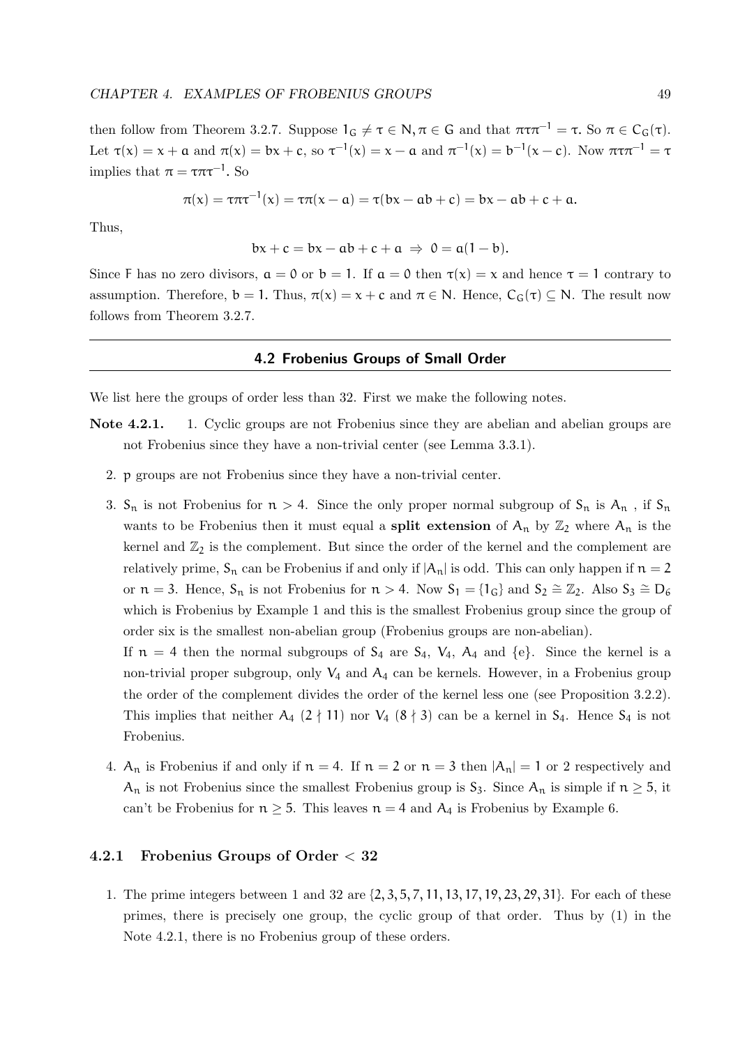then follow from Theorem 3.2.7. Suppose $1_G \neq \tau \in N, \pi \in G$ and that $\pi\tau\pi^{-1} = \tau$. So $\pi \in C_G(\tau)$. Let $\tau(x) = x + a$ and $\pi(x) = bx + c$, so $\tau^{-1}(x) = x - a$ and $\pi^{-1}(x) = b^{-1}(x - c)$. Now $\pi\tau\pi^{-1} = \tau$ implies that $\pi = \tau\pi\tau^{-1}$. So

$$\pi(x) = \tau\pi\tau^{-1}(x) = \tau\pi(x - a) = \tau(bx - ab + c) = bx - ab + c + a.$$

Thus,

$$bx + c = bx - ab + c + a \Rightarrow 0 = a(1 - b).$$

Since F has no zero divisors, $a = 0$ or $b = 1$. If $a = 0$ then $\tau(x) = x$ and hence $\tau = 1$ contrary to assumption. Therefore, $b = 1$. Thus, $\pi(x) = x + c$ and $\pi \in N$. Hence, $C_G(\tau) \subseteq N$. The result now follows from Theorem 3.2.7.

## 4.2 Frobenius Groups of Small Order

We list here the groups of order less than 32. First we make the following notes.

**Note 4.2.1.**

1. Cyclic groups are not Frobenius since they are abelian and abelian groups are not Frobenius since they have a non-trivial center (see Lemma 3.3.1).

2. $p$ groups are not Frobenius since they have a non-trivial center.

3. $S_n$ is not Frobenius for $n > 4$. Since the only proper normal subgroup of $S_n$ is $A_n$ , if $S_n$ wants to be Frobenius then it must equal a **split extension** of $A_n$ by $\mathbb{Z}_2$ where $A_n$ is the kernel and $\mathbb{Z}_2$ is the complement. But since the order of the kernel and the complement are relatively prime, $S_n$ can be Frobenius if and only if $|A_n|$ is odd. This can only happen if $n = 2$ or $n = 3$. Hence, $S_n$ is not Frobenius for $n > 4$. Now $S_1 = \{1_G\}$ and $S_2 \cong \mathbb{Z}_2$. Also $S_3 \cong D_6$ which is Frobenius by Example 1 and this is the smallest Frobenius group since the group of order six is the smallest non-abelian group (Frobenius groups are non-abelian).

   If $n = 4$ then the normal subgroups of $S_4$ are $S_4$, $V_4$, $A_4$ and $\{e\}$. Since the kernel is a non-trivial proper subgroup, only $V_4$ and $A_4$ can be kernels. However, in a Frobenius group the order of the complement divides the order of the kernel less one (see Proposition 3.2.2). This implies that neither $A_4$ $(2 \nmid 11)$ nor $V_4$ $(8 \nmid 3)$ can be a kernel in $S_4$. Hence $S_4$ is not Frobenius.

4. $A_n$ is Frobenius if and only if $n = 4$. If $n = 2$ or $n = 3$ then $|A_n| = 1$ or 2 respectively and $A_n$ is not Frobenius since the smallest Frobenius group is $S_3$. Since $A_n$ is simple if $n \geq 5$, it can't be Frobenius for $n \geq 5$. This leaves $n = 4$ and $A_4$ is Frobenius by Example 6.

### 4.2.1 Frobenius Groups of Order < 32

1. The prime integers between 1 and 32 are $\{2, 3, 5, 7, 11, 13, 17, 19, 23, 29, 31\}$. For each of these primes, there is precisely one group, the cyclic group of that order. Thus by (1) in the Note 4.2.1, there is no Frobenius group of these orders.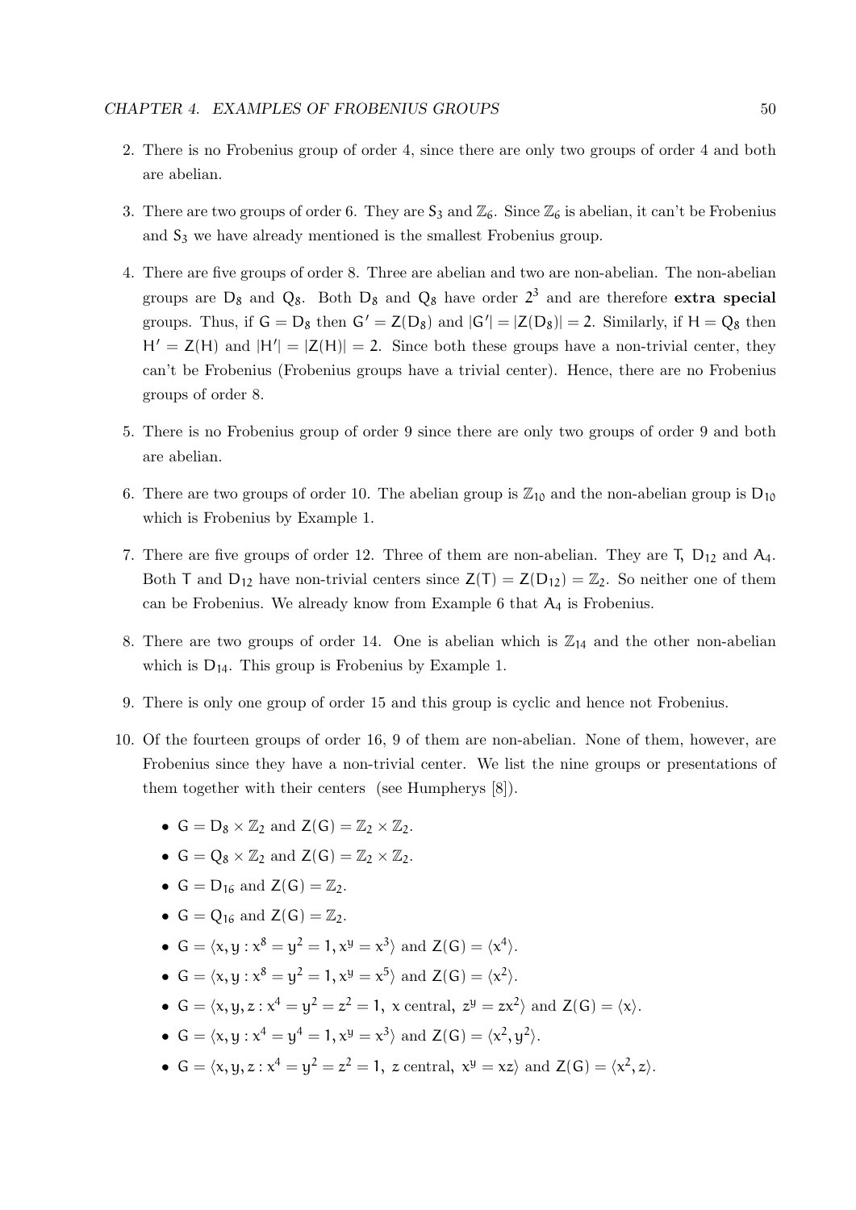2. There is no Frobenius group of order 4, since there are only two groups of order 4 and both are abelian.

3. There are two groups of order 6. They are $S_3$ and $\mathbb{Z}_6$. Since $\mathbb{Z}_6$ is abelian, it can't be Frobenius and $S_3$ we have already mentioned is the smallest Frobenius group.

4. There are five groups of order 8. Three are abelian and two are non-abelian. The non-abelian groups are $D_8$ and $Q_8$. Both $D_8$ and $Q_8$ have order $2^3$ and are therefore **extra special** groups. Thus, if $G = D_8$ then $G' = Z(D_8)$ and $|G'| = |Z(D_8)| = 2$. Similarly, if $H = Q_8$ then $H' = Z(H)$ and $|H'| = |Z(H)| = 2$. Since both these groups have a non-trivial center, they can't be Frobenius (Frobenius groups have a trivial center). Hence, there are no Frobenius groups of order 8.

5. There is no Frobenius group of order 9 since there are only two groups of order 9 and both are abelian.

6. There are two groups of order 10. The abelian group is $\mathbb{Z}_{10}$ and the non-abelian group is $D_{10}$ which is Frobenius by Example 1.

7. There are five groups of order 12. Three of them are non-abelian. They are $T$, $D_{12}$ and $A_4$. Both $T$ and $D_{12}$ have non-trivial centers since $Z(T) = Z(D_{12}) = \mathbb{Z}_2$. So neither one of them can be Frobenius. We already know from Example 6 that $A_4$ is Frobenius.

8. There are two groups of order 14. One is abelian which is $\mathbb{Z}_{14}$ and the other non-abelian which is $D_{14}$. This group is Frobenius by Example 1.

9. There is only one group of order 15 and this group is cyclic and hence not Frobenius.

10. Of the fourteen groups of order 16, 9 of them are non-abelian. None of them, however, are Frobenius since they have a non-trivial center. We list the nine groups or presentations of them together with their centers (see Humpherys [8]).

    - $G = D_8 \times \mathbb{Z}_2$ and $Z(G) = \mathbb{Z}_2 \times \mathbb{Z}_2$.
    - $G = Q_8 \times \mathbb{Z}_2$ and $Z(G) = \mathbb{Z}_2 \times \mathbb{Z}_2$.
    - $G = D_{16}$ and $Z(G) = \mathbb{Z}_2$.
    - $G = Q_{16}$ and $Z(G) = \mathbb{Z}_2$.
    - $G = \langle x, y : x^8 = y^2 = 1, x^y = x^3 \rangle$ and $Z(G) = \langle x^4 \rangle$.
    - $G = \langle x, y : x^8 = y^2 = 1, x^y = x^5 \rangle$ and $Z(G) = \langle x^2 \rangle$.
    - $G = \langle x, y, z : x^4 = y^2 = z^2 = 1,\ x \text{ central},\ z^y = zx^2 \rangle$ and $Z(G) = \langle x \rangle$.
    - $G = \langle x, y : x^4 = y^4 = 1, x^y = x^3 \rangle$ and $Z(G) = \langle x^2, y^2 \rangle$.
    - $G = \langle x, y, z : x^4 = y^2 = z^2 = 1,\ z \text{ central},\ x^y = xz \rangle$ and $Z(G) = \langle x^2, z \rangle$.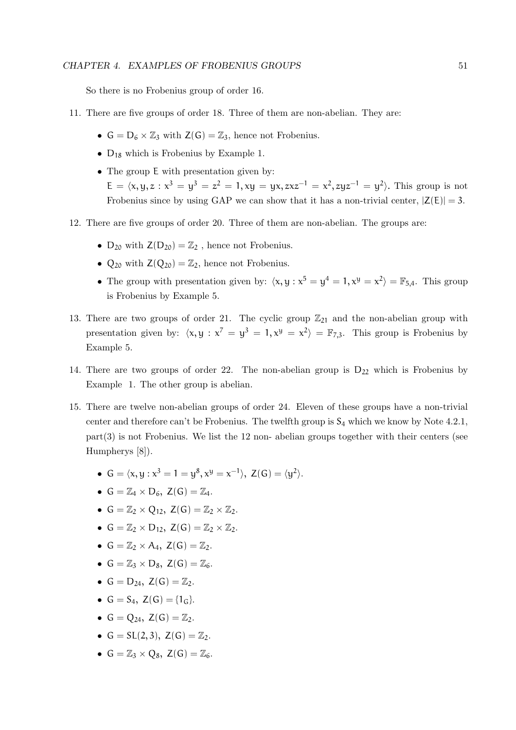So there is no Frobenius group of order 16.

11. There are five groups of order 18. Three of them are non-abelian. They are:

    - $G = D_6 \times \mathbb{Z}_3$ with $Z(G) = \mathbb{Z}_3$, hence not Frobenius.
    - $D_{18}$ which is Frobenius by Example 1.
    - The group $E$ with presentation given by: $E = \langle x, y, z : x^3 = y^3 = z^2 = 1, xy = yx, zxz^{-1} = x^2, zyz^{-1} = y^2 \rangle$. This group is not Frobenius since by using GAP we can show that it has a non-trivial center, $|Z(E)| = 3$.

12. There are five groups of order 20. Three of them are non-abelian. The groups are:

    - $D_{20}$ with $Z(D_{20}) = \mathbb{Z}_2$ , hence not Frobenius.
    - $Q_{20}$ with $Z(Q_{20}) = \mathbb{Z}_2$, hence not Frobenius.
    - The group with presentation given by: $\langle x, y : x^5 = y^4 = 1, x^y = x^2 \rangle = \mathbb{F}_{5,4}$. This group is Frobenius by Example 5.

13. There are two groups of order 21. The cyclic group $\mathbb{Z}_{21}$ and the non-abelian group with presentation given by: $\langle x, y : x^7 = y^3 = 1, x^y = x^2 \rangle = \mathbb{F}_{7,3}$. This group is Frobenius by Example 5.

14. There are two groups of order 22. The non-abelian group is $D_{22}$ which is Frobenius by Example 1. The other group is abelian.

15. There are twelve non-abelian groups of order 24. Eleven of these groups have a non-trivial center and therefore can't be Frobenius. The twelfth group is $S_4$ which we know by Note 4.2.1, part(3) is not Frobenius. We list the 12 non- abelian groups together with their centers (see Humpherys [8]).

    - $G = \langle x, y : x^3 = 1 = y^8, x^y = x^{-1} \rangle,\ Z(G) = \langle y^2 \rangle$.
    - $G = \mathbb{Z}_4 \times D_6,\ Z(G) = \mathbb{Z}_4$.
    - $G = \mathbb{Z}_2 \times Q_{12},\ Z(G) = \mathbb{Z}_2 \times \mathbb{Z}_2$.
    - $G = \mathbb{Z}_2 \times D_{12},\ Z(G) = \mathbb{Z}_2 \times \mathbb{Z}_2$.
    - $G = \mathbb{Z}_2 \times A_4,\ Z(G) = \mathbb{Z}_2$.
    - $G = \mathbb{Z}_3 \times D_8,\ Z(G) = \mathbb{Z}_6$.
    - $G = D_{24},\ Z(G) = \mathbb{Z}_2$.
    - $G = S_4,\ Z(G) = \{1_G\}$.
    - $G = Q_{24},\ Z(G) = \mathbb{Z}_2$.
    - $G = SL(2, 3),\ Z(G) = \mathbb{Z}_2$.
    - $G = \mathbb{Z}_3 \times Q_8,\ Z(G) = \mathbb{Z}_6$.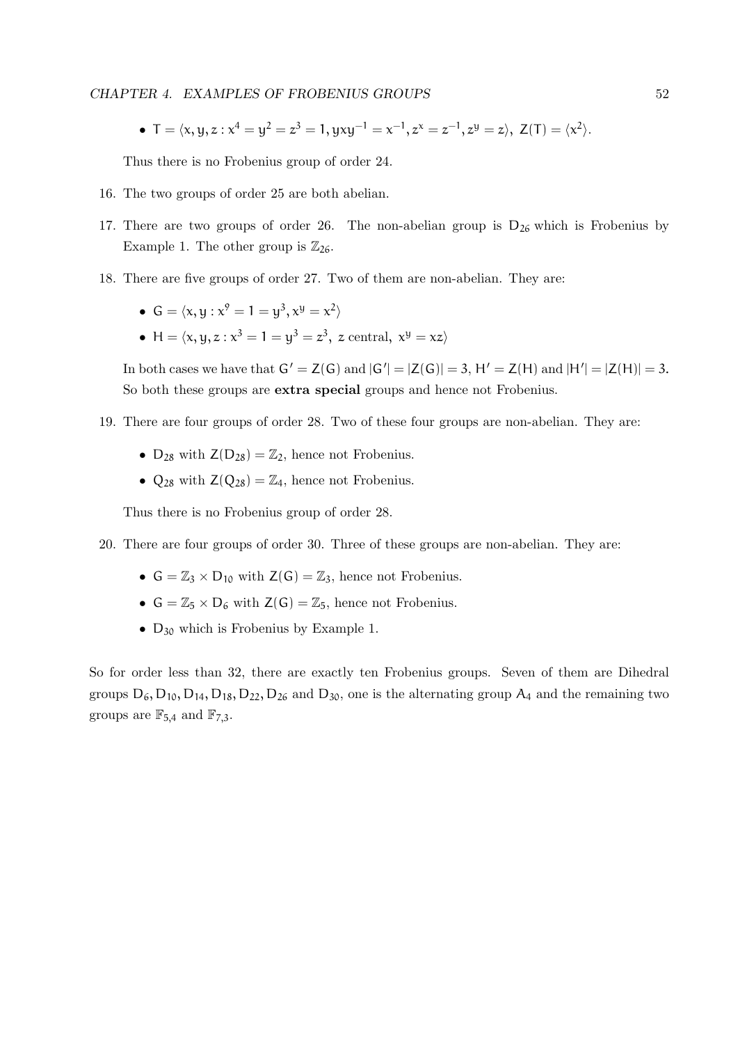- $T = \langle x, y, z : x^4 = y^2 = z^3 = 1, yxy^{-1} = x^{-1}, z^x = z^{-1}, z^y = z\rangle,\ Z(T) = \langle x^2\rangle$.

  Thus there is no Frobenius group of order 24.

16. The two groups of order 25 are both abelian.

17. There are two groups of order 26. The non-abelian group is $D_{26}$ which is Frobenius by Example 1. The other group is $\mathbb{Z}_{26}$.

18. There are five groups of order 27. Two of them are non-abelian. They are:

    - $G = \langle x, y : x^9 = 1 = y^3, x^y = x^2\rangle$
    - $H = \langle x, y, z : x^3 = 1 = y^3 = z^3,\ z \text{ central},\ x^y = xz\rangle$

    In both cases we have that $G' = Z(G)$ and $|G'| = |Z(G)| = 3$, $H' = Z(H)$ and $|H'| = |Z(H)| = 3$. So both these groups are **extra special** groups and hence not Frobenius.

19. There are four groups of order 28. Two of these four groups are non-abelian. They are:

    - $D_{28}$ with $Z(D_{28}) = \mathbb{Z}_2$, hence not Frobenius.
    - $Q_{28}$ with $Z(Q_{28}) = \mathbb{Z}_4$, hence not Frobenius.

    Thus there is no Frobenius group of order 28.

20. There are four groups of order 30. Three of these groups are non-abelian. They are:

    - $G = \mathbb{Z}_3 \times D_{10}$ with $Z(G) = \mathbb{Z}_3$, hence not Frobenius.
    - $G = \mathbb{Z}_5 \times D_6$ with $Z(G) = \mathbb{Z}_5$, hence not Frobenius.
    - $D_{30}$ which is Frobenius by Example 1.

So for order less than 32, there are exactly ten Frobenius groups. Seven of them are Dihedral groups $D_6, D_{10}, D_{14}, D_{18}, D_{22}, D_{26}$ and $D_{30}$, one is the alternating group $A_4$ and the remaining two groups are $\mathbb{F}_{5,4}$ and $\mathbb{F}_{7,3}$.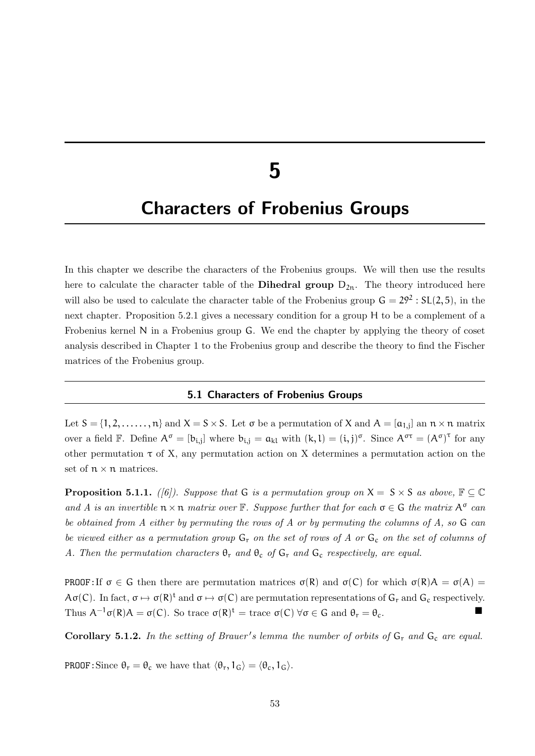# 5

# Characters of Frobenius Groups

In this chapter we describe the characters of the Frobenius groups. We will then use the results here to calculate the character table of the **Dihedral group** $D_{2n}$. The theory introduced here will also be used to calculate the character table of the Frobenius group $G = 29^2 : SL(2,5)$, in the next chapter. Proposition 5.2.1 gives a necessary condition for a group H to be a complement of a Frobenius kernel N in a Frobenius group G. We end the chapter by applying the theory of coset analysis described in Chapter 1 to the Frobenius group and describe the theory to find the Fischer matrices of the Frobenius group.

## 5.1 Characters of Frobenius Groups

Let $S = \{1, 2, \ldots\ldots, n\}$ and $X = S \times S$. Let $\sigma$ be a permutation of X and $A = [a_{i,j}]$ an $n \times n$ matrix over a field $\mathbb{F}$. Define $A^\sigma = [b_{i,j}]$ where $b_{i,j} = a_{kl}$ with $(k,l) = (i,j)^\sigma$. Since $A^{\sigma\tau} = (A^\sigma)^\tau$ for any other permutation $\tau$ of X, any permutation action on X determines a permutation action on the set of $n \times n$ matrices.

**Proposition 5.1.1.** *([6]). Suppose that G is a permutation group on $X = S \times S$ as above, $\mathbb{F} \subseteq \mathbb{C}$ and A is an invertible $n \times n$ matrix over $\mathbb{F}$. Suppose further that for each $\sigma \in G$ the matrix $A^\sigma$ can be obtained from A either by permuting the rows of A or by permuting the columns of A, so G can be viewed either as a permutation group $G_r$ on the set of rows of A or $G_c$ on the set of columns of A. Then the permutation characters $\theta_r$ and $\theta_c$ of $G_r$ and $G_c$ respectively, are equal.*

PROOF: If $\sigma \in G$ then there are permutation matrices $\sigma(R)$ and $\sigma(C)$ for which $\sigma(R)A = \sigma(A) = A\sigma(C)$. In fact, $\sigma \mapsto \sigma(R)^t$ and $\sigma \mapsto \sigma(C)$ are permutation representations of $G_r$ and $G_c$ respectively. Thus $A^{-1}\sigma(R)A = \sigma(C)$. So trace $\sigma(R)^t =$ trace $\sigma(C)\ \forall \sigma \in G$ and $\theta_r = \theta_c$. ■

**Corollary 5.1.2.** *In the setting of Brauer's lemma the number of orbits of $G_r$ and $G_c$ are equal.*

PROOF: Since $\theta_r = \theta_c$ we have that $\langle \theta_r, 1_G \rangle = \langle \theta_c, 1_G \rangle$.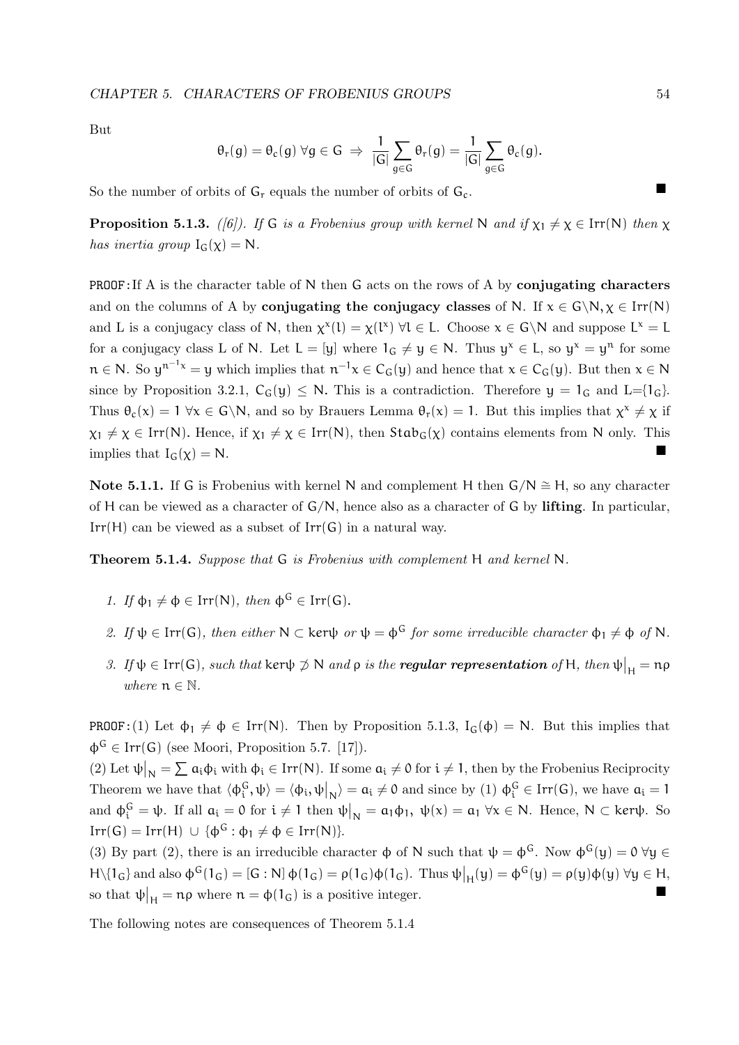But

$$\theta_r(g) = \theta_c(g)\ \forall g \in G \ \Rightarrow\ \frac{1}{|G|}\sum_{g\in G}\theta_r(g) = \frac{1}{|G|}\sum_{g\in G}\theta_c(g).$$

So the number of orbits of $G_r$ equals the number of orbits of $G_c$. ■

**Proposition 5.1.3.** *([6]). If $G$ is a Frobenius group with kernel $N$ and if $\chi_1 \neq \chi \in \mathrm{Irr}(N)$ then $\chi$ has inertia group $I_G(\chi) = N$.*

PROOF: If A is the character table of $N$ then $G$ acts on the rows of A by **conjugating characters** and on the columns of A by **conjugating the conjugacy classes** of $N$. If $x \in G\backslash N, \chi \in \mathrm{Irr}(N)$ and L is a conjugacy class of $N$, then $\chi^x(l) = \chi(l^x)\ \forall l \in L$. Choose $x \in G\backslash N$ and suppose $L^x = L$ for a conjugacy class $L$ of $N$. Let $L = [y]$ where $1_G \neq y \in N$. Thus $y^x \in L$, so $y^x = y^n$ for some $n \in N$. So $y^{n^{-1}x} = y$ which implies that $n^{-1}x \in C_G(y)$ and hence that $x \in C_G(y)$. But then $x \in N$ since by Proposition 3.2.1, $C_G(y) \leq N$. This is a contradiction. Therefore $y = 1_G$ and L=$\{1_G\}$. Thus $\theta_c(x) = 1\ \forall x \in G\backslash N$, and so by Brauers Lemma $\theta_r(x) = 1$. But this implies that $\chi^x \neq \chi$ if $\chi_1 \neq \chi \in \mathrm{Irr}(N)$. Hence, if $\chi_1 \neq \chi \in \mathrm{Irr}(N)$, then $\mathrm{Stab}_G(\chi)$ contains elements from $N$ only. This implies that $I_G(\chi) = N$. ■

**Note 5.1.1.** If $G$ is Frobenius with kernel $N$ and complement $H$ then $G/N \cong H$, so any character of $H$ can be viewed as a character of $G/N$, hence also as a character of $G$ by **lifting**. In particular, $\mathrm{Irr}(H)$ can be viewed as a subset of $\mathrm{Irr}(G)$ in a natural way.

**Theorem 5.1.4.** *Suppose that $G$ is Frobenius with complement $H$ and kernel $N$.*

1. *If $\phi_1 \neq \phi \in \mathrm{Irr}(N)$, then $\phi^G \in \mathrm{Irr}(G)$.*

2. *If $\psi \in \mathrm{Irr}(G)$, then either $N \subset \ker\psi$ or $\psi = \phi^G$ for some irreducible character $\phi_1 \neq \phi$ of $N$.*

3. *If $\psi \in \mathrm{Irr}(G)$, such that $\ker\psi \not\supset N$ and $\rho$ is the **regular representation** of $H$, then $\psi\big|_H = n\rho$ where $n \in \mathbb{N}$.*

PROOF: (1) Let $\phi_1 \neq \phi \in \mathrm{Irr}(N)$. Then by Proposition 5.1.3, $I_G(\phi) = N$. But this implies that $\phi^G \in \mathrm{Irr}(G)$ (see Moori, Proposition 5.7. [17]).

(2) Let $\psi\big|_N = \sum a_i\phi_i$ with $\phi_i \in \mathrm{Irr}(N)$. If some $a_i \neq 0$ for $i \neq 1$, then by the Frobenius Reciprocity Theorem we have that $\langle\phi_i^G, \psi\rangle = \langle\phi_i, \psi\big|_N\rangle = a_i \neq 0$ and since by (1) $\phi_i^G \in \mathrm{Irr}(G)$, we have $a_i = 1$ and $\phi_i^G = \psi$. If all $a_i = 0$ for $i \neq 1$ then $\psi\big|_N = a_1\phi_1$, $\psi(x) = a_1\ \forall x \in N$. Hence, $N \subset \ker\psi$. So $\mathrm{Irr}(G) = \mathrm{Irr}(H) \cup \{\phi^G : \phi_1 \neq \phi \in \mathrm{Irr}(N)\}$.

(3) By part (2), there is an irreducible character $\phi$ of $N$ such that $\psi = \phi^G$. Now $\phi^G(y) = 0\ \forall y \in H\backslash\{1_G\}$ and also $\phi^G(1_G) = [G : N]\,\phi(1_G) = \rho(1_G)\phi(1_G)$. Thus $\psi\big|_H(y) = \phi^G(y) = \rho(y)\phi(y)\ \forall y \in H$, so that $\psi\big|_H = n\rho$ where $n = \phi(1_G)$ is a positive integer. ■

The following notes are consequences of Theorem 5.1.4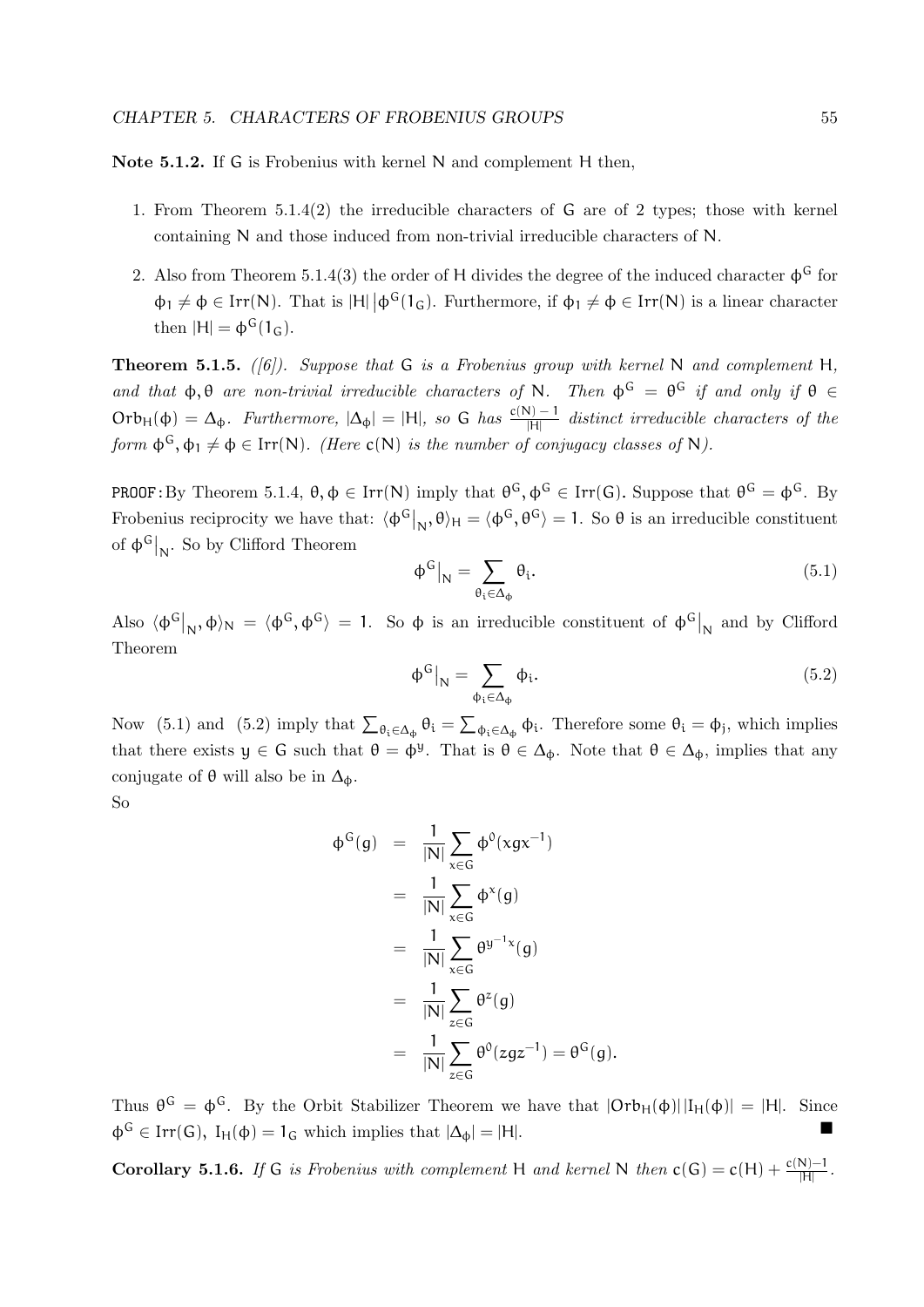**Note 5.1.2.** If $G$ is Frobenius with kernel $N$ and complement $H$ then,

1. From Theorem 5.1.4(2) the irreducible characters of $G$ are of 2 types; those with kernel containing $N$ and those induced from non-trivial irreducible characters of $N$.
2. Also from Theorem 5.1.4(3) the order of $H$ divides the degree of the induced character $\phi^G$ for $\phi_1 \neq \phi \in \mathrm{Irr}(N)$. That is $|H| \,|\phi^G(1_G)$. Furthermore, if $\phi_1 \neq \phi \in \mathrm{Irr}(N)$ is a linear character then $|H| = \phi^G(1_G)$.

**Theorem 5.1.5.** *([6]). Suppose that $G$ is a Frobenius group with kernel $N$ and complement $H$, and that $\phi, \theta$ are non-trivial irreducible characters of $N$. Then $\phi^G = \theta^G$ if and only if $\theta \in \mathrm{Orb}_H(\phi) = \Delta_\phi$. Furthermore, $|\Delta_\phi| = |H|$, so $G$ has $\frac{c(N)-1}{|H|}$ distinct irreducible characters of the form $\phi^G, \phi_1 \neq \phi \in \mathrm{Irr}(N)$. (Here $c(N)$ is the number of conjugacy classes of $N$).*

PROOF: By Theorem 5.1.4, $\theta, \phi \in \mathrm{Irr}(N)$ imply that $\theta^G, \phi^G \in \mathrm{Irr}(G)$. Suppose that $\theta^G = \phi^G$. By Frobenius reciprocity we have that: $\langle \phi^G|_N, \theta\rangle_H = \langle \phi^G, \theta^G\rangle = 1$. So $\theta$ is an irreducible constituent of $\phi^G|_N$. So by Clifford Theorem

$$\phi^G|_N = \sum_{\theta_i \in \Delta_\phi} \theta_i. \tag{5.1}$$

Also $\langle \phi^G|_N, \phi\rangle_N = \langle \phi^G, \phi^G\rangle = 1$. So $\phi$ is an irreducible constituent of $\phi^G|_N$ and by Clifford Theorem

$$\phi^G|_N = \sum_{\phi_i \in \Delta_\phi} \phi_i. \tag{5.2}$$

Now (5.1) and (5.2) imply that $\sum_{\theta_i \in \Delta_\phi} \theta_i = \sum_{\phi_i \in \Delta_\phi} \phi_i$. Therefore some $\theta_i = \phi_j$, which implies that there exists $y \in G$ such that $\theta = \phi^y$. That is $\theta \in \Delta_\phi$. Note that $\theta \in \Delta_\phi$, implies that any conjugate of $\theta$ will also be in $\Delta_\phi$.

So

$$\begin{aligned}
\phi^G(g) &= \frac{1}{|N|}\sum_{x \in G} \phi^0(xgx^{-1}) \\
&= \frac{1}{|N|}\sum_{x \in G} \phi^x(g) \\
&= \frac{1}{|N|}\sum_{x \in G} \theta^{y^{-1}x}(g) \\
&= \frac{1}{|N|}\sum_{z \in G} \theta^z(g) \\
&= \frac{1}{|N|}\sum_{z \in G} \theta^0(zgz^{-1}) = \theta^G(g).
\end{aligned}$$

Thus $\theta^G = \phi^G$. By the Orbit Stabilizer Theorem we have that $|\mathrm{Orb}_H(\phi)|\,|I_H(\phi)| = |H|$. Since $\phi^G \in \mathrm{Irr}(G)$, $I_H(\phi) = 1_G$ which implies that $|\Delta_\phi| = |H|$. ■

**Corollary 5.1.6.** *If $G$ is Frobenius with complement $H$ and kernel $N$ then $c(G) = c(H) + \frac{c(N)-1}{|H|}$.*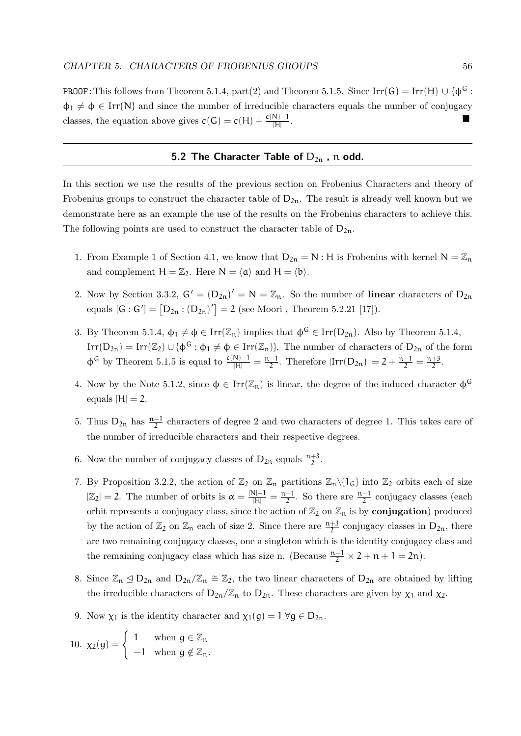PROOF: This follows from Theorem 5.1.4, part(2) and Theorem 5.1.5. Since $\mathrm{Irr}(G) = \mathrm{Irr}(H) \cup \{\phi^G : \phi_1 \neq \phi \in \mathrm{Irr}(N)\}$ and since the number of irreducible characters equals the number of conjugacy classes, the equation above gives $c(G) = c(H) + \frac{c(N)-1}{|H|}$. ■

## 5.2 The Character Table of $D_{2n}$ , $n$ odd.

In this section we use the results of the previous section on Frobenius Characters and theory of Frobenius groups to construct the character table of $D_{2n}$. The result is already well known but we demonstrate here as an example the use of the results on the Frobenius characters to achieve this. The following points are used to construct the character table of $D_{2n}$.

1. From Example 1 of Section 4.1, we know that $D_{2n} = N : H$ is Frobenius with kernel $N = \mathbb{Z}_n$ and complement $H = \mathbb{Z}_2$. Here $N = \langle a \rangle$ and $H = \langle b \rangle$.
2. Now by Section 3.3.2, $G' = (D_{2n})' = N = \mathbb{Z}_n$. So the number of **linear** characters of $D_{2n}$ equals $[G : G'] = \left[D_{2n} : (D_{2n})'\right] = 2$ (see Moori , Theorem 5.2.21 [17]).
3. By Theorem 5.1.4, $\phi_1 \neq \phi \in \mathrm{Irr}(\mathbb{Z}_n)$ implies that $\phi^G \in \mathrm{Irr}(D_{2n})$. Also by Theorem 5.1.4, $\mathrm{Irr}(D_{2n}) = \mathrm{Irr}(\mathbb{Z}_2) \cup \{\phi^G : \phi_1 \neq \phi \in \mathrm{Irr}(\mathbb{Z}_n)\}$. The number of characters of $D_{2n}$ of the form $\phi^G$ by Theorem 5.1.5 is equal to $\frac{c(N)-1}{|H|} = \frac{n-1}{2}$. Therefore $|\mathrm{Irr}(D_{2n})| = 2 + \frac{n-1}{2} = \frac{n+3}{2}$.
4. Now by the Note 5.1.2, since $\phi \in \mathrm{Irr}(\mathbb{Z}_n)$ is linear, the degree of the induced character $\phi^G$ equals $|H| = 2$.
5. Thus $D_{2n}$ has $\frac{n-1}{2}$ characters of degree 2 and two characters of degree 1. This takes care of the number of irreducible characters and their respective degrees.
6. Now the number of conjugacy classes of $D_{2n}$ equals $\frac{n+3}{2}$.
7. By Proposition 3.2.2, the action of $\mathbb{Z}_2$ on $\mathbb{Z}_n$ partitions $\mathbb{Z}_n \backslash \{1_G\}$ into $\mathbb{Z}_2$ orbits each of size $|\mathbb{Z}_2| = 2$. The number of orbits is $\alpha = \frac{|N|-1}{|H|} = \frac{n-1}{2}$. So there are $\frac{n-1}{2}$ conjugacy classes (each orbit represents a conjugacy class, since the action of $\mathbb{Z}_2$ on $\mathbb{Z}_n$ is by **conjugation**) produced by the action of $\mathbb{Z}_2$ on $\mathbb{Z}_n$ each of size 2. Since there are $\frac{n+3}{2}$ conjugacy classes in $D_{2n}$, there are two remaining conjugacy classes, one a singleton which is the identity conjugacy class and the remaining conjugacy class which has size n. (Because $\frac{n-1}{2} \times 2 + n + 1 = 2n$).
8. Since $\mathbb{Z}_n \trianglelefteq D_{2n}$ and $D_{2n}/\mathbb{Z}_n \cong \mathbb{Z}_2$, the two linear characters of $D_{2n}$ are obtained by lifting the irreducible characters of $D_{2n}/\mathbb{Z}_n$ to $D_{2n}$. These characters are given by $\chi_1$ and $\chi_2$.
9. Now $\chi_1$ is the identity character and $\chi_1(g) = 1 \ \forall g \in D_{2n}$.
10. $\chi_2(g) = \begin{cases} 1 & \text{when } g \in \mathbb{Z}_n \\ -1 & \text{when } g \notin \mathbb{Z}_n. \end{cases}$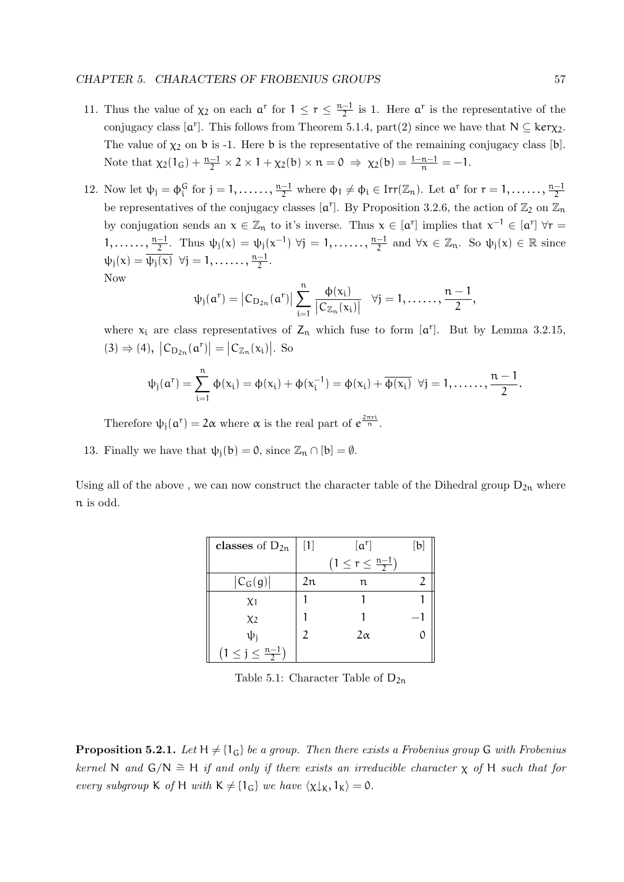11. Thus the value of $\chi_2$ on each $a^r$ for $1 \leq r \leq \frac{n-1}{2}$ is 1. Here $a^r$ is the representative of the conjugacy class $[a^r]$. This follows from Theorem 5.1.4, part(2) since we have that $N \subseteq ker\chi_2$. The value of $\chi_2$ on $b$ is -1. Here $b$ is the representative of the remaining conjugacy class $[b]$. Note that $\chi_2(1_G) + \frac{n-1}{2} \times 2 \times 1 + \chi_2(b) \times n = 0 \Rightarrow \chi_2(b) = \frac{1-n-1}{n} = -1$.

12. Now let $\psi_j = \phi_i^G$ for $j = 1, \ldots\ldots, \frac{n-1}{2}$ where $\phi_1 \neq \phi_i \in Irr(\mathbb{Z}_n)$. Let $a^r$ for $r = 1, \ldots\ldots, \frac{n-1}{2}$ be representatives of the conjugacy classes $[a^r]$. By Proposition 3.2.6, the action of $\mathbb{Z}_2$ on $\mathbb{Z}_n$ by conjugation sends an $x \in \mathbb{Z}_n$ to it's inverse. Thus $x \in [a^r]$ implies that $x^{-1} \in [a^r]$ $\forall r = 1, \ldots\ldots, \frac{n-1}{2}$. Thus $\psi_j(x) = \psi_j(x^{-1})$ $\forall j = 1, \ldots\ldots, \frac{n-1}{2}$ and $\forall x \in \mathbb{Z}_n$. So $\psi_j(x) \in \mathbb{R}$ since $\psi_j(x) = \overline{\psi_j(x)}$ $\forall j = 1, \ldots\ldots, \frac{n-1}{2}$.
Now
$$\psi_j(a^r) = \left|C_{D_{2n}}(a^r)\right| \sum_{i=1}^{n} \frac{\phi(x_i)}{\left|C_{\mathbb{Z}_n}(x_i)\right|} \quad \forall j = 1, \ldots\ldots, \frac{n-1}{2},$$
where $x_i$ are class representatives of $Z_n$ which fuse to form $[a^r]$. But by Lemma 3.2.15, (3) $\Rightarrow$ (4), $\left|C_{D_{2n}}(a^r)\right| = \left|C_{\mathbb{Z}_n}(x_i)\right|$. So
$$\psi_j(a^r) = \sum_{i=1}^{n} \phi(x_i) = \phi(x_i) + \phi(x_i^{-1}) = \phi(x_i) + \overline{\phi(x_i)} \ \ \forall j = 1, \ldots\ldots, \frac{n-1}{2}.$$
Therefore $\psi_j(a^r) = 2\alpha$ where $\alpha$ is the real part of $e^{\frac{2\pi ri}{n}}$.

13. Finally we have that $\psi_j(b) = 0$, since $\mathbb{Z}_n \cap [b] = \emptyset$.

Using all of the above , we can now construct the character table of the Dihedral group $D_{2n}$ where $n$ is odd.

| **classes** of $D_{2n}$ | $[1]$ | $[a^r]$ $\left(1 \leq r \leq \frac{n-1}{2}\right)$ | $[b]$ |
|---|---|---|---|
| $\left\|C_G(g)\right\|$ | $2n$ | $n$ | $2$ |
| $\chi_1$ | $1$ | $1$ | $1$ |
| $\chi_2$ | $1$ | $1$ | $-1$ |
| $\psi_j$ $\left(1 \leq j \leq \frac{n-1}{2}\right)$ | $2$ | $2\alpha$ | $0$ |

Table 5.1: Character Table of $D_{2n}$

**Proposition 5.2.1.** *Let $H \neq \{1_G\}$ be a group. Then there exists a Frobenius group $G$ with Frobenius kernel $N$ and $G/N \cong H$ if and only if there exists an irreducible character $\chi$ of $H$ such that for every subgroup $K$ of $H$ with $K \neq \{1_G\}$ we have $\langle \chi\downarrow_K, 1_K\rangle = 0$.*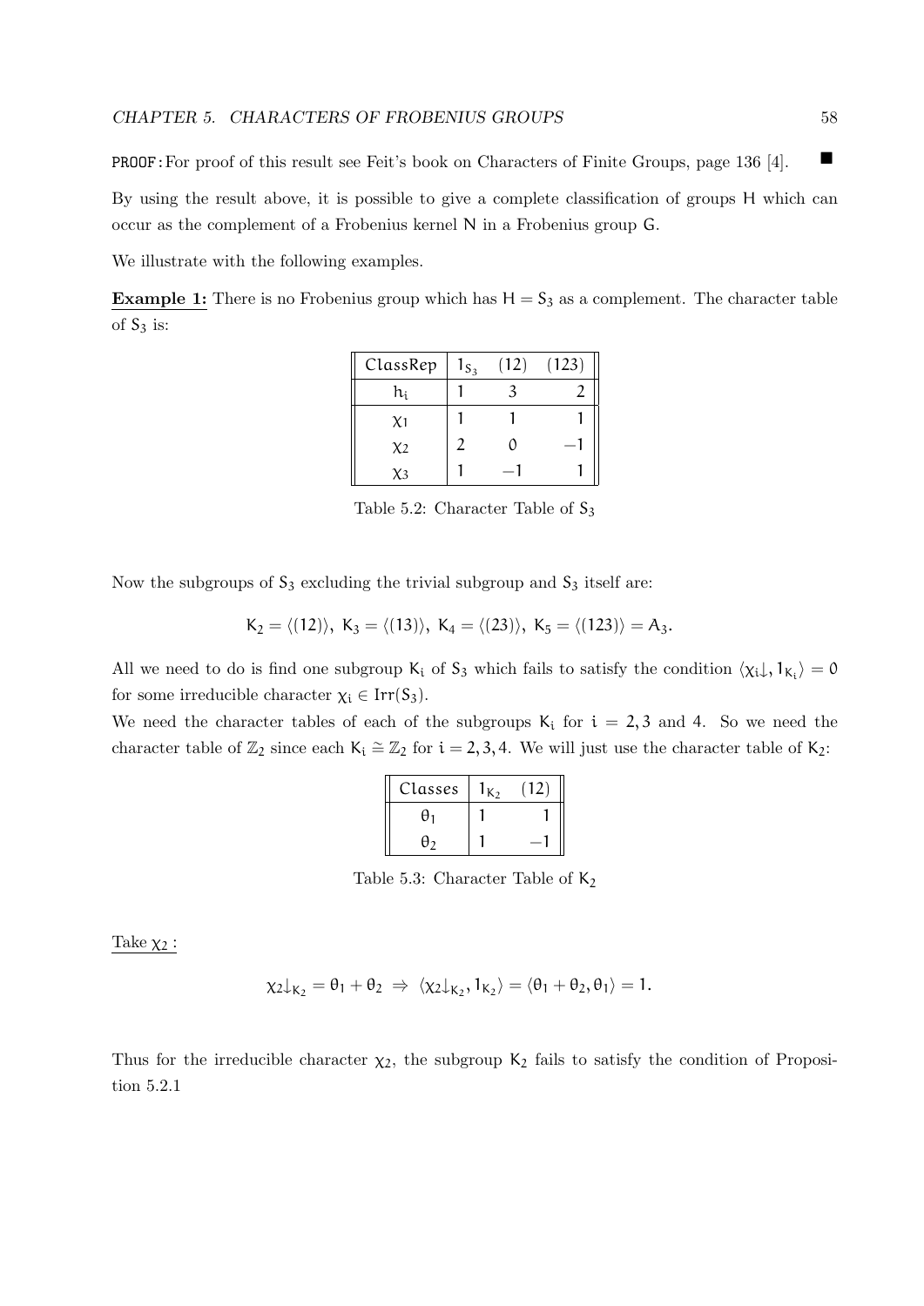PROOF: For proof of this result see Feit's book on Characters of Finite Groups, page 136 [4]. ∎

By using the result above, it is possible to give a complete classification of groups $H$ which can occur as the complement of a Frobenius kernel $N$ in a Frobenius group $G$.

We illustrate with the following examples.

**Example 1:** There is no Frobenius group which has $H = S_3$ as a complement. The character table of $S_3$ is:

| ClassRep | $1_{S_3}$ | $(12)$ | $(123)$ |
|---|---|---|---|
| $h_i$ | 1 | 3 | 2 |
| $\chi_1$ | 1 | 1 | 1 |
| $\chi_2$ | 2 | 0 | $-1$ |
| $\chi_3$ | 1 | $-1$ | 1 |

Table 5.2: Character Table of $S_3$

Now the subgroups of $S_3$ excluding the trivial subgroup and $S_3$ itself are:

$$K_2 = \langle (12) \rangle,\ K_3 = \langle (13) \rangle,\ K_4 = \langle (23) \rangle,\ K_5 = \langle (123) \rangle = A_3.$$

All we need to do is find one subgroup $K_i$ of $S_3$ which fails to satisfy the condition $\langle \chi_i\downarrow, 1_{K_i} \rangle = 0$ for some irreducible character $\chi_i \in \mathrm{Irr}(S_3)$.

We need the character tables of each of the subgroups $K_i$ for $i = 2, 3$ and 4. So we need the character table of $\mathbb{Z}_2$ since each $K_i \cong \mathbb{Z}_2$ for $i = 2, 3, 4$. We will just use the character table of $K_2$:

| Classes | $1_{K_2}$ | $(12)$ |
|---|---|---|
| $\theta_1$ | 1 | 1 |
| $\theta_2$ | 1 | $-1$ |

Table 5.3: Character Table of $K_2$

Take $\chi_2$ :

$$\chi_2\downarrow_{K_2} = \theta_1 + \theta_2 \ \Rightarrow\ \langle \chi_2\downarrow_{K_2}, 1_{K_2} \rangle = \langle \theta_1 + \theta_2, \theta_1 \rangle = 1.$$

Thus for the irreducible character $\chi_2$, the subgroup $K_2$ fails to satisfy the condition of Proposition 5.2.1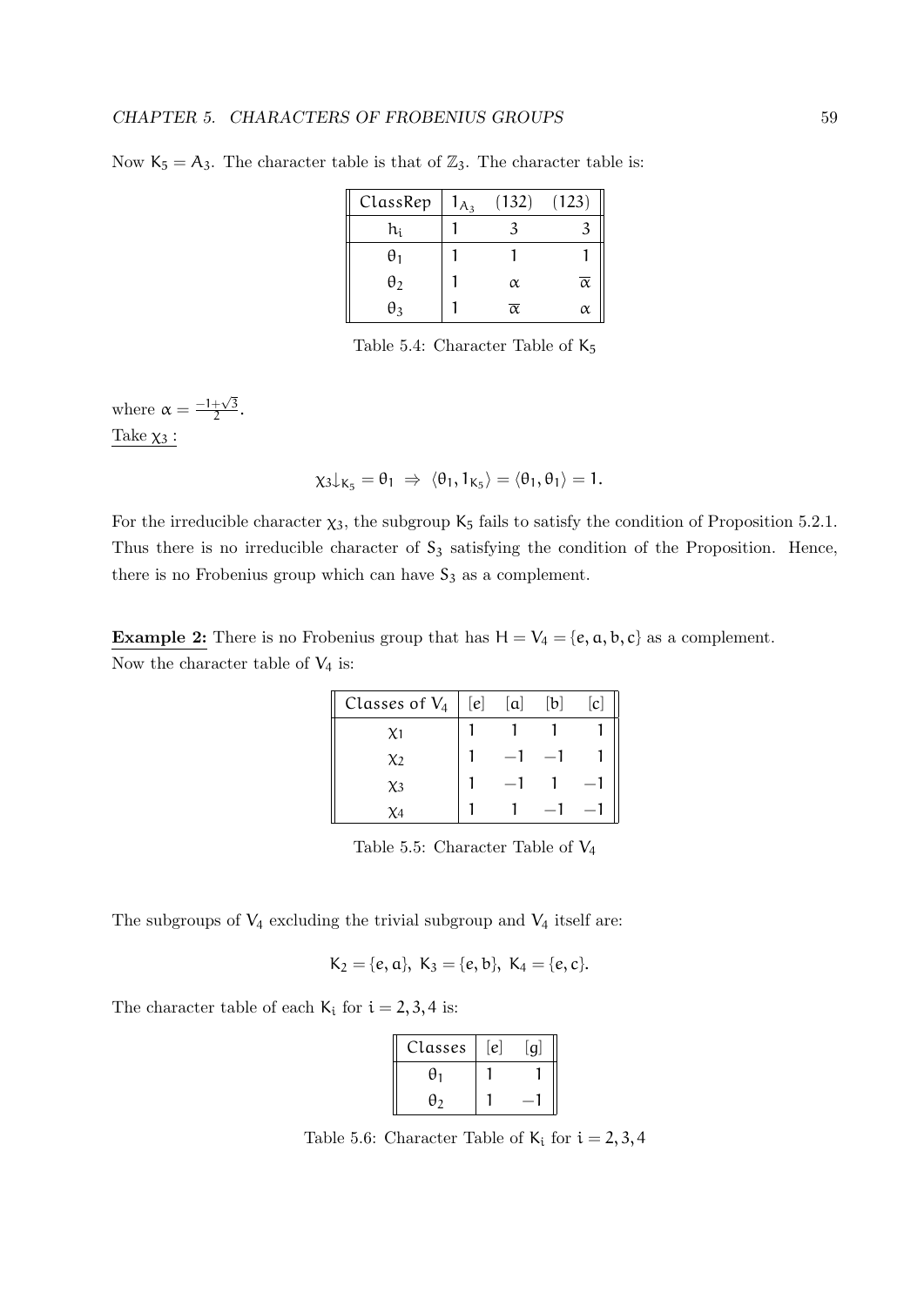Now $K_5 = A_3$. The character table is that of $\mathbb{Z}_3$. The character table is:

| ClassRep | $1_{A_3}$ | $(132)$ | $(123)$ |
|---|---|---|---|
| $h_i$ | 1 | 3 | 3 |
| $\theta_1$ | 1 | 1 | 1 |
| $\theta_2$ | 1 | $\alpha$ | $\overline{\alpha}$ |
| $\theta_3$ | 1 | $\overline{\alpha}$ | $\alpha$ |

Table 5.4: Character Table of $K_5$

where $\alpha = \frac{-1+\sqrt{3}}{2}$.

<u>Take $\chi_3$ :</u>

$$\chi_3\downarrow_{K_5} = \theta_1 \;\Rightarrow\; \langle \theta_1, 1_{K_5} \rangle = \langle \theta_1, \theta_1 \rangle = 1.$$

For the irreducible character $\chi_3$, the subgroup $K_5$ fails to satisfy the condition of Proposition 5.2.1. Thus there is no irreducible character of $S_3$ satisfying the condition of the Proposition. Hence, there is no Frobenius group which can have $S_3$ as a complement.

**<u>Example 2:</u>** There is no Frobenius group that has $H = V_4 = \{e, a, b, c\}$ as a complement.

Now the character table of $V_4$ is:

| Classes of $V_4$ | $[e]$ | $[a]$ | $[b]$ | $[c]$ |
|---|---|---|---|---|
| $\chi_1$ | 1 | 1 | 1 | 1 |
| $\chi_2$ | 1 | $-1$ | $-1$ | 1 |
| $\chi_3$ | 1 | $-1$ | 1 | $-1$ |
| $\chi_4$ | 1 | 1 | $-1$ | $-1$ |

Table 5.5: Character Table of $V_4$

The subgroups of $V_4$ excluding the trivial subgroup and $V_4$ itself are:

$$K_2 = \{e, a\},\; K_3 = \{e, b\},\; K_4 = \{e, c\}.$$

The character table of each $K_i$ for $i = 2, 3, 4$ is:

| Classes | $[e]$ | $[g]$ |
|---|---|---|
| $\theta_1$ | 1 | 1 |
| $\theta_2$ | 1 | $-1$ |

Table 5.6: Character Table of $K_i$ for $i = 2, 3, 4$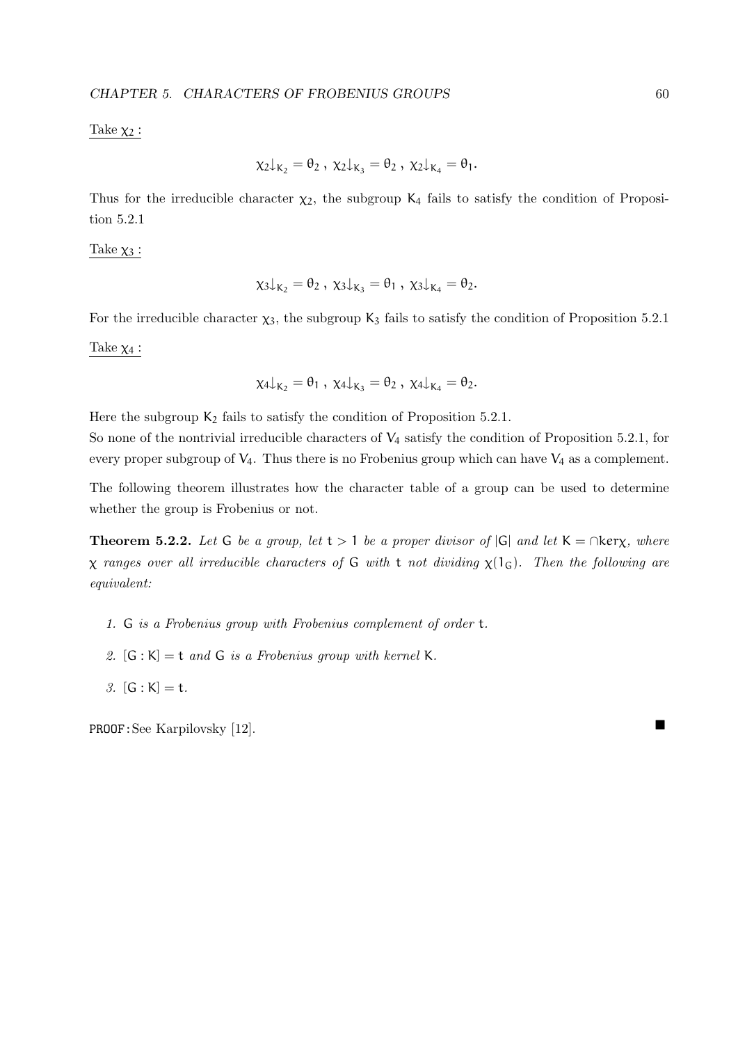Take $\chi_2$ :

$$\chi_2\downarrow_{K_2} = \theta_2 \text{ , } \chi_2\downarrow_{K_3} = \theta_2 \text{ , } \chi_2\downarrow_{K_4} = \theta_1.$$

Thus for the irreducible character $\chi_2$, the subgroup $K_4$ fails to satisfy the condition of Proposition 5.2.1

Take $\chi_3$ :

$$\chi_3\downarrow_{K_2} = \theta_2 \text{ , } \chi_3\downarrow_{K_3} = \theta_1 \text{ , } \chi_3\downarrow_{K_4} = \theta_2.$$

For the irreducible character $\chi_3$, the subgroup $K_3$ fails to satisfy the condition of Proposition 5.2.1

Take $\chi_4$ :

$$\chi_4\downarrow_{K_2} = \theta_1 \text{ , } \chi_4\downarrow_{K_3} = \theta_2 \text{ , } \chi_4\downarrow_{K_4} = \theta_2.$$

Here the subgroup $K_2$ fails to satisfy the condition of Proposition 5.2.1.

So none of the nontrivial irreducible characters of $V_4$ satisfy the condition of Proposition 5.2.1, for every proper subgroup of $V_4$. Thus there is no Frobenius group which can have $V_4$ as a complement.

The following theorem illustrates how the character table of a group can be used to determine whether the group is Frobenius or not.

**Theorem 5.2.2.** *Let $G$ be a group, let $t > 1$ be a proper divisor of $|G|$ and let $K = \cap \ker\chi$, where $\chi$ ranges over all irreducible characters of $G$ with $t$ not dividing $\chi(1_G)$. Then the following are equivalent:*

1. *$G$ is a Frobenius group with Frobenius complement of order $t$.*
2. *$[G : K] = t$ and $G$ is a Frobenius group with kernel $K$.*
3. *$[G : K] = t$.*

PROOF: See Karpilovsky [12]. ■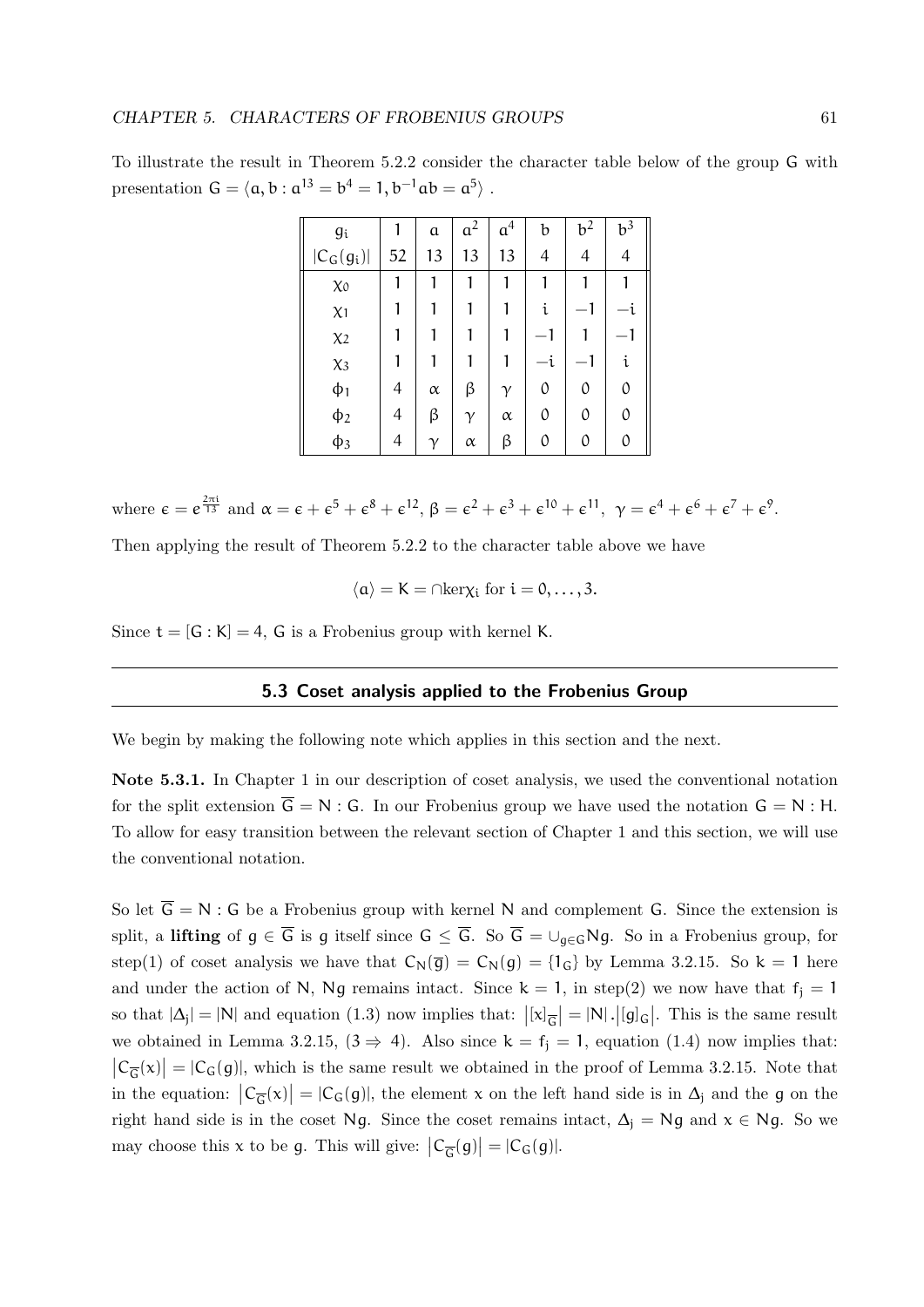To illustrate the result in Theorem 5.2.2 consider the character table below of the group $G$ with presentation $G = \langle a, b : a^{13} = b^4 = 1, b^{-1}ab = a^5 \rangle$ .

| $g_i$ | $1$ | $a$ | $a^2$ | $a^4$ | $b$ | $b^2$ | $b^3$ |
|---|---|---|---|---|---|---|---|
| $\lvert C_G(g_i)\rvert$ | 52 | 13 | 13 | 13 | 4 | 4 | 4 |
| $\chi_0$ | 1 | 1 | 1 | 1 | 1 | 1 | 1 |
| $\chi_1$ | 1 | 1 | 1 | 1 | $i$ | $-1$ | $-i$ |
| $\chi_2$ | 1 | 1 | 1 | 1 | $-1$ | 1 | $-1$ |
| $\chi_3$ | 1 | 1 | 1 | 1 | $-i$ | $-1$ | $i$ |
| $\phi_1$ | 4 | $\alpha$ | $\beta$ | $\gamma$ | 0 | 0 | 0 |
| $\phi_2$ | 4 | $\beta$ | $\gamma$ | $\alpha$ | 0 | 0 | 0 |
| $\phi_3$ | 4 | $\gamma$ | $\alpha$ | $\beta$ | 0 | 0 | 0 |

where $\epsilon = e^{\frac{2\pi i}{13}}$ and $\alpha = \epsilon + \epsilon^5 + \epsilon^8 + \epsilon^{12}$, $\beta = \epsilon^2 + \epsilon^3 + \epsilon^{10} + \epsilon^{11}$, $\gamma = \epsilon^4 + \epsilon^6 + \epsilon^7 + \epsilon^9$.

Then applying the result of Theorem 5.2.2 to the character table above we have

$$\langle a \rangle = K = \cap \ker \chi_i \text{ for } i = 0, \ldots, 3.$$

Since $t = [G : K] = 4$, $G$ is a Frobenius group with kernel $K$.

## 5.3 Coset analysis applied to the Frobenius Group

We begin by making the following note which applies in this section and the next.

**Note 5.3.1.** In Chapter 1 in our description of coset analysis, we used the conventional notation for the split extension $\overline{G} = N : G$. In our Frobenius group we have used the notation $G = N : H$. To allow for easy transition between the relevant section of Chapter 1 and this section, we will use the conventional notation.

So let $\overline{G} = N : G$ be a Frobenius group with kernel $N$ and complement $G$. Since the extension is split, a **lifting** of $g \in \overline{G}$ is $g$ itself since $G \leq \overline{G}$. So $\overline{G} = \cup_{g \in G} Ng$. So in a Frobenius group, for step(1) of coset analysis we have that $C_N(\overline{g}) = C_N(g) = \{1_G\}$ by Lemma 3.2.15. So $k = 1$ here and under the action of $N$, $Ng$ remains intact. Since $k = 1$, in step(2) we now have that $f_j = 1$ so that $|\Delta_j| = |N|$ and equation (1.3) now implies that: $\left|[x]_{\overline{G}}\right| = |N| . \left|[g]_G\right|$. This is the same result we obtained in Lemma 3.2.15, $(3 \Rightarrow 4)$. Also since $k = f_j = 1$, equation (1.4) now implies that: $\left|C_{\overline{G}}(x)\right| = |C_G(g)|$, which is the same result we obtained in the proof of Lemma 3.2.15. Note that in the equation: $\left|C_{\overline{G}}(x)\right| = |C_G(g)|$, the element $x$ on the left hand side is in $\Delta_j$ and the $g$ on the right hand side is in the coset $Ng$. Since the coset remains intact, $\Delta_j = Ng$ and $x \in Ng$. So we may choose this $x$ to be $g$. This will give: $\left|C_{\overline{G}}(g)\right| = |C_G(g)|$.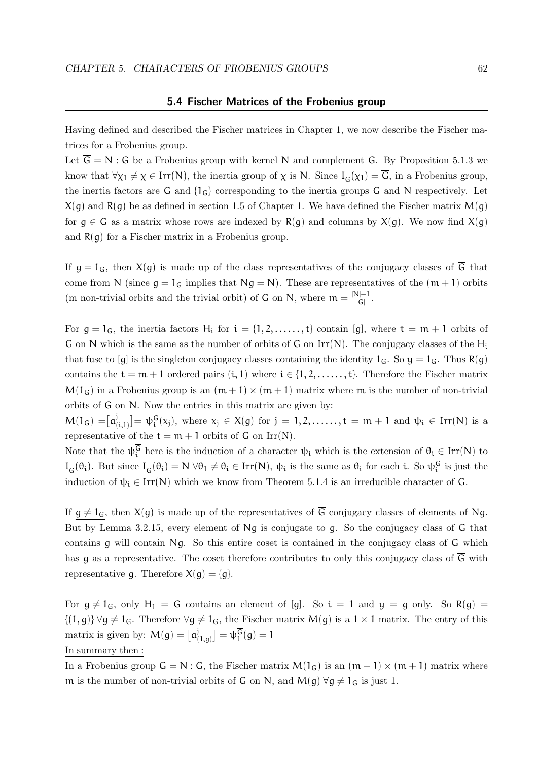## 5.4 Fischer Matrices of the Frobenius group

Having defined and described the Fischer matrices in Chapter 1, we now describe the Fischer matrices for a Frobenius group.

Let $\overline{G} = N : G$ be a Frobenius group with kernel $N$ and complement $G$. By Proposition 5.1.3 we know that $\forall \chi_1 \neq \chi \in Irr(N)$, the inertia group of $\chi$ is $N$. Since $I_{\overline{G}}(\chi_1) = \overline{G}$, in a Frobenius group, the inertia factors are $G$ and $\{1_G\}$ corresponding to the inertia groups $\overline{G}$ and $N$ respectively. Let $X(g)$ and $R(g)$ be as defined in section 1.5 of Chapter 1. We have defined the Fischer matrix $M(g)$ for $g \in G$ as a matrix whose rows are indexed by $R(g)$ and columns by $X(g)$. We now find $X(g)$ and $R(g)$ for a Fischer matrix in a Frobenius group.

If $\underline{g = 1_G}$, then $X(g)$ is made up of the class representatives of the conjugacy classes of $\overline{G}$ that come from $N$ (since $g = 1_G$ implies that $Ng = N$). These are representatives of the $(m+1)$ orbits ($m$ non-trivial orbits and the trivial orbit) of $G$ on $N$, where $m = \frac{|N|-1}{|G|}$.

For $\underline{g = 1_G}$, the inertia factors $H_i$ for $i = \{1, 2, \ldots\ldots, t\}$ contain $[g]$, where $t = m + 1$ orbits of $G$ on $N$ which is the same as the number of orbits of $\overline{G}$ on $Irr(N)$. The conjugacy classes of the $H_i$ that fuse to $[g]$ is the singleton conjugacy classes containing the identity $1_G$. So $y = 1_G$. Thus $R(g)$ contains the $t = m + 1$ ordered pairs $(i, 1)$ where $i \in \{1, 2, \ldots\ldots, t\}$. Therefore the Fischer matrix $M(1_G)$ in a Frobenius group is an $(m + 1) \times (m + 1)$ matrix where $m$ is the number of non-trivial orbits of $G$ on $N$. Now the entries in this matrix are given by:
$M(1_G) = \left[a^j_{(i,1)}\right] = \psi_i^{\overline{G}}(x_j)$, where $x_j \in X(g)$ for $j = 1, 2, \ldots\ldots, t = m + 1$ and $\psi_i \in Irr(N)$ is a representative of the $t = m + 1$ orbits of $\overline{G}$ on Irr(N).
Note that the $\psi_i^{\overline{G}}$ here is the induction of a character $\psi_i$ which is the extension of $\theta_i \in Irr(N)$ to $I_{\overline{G}}(\theta_i)$. But since $I_{\overline{G}}(\theta_i) = N \; \forall \theta_1 \neq \theta_i \in Irr(N)$, $\psi_i$ is the same as $\theta_i$ for each $i$. So $\psi_i^{\overline{G}}$ is just the induction of $\psi_i \in Irr(N)$ which we know from Theorem 5.1.4 is an irreducible character of $\overline{G}$.

If $\underline{g \neq 1_G}$, then $X(g)$ is made up of the representatives of $\overline{G}$ conjugacy classes of elements of $Ng$. But by Lemma 3.2.15, every element of $Ng$ is conjugate to $g$. So the conjugacy class of $\overline{G}$ that contains $g$ will contain $Ng$. So this entire coset is contained in the conjugacy class of $\overline{G}$ which has $g$ as a representative. The coset therefore contributes to only this conjugacy class of $\overline{G}$ with representative $g$. Therefore $X(g) = \{g\}$.

For $\underline{g \neq 1_G}$, only $H_1 = G$ contains an element of $[g]$. So $i = 1$ and $y = g$ only. So $R(g) = \{(1, g)\} \; \forall g \neq 1_G$. Therefore $\forall g \neq 1_G$, the Fischer matrix $M(g)$ is a $1 \times 1$ matrix. The entry of this matrix is given by: $M(g) = \left[a^j_{(1,g)}\right] = \psi_1^{\overline{G}}(g) = 1$

<u>In summary then :</u>

In a Frobenius group $\overline{G} = N : G$, the Fischer matrix $M(1_G)$ is an $(m + 1) \times (m + 1)$ matrix where $m$ is the number of non-trivial orbits of $G$ on $N$, and $M(g) \; \forall g \neq 1_G$ is just 1.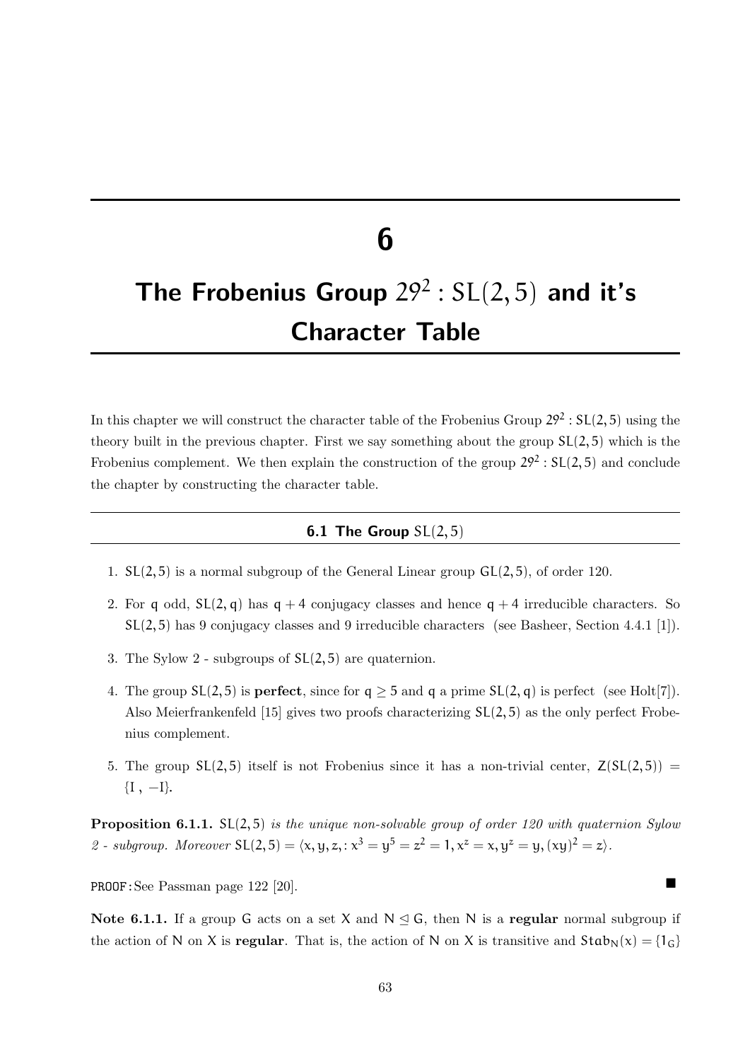# 6

# The Frobenius Group $29^2 : SL(2,5)$ and it's Character Table

In this chapter we will construct the character table of the Frobenius Group $29^2 : \mathsf{SL}(2,5)$ using the theory built in the previous chapter. First we say something about the group $\mathsf{SL}(2,5)$ which is the Frobenius complement. We then explain the construction of the group $29^2 : \mathsf{SL}(2,5)$ and conclude the chapter by constructing the character table.

## 6.1 The Group $SL(2,5)$

1. $\mathsf{SL}(2,5)$ is a normal subgroup of the General Linear group $\mathsf{GL}(2,5)$, of order 120.
2. For $q$ odd, $\mathsf{SL}(2,q)$ has $q+4$ conjugacy classes and hence $q+4$ irreducible characters. So $\mathsf{SL}(2,5)$ has 9 conjugacy classes and 9 irreducible characters (see Basheer, Section 4.4.1 [1]).
3. The Sylow 2 - subgroups of $\mathsf{SL}(2,5)$ are quaternion.
4. The group $\mathsf{SL}(2,5)$ is **perfect**, since for $q \geq 5$ and $q$ a prime $\mathsf{SL}(2,q)$ is perfect (see Holt[7]). Also Meierfrankenfeld [15] gives two proofs characterizing $\mathsf{SL}(2,5)$ as the only perfect Frobenius complement.
5. The group $\mathsf{SL}(2,5)$ itself is not Frobenius since it has a non-trivial center, $\mathsf{Z}(\mathsf{SL}(2,5)) = \{\mathrm{I}\ ,\ -\mathrm{I}\}$.

**Proposition 6.1.1.** *$\mathsf{SL}(2,5)$ is the unique non-solvable group of order 120 with quaternion Sylow 2 - subgroup. Moreover* $\mathsf{SL}(2,5) = \langle x, y, z, : x^3 = y^5 = z^2 = 1, x^z = x, y^z = y, (xy)^2 = z \rangle$.

PROOF: See Passman page 122 [20]. ■

**Note 6.1.1.** If a group $G$ acts on a set $X$ and $N \trianglelefteq G$, then $N$ is a **regular** normal subgroup if the action of $N$ on $X$ is **regular**. That is, the action of $N$ on $X$ is transitive and $\mathsf{Stab}_N(x) = \{1_G\}$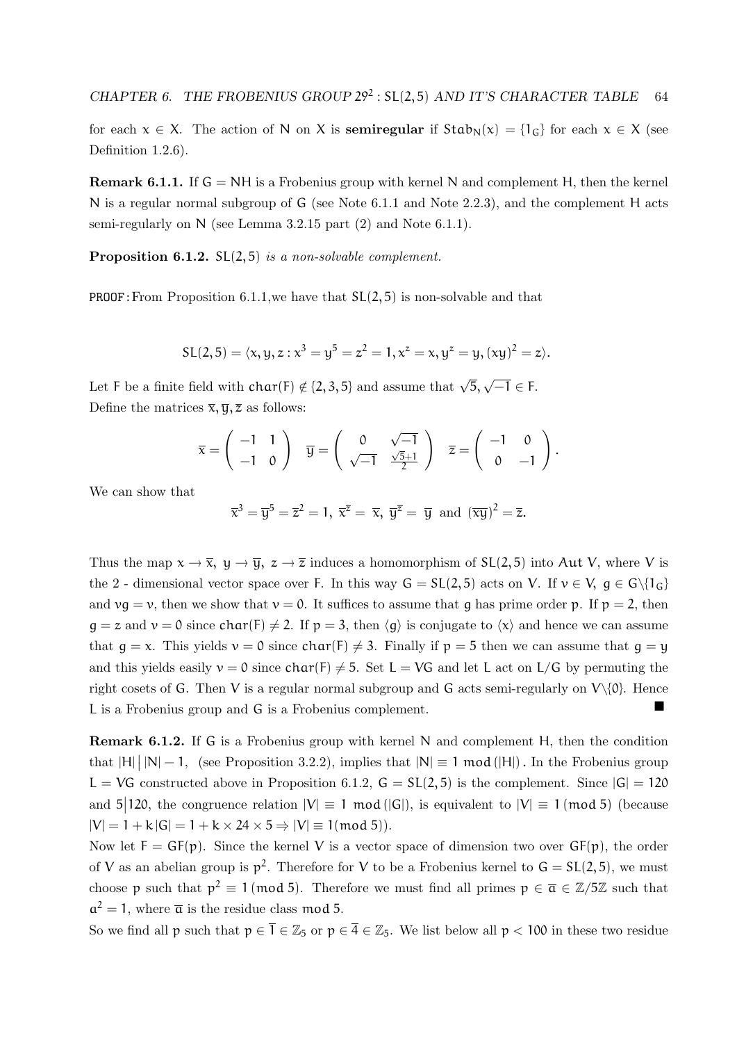for each $x \in X$. The action of $N$ on $X$ is **semiregular** if $Stab_N(x) = \{1_G\}$ for each $x \in X$ (see Definition 1.2.6).

**Remark 6.1.1.** If $G = NH$ is a Frobenius group with kernel $N$ and complement $H$, then the kernel $N$ is a regular normal subgroup of $G$ (see Note 6.1.1 and Note 2.2.3), and the complement $H$ acts semi-regularly on $N$ (see Lemma 3.2.15 part (2) and Note 6.1.1).

**Proposition 6.1.2.** *$SL(2,5)$ is a non-solvable complement.*

PROOF: From Proposition 6.1.1, we have that $SL(2,5)$ is non-solvable and that

$$SL(2,5) = \langle x, y, z : x^3 = y^5 = z^2 = 1, x^z = x, y^z = y, (xy)^2 = z \rangle.$$

Let $F$ be a finite field with $char(F) \notin \{2,3,5\}$ and assume that $\sqrt{5}, \sqrt{-1} \in F$.
Define the matrices $\overline{x}, \overline{y}, \overline{z}$ as follows:

$$\overline{x} = \begin{pmatrix} -1 & 1 \\ -1 & 0 \end{pmatrix} \quad \overline{y} = \begin{pmatrix} 0 & \sqrt{-1} \\ \sqrt{-1} & \frac{\sqrt{5}+1}{2} \end{pmatrix} \quad \overline{z} = \begin{pmatrix} -1 & 0 \\ 0 & -1 \end{pmatrix}.$$

We can show that

$$\overline{x}^3 = \overline{y}^5 = \overline{z}^2 = 1, \ \overline{x}^{\overline{z}} = \overline{x}, \ \overline{y}^{\overline{z}} = \overline{y} \text{ and } (\overline{x}\overline{y})^2 = \overline{z}.$$

Thus the map $x \to \overline{x}, \ y \to \overline{y}, \ z \to \overline{z}$ induces a homomorphism of $SL(2,5)$ into $Aut\ V$, where $V$ is the 2 - dimensional vector space over $F$. In this way $G = SL(2,5)$ acts on $V$. If $v \in V$, $g \in G\backslash\{1_G\}$ and $vg = v$, then we show that $v = 0$. It suffices to assume that $g$ has prime order $p$. If $p = 2$, then $g = z$ and $v = 0$ since $char(F) \neq 2$. If $p = 3$, then $\langle g \rangle$ is conjugate to $\langle x \rangle$ and hence we can assume that $g = x$. This yields $v = 0$ since $char(F) \neq 3$. Finally if $p = 5$ then we can assume that $g = y$ and this yields easily $v = 0$ since $char(F) \neq 5$. Set $L = VG$ and let $L$ act on $L/G$ by permuting the right cosets of $G$. Then $V$ is a regular normal subgroup and $G$ acts semi-regularly on $V\backslash\{0\}$. Hence $L$ is a Frobenius group and $G$ is a Frobenius complement. ■

**Remark 6.1.2.** If $G$ is a Frobenius group with kernel $N$ and complement $H$, then the condition that $|H| \,\big|\, |N| - 1$, (see Proposition 3.2.2), implies that $|N| \equiv 1 \mod (|H|)$. In the Frobenius group $L = VG$ constructed above in Proposition 6.1.2, $G = SL(2,5)$ is the complement. Since $|G| = 120$ and $5 \big| 120$, the congruence relation $|V| \equiv 1 \mod (|G|)$, is equivalent to $|V| \equiv 1 \pmod 5$ (because $|V| = 1 + k|G| = 1 + k \times 24 \times 5 \Rightarrow |V| \equiv 1 \pmod 5$).
Now let $F = GF(p)$. Since the kernel $V$ is a vector space of dimension two over $GF(p)$, the order of $V$ as an abelian group is $p^2$. Therefore for $V$ to be a Frobenius kernel to $G = SL(2,5)$, we must choose $p$ such that $p^2 \equiv 1 \pmod 5$. Therefore we must find all primes $p \in \overline{a} \in \mathbb{Z}/5\mathbb{Z}$ such that $a^2 = 1$, where $\overline{a}$ is the residue class $\mod 5$.
So we find all $p$ such that $p \in \overline{1} \in \mathbb{Z}_5$ or $p \in \overline{4} \in \mathbb{Z}_5$. We list below all $p < 100$ in these two residue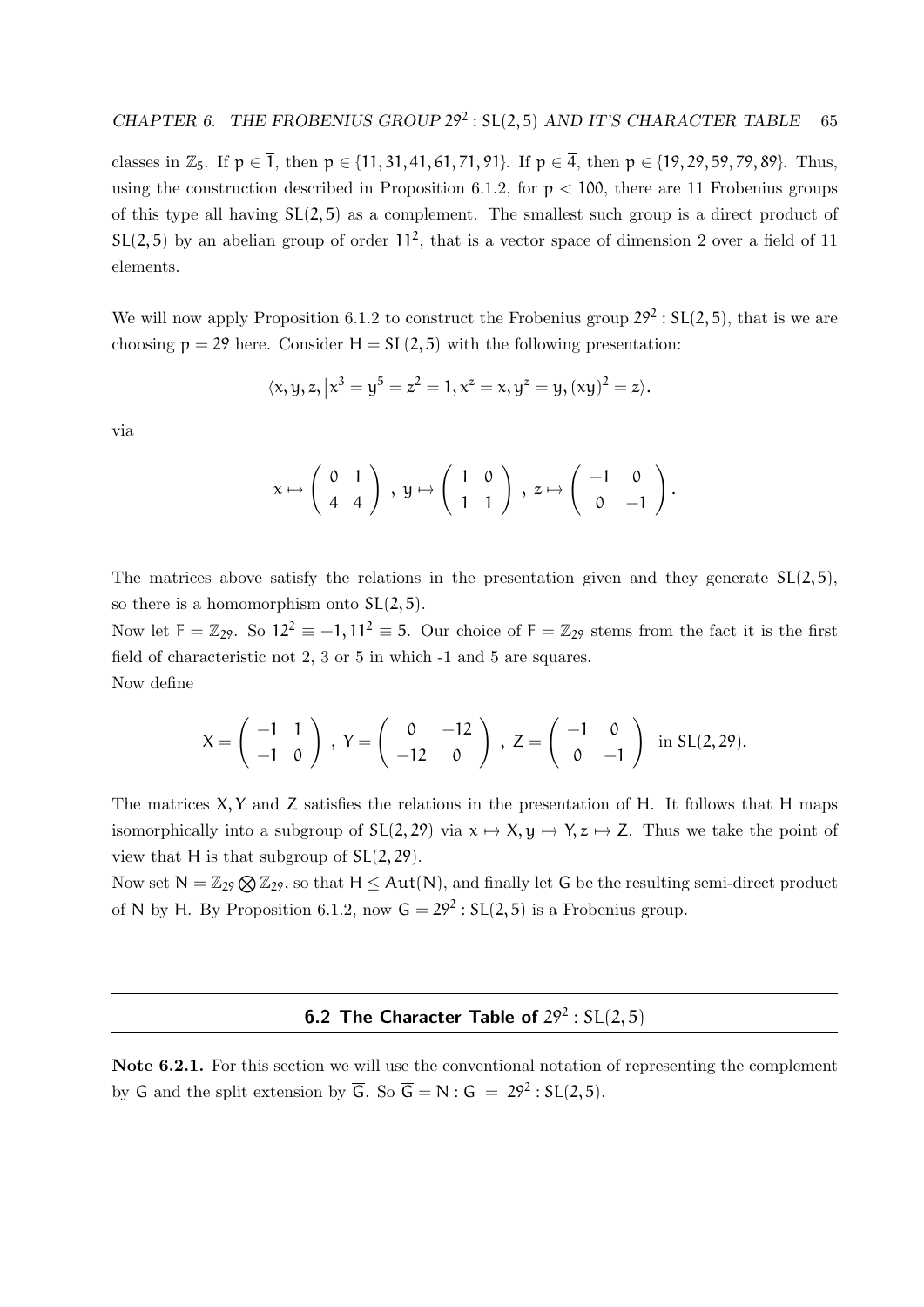classes in $\mathbb{Z}_5$. If $p \in \overline{1}$, then $p \in \{11, 31, 41, 61, 71, 91\}$. If $p \in \overline{4}$, then $p \in \{19, 29, 59, 79, 89\}$. Thus, using the construction described in Proposition 6.1.2, for $p < 100$, there are 11 Frobenius groups of this type all having $\mathsf{SL}(2,5)$ as a complement. The smallest such group is a direct product of $\mathsf{SL}(2,5)$ by an abelian group of order $11^2$, that is a vector space of dimension 2 over a field of 11 elements.

We will now apply Proposition 6.1.2 to construct the Frobenius group $29^2 : \mathsf{SL}(2,5)$, that is we are choosing $p = 29$ here. Consider $H = \mathsf{SL}(2,5)$ with the following presentation:

$$\langle x, y, z, \left| x^3 = y^5 = z^2 = 1, x^z = x, y^z = y, (xy)^2 = z \right\rangle.$$

via

$$x \mapsto \begin{pmatrix} 0 & 1 \\ 4 & 4 \end{pmatrix}, \; y \mapsto \begin{pmatrix} 1 & 0 \\ 1 & 1 \end{pmatrix}, \; z \mapsto \begin{pmatrix} -1 & 0 \\ 0 & -1 \end{pmatrix}.$$

The matrices above satisfy the relations in the presentation given and they generate $\mathsf{SL}(2,5)$, so there is a homomorphism onto $\mathsf{SL}(2,5)$.

Now let $F = \mathbb{Z}_{29}$. So $12^2 \equiv -1, 11^2 \equiv 5$. Our choice of $F = \mathbb{Z}_{29}$ stems from the fact it is the first field of characteristic not 2, 3 or 5 in which -1 and 5 are squares.

Now define

$$X = \begin{pmatrix} -1 & 1 \\ -1 & 0 \end{pmatrix}, \; Y = \begin{pmatrix} 0 & -12 \\ -12 & 0 \end{pmatrix}, \; Z = \begin{pmatrix} -1 & 0 \\ 0 & -1 \end{pmatrix} \text{ in } \mathsf{SL}(2,29).$$

The matrices $X, Y$ and $Z$ satisfies the relations in the presentation of $H$. It follows that $H$ maps isomorphically into a subgroup of $\mathsf{SL}(2,29)$ via $x \mapsto X, y \mapsto Y, z \mapsto Z$. Thus we take the point of view that $H$ is that subgroup of $\mathsf{SL}(2,29)$.

Now set $N = \mathbb{Z}_{29} \bigotimes \mathbb{Z}_{29}$, so that $H \leq \mathsf{Aut}(N)$, and finally let $G$ be the resulting semi-direct product of $N$ by $H$. By Proposition 6.1.2, now $G = 29^2 : \mathsf{SL}(2,5)$ is a Frobenius group.

## 6.2 The Character Table of $29^2 : \mathsf{SL}(2,5)$

**Note 6.2.1.** For this section we will use the conventional notation of representing the complement by $G$ and the split extension by $\overline{G}$. So $\overline{G} = N : G = 29^2 : \mathsf{SL}(2,5)$.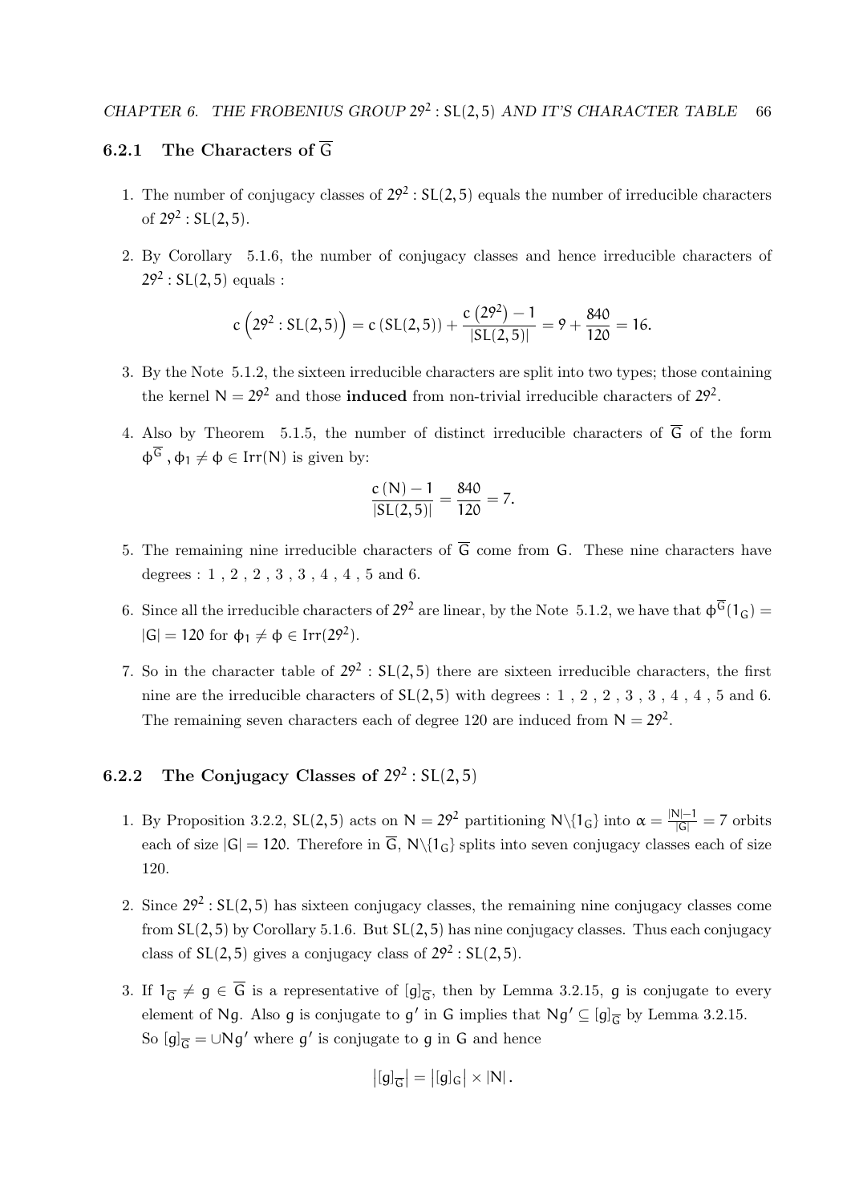### 6.2.1 The Characters of $\overline{G}$

1. The number of conjugacy classes of $29^2 : SL(2,5)$ equals the number of irreducible characters of $29^2 : SL(2,5)$.

2. By Corollary 5.1.6, the number of conjugacy classes and hence irreducible characters of $29^2 : SL(2,5)$ equals :

$$c\left(29^2 : SL(2,5)\right) = c\left(SL(2,5)\right) + \frac{c\left(29^2\right) - 1}{|SL(2,5)|} = 9 + \frac{840}{120} = 16.$$

3. By the Note 5.1.2, the sixteen irreducible characters are split into two types; those containing the kernel $N = 29^2$ and those **induced** from non-trivial irreducible characters of $29^2$.

4. Also by Theorem 5.1.5, the number of distinct irreducible characters of $\overline{G}$ of the form $\phi^{\overline{G}}$ , $\phi_1 \neq \phi \in Irr(N)$ is given by:

$$\frac{c\left(N\right) - 1}{|SL(2,5)|} = \frac{840}{120} = 7.$$

5. The remaining nine irreducible characters of $\overline{G}$ come from $G$. These nine characters have degrees : 1 , 2 , 2 , 3 , 3 , 4 , 4 , 5 and 6.

6. Since all the irreducible characters of $29^2$ are linear, by the Note 5.1.2, we have that $\phi^{\overline{G}}(1_G) = |G| = 120$ for $\phi_1 \neq \phi \in Irr(29^2)$.

7. So in the character table of $29^2 : SL(2,5)$ there are sixteen irreducible characters, the first nine are the irreducible characters of $SL(2,5)$ with degrees : 1 , 2 , 2 , 3 , 3 , 4 , 4 , 5 and 6. The remaining seven characters each of degree 120 are induced from $N = 29^2$.

### 6.2.2 The Conjugacy Classes of $29^2 : SL(2,5)$

1. By Proposition 3.2.2, $SL(2,5)$ acts on $N = 29^2$ partitioning $N \backslash \{1_G\}$ into $\alpha = \frac{|N|-1}{|G|} = 7$ orbits each of size $|G| = 120$. Therefore in $\overline{G}$, $N \backslash \{1_G\}$ splits into seven conjugacy classes each of size 120.

2. Since $29^2 : SL(2,5)$ has sixteen conjugacy classes, the remaining nine conjugacy classes come from $SL(2,5)$ by Corollary 5.1.6. But $SL(2,5)$ has nine conjugacy classes. Thus each conjugacy class of $SL(2,5)$ gives a conjugacy class of $29^2 : SL(2,5)$.

3. If $1_{\overline{G}} \neq g \in \overline{G}$ is a representative of $[g]_{\overline{G}}$, then by Lemma 3.2.15, $g$ is conjugate to every element of $Ng$. Also $g$ is conjugate to $g'$ in $G$ implies that $Ng' \subseteq [g]_{\overline{G}}$ by Lemma 3.2.15. So $[g]_{\overline{G}} = \cup Ng'$ where $g'$ is conjugate to $g$ in $G$ and hence

$$\left|[g]_{\overline{G}}\right| = \left|[g]_G\right| \times |N|.$$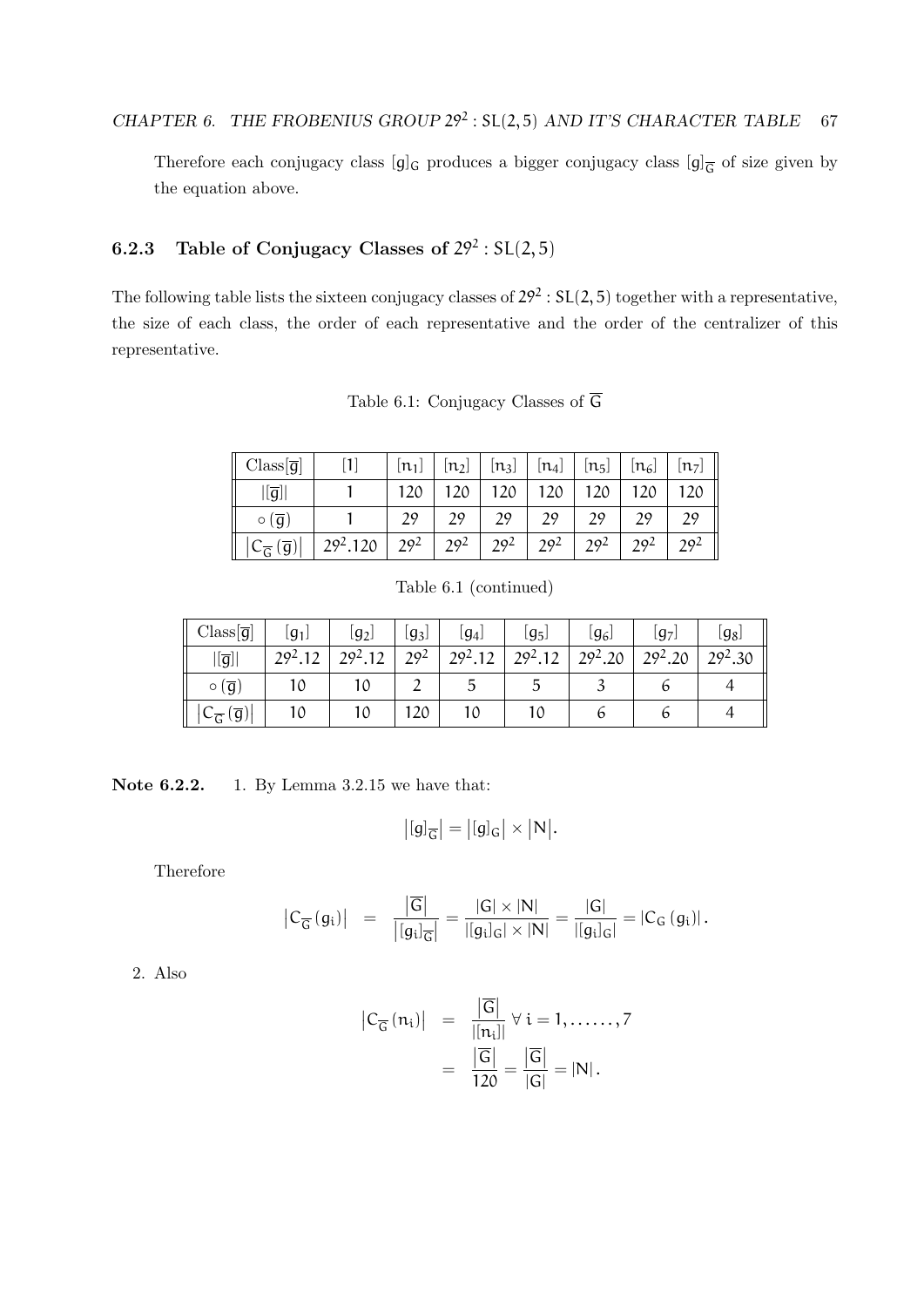Therefore each conjugacy class $[g]_G$ produces a bigger conjugacy class $[g]_{\overline{G}}$ of size given by the equation above.

### 6.2.3 Table of Conjugacy Classes of $29^2 : \mathrm{SL}(2,5)$

The following table lists the sixteen conjugacy classes of $29^2 : \mathrm{SL}(2,5)$ together with a representative, the size of each class, the order of each representative and the order of the centralizer of this representative.

Table 6.1: Conjugacy Classes of $\overline{G}$

| Class$[\overline{g}]$ | $[1]$ | $[n_1]$ | $[n_2]$ | $[n_3]$ | $[n_4]$ | $[n_5]$ | $[n_6]$ | $[n_7]$ |
|---|---|---|---|---|---|---|---|---|
| $\|[\overline{g}]\|$ | 1 | 120 | 120 | 120 | 120 | 120 | 120 | 120 |
| $\circ(\overline{g})$ | 1 | 29 | 29 | 29 | 29 | 29 | 29 | 29 |
| $\|C_{\overline{G}}(\overline{g})\|$ | $29^2.120$ | $29^2$ | $29^2$ | $29^2$ | $29^2$ | $29^2$ | $29^2$ | $29^2$ |

Table 6.1 (continued)

| Class$[\overline{g}]$ | $[g_1]$ | $[g_2]$ | $[g_3]$ | $[g_4]$ | $[g_5]$ | $[g_6]$ | $[g_7]$ | $[g_8]$ |
|---|---|---|---|---|---|---|---|---|
| $\|[\overline{g}]\|$ | $29^2.12$ | $29^2.12$ | $29^2$ | $29^2.12$ | $29^2.12$ | $29^2.20$ | $29^2.20$ | $29^2.30$ |
| $\circ(\overline{g})$ | 10 | 10 | 2 | 5 | 5 | 3 | 6 | 4 |
| $\|C_{\overline{G}}(\overline{g})\|$ | 10 | 10 | 120 | 10 | 10 | 6 | 6 | 4 |

**Note 6.2.2.**

1. By Lemma 3.2.15 we have that:

$$\left|[g]_{\overline{G}}\right| = \left|[g]_G\right| \times \left|N\right|.$$

Therefore

$$\left|C_{\overline{G}}(g_i)\right| = \frac{\left|\overline{G}\right|}{\left|[g_i]_{\overline{G}}\right|} = \frac{|G| \times |N|}{|[g_i]_G| \times |N|} = \frac{|G|}{|[g_i]_G|} = |C_G(g_i)|.$$

2. Also

$$\begin{aligned}\left|C_{\overline{G}}(n_i)\right| &= \frac{\left|\overline{G}\right|}{|[n_i]|} \ \forall\, i = 1, \ldots\ldots, 7 \\ &= \frac{\left|\overline{G}\right|}{120} = \frac{\left|\overline{G}\right|}{|G|} = |N|.\end{aligned}$$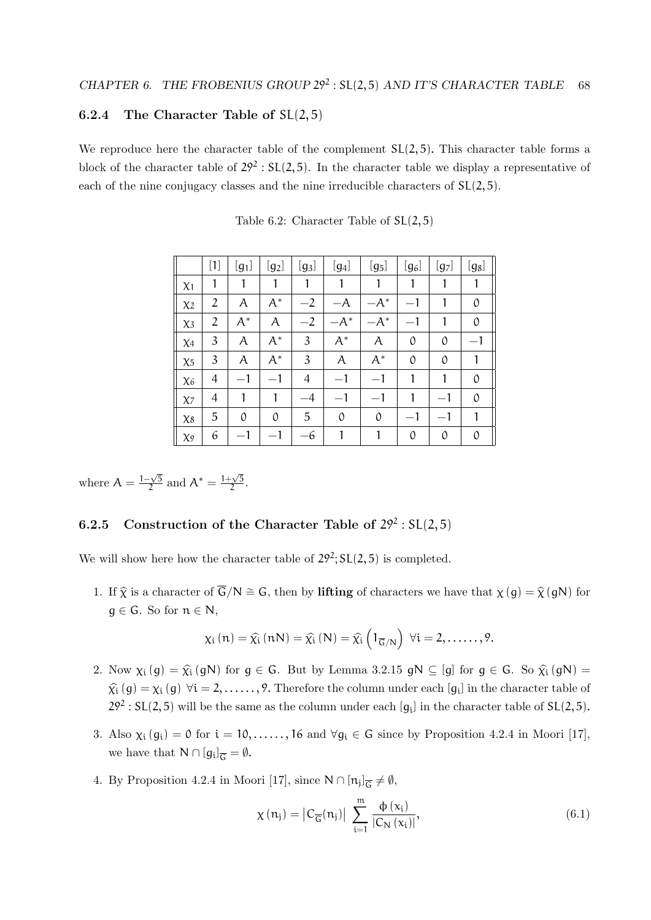### 6.2.4 The Character Table of $SL(2,5)$

We reproduce here the character table of the complement $SL(2,5)$. This character table forms a block of the character table of $29^2 : SL(2,5)$. In the character table we display a representative of each of the nine conjugacy classes and the nine irreducible characters of $SL(2,5)$.

Table 6.2: Character Table of $SL(2,5)$

| | $[1]$ | $[g_1]$ | $[g_2]$ | $[g_3]$ | $[g_4]$ | $[g_5]$ | $[g_6]$ | $[g_7]$ | $[g_8]$ |
|---|---|---|---|---|---|---|---|---|---|
| $\chi_1$ | 1 | 1 | 1 | 1 | 1 | 1 | 1 | 1 | 1 |
| $\chi_2$ | 2 | $A$ | $A^*$ | $-2$ | $-A$ | $-A^*$ | $-1$ | 1 | 0 |
| $\chi_3$ | 2 | $A^*$ | $A$ | $-2$ | $-A^*$ | $-A^*$ | $-1$ | 1 | 0 |
| $\chi_4$ | 3 | $A$ | $A^*$ | 3 | $A^*$ | $A$ | 0 | 0 | $-1$ |
| $\chi_5$ | 3 | $A$ | $A^*$ | 3 | $A$ | $A^*$ | 0 | 0 | 1 |
| $\chi_6$ | 4 | $-1$ | $-1$ | 4 | $-1$ | $-1$ | 1 | 1 | 0 |
| $\chi_7$ | 4 | 1 | 1 | $-4$ | $-1$ | $-1$ | 1 | $-1$ | 0 |
| $\chi_8$ | 5 | 0 | 0 | 5 | 0 | 0 | $-1$ | $-1$ | 1 |
| $\chi_9$ | 6 | $-1$ | $-1$ | $-6$ | 1 | 1 | 0 | 0 | 0 |

where $A = \frac{1-\sqrt{5}}{2}$ and $A^* = \frac{1+\sqrt{5}}{2}$.

### 6.2.5 Construction of the Character Table of $29^2 : SL(2,5)$

We will show here how the character table of $29^2; SL(2,5)$ is completed.

1. If $\widehat{\chi}$ is a character of $\overline{G}/N \cong G$, then by **lifting** of characters we have that $\chi(g) = \widehat{\chi}(gN)$ for $g \in G$. So for $n \in N$,

$$\chi_i(n) = \widehat{\chi_i}(nN) = \widehat{\chi_i}(N) = \widehat{\chi_i}\left(1_{\overline{G}/N}\right) \ \forall i = 2, \ldots\ldots, 9.$$

2. Now $\chi_i(g) = \widehat{\chi_i}(gN)$ for $g \in G$. But by Lemma 3.2.15 $gN \subseteq [g]$ for $g \in G$. So $\widehat{\chi_i}(gN) = \widehat{\chi_i}(g) = \chi_i(g) \ \forall i = 2, \ldots\ldots, 9$. Therefore the column under each $[g_i]$ in the character table of $29^2 : SL(2,5)$ will be the same as the column under each $[g_i]$ in the character table of $SL(2,5)$.

3. Also $\chi_i(g_i) = 0$ for $i = 10, \ldots\ldots, 16$ and $\forall g_i \in G$ since by Proposition 4.2.4 in Moori [17], we have that $N \cap [g_i]_{\overline{G}} = \emptyset$.

4. By Proposition 4.2.4 in Moori [17], since $N \cap [n_j]_{\overline{G}} \neq \emptyset$,

$$\chi(n_j) = \left|C_{\overline{G}}(n_j)\right| \sum_{i=1}^{m} \frac{\phi(x_i)}{|C_N(x_i)|}, \tag{6.1}$$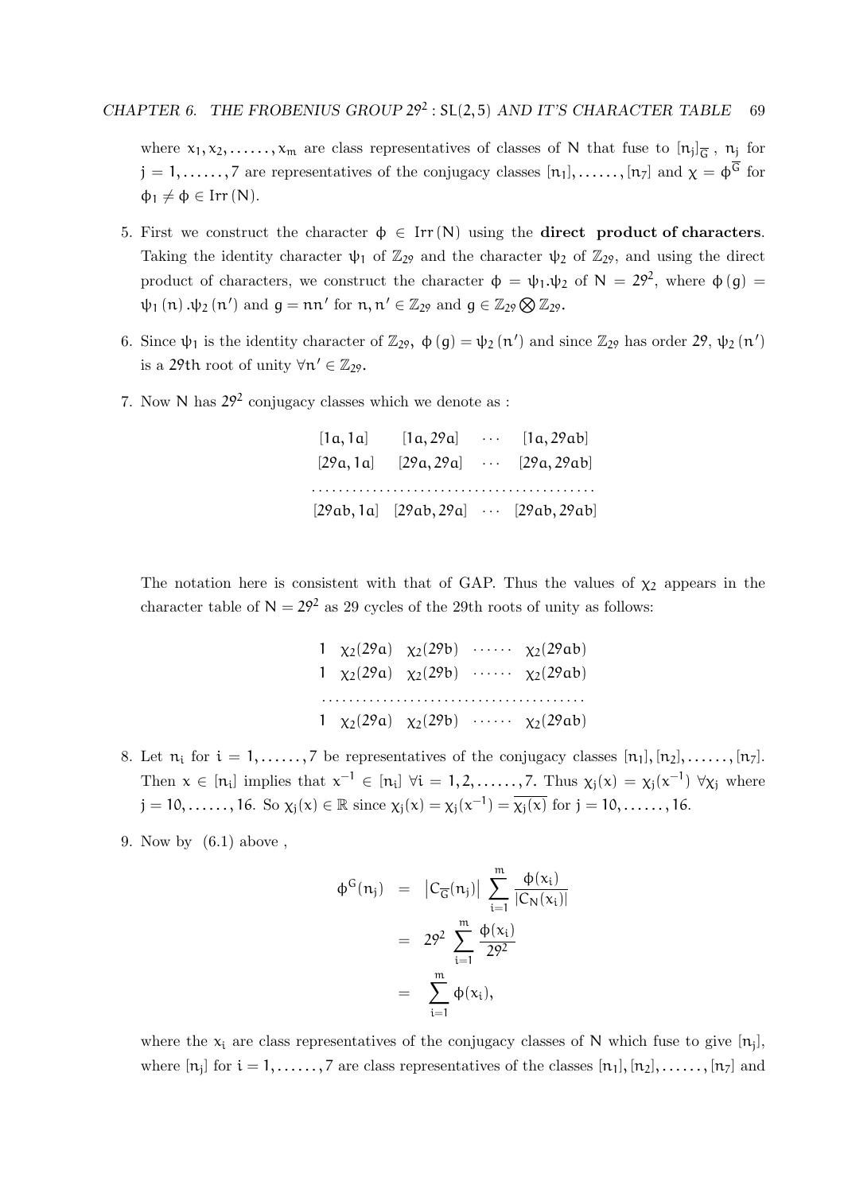where $x_1, x_2, \ldots\ldots, x_m$ are class representatives of classes of $N$ that fuse to $[n_j]_{\overline{G}}$ , $n_j$ for $j = 1, \ldots\ldots, 7$ are representatives of the conjugacy classes $[n_1], \ldots\ldots, [n_7]$ and $\chi = \phi^{\overline{G}}$ for $\phi_1 \neq \phi \in \mathrm{Irr}(N)$.

5. First we construct the character $\phi \in \mathrm{Irr}(N)$ using the **direct product of characters**. Taking the identity character $\psi_1$ of $\mathbb{Z}_{29}$ and the character $\psi_2$ of $\mathbb{Z}_{29}$, and using the direct product of characters, we construct the character $\phi = \psi_1.\psi_2$ of $N = 29^2$, where $\phi(g) = \psi_1(n).\psi_2(n')$ and $g = nn'$ for $n, n' \in \mathbb{Z}_{29}$ and $g \in \mathbb{Z}_{29} \bigotimes \mathbb{Z}_{29}$.

6. Since $\psi_1$ is the identity character of $\mathbb{Z}_{29}$, $\phi(g) = \psi_2(n')$ and since $\mathbb{Z}_{29}$ has order 29, $\psi_2(n')$ is a 29th root of unity $\forall n' \in \mathbb{Z}_{29}$.

7. Now $N$ has $29^2$ conjugacy classes which we denote as :

$$
\begin{array}{cccc}
[1a, 1a] & [1a, 29a] & \cdots & [1a, 29ab] \\
[29a, 1a] & [29a, 29a] & \cdots & [29a, 29ab] \\
\cdots & \cdots & \cdots & \cdots \\
[29ab, 1a] & [29ab, 29a] & \cdots & [29ab, 29ab]
\end{array}
$$

The notation here is consistent with that of GAP. Thus the values of $\chi_2$ appears in the character table of $N = 29^2$ as 29 cycles of the 29th roots of unity as follows:

$$
\begin{array}{ccccc}
1 & \chi_2(29a) & \chi_2(29b) & \cdots\cdots & \chi_2(29ab) \\
1 & \chi_2(29a) & \chi_2(29b) & \cdots\cdots & \chi_2(29ab) \\
\cdots & \cdots & \cdots & \cdots & \cdots \\
1 & \chi_2(29a) & \chi_2(29b) & \cdots\cdots & \chi_2(29ab)
\end{array}
$$

8. Let $n_i$ for $i = 1, \ldots\ldots, 7$ be representatives of the conjugacy classes $[n_1], [n_2], \ldots\ldots, [n_7]$. Then $x \in [n_i]$ implies that $x^{-1} \in [n_i]$ $\forall i = 1, 2, \ldots\ldots, 7$. Thus $\chi_j(x) = \chi_j(x^{-1})$ $\forall \chi_j$ where $j = 10, \ldots\ldots, 16$. So $\chi_j(x) \in \mathbb{R}$ since $\chi_j(x) = \chi_j(x^{-1}) = \overline{\chi_j(x)}$ for $j = 10, \ldots\ldots, 16$.

9. Now by (6.1) above ,

$$
\begin{aligned}
\phi^G(n_j) &= \left|C_{\overline{G}}(n_j)\right| \sum_{i=1}^{m} \frac{\phi(x_i)}{|C_N(x_i)|} \\
&= 29^2 \sum_{i=1}^{m} \frac{\phi(x_i)}{29^2} \\
&= \sum_{i=1}^{m} \phi(x_i),
\end{aligned}
$$

where the $x_i$ are class representatives of the conjugacy classes of $N$ which fuse to give $[n_j]$, where $[n_j]$ for $i = 1, \ldots\ldots, 7$ are class representatives of the classes $[n_1], [n_2], \ldots\ldots, [n_7]$ and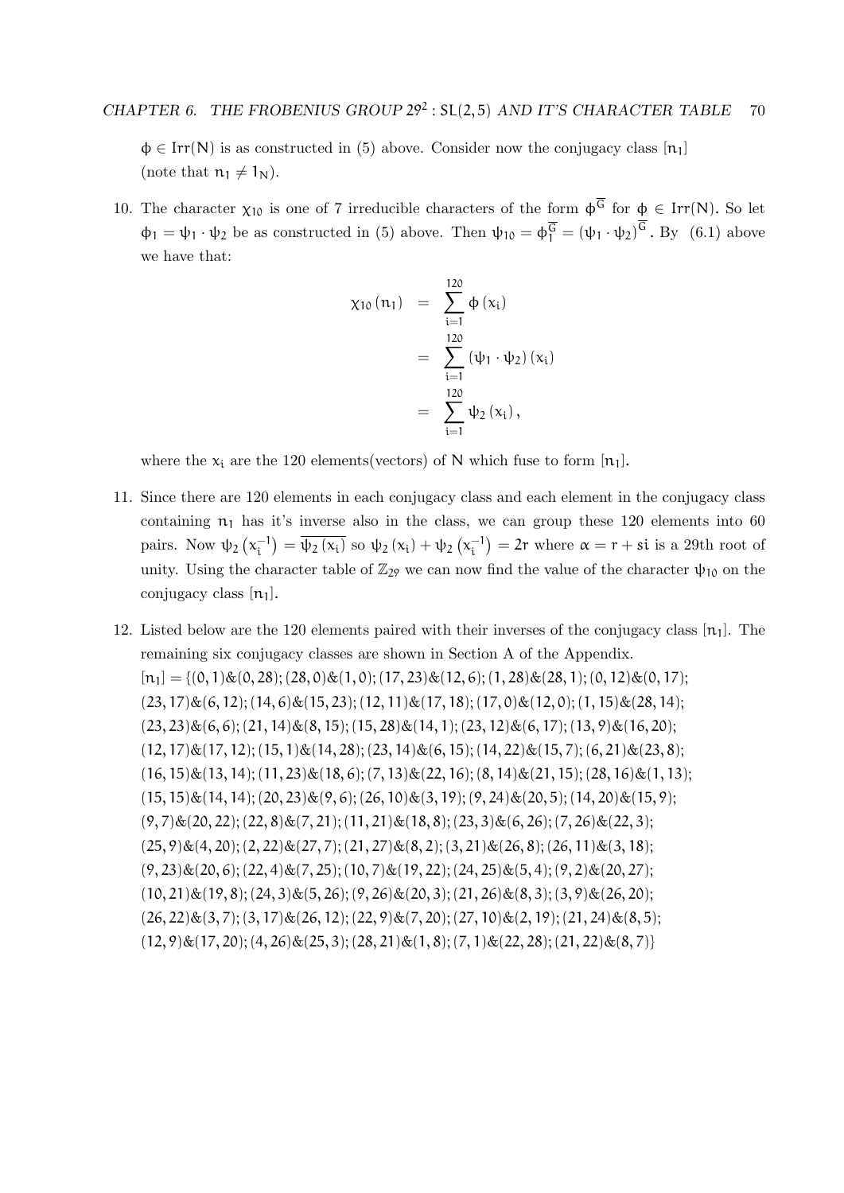$\phi \in \mathrm{Irr}(N)$ is as constructed in (5) above. Consider now the conjugacy class $[n_1]$ (note that $n_1 \neq 1_N$).

10. The character $\chi_{10}$ is one of 7 irreducible characters of the form $\phi^{\overline{G}}$ for $\phi \in \mathrm{Irr}(N)$. So let $\phi_1 = \psi_1 \cdot \psi_2$ be as constructed in (5) above. Then $\psi_{10} = \phi_1^{\overline{G}} = (\psi_1 \cdot \psi_2)^{\overline{G}}$. By (6.1) above we have that:

$$\begin{aligned}
\chi_{10}(n_1) &= \sum_{i=1}^{120} \phi(x_i) \\
&= \sum_{i=1}^{120} (\psi_1 \cdot \psi_2)(x_i) \\
&= \sum_{i=1}^{120} \psi_2(x_i),
\end{aligned}$$

where the $x_i$ are the 120 elements(vectors) of $N$ which fuse to form $[n_1]$.

11. Since there are 120 elements in each conjugacy class and each element in the conjugacy class containing $n_1$ has it's inverse also in the class, we can group these 120 elements into 60 pairs. Now $\psi_2\left(x_i^{-1}\right) = \overline{\psi_2(x_i)}$ so $\psi_2(x_i) + \psi_2\left(x_i^{-1}\right) = 2r$ where $\alpha = r + si$ is a 29th root of unity. Using the character table of $\mathbb{Z}_{29}$ we can now find the value of the character $\psi_{10}$ on the conjugacy class $[n_1]$.

12. Listed below are the 120 elements paired with their inverses of the conjugacy class $[n_1]$. The remaining six conjugacy classes are shown in Section A of the Appendix.
$[n_1] = \{(0,1)\&(0,28); (28,0)\&(1,0); (17,23)\&(12,6); (1,28)\&(28,1); (0,12)\&(0,17);$
$(23,17)\&(6,12); (14,6)\&(15,23); (12,11)\&(17,18); (17,0)\&(12,0); (1,15)\&(28,14);$
$(23,23)\&(6,6); (21,14)\&(8,15); (15,28)\&(14,1); (23,12)\&(6,17); (13,9)\&(16,20);$
$(12,17)\&(17,12); (15,1)\&(14,28); (23,14)\&(6,15); (14,22)\&(15,7); (6,21)\&(23,8);$
$(16,15)\&(13,14); (11,23)\&(18,6); (7,13)\&(22,16); (8,14)\&(21,15); (28,16)\&(1,13);$
$(15,15)\&(14,14); (20,23)\&(9,6); (26,10)\&(3,19); (9,24)\&(20,5); (14,20)\&(15,9);$
$(9,7)\&(20,22); (22,8)\&(7,21); (11,21)\&(18,8); (23,3)\&(6,26); (7,26)\&(22,3);$
$(25,9)\&(4,20); (2,22)\&(27,7); (21,27)\&(8,2); (3,21)\&(26,8); (26,11)\&(3,18);$
$(9,23)\&(20,6); (22,4)\&(7,25); (10,7)\&(19,22); (24,25)\&(5,4); (9,2)\&(20,27);$
$(10,21)\&(19,8); (24,3)\&(5,26); (9,26)\&(20,3); (21,26)\&(8,3); (3,9)\&(26,20);$
$(26,22)\&(3,7); (3,17)\&(26,12); (22,9)\&(7,20); (27,10)\&(2,19); (21,24)\&(8,5);$
$(12,9)\&(17,20); (4,26)\&(25,3); (28,21)\&(1,8); (7,1)\&(22,28); (21,22)\&(8,7)\}$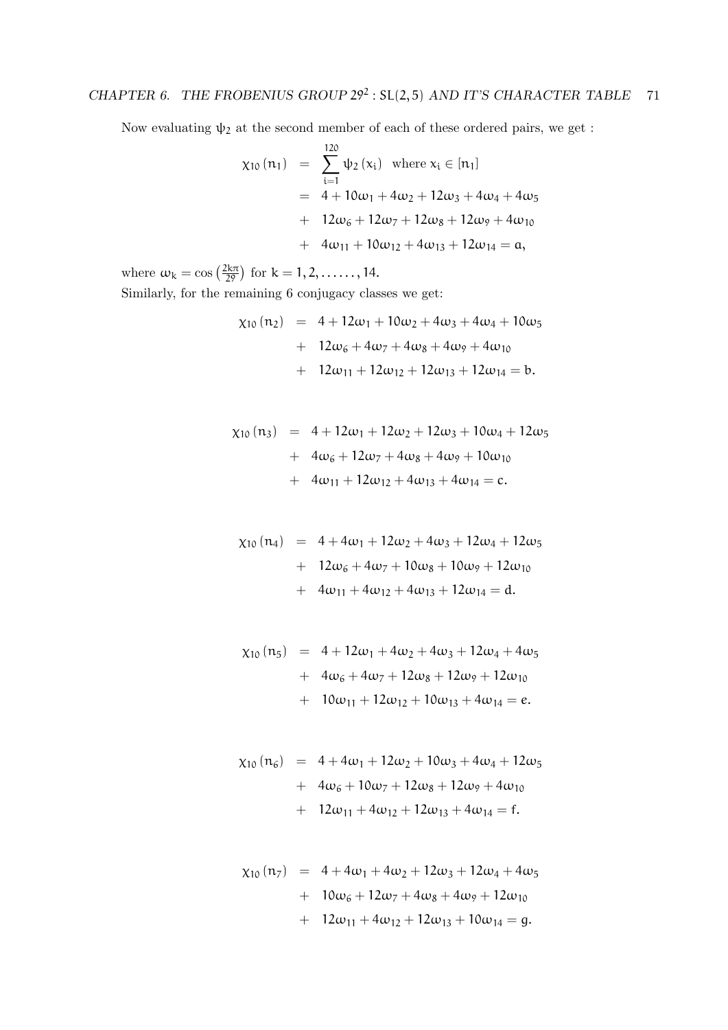Now evaluating $\psi_2$ at the second member of each of these ordered pairs, we get :

$$\begin{aligned}
\chi_{10}(n_1) &= \sum_{i=1}^{120} \psi_2(x_i) \quad \text{where } x_i \in [n_1] \\
&= 4 + 10\omega_1 + 4\omega_2 + 12\omega_3 + 4\omega_4 + 4\omega_5 \\
&+ 12\omega_6 + 12\omega_7 + 12\omega_8 + 12\omega_9 + 4\omega_{10} \\
&+ 4\omega_{11} + 10\omega_{12} + 4\omega_{13} + 12\omega_{14} = a,
\end{aligned}$$

where $\omega_k = \cos\left(\frac{2k\pi}{29}\right)$ for $k = 1, 2, \ldots\ldots, 14$.
Similarly, for the remaining 6 conjugacy classes we get:

$$\begin{aligned}
\chi_{10}(n_2) &= 4 + 12\omega_1 + 10\omega_2 + 4\omega_3 + 4\omega_4 + 10\omega_5 \\
&+ 12\omega_6 + 4\omega_7 + 4\omega_8 + 4\omega_9 + 4\omega_{10} \\
&+ 12\omega_{11} + 12\omega_{12} + 12\omega_{13} + 12\omega_{14} = b.
\end{aligned}$$

$$\begin{aligned}
\chi_{10}(n_3) &= 4 + 12\omega_1 + 12\omega_2 + 12\omega_3 + 10\omega_4 + 12\omega_5 \\
&+ 4\omega_6 + 12\omega_7 + 4\omega_8 + 4\omega_9 + 10\omega_{10} \\
&+ 4\omega_{11} + 12\omega_{12} + 4\omega_{13} + 4\omega_{14} = c.
\end{aligned}$$

$$\begin{aligned}
\chi_{10}(n_4) &= 4 + 4\omega_1 + 12\omega_2 + 4\omega_3 + 12\omega_4 + 12\omega_5 \\
&+ 12\omega_6 + 4\omega_7 + 10\omega_8 + 10\omega_9 + 12\omega_{10} \\
&+ 4\omega_{11} + 4\omega_{12} + 4\omega_{13} + 12\omega_{14} = d.
\end{aligned}$$

$$\begin{aligned}
\chi_{10}(n_5) &= 4 + 12\omega_1 + 4\omega_2 + 4\omega_3 + 12\omega_4 + 4\omega_5 \\
&+ 4\omega_6 + 4\omega_7 + 12\omega_8 + 12\omega_9 + 12\omega_{10} \\
&+ 10\omega_{11} + 12\omega_{12} + 10\omega_{13} + 4\omega_{14} = e.
\end{aligned}$$

$$\begin{aligned}
\chi_{10}(n_6) &= 4 + 4\omega_1 + 12\omega_2 + 10\omega_3 + 4\omega_4 + 12\omega_5 \\
&+ 4\omega_6 + 10\omega_7 + 12\omega_8 + 12\omega_9 + 4\omega_{10} \\
&+ 12\omega_{11} + 4\omega_{12} + 12\omega_{13} + 4\omega_{14} = f.
\end{aligned}$$

$$\begin{aligned}
\chi_{10}(n_7) &= 4 + 4\omega_1 + 4\omega_2 + 12\omega_3 + 12\omega_4 + 4\omega_5 \\
&+ 10\omega_6 + 12\omega_7 + 4\omega_8 + 4\omega_9 + 12\omega_{10} \\
&+ 12\omega_{11} + 4\omega_{12} + 12\omega_{13} + 10\omega_{14} = g.
\end{aligned}$$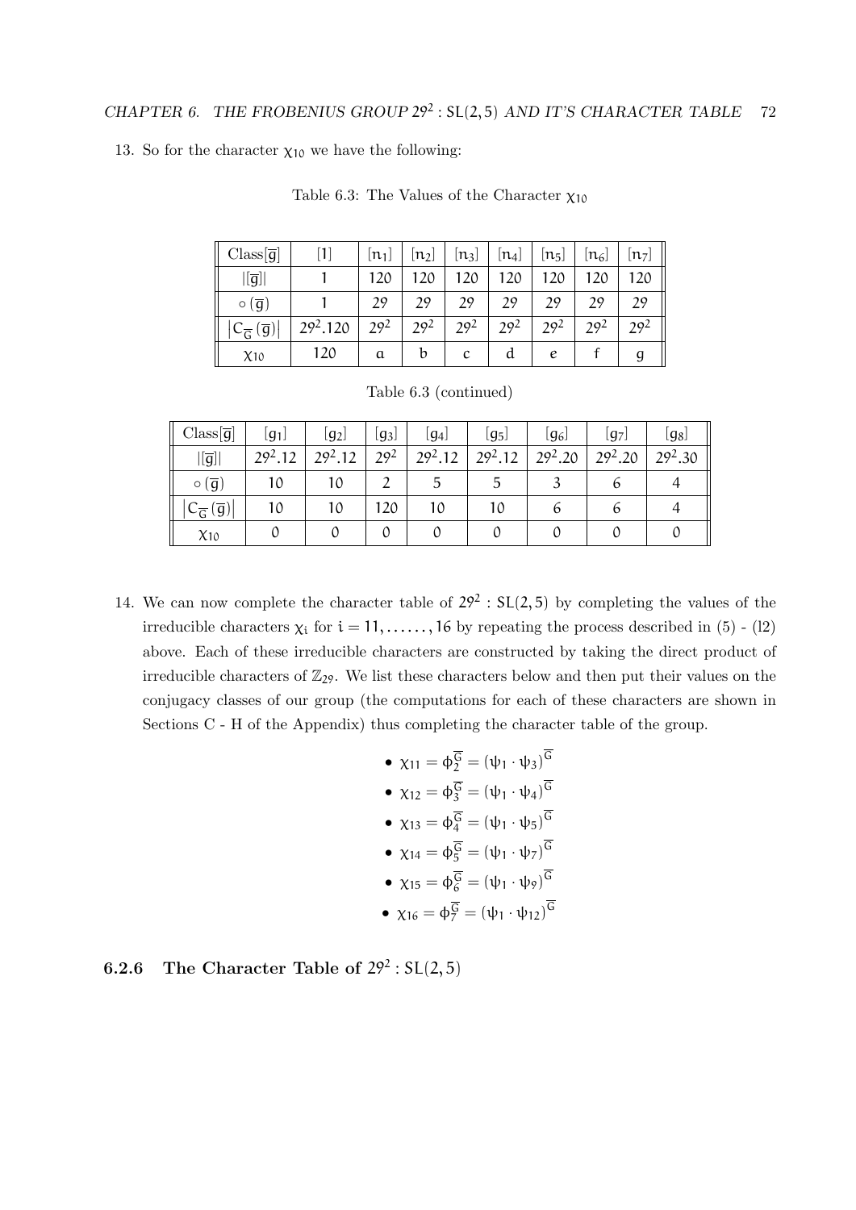13. So for the character $\chi_{10}$ we have the following:

Table 6.3: The Values of the Character $\chi_{10}$

| Class$[\overline{g}]$ | $[1]$ | $[n_1]$ | $[n_2]$ | $[n_3]$ | $[n_4]$ | $[n_5]$ | $[n_6]$ | $[n_7]$ |
|---|---|---|---|---|---|---|---|---|
| $\lvert[\overline{g}]\rvert$ | 1 | 120 | 120 | 120 | 120 | 120 | 120 | 120 |
| $\circ(\overline{g})$ | 1 | 29 | 29 | 29 | 29 | 29 | 29 | 29 |
| $\lvert C_{\overline{G}}(\overline{g})\rvert$ | $29^2.120$ | $29^2$ | $29^2$ | $29^2$ | $29^2$ | $29^2$ | $29^2$ | $29^2$ |
| $\chi_{10}$ | 120 | a | b | c | d | e | f | g |

Table 6.3 (continued)

| Class$[\overline{g}]$ | $[g_1]$ | $[g_2]$ | $[g_3]$ | $[g_4]$ | $[g_5]$ | $[g_6]$ | $[g_7]$ | $[g_8]$ |
|---|---|---|---|---|---|---|---|---|
| $\lvert[\overline{g}]\rvert$ | $29^2.12$ | $29^2.12$ | $29^2$ | $29^2.12$ | $29^2.12$ | $29^2.20$ | $29^2.20$ | $29^2.30$ |
| $\circ(\overline{g})$ | 10 | 10 | 2 | 5 | 5 | 3 | 6 | 4 |
| $\lvert C_{\overline{G}}(\overline{g})\rvert$ | 10 | 10 | 120 | 10 | 10 | 6 | 6 | 4 |
| $\chi_{10}$ | 0 | 0 | 0 | 0 | 0 | 0 | 0 | 0 |

14. We can now complete the character table of $29^2 : SL(2,5)$ by completing the values of the irreducible characters $\chi_i$ for $i = 11, \ldots\ldots, 16$ by repeating the process described in (5) - (l2) above. Each of these irreducible characters are constructed by taking the direct product of irreducible characters of $\mathbb{Z}_{29}$. We list these characters below and then put their values on the conjugacy classes of our group (the computations for each of these characters are shown in Sections C - H of the Appendix) thus completing the character table of the group.

- $\chi_{11} = \phi_2^{\overline{G}} = (\psi_1 \cdot \psi_3)^{\overline{G}}$
- $\chi_{12} = \phi_3^{\overline{G}} = (\psi_1 \cdot \psi_4)^{\overline{G}}$
- $\chi_{13} = \phi_4^{\overline{G}} = (\psi_1 \cdot \psi_5)^{\overline{G}}$
- $\chi_{14} = \phi_5^{\overline{G}} = (\psi_1 \cdot \psi_7)^{\overline{G}}$
- $\chi_{15} = \phi_6^{\overline{G}} = (\psi_1 \cdot \psi_9)^{\overline{G}}$
- $\chi_{16} = \phi_7^{\overline{G}} = (\psi_1 \cdot \psi_{12})^{\overline{G}}$

### 6.2.6 The Character Table of $29^2 : SL(2,5)$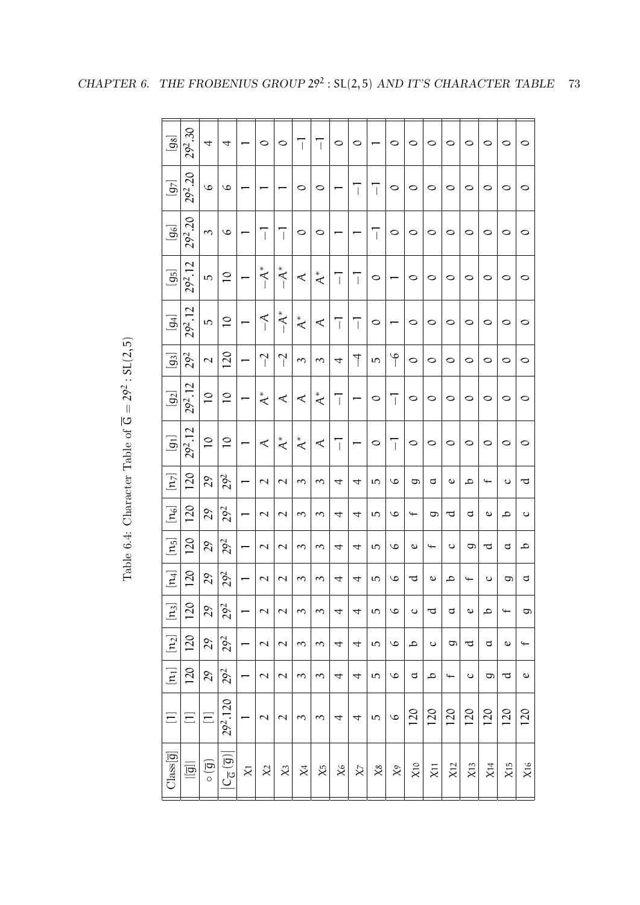Table 6.4: Character Table of $\overline{G} = 29^2 : SL(2,5)$

| $Class[\overline{g}]$ | $[1]$ | $[n_1]$ | $[n_2]$ | $[n_3]$ | $[n_4]$ | $[n_5]$ | $[n_6]$ | $[n_7]$ | $[g_1]$ | $[g_2]$ | $[g_3]$ | $[g_4]$ | $[g_5]$ | $[g_6]$ | $[g_7]$ | $[g_8]$ |
|---|---|---|---|---|---|---|---|---|---|---|---|---|---|---|---|---|
| $\lvert[\overline{g}]\rvert$ | $[1]$ | 120 | 120 | 120 | 120 | 120 | 120 | 120 | $29^2.12$ | $29^2.12$ | $29^2$ | $29^2.12$ | $29^2.12$ | $29^2.20$ | $29^2.20$ | $29^2.30$ |
| $\circ(\overline{g})$ | $[1]$ | 29 | 29 | 29 | 29 | 29 | 29 | 29 | 10 | 10 | 2 | 5 | 5 | 3 | 6 | 4 |
| $\lvert C_{\overline{G}}(\overline{g})\rvert$ | $29^2.120$ | $29^2$ | $29^2$ | $29^2$ | $29^2$ | $29^2$ | $29^2$ | $29^2$ | 10 | 10 | 120 | 10 | 10 | 6 | 6 | 4 |
| $\chi_1$ | 1 | 1 | 1 | 1 | 1 | 1 | 1 | 1 | 1 | 1 | 1 | 1 | 1 | 1 | 1 | 1 |
| $\chi_2$ | 2 | 2 | 2 | 2 | 2 | 2 | 2 | 2 | $A$ | $A^*$ | $-2$ | $-A$ | $-A^*$ | $-1$ | 1 | 0 |
| $\chi_3$ | 2 | 2 | 2 | 2 | 2 | 2 | 2 | 2 | $A^*$ | $A$ | $-2$ | $-A^*$ | $-A^*$ | $-1$ | 1 | 0 |
| $\chi_4$ | 3 | 3 | 3 | 3 | 3 | 3 | 3 | 3 | $A^*$ | $A$ | 3 | $A^*$ | $A$ | 0 | 0 | $-1$ |
| $\chi_5$ | 3 | 3 | 3 | 3 | 3 | 3 | 3 | 3 | $A$ | $A^*$ | 3 | $A$ | $A^*$ | 0 | 0 | $-1$ |
| $\chi_6$ | 4 | 4 | 4 | 4 | 4 | 4 | 4 | 4 | $-1$ | $-1$ | 4 | $-1$ | $-1$ | 1 | 1 | 0 |
| $\chi_7$ | 4 | 4 | 4 | 4 | 4 | 4 | 4 | 4 | 1 | 1 | $-4$ | $-1$ | $-1$ | 1 | $-1$ | 0 |
| $\chi_8$ | 5 | 5 | 5 | 5 | 5 | 5 | 5 | 5 | 0 | 0 | 5 | 0 | 0 | $-1$ | $-1$ | 1 |
| $\chi_9$ | 6 | 6 | 6 | 6 | 6 | 6 | 6 | 6 | $-1$ | $-1$ | $-6$ | 1 | 1 | 0 | 0 | 0 |
| $\chi_{10}$ | 120 | a | b | c | d | e | f | g | 0 | 0 | 0 | 0 | 0 | 0 | 0 | 0 |
| $\chi_{11}$ | 120 | b | c | d | e | f | g | a | 0 | 0 | 0 | 0 | 0 | 0 | 0 | 0 |
| $\chi_{12}$ | 120 | f | g | a | b | c | d | e | 0 | 0 | 0 | 0 | 0 | 0 | 0 | 0 |
| $\chi_{13}$ | 120 | c | d | e | f | g | a | b | 0 | 0 | 0 | 0 | 0 | 0 | 0 | 0 |
| $\chi_{14}$ | 120 | g | a | b | c | d | e | f | 0 | 0 | 0 | 0 | 0 | 0 | 0 | 0 |
| $\chi_{15}$ | 120 | d | e | f | g | a | b | c | 0 | 0 | 0 | 0 | 0 | 0 | 0 | 0 |
| $\chi_{16}$ | 120 | e | f | g | a | b | c | d | 0 | 0 | 0 | 0 | 0 | 0 | 0 | 0 |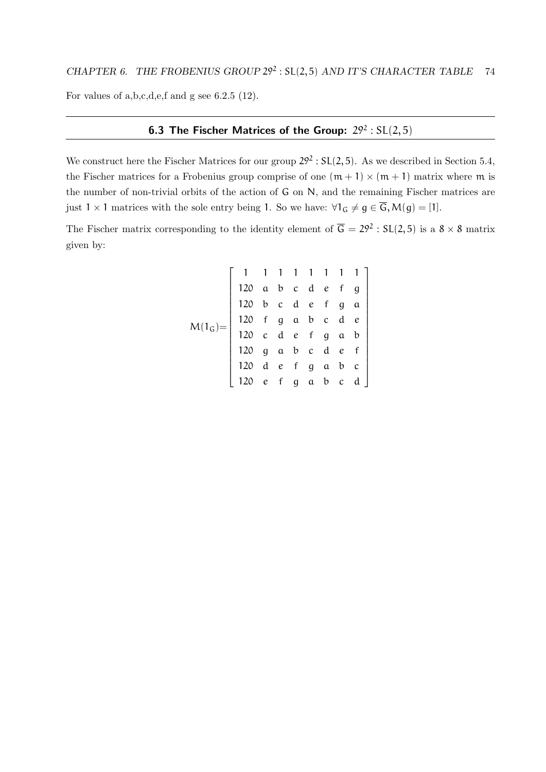For values of a,b,c,d,e,f and g see 6.2.5 (12).

## 6.3 The Fischer Matrices of the Group: $29^2 : SL(2,5)$

We construct here the Fischer Matrices for our group $29^2 : SL(2,5)$. As we described in Section 5.4, the Fischer matrices for a Frobenius group comprise of one $(m+1) \times (m+1)$ matrix where $m$ is the number of non-trivial orbits of the action of $G$ on $N$, and the remaining Fischer matrices are just $1 \times 1$ matrices with the sole entry being 1. So we have: $\forall 1_G \neq g \in \overline{G}, M(g) = [1]$.

The Fischer matrix corresponding to the identity element of $\overline{G} = 29^2 : SL(2,5)$ is a $8 \times 8$ matrix given by:

$$M(1_G) = \begin{bmatrix} 1 & 1 & 1 & 1 & 1 & 1 & 1 & 1 \\ 120 & a & b & c & d & e & f & g \\ 120 & b & c & d & e & f & g & a \\ 120 & f & g & a & b & c & d & e \\ 120 & c & d & e & f & g & a & b \\ 120 & g & a & b & c & d & e & f \\ 120 & d & e & f & g & a & b & c \\ 120 & e & f & g & a & b & c & d \end{bmatrix}$$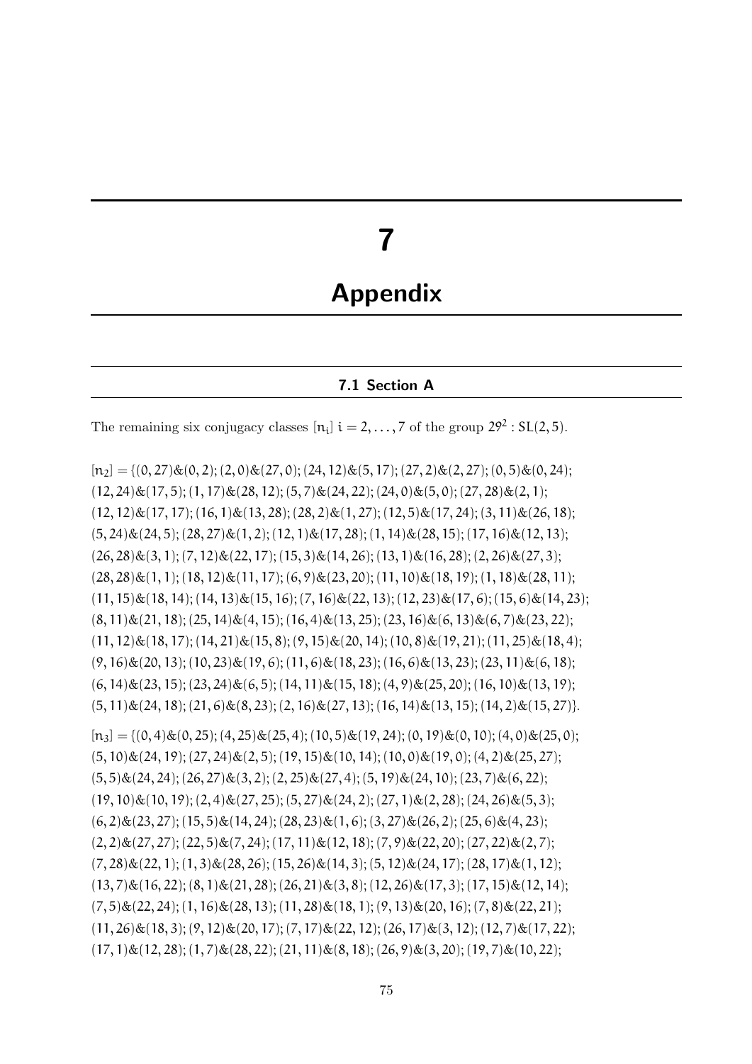# 7

# Appendix

## 7.1 Section A

The remaining six conjugacy classes $[n_i]$ $i = 2, \ldots, 7$ of the group $29^2 : SL(2,5)$.

$[n_2] = \{(0,27)\&(0,2); (2,0)\&(27,0); (24,12)\&(5,17); (27,2)\&(2,27); (0,5)\&(0,24);$
$(12,24)\&(17,5); (1,17)\&(28,12); (5,7)\&(24,22); (24,0)\&(5,0); (27,28)\&(2,1);$
$(12,12)\&(17,17); (16,1)\&(13,28); (28,2)\&(1,27); (12,5)\&(17,24); (3,11)\&(26,18);$
$(5,24)\&(24,5); (28,27)\&(1,2); (12,1)\&(17,28); (1,14)\&(28,15); (17,16)\&(12,13);$
$(26,28)\&(3,1); (7,12)\&(22,17); (15,3)\&(14,26); (13,1)\&(16,28); (2,26)\&(27,3);$
$(28,28)\&(1,1); (18,12)\&(11,17); (6,9)\&(23,20); (11,10)\&(18,19); (1,18)\&(28,11);$
$(11,15)\&(18,14); (14,13)\&(15,16); (7,16)\&(22,13); (12,23)\&(17,6); (15,6)\&(14,23);$
$(8,11)\&(21,18); (25,14)\&(4,15); (16,4)\&(13,25); (23,16)\&(6,13)\&(6,7)\&(23,22);$
$(11,12)\&(18,17); (14,21)\&(15,8); (9,15)\&(20,14); (10,8)\&(19,21); (11,25)\&(18,4);$
$(9,16)\&(20,13); (10,23)\&(19,6); (11,6)\&(18,23); (16,6)\&(13,23); (23,11)\&(6,18);$
$(6,14)\&(23,15); (23,24)\&(6,5); (14,11)\&(15,18); (4,9)\&(25,20); (16,10)\&(13,19);$
$(5,11)\&(24,18); (21,6)\&(8,23); (2,16)\&(27,13); (16,14)\&(13,15); (14,2)\&(15,27)\}.$

$[n_3] = \{(0,4)\&(0,25); (4,25)\&(25,4); (10,5)\&(19,24); (0,19)\&(0,10); (4,0)\&(25,0);$
$(5,10)\&(24,19); (27,24)\&(2,5); (19,15)\&(10,14); (10,0)\&(19,0); (4,2)\&(25,27);$
$(5,5)\&(24,24); (26,27)\&(3,2); (2,25)\&(27,4); (5,19)\&(24,10); (23,7)\&(6,22);$
$(19,10)\&(10,19); (2,4)\&(27,25); (5,27)\&(24,2); (27,1)\&(2,28); (24,26)\&(5,3);$
$(6,2)\&(23,27); (15,5)\&(14,24); (28,23)\&(1,6); (3,27)\&(26,2); (25,6)\&(4,23);$
$(2,2)\&(27,27); (22,5)\&(7,24); (17,11)\&(12,18); (7,9)\&(22,20); (27,22)\&(2,7);$
$(7,28)\&(22,1); (1,3)\&(28,26); (15,26)\&(14,3); (5,12)\&(24,17); (28,17)\&(1,12);$
$(13,7)\&(16,22); (8,1)\&(21,28); (26,21)\&(3,8); (12,26)\&(17,3); (17,15)\&(12,14);$
$(7,5)\&(22,24); (1,16)\&(28,13); (11,28)\&(18,1); (9,13)\&(20,16); (7,8)\&(22,21);$
$(11,26)\&(18,3); (9,12)\&(20,17); (7,17)\&(22,12); (26,17)\&(3,12); (12,7)\&(17,22);$
$(17,1)\&(12,28); (1,7)\&(28,22); (21,11)\&(8,18); (26,9)\&(3,20); (19,7)\&(10,22);$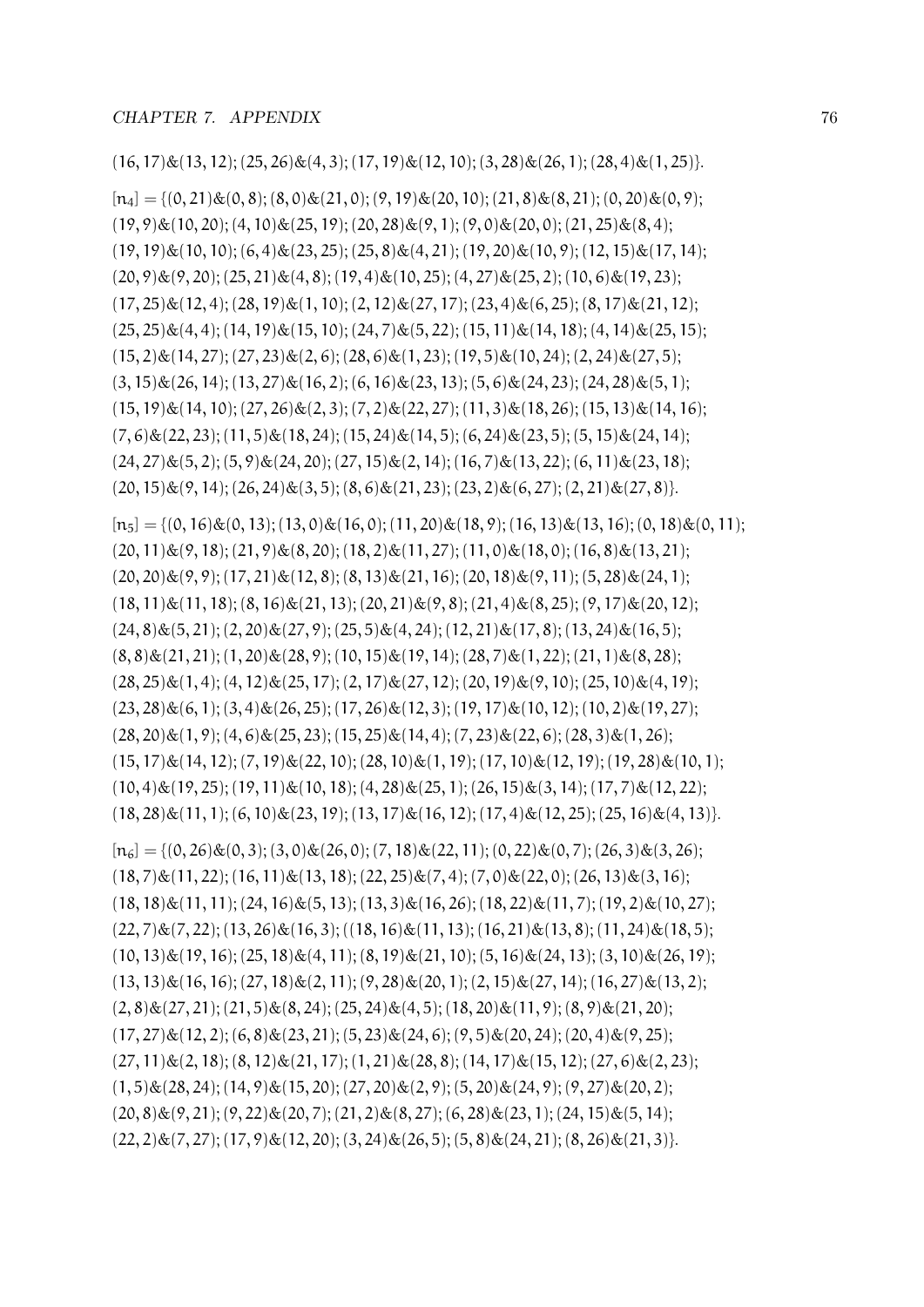$(16,17)\&(13,12);(25,26)\&(4,3);(17,19)\&(12,10);(3,28)\&(26,1);(28,4)\&(1,25)\}$.

$[n_4] = \{(0,21)\&(0,8);(8,0)\&(21,0);(9,19)\&(20,10);(21,8)\&(8,21);(0,20)\&(0,9);$
$(19,9)\&(10,20);(4,10)\&(25,19);(20,28)\&(9,1);(9,0)\&(20,0);(21,25)\&(8,4);$
$(19,19)\&(10,10);(6,4)\&(23,25);(25,8)\&(4,21);(19,20)\&(10,9);(12,15)\&(17,14);$
$(20,9)\&(9,20);(25,21)\&(4,8);(19,4)\&(10,25);(4,27)\&(25,2);(10,6)\&(19,23);$
$(17,25)\&(12,4);(28,19)\&(1,10);(2,12)\&(27,17);(23,4)\&(6,25);(8,17)\&(21,12);$
$(25,25)\&(4,4);(14,19)\&(15,10);(24,7)\&(5,22);(15,11)\&(14,18);(4,14)\&(25,15);$
$(15,2)\&(14,27);(27,23)\&(2,6);(28,6)\&(1,23);(19,5)\&(10,24);(2,24)\&(27,5);$
$(3,15)\&(26,14);(13,27)\&(16,2);(6,16)\&(23,13);(5,6)\&(24,23);(24,28)\&(5,1);$
$(15,19)\&(14,10);(27,26)\&(2,3);(7,2)\&(22,27);(11,3)\&(18,26);(15,13)\&(14,16);$
$(7,6)\&(22,23);(11,5)\&(18,24);(15,24)\&(14,5);(6,24)\&(23,5);(5,15)\&(24,14);$
$(24,27)\&(5,2);(5,9)\&(24,20);(27,15)\&(2,14);(16,7)\&(13,22);(6,11)\&(23,18);$
$(20,15)\&(9,14);(26,24)\&(3,5);(8,6)\&(21,23);(23,2)\&(6,27);(2,21)\&(27,8)\}$.

$[n_5] = \{(0,16)\&(0,13);(13,0)\&(16,0);(11,20)\&(18,9);(16,13)\&(13,16);(0,18)\&(0,11);$
$(20,11)\&(9,18);(21,9)\&(8,20);(18,2)\&(11,27);(11,0)\&(18,0);(16,8)\&(13,21);$
$(20,20)\&(9,9);(17,21)\&(12,8);(8,13)\&(21,16);(20,18)\&(9,11);(5,28)\&(24,1);$
$(18,11)\&(11,18);(8,16)\&(21,13);(20,21)\&(9,8);(21,4)\&(8,25);(9,17)\&(20,12);$
$(24,8)\&(5,21);(2,20)\&(27,9);(25,5)\&(4,24);(12,21)\&(17,8);(13,24)\&(16,5);$
$(8,8)\&(21,21);(1,20)\&(28,9);(10,15)\&(19,14);(28,7)\&(1,22);(21,1)\&(8,28);$
$(28,25)\&(1,4);(4,12)\&(25,17);(2,17)\&(27,12);(20,19)\&(9,10);(25,10)\&(4,19);$
$(23,28)\&(6,1);(3,4)\&(26,25);(17,26)\&(12,3);(19,17)\&(10,12);(10,2)\&(19,27);$
$(28,20)\&(1,9);(4,6)\&(25,23);(15,25)\&(14,4);(7,23)\&(22,6);(28,3)\&(1,26);$
$(15,17)\&(14,12);(7,19)\&(22,10);(28,10)\&(1,19);(17,10)\&(12,19);(19,28)\&(10,1);$
$(10,4)\&(19,25);(19,11)\&(10,18);(4,28)\&(25,1);(26,15)\&(3,14);(17,7)\&(12,22);$
$(18,28)\&(11,1);(6,10)\&(23,19);(13,17)\&(16,12);(17,4)\&(12,25);(25,16)\&(4,13)\}$.

$[n_6] = \{(0,26)\&(0,3);(3,0)\&(26,0);(7,18)\&(22,11);(0,22)\&(0,7);(26,3)\&(3,26);$
$(18,7)\&(11,22);(16,11)\&(13,18);(22,25)\&(7,4);(7,0)\&(22,0);(26,13)\&(3,16);$
$(18,18)\&(11,11);(24,16)\&(5,13);(13,3)\&(16,26);(18,22)\&(11,7);(19,2)\&(10,27);$
$(22,7)\&(7,22);(13,26)\&(16,3);((18,16)\&(11,13);(16,21)\&(13,8);(11,24)\&(18,5);$
$(10,13)\&(19,16);(25,18)\&(4,11);(8,19)\&(21,10);(5,16)\&(24,13);(3,10)\&(26,19);$
$(13,13)\&(16,16);(27,18)\&(2,11);(9,28)\&(20,1);(2,15)\&(27,14);(16,27)\&(13,2);$
$(2,8)\&(27,21);(21,5)\&(8,24);(25,24)\&(4,5);(18,20)\&(11,9);(8,9)\&(21,20);$
$(17,27)\&(12,2);(6,8)\&(23,21);(5,23)\&(24,6);(9,5)\&(20,24);(20,4)\&(9,25);$
$(27,11)\&(2,18);(8,12)\&(21,17);(1,21)\&(28,8);(14,17)\&(15,12);(27,6)\&(2,23);$
$(1,5)\&(28,24);(14,9)\&(15,20);(27,20)\&(2,9);(5,20)\&(24,9);(9,27)\&(20,2);$
$(20,8)\&(9,21);(9,22)\&(20,7);(21,2)\&(8,27);(6,28)\&(23,1);(24,15)\&(5,14);$
$(22,2)\&(7,27);(17,9)\&(12,20);(3,24)\&(26,5);(5,8)\&(24,21);(8,26)\&(21,3)\}$.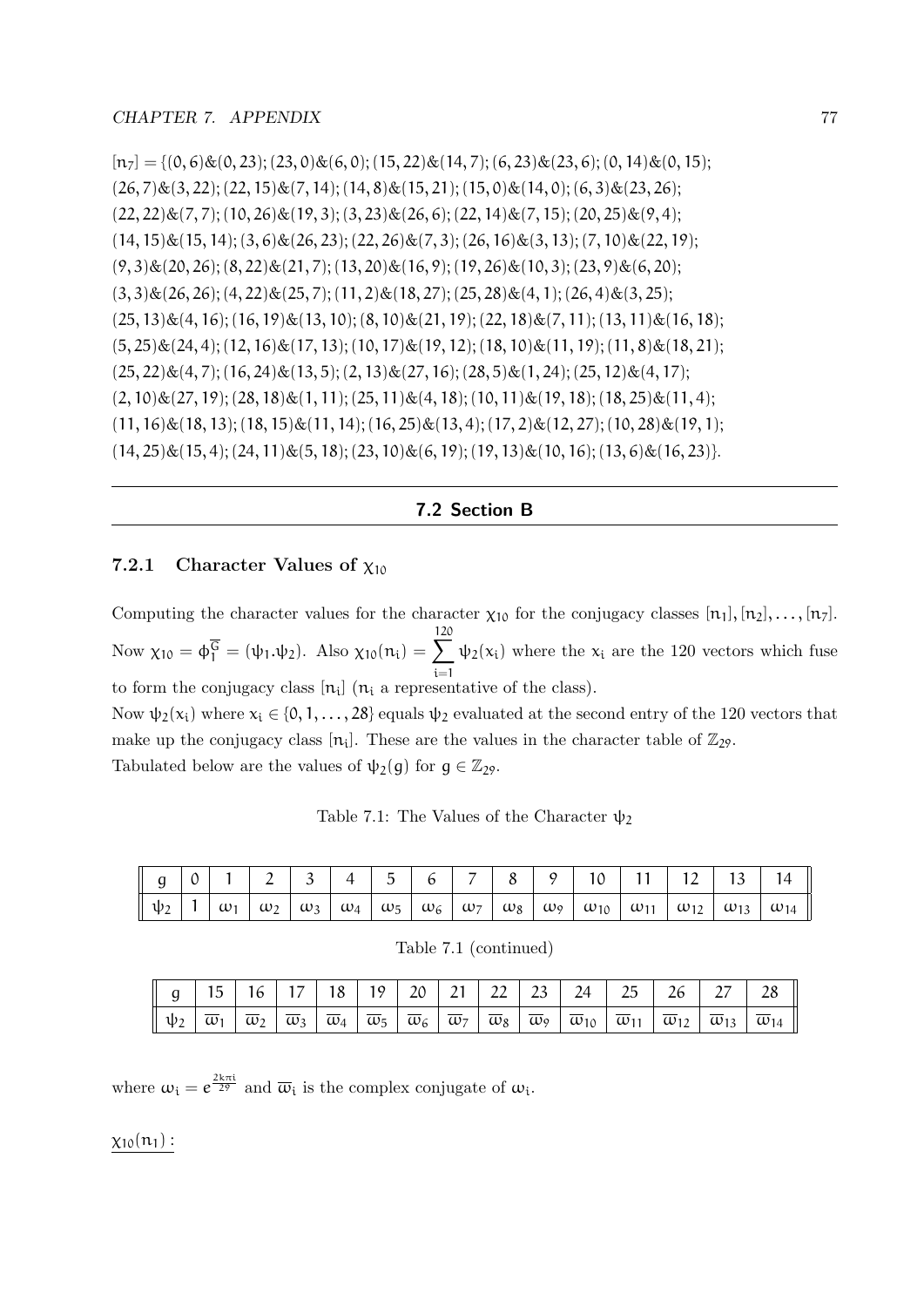$[n_7] = \{(0,6)\&(0,23); (23,0)\&(6,0); (15,22)\&(14,7); (6,23)\&(23,6); (0,14)\&(0,15);$
$(26,7)\&(3,22); (22,15)\&(7,14); (14,8)\&(15,21); (15,0)\&(14,0); (6,3)\&(23,26);$
$(22,22)\&(7,7); (10,26)\&(19,3); (3,23)\&(26,6); (22,14)\&(7,15); (20,25)\&(9,4);$
$(14,15)\&(15,14); (3,6)\&(26,23); (22,26)\&(7,3); (26,16)\&(3,13); (7,10)\&(22,19);$
$(9,3)\&(20,26); (8,22)\&(21,7); (13,20)\&(16,9); (19,26)\&(10,3); (23,9)\&(6,20);$
$(3,3)\&(26,26); (4,22)\&(25,7); (11,2)\&(18,27); (25,28)\&(4,1); (26,4)\&(3,25);$
$(25,13)\&(4,16); (16,19)\&(13,10); (8,10)\&(21,19); (22,18)\&(7,11); (13,11)\&(16,18);$
$(5,25)\&(24,4); (12,16)\&(17,13); (10,17)\&(19,12); (18,10)\&(11,19); (11,8)\&(18,21);$
$(25,22)\&(4,7); (16,24)\&(13,5); (2,13)\&(27,16); (28,5)\&(1,24); (25,12)\&(4,17);$
$(2,10)\&(27,19); (28,18)\&(1,11); (25,11)\&(4,18); (10,11)\&(19,18); (18,25)\&(11,4);$
$(11,16)\&(18,13); (18,15)\&(11,14); (16,25)\&(13,4); (17,2)\&(12,27); (10,28)\&(19,1);$
$(14,25)\&(15,4); (24,11)\&(5,18); (23,10)\&(6,19); (19,13)\&(10,16); (13,6)\&(16,23)\}.$

---

## 7.2 Section B

---

### 7.2.1 Character Values of $\chi_{10}$

Computing the character values for the character $\chi_{10}$ for the conjugacy classes $[n_1], [n_2], \ldots, [n_7]$. Now $\chi_{10} = \phi_1^{\overline{G}} = (\psi_1.\psi_2)$. Also $\chi_{10}(n_i) = \sum_{i=1}^{120} \psi_2(x_i)$ where the $x_i$ are the 120 vectors which fuse to form the conjugacy class $[n_i]$ ($n_i$ a representative of the class).
Now $\psi_2(x_i)$ where $x_i \in \{0, 1, \ldots, 28\}$ equals $\psi_2$ evaluated at the second entry of the 120 vectors that make up the conjugacy class $[n_i]$. These are the values in the character table of $\mathbb{Z}_{29}$.
Tabulated below are the values of $\psi_2(g)$ for $g \in \mathbb{Z}_{29}$.

Table 7.1: The Values of the Character $\psi_2$

| $g$ | 0 | 1 | 2 | 3 | 4 | 5 | 6 | 7 | 8 | 9 | 10 | 11 | 12 | 13 | 14 |
|---|---|---|---|---|---|---|---|---|---|---|---|---|---|---|---|
| $\psi_2$ | 1 | $\omega_1$ | $\omega_2$ | $\omega_3$ | $\omega_4$ | $\omega_5$ | $\omega_6$ | $\omega_7$ | $\omega_8$ | $\omega_9$ | $\omega_{10}$ | $\omega_{11}$ | $\omega_{12}$ | $\omega_{13}$ | $\omega_{14}$ |

Table 7.1 (continued)

| $g$ | 15 | 16 | 17 | 18 | 19 | 20 | 21 | 22 | 23 | 24 | 25 | 26 | 27 | 28 |
|---|---|---|---|---|---|---|---|---|---|---|---|---|---|---|
| $\psi_2$ | $\overline{\omega}_1$ | $\overline{\omega}_2$ | $\overline{\omega}_3$ | $\overline{\omega}_4$ | $\overline{\omega}_5$ | $\overline{\omega}_6$ | $\overline{\omega}_7$ | $\overline{\omega}_8$ | $\overline{\omega}_9$ | $\overline{\omega}_{10}$ | $\overline{\omega}_{11}$ | $\overline{\omega}_{12}$ | $\overline{\omega}_{13}$ | $\overline{\omega}_{14}$ |

where $\omega_i = e^{\frac{2k\pi i}{29}}$ and $\overline{\omega}_i$ is the complex conjugate of $\omega_i$.

$\underline{\chi_{10}(n_1):}$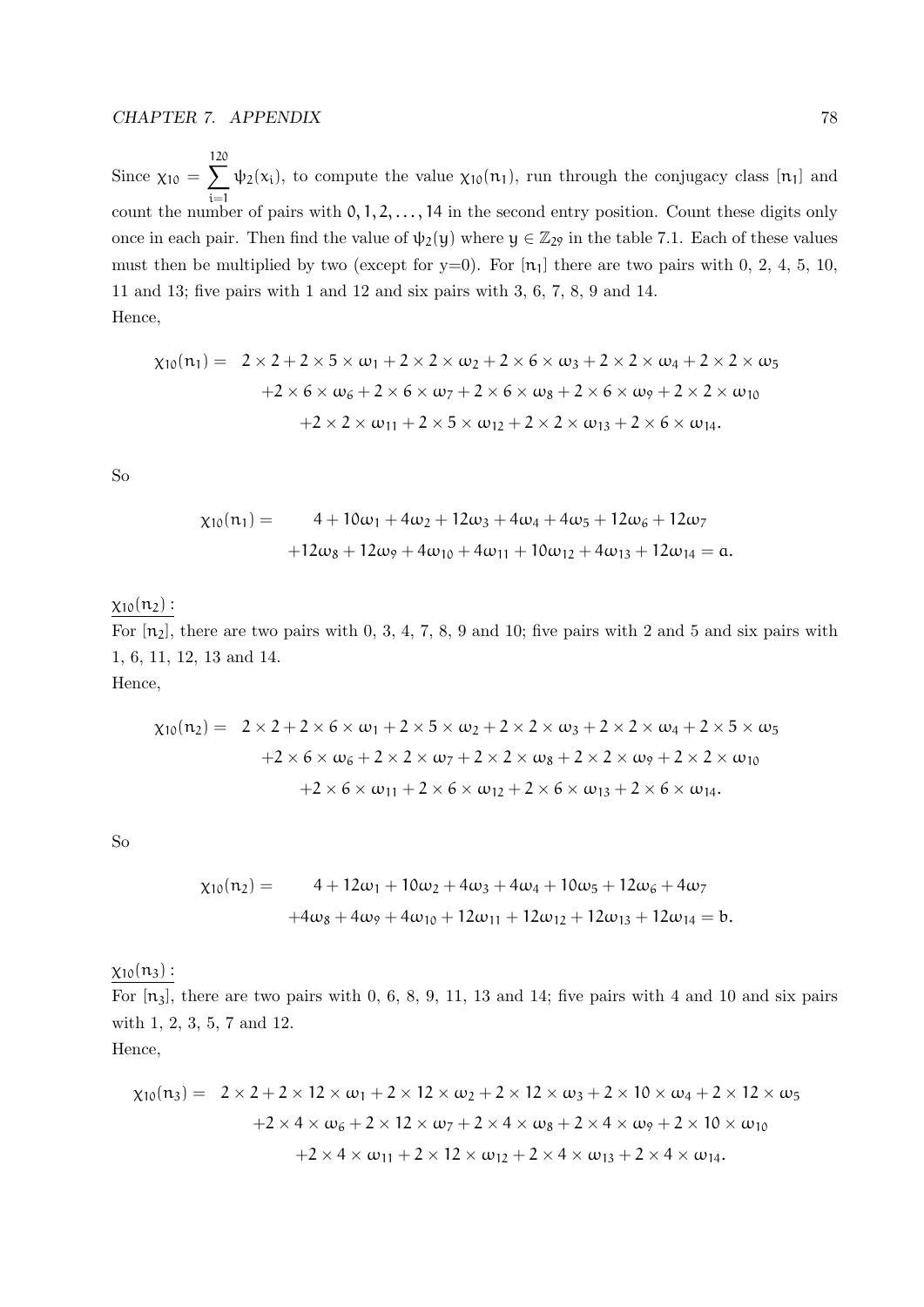Since $\chi_{10} = \sum_{i=1}^{120} \psi_2(x_i)$, to compute the value $\chi_{10}(n_1)$, run through the conjugacy class $[n_1]$ and count the number of pairs with $0, 1, 2, \ldots, 14$ in the second entry position. Count these digits only once in each pair. Then find the value of $\psi_2(y)$ where $y \in \mathbb{Z}_{29}$ in the table 7.1. Each of these values must then be multiplied by two (except for y=0). For $[n_1]$ there are two pairs with 0, 2, 4, 5, 10, 11 and 13; five pairs with 1 and 12 and six pairs with 3, 6, 7, 8, 9 and 14.
Hence,

$$
\begin{aligned}
\chi_{10}(n_1) = \; & 2 \times 2 + 2 \times 5 \times \omega_1 + 2 \times 2 \times \omega_2 + 2 \times 6 \times \omega_3 + 2 \times 2 \times \omega_4 + 2 \times 2 \times \omega_5 \\
& + 2 \times 6 \times \omega_6 + 2 \times 6 \times \omega_7 + 2 \times 6 \times \omega_8 + 2 \times 6 \times \omega_9 + 2 \times 2 \times \omega_{10} \\
& + 2 \times 2 \times \omega_{11} + 2 \times 5 \times \omega_{12} + 2 \times 2 \times \omega_{13} + 2 \times 6 \times \omega_{14}.
\end{aligned}
$$

So

$$
\begin{aligned}
\chi_{10}(n_1) = \; & 4 + 10\omega_1 + 4\omega_2 + 12\omega_3 + 4\omega_4 + 4\omega_5 + 12\omega_6 + 12\omega_7 \\
& + 12\omega_8 + 12\omega_9 + 4\omega_{10} + 4\omega_{11} + 10\omega_{12} + 4\omega_{13} + 12\omega_{14} = a.
\end{aligned}
$$

$\underline{\chi_{10}(n_2):}$

For $[n_2]$, there are two pairs with 0, 3, 4, 7, 8, 9 and 10; five pairs with 2 and 5 and six pairs with 1, 6, 11, 12, 13 and 14.
Hence,

$$
\begin{aligned}
\chi_{10}(n_2) = \; & 2 \times 2 + 2 \times 6 \times \omega_1 + 2 \times 5 \times \omega_2 + 2 \times 2 \times \omega_3 + 2 \times 2 \times \omega_4 + 2 \times 5 \times \omega_5 \\
& + 2 \times 6 \times \omega_6 + 2 \times 2 \times \omega_7 + 2 \times 2 \times \omega_8 + 2 \times 2 \times \omega_9 + 2 \times 2 \times \omega_{10} \\
& + 2 \times 6 \times \omega_{11} + 2 \times 6 \times \omega_{12} + 2 \times 6 \times \omega_{13} + 2 \times 6 \times \omega_{14}.
\end{aligned}
$$

So

$$
\begin{aligned}
\chi_{10}(n_2) = \; & 4 + 12\omega_1 + 10\omega_2 + 4\omega_3 + 4\omega_4 + 10\omega_5 + 12\omega_6 + 4\omega_7 \\
& + 4\omega_8 + 4\omega_9 + 4\omega_{10} + 12\omega_{11} + 12\omega_{12} + 12\omega_{13} + 12\omega_{14} = b.
\end{aligned}
$$

$\underline{\chi_{10}(n_3):}$

For $[n_3]$, there are two pairs with 0, 6, 8, 9, 11, 13 and 14; five pairs with 4 and 10 and six pairs with 1, 2, 3, 5, 7 and 12.
Hence,

$$
\begin{aligned}
\chi_{10}(n_3) = \; & 2 \times 2 + 2 \times 12 \times \omega_1 + 2 \times 12 \times \omega_2 + 2 \times 12 \times \omega_3 + 2 \times 10 \times \omega_4 + 2 \times 12 \times \omega_5 \\
& + 2 \times 4 \times \omega_6 + 2 \times 12 \times \omega_7 + 2 \times 4 \times \omega_8 + 2 \times 4 \times \omega_9 + 2 \times 10 \times \omega_{10} \\
& + 2 \times 4 \times \omega_{11} + 2 \times 12 \times \omega_{12} + 2 \times 4 \times \omega_{13} + 2 \times 4 \times \omega_{14}.
\end{aligned}
$$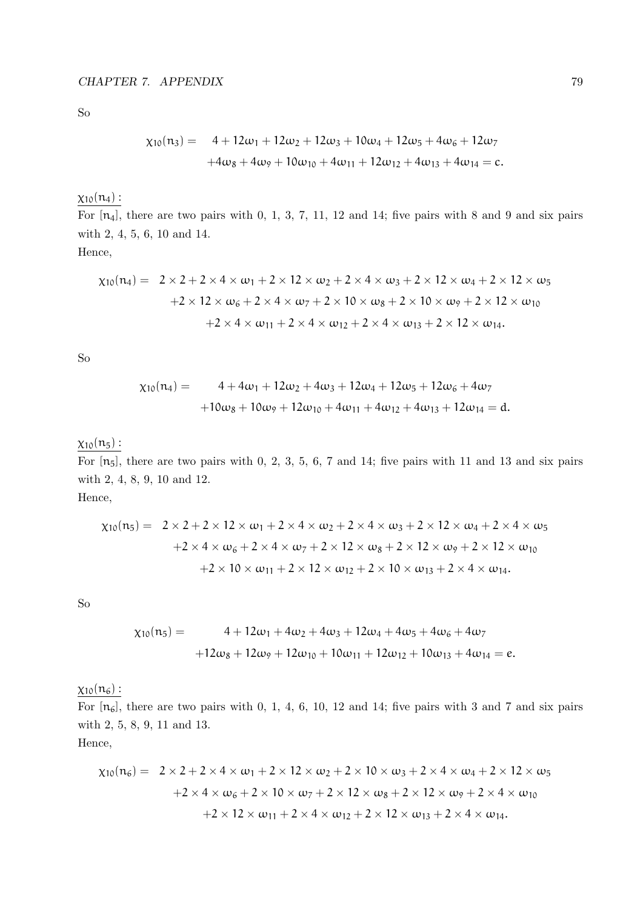So

$$\chi_{10}(n_3) = \quad 4 + 12\omega_1 + 12\omega_2 + 12\omega_3 + 10\omega_4 + 12\omega_5 + 4\omega_6 + 12\omega_7$$
$$+4\omega_8 + 4\omega_9 + 10\omega_{10} + 4\omega_{11} + 12\omega_{12} + 4\omega_{13} + 4\omega_{14} = c.$$

$\underline{\chi_{10}(n_4):}$

For $[n_4]$, there are two pairs with 0, 1, 3, 7, 11, 12 and 14; five pairs with 8 and 9 and six pairs with 2, 4, 5, 6, 10 and 14.

Hence,

$$\chi_{10}(n_4) = \quad 2\times 2 + 2\times 4\times\omega_1 + 2\times 12\times\omega_2 + 2\times 4\times\omega_3 + 2\times 12\times\omega_4 + 2\times 12\times\omega_5$$
$$+2\times 12\times\omega_6 + 2\times 4\times\omega_7 + 2\times 10\times\omega_8 + 2\times 10\times\omega_9 + 2\times 12\times\omega_{10}$$
$$+2\times 4\times\omega_{11} + 2\times 4\times\omega_{12} + 2\times 4\times\omega_{13} + 2\times 12\times\omega_{14}.$$

So

$$\chi_{10}(n_4) = \quad 4 + 4\omega_1 + 12\omega_2 + 4\omega_3 + 12\omega_4 + 12\omega_5 + 12\omega_6 + 4\omega_7$$
$$+10\omega_8 + 10\omega_9 + 12\omega_{10} + 4\omega_{11} + 4\omega_{12} + 4\omega_{13} + 12\omega_{14} = d.$$

$\underline{\chi_{10}(n_5):}$

For $[n_5]$, there are two pairs with 0, 2, 3, 5, 6, 7 and 14; five pairs with 11 and 13 and six pairs with 2, 4, 8, 9, 10 and 12.

Hence,

$$\chi_{10}(n_5) = \quad 2\times 2 + 2\times 12\times\omega_1 + 2\times 4\times\omega_2 + 2\times 4\times\omega_3 + 2\times 12\times\omega_4 + 2\times 4\times\omega_5$$
$$+2\times 4\times\omega_6 + 2\times 4\times\omega_7 + 2\times 12\times\omega_8 + 2\times 12\times\omega_9 + 2\times 12\times\omega_{10}$$
$$+2\times 10\times\omega_{11} + 2\times 12\times\omega_{12} + 2\times 10\times\omega_{13} + 2\times 4\times\omega_{14}.$$

So

$$\chi_{10}(n_5) = \quad 4 + 12\omega_1 + 4\omega_2 + 4\omega_3 + 12\omega_4 + 4\omega_5 + 4\omega_6 + 4\omega_7$$
$$+12\omega_8 + 12\omega_9 + 12\omega_{10} + 10\omega_{11} + 12\omega_{12} + 10\omega_{13} + 4\omega_{14} = e.$$

$\underline{\chi_{10}(n_6):}$

For $[n_6]$, there are two pairs with 0, 1, 4, 6, 10, 12 and 14; five pairs with 3 and 7 and six pairs with 2, 5, 8, 9, 11 and 13.

Hence,

$$\chi_{10}(n_6) = \quad 2\times 2 + 2\times 4\times\omega_1 + 2\times 12\times\omega_2 + 2\times 10\times\omega_3 + 2\times 4\times\omega_4 + 2\times 12\times\omega_5$$
$$+2\times 4\times\omega_6 + 2\times 10\times\omega_7 + 2\times 12\times\omega_8 + 2\times 12\times\omega_9 + 2\times 4\times\omega_{10}$$
$$+2\times 12\times\omega_{11} + 2\times 4\times\omega_{12} + 2\times 12\times\omega_{13} + 2\times 4\times\omega_{14}.$$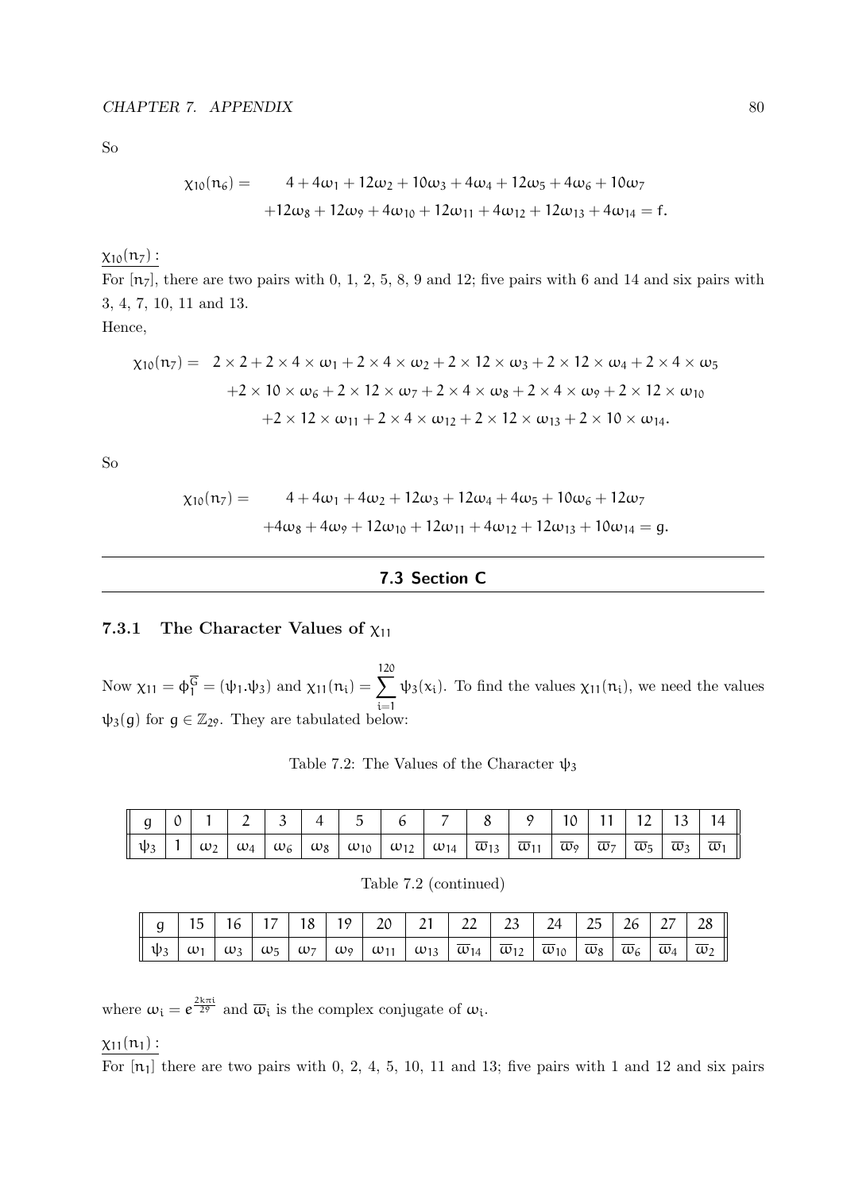So

$$\chi_{10}(n_6) = \quad 4 + 4\omega_1 + 12\omega_2 + 10\omega_3 + 4\omega_4 + 12\omega_5 + 4\omega_6 + 10\omega_7$$
$$+12\omega_8 + 12\omega_9 + 4\omega_{10} + 12\omega_{11} + 4\omega_{12} + 12\omega_{13} + 4\omega_{14} = f.$$

$\underline{\chi_{10}(n_7):}$

For $[n_7]$, there are two pairs with 0, 1, 2, 5, 8, 9 and 12; five pairs with 6 and 14 and six pairs with 3, 4, 7, 10, 11 and 13.

Hence,

$$\chi_{10}(n_7) = \ 2 \times 2 + 2 \times 4 \times \omega_1 + 2 \times 4 \times \omega_2 + 2 \times 12 \times \omega_3 + 2 \times 12 \times \omega_4 + 2 \times 4 \times \omega_5$$
$$+2 \times 10 \times \omega_6 + 2 \times 12 \times \omega_7 + 2 \times 4 \times \omega_8 + 2 \times 4 \times \omega_9 + 2 \times 12 \times \omega_{10}$$
$$+2 \times 12 \times \omega_{11} + 2 \times 4 \times \omega_{12} + 2 \times 12 \times \omega_{13} + 2 \times 10 \times \omega_{14}.$$

So

$$\chi_{10}(n_7) = \quad 4 + 4\omega_1 + 4\omega_2 + 12\omega_3 + 12\omega_4 + 4\omega_5 + 10\omega_6 + 12\omega_7$$
$$+4\omega_8 + 4\omega_9 + 12\omega_{10} + 12\omega_{11} + 4\omega_{12} + 12\omega_{13} + 10\omega_{14} = g.$$

---

## 7.3 Section C

---

### 7.3.1 The Character Values of $\chi_{11}$

Now $\chi_{11} = \phi_1^{\overline{G}} = (\psi_1.\psi_3)$ and $\chi_{11}(n_i) = \sum_{i=1}^{120} \psi_3(x_i)$. To find the values $\chi_{11}(n_i)$, we need the values $\psi_3(g)$ for $g \in \mathbb{Z}_{29}$. They are tabulated below:

Table 7.2: The Values of the Character $\psi_3$

| $g$ | 0 | 1 | 2 | 3 | 4 | 5 | 6 | 7 | 8 | 9 | 10 | 11 | 12 | 13 | 14 |
|---|---|---|---|---|---|---|---|---|---|---|---|---|---|---|---|
| $\psi_3$ | 1 | $\omega_2$ | $\omega_4$ | $\omega_6$ | $\omega_8$ | $\omega_{10}$ | $\omega_{12}$ | $\omega_{14}$ | $\overline{\omega}_{13}$ | $\overline{\omega}_{11}$ | $\overline{\omega}_9$ | $\overline{\omega}_7$ | $\overline{\omega}_5$ | $\overline{\omega}_3$ | $\overline{\omega}_1$ |

Table 7.2 (continued)

| $g$ | 15 | 16 | 17 | 18 | 19 | 20 | 21 | 22 | 23 | 24 | 25 | 26 | 27 | 28 |
|---|---|---|---|---|---|---|---|---|---|---|---|---|---|---|
| $\psi_3$ | $\omega_1$ | $\omega_3$ | $\omega_5$ | $\omega_7$ | $\omega_9$ | $\omega_{11}$ | $\omega_{13}$ | $\overline{\omega}_{14}$ | $\overline{\omega}_{12}$ | $\overline{\omega}_{10}$ | $\overline{\omega}_8$ | $\overline{\omega}_6$ | $\overline{\omega}_4$ | $\overline{\omega}_2$ |

where $\omega_i = e^{\frac{2k\pi i}{29}}$ and $\overline{\omega}_i$ is the complex conjugate of $\omega_i$.

$\underline{\chi_{11}(n_1):}$

For $[n_1]$ there are two pairs with 0, 2, 4, 5, 10, 11 and 13; five pairs with 1 and 12 and six pairs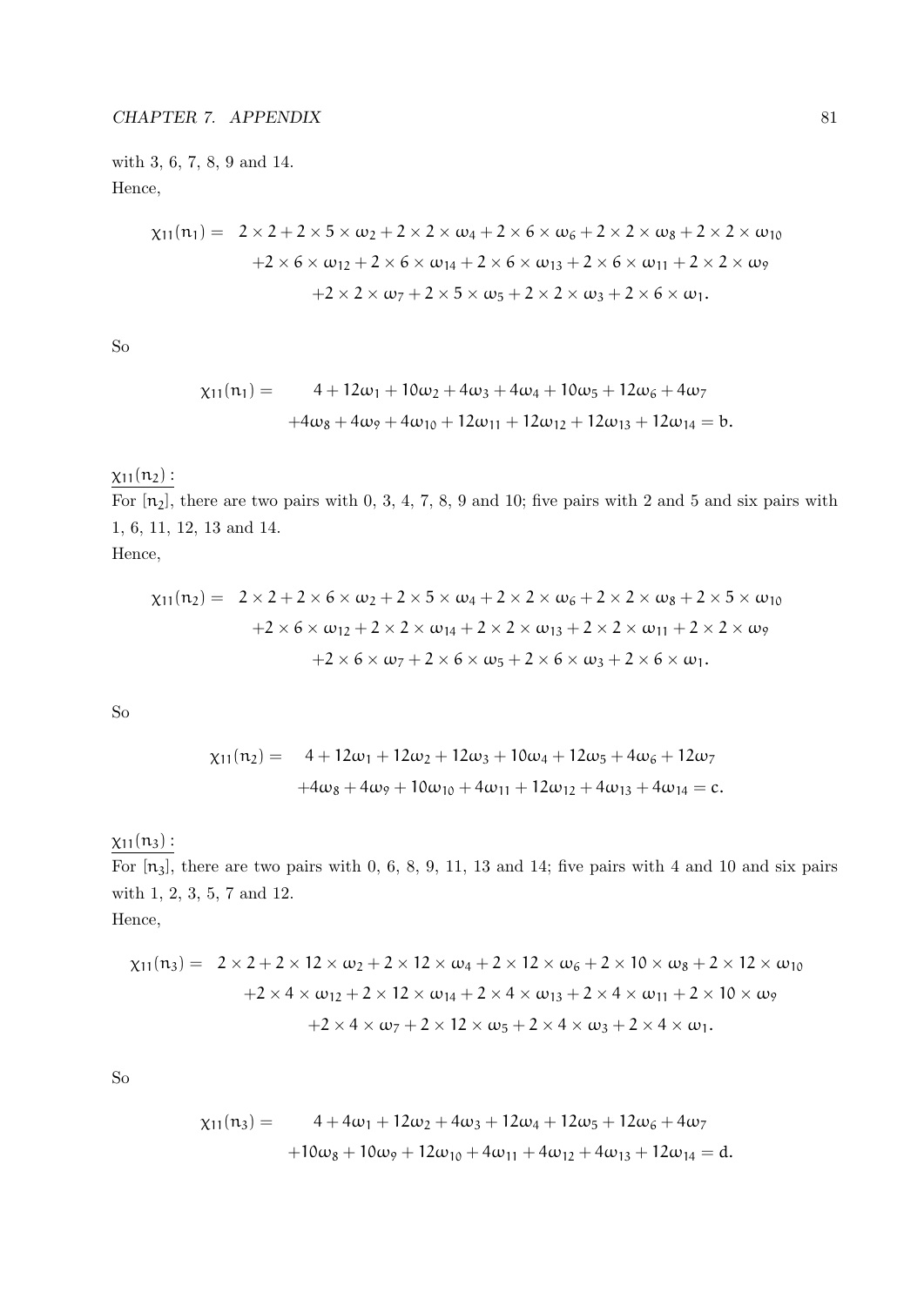with 3, 6, 7, 8, 9 and 14.
Hence,

$$\begin{aligned}\chi_{11}(n_1) = \quad & 2 \times 2 + 2 \times 5 \times \omega_2 + 2 \times 2 \times \omega_4 + 2 \times 6 \times \omega_6 + 2 \times 2 \times \omega_8 + 2 \times 2 \times \omega_{10} \\ & +2 \times 6 \times \omega_{12} + 2 \times 6 \times \omega_{14} + 2 \times 6 \times \omega_{13} + 2 \times 6 \times \omega_{11} + 2 \times 2 \times \omega_9 \\ & +2 \times 2 \times \omega_7 + 2 \times 5 \times \omega_5 + 2 \times 2 \times \omega_3 + 2 \times 6 \times \omega_1.\end{aligned}$$

So

$$\begin{aligned}\chi_{11}(n_1) = \quad & 4 + 12\omega_1 + 10\omega_2 + 4\omega_3 + 4\omega_4 + 10\omega_5 + 12\omega_6 + 4\omega_7 \\ & +4\omega_8 + 4\omega_9 + 4\omega_{10} + 12\omega_{11} + 12\omega_{12} + 12\omega_{13} + 12\omega_{14} = b.\end{aligned}$$

$\underline{\chi_{11}(n_2):}$
For $[n_2]$, there are two pairs with 0, 3, 4, 7, 8, 9 and 10; five pairs with 2 and 5 and six pairs with 1, 6, 11, 12, 13 and 14.
Hence,

$$\begin{aligned}\chi_{11}(n_2) = \quad & 2 \times 2 + 2 \times 6 \times \omega_2 + 2 \times 5 \times \omega_4 + 2 \times 2 \times \omega_6 + 2 \times 2 \times \omega_8 + 2 \times 5 \times \omega_{10} \\ & +2 \times 6 \times \omega_{12} + 2 \times 2 \times \omega_{14} + 2 \times 2 \times \omega_{13} + 2 \times 2 \times \omega_{11} + 2 \times 2 \times \omega_9 \\ & +2 \times 6 \times \omega_7 + 2 \times 6 \times \omega_5 + 2 \times 6 \times \omega_3 + 2 \times 6 \times \omega_1.\end{aligned}$$

So

$$\begin{aligned}\chi_{11}(n_2) = \quad & 4 + 12\omega_1 + 12\omega_2 + 12\omega_3 + 10\omega_4 + 12\omega_5 + 4\omega_6 + 12\omega_7 \\ & +4\omega_8 + 4\omega_9 + 10\omega_{10} + 4\omega_{11} + 12\omega_{12} + 4\omega_{13} + 4\omega_{14} = c.\end{aligned}$$

$\underline{\chi_{11}(n_3):}$
For $[n_3]$, there are two pairs with 0, 6, 8, 9, 11, 13 and 14; five pairs with 4 and 10 and six pairs with 1, 2, 3, 5, 7 and 12.
Hence,

$$\begin{aligned}\chi_{11}(n_3) = \quad & 2 \times 2 + 2 \times 12 \times \omega_2 + 2 \times 12 \times \omega_4 + 2 \times 12 \times \omega_6 + 2 \times 10 \times \omega_8 + 2 \times 12 \times \omega_{10} \\ & +2 \times 4 \times \omega_{12} + 2 \times 12 \times \omega_{14} + 2 \times 4 \times \omega_{13} + 2 \times 4 \times \omega_{11} + 2 \times 10 \times \omega_9 \\ & +2 \times 4 \times \omega_7 + 2 \times 12 \times \omega_5 + 2 \times 4 \times \omega_3 + 2 \times 4 \times \omega_1.\end{aligned}$$

So

$$\begin{aligned}\chi_{11}(n_3) = \quad & 4 + 4\omega_1 + 12\omega_2 + 4\omega_3 + 12\omega_4 + 12\omega_5 + 12\omega_6 + 4\omega_7 \\ & +10\omega_8 + 10\omega_9 + 12\omega_{10} + 4\omega_{11} + 4\omega_{12} + 4\omega_{13} + 12\omega_{14} = d.\end{aligned}$$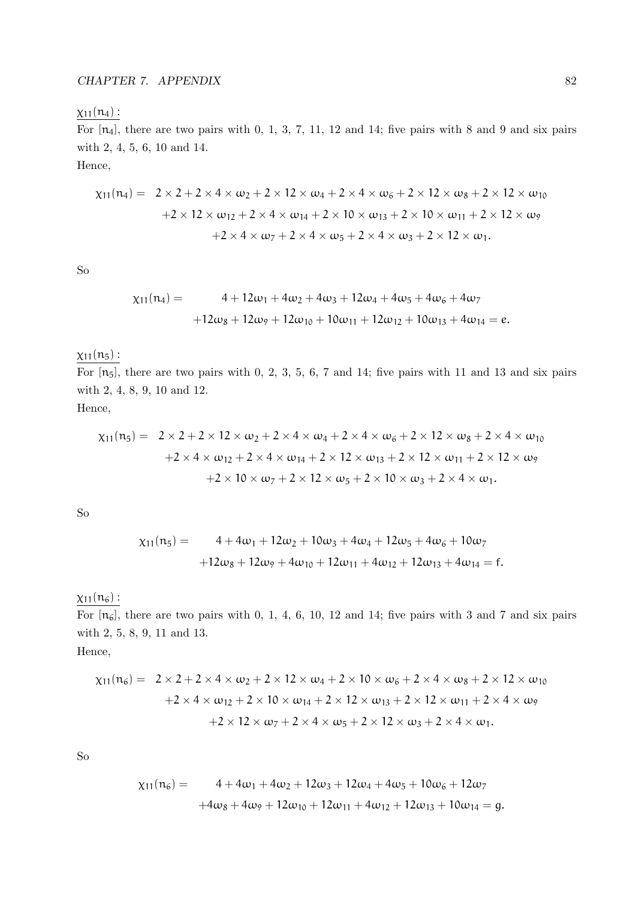$\underline{\chi_{11}(n_4):}$

For $[n_4]$, there are two pairs with 0, 1, 3, 7, 11, 12 and 14; five pairs with 8 and 9 and six pairs with 2, 4, 5, 6, 10 and 14.

Hence,

$$\begin{aligned}
\chi_{11}(n_4) = \;& 2\times 2 + 2\times 4\times \omega_2 + 2\times 12\times \omega_4 + 2\times 4\times \omega_6 + 2\times 12\times \omega_8 + 2\times 12\times \omega_{10} \\
& +2\times 12\times \omega_{12} + 2\times 4\times \omega_{14} + 2\times 10\times \omega_{13} + 2\times 10\times \omega_{11} + 2\times 12\times \omega_9 \\
& +2\times 4\times \omega_7 + 2\times 4\times \omega_5 + 2\times 4\times \omega_3 + 2\times 12\times \omega_1.
\end{aligned}$$

So

$$\begin{aligned}
\chi_{11}(n_4) = \;& 4 + 12\omega_1 + 4\omega_2 + 4\omega_3 + 12\omega_4 + 4\omega_5 + 4\omega_6 + 4\omega_7 \\
& +12\omega_8 + 12\omega_9 + 12\omega_{10} + 10\omega_{11} + 12\omega_{12} + 10\omega_{13} + 4\omega_{14} = e.
\end{aligned}$$

$\underline{\chi_{11}(n_5):}$

For $[n_5]$, there are two pairs with 0, 2, 3, 5, 6, 7 and 14; five pairs with 11 and 13 and six pairs with 2, 4, 8, 9, 10 and 12.

Hence,

$$\begin{aligned}
\chi_{11}(n_5) = \;& 2\times 2 + 2\times 12\times \omega_2 + 2\times 4\times \omega_4 + 2\times 4\times \omega_6 + 2\times 12\times \omega_8 + 2\times 4\times \omega_{10} \\
& +2\times 4\times \omega_{12} + 2\times 4\times \omega_{14} + 2\times 12\times \omega_{13} + 2\times 12\times \omega_{11} + 2\times 12\times \omega_9 \\
& +2\times 10\times \omega_7 + 2\times 12\times \omega_5 + 2\times 10\times \omega_3 + 2\times 4\times \omega_1.
\end{aligned}$$

So

$$\begin{aligned}
\chi_{11}(n_5) = \;& 4 + 4\omega_1 + 12\omega_2 + 10\omega_3 + 4\omega_4 + 12\omega_5 + 4\omega_6 + 10\omega_7 \\
& +12\omega_8 + 12\omega_9 + 4\omega_{10} + 12\omega_{11} + 4\omega_{12} + 12\omega_{13} + 4\omega_{14} = f.
\end{aligned}$$

$\underline{\chi_{11}(n_6):}$

For $[n_6]$, there are two pairs with 0, 1, 4, 6, 10, 12 and 14; five pairs with 3 and 7 and six pairs with 2, 5, 8, 9, 11 and 13.

Hence,

$$\begin{aligned}
\chi_{11}(n_6) = \;& 2\times 2 + 2\times 4\times \omega_2 + 2\times 12\times \omega_4 + 2\times 10\times \omega_6 + 2\times 4\times \omega_8 + 2\times 12\times \omega_{10} \\
& +2\times 4\times \omega_{12} + 2\times 10\times \omega_{14} + 2\times 12\times \omega_{13} + 2\times 12\times \omega_{11} + 2\times 4\times \omega_9 \\
& +2\times 12\times \omega_7 + 2\times 4\times \omega_5 + 2\times 12\times \omega_3 + 2\times 4\times \omega_1.
\end{aligned}$$

So

$$\begin{aligned}
\chi_{11}(n_6) = \;& 4 + 4\omega_1 + 4\omega_2 + 12\omega_3 + 12\omega_4 + 4\omega_5 + 10\omega_6 + 12\omega_7 \\
& +4\omega_8 + 4\omega_9 + 12\omega_{10} + 12\omega_{11} + 4\omega_{12} + 12\omega_{13} + 10\omega_{14} = g.
\end{aligned}$$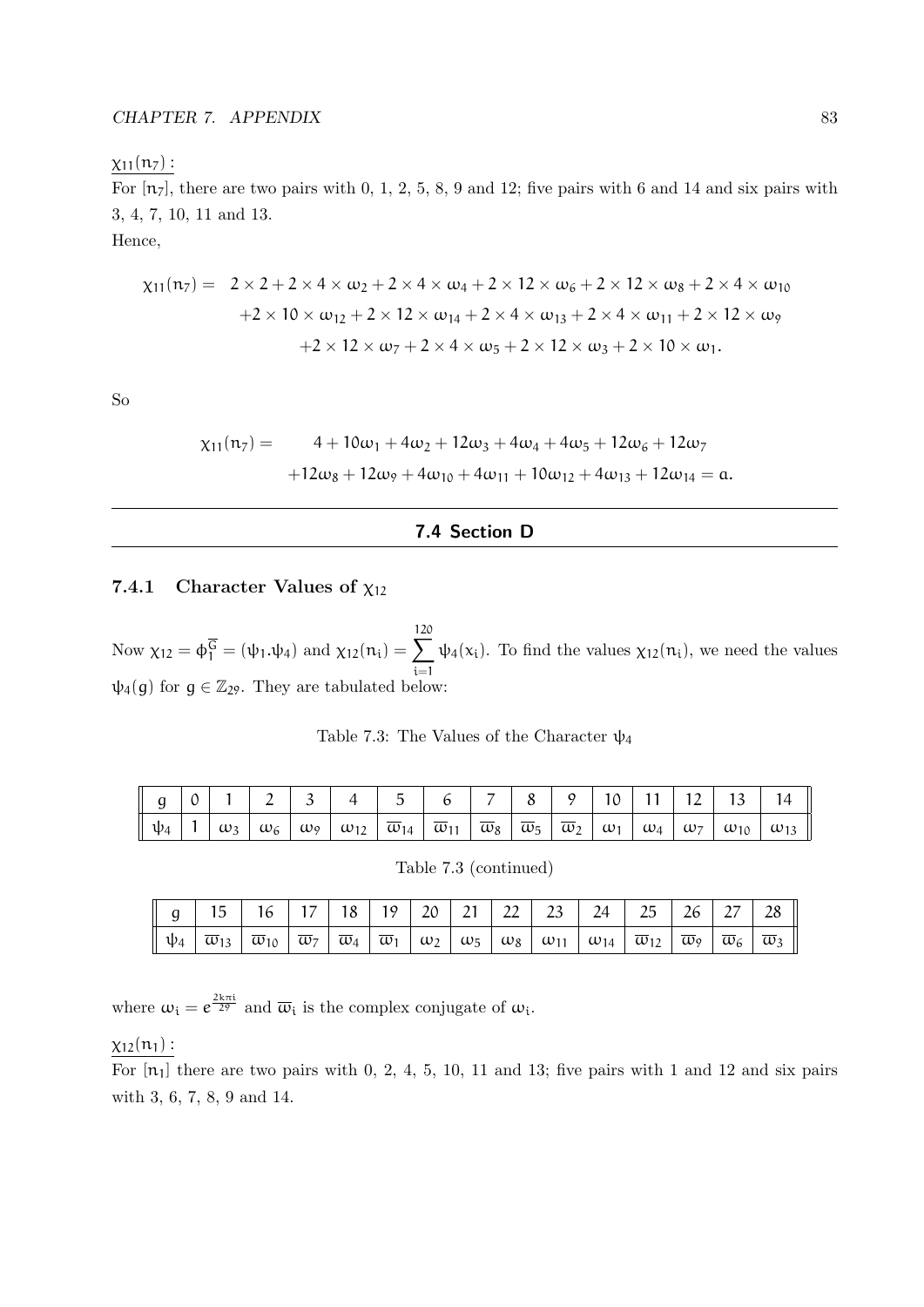$\underline{\chi_{11}(n_7):}$

For $[n_7]$, there are two pairs with 0, 1, 2, 5, 8, 9 and 12; five pairs with 6 and 14 and six pairs with 3, 4, 7, 10, 11 and 13.

Hence,

$$\begin{aligned}\chi_{11}(n_7) = \; & 2\times 2 + 2\times 4\times \omega_2 + 2\times 4\times \omega_4 + 2\times 12\times \omega_6 + 2\times 12\times \omega_8 + 2\times 4\times \omega_{10} \\ & + 2\times 10\times \omega_{12} + 2\times 12\times \omega_{14} + 2\times 4\times \omega_{13} + 2\times 4\times \omega_{11} + 2\times 12\times \omega_9 \\ & + 2\times 12\times \omega_7 + 2\times 4\times \omega_5 + 2\times 12\times \omega_3 + 2\times 10\times \omega_1.\end{aligned}$$

So

$$\begin{aligned}\chi_{11}(n_7) = \; & 4 + 10\omega_1 + 4\omega_2 + 12\omega_3 + 4\omega_4 + 4\omega_5 + 12\omega_6 + 12\omega_7 \\ & + 12\omega_8 + 12\omega_9 + 4\omega_{10} + 4\omega_{11} + 10\omega_{12} + 4\omega_{13} + 12\omega_{14} = a.\end{aligned}$$

---

## 7.4 Section D

### 7.4.1 Character Values of $\chi_{12}$

Now $\chi_{12} = \phi_1^{\overline{G}} = (\psi_1.\psi_4)$ and $\chi_{12}(n_i) = \sum_{i=1}^{120} \psi_4(x_i)$. To find the values $\chi_{12}(n_i)$, we need the values $\psi_4(g)$ for $g \in \mathbb{Z}_{29}$. They are tabulated below:

Table 7.3: The Values of the Character $\psi_4$

| $g$ | 0 | 1 | 2 | 3 | 4 | 5 | 6 | 7 | 8 | 9 | 10 | 11 | 12 | 13 | 14 |
|---|---|---|---|---|---|---|---|---|---|---|---|---|---|---|---|
| $\psi_4$ | 1 | $\omega_3$ | $\omega_6$ | $\omega_9$ | $\omega_{12}$ | $\overline{\omega}_{14}$ | $\overline{\omega}_{11}$ | $\overline{\omega}_8$ | $\overline{\omega}_5$ | $\overline{\omega}_2$ | $\omega_1$ | $\omega_4$ | $\omega_7$ | $\omega_{10}$ | $\omega_{13}$ |

Table 7.3 (continued)

| $g$ | 15 | 16 | 17 | 18 | 19 | 20 | 21 | 22 | 23 | 24 | 25 | 26 | 27 | 28 |
|---|---|---|---|---|---|---|---|---|---|---|---|---|---|---|
| $\psi_4$ | $\overline{\omega}_{13}$ | $\overline{\omega}_{10}$ | $\overline{\omega}_7$ | $\overline{\omega}_4$ | $\overline{\omega}_1$ | $\omega_2$ | $\omega_5$ | $\omega_8$ | $\omega_{11}$ | $\omega_{14}$ | $\overline{\omega}_{12}$ | $\overline{\omega}_9$ | $\overline{\omega}_6$ | $\overline{\omega}_3$ |

where $\omega_i = e^{\frac{2k\pi i}{29}}$ and $\overline{\omega}_i$ is the complex conjugate of $\omega_i$.

$\underline{\chi_{12}(n_1):}$

For $[n_1]$ there are two pairs with 0, 2, 4, 5, 10, 11 and 13; five pairs with 1 and 12 and six pairs with 3, 6, 7, 8, 9 and 14.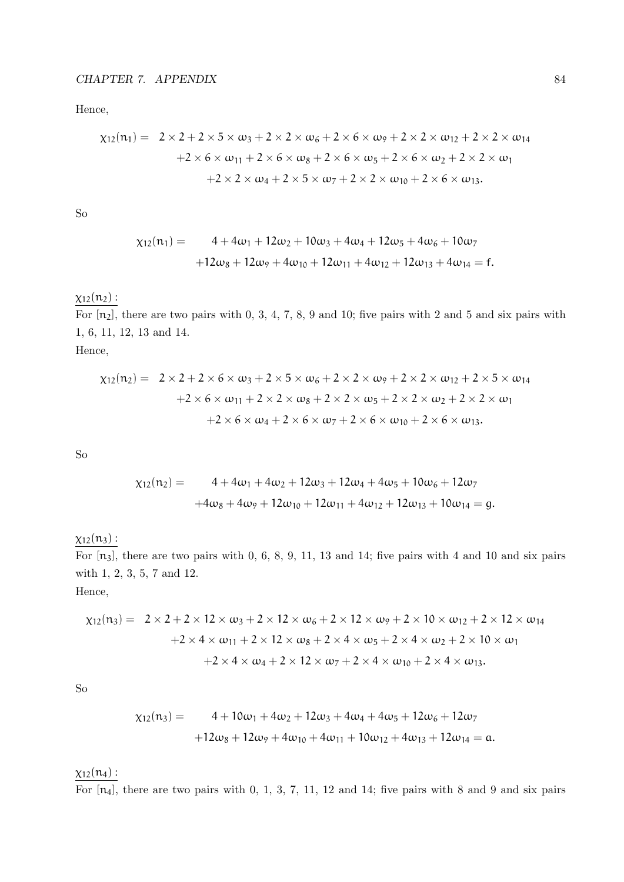Hence,

$$\chi_{12}(\mathfrak{n}_1) = \begin{aligned}[t] & 2\times 2 + 2\times 5\times \omega_3 + 2\times 2\times \omega_6 + 2\times 6\times \omega_9 + 2\times 2\times \omega_{12} + 2\times 2\times \omega_{14} \\ & + 2\times 6\times \omega_{11} + 2\times 6\times \omega_8 + 2\times 6\times \omega_5 + 2\times 6\times \omega_2 + 2\times 2\times \omega_1 \\ & + 2\times 2\times \omega_4 + 2\times 5\times \omega_7 + 2\times 2\times \omega_{10} + 2\times 6\times \omega_{13}. \end{aligned}$$

So

$$\chi_{12}(\mathfrak{n}_1) = \begin{aligned}[t] & 4 + 4\omega_1 + 12\omega_2 + 10\omega_3 + 4\omega_4 + 12\omega_5 + 4\omega_6 + 10\omega_7 \\ & + 12\omega_8 + 12\omega_9 + 4\omega_{10} + 12\omega_{11} + 4\omega_{12} + 12\omega_{13} + 4\omega_{14} = f. \end{aligned}$$

$\underline{\chi_{12}(\mathfrak{n}_2):}$

For $[\mathfrak{n}_2]$, there are two pairs with 0, 3, 4, 7, 8, 9 and 10; five pairs with 2 and 5 and six pairs with 1, 6, 11, 12, 13 and 14.

Hence,

$$\chi_{12}(\mathfrak{n}_2) = \begin{aligned}[t] & 2\times 2 + 2\times 6\times \omega_3 + 2\times 5\times \omega_6 + 2\times 2\times \omega_9 + 2\times 2\times \omega_{12} + 2\times 5\times \omega_{14} \\ & + 2\times 6\times \omega_{11} + 2\times 2\times \omega_8 + 2\times 2\times \omega_5 + 2\times 2\times \omega_2 + 2\times 2\times \omega_1 \\ & + 2\times 6\times \omega_4 + 2\times 6\times \omega_7 + 2\times 6\times \omega_{10} + 2\times 6\times \omega_{13}. \end{aligned}$$

So

$$\chi_{12}(\mathfrak{n}_2) = \begin{aligned}[t] & 4 + 4\omega_1 + 4\omega_2 + 12\omega_3 + 12\omega_4 + 4\omega_5 + 10\omega_6 + 12\omega_7 \\ & + 4\omega_8 + 4\omega_9 + 12\omega_{10} + 12\omega_{11} + 4\omega_{12} + 12\omega_{13} + 10\omega_{14} = g. \end{aligned}$$

$\underline{\chi_{12}(\mathfrak{n}_3):}$

For $[\mathfrak{n}_3]$, there are two pairs with 0, 6, 8, 9, 11, 13 and 14; five pairs with 4 and 10 and six pairs with 1, 2, 3, 5, 7 and 12.

Hence,

$$\chi_{12}(\mathfrak{n}_3) = \begin{aligned}[t] & 2\times 2 + 2\times 12\times \omega_3 + 2\times 12\times \omega_6 + 2\times 12\times \omega_9 + 2\times 10\times \omega_{12} + 2\times 12\times \omega_{14} \\ & + 2\times 4\times \omega_{11} + 2\times 12\times \omega_8 + 2\times 4\times \omega_5 + 2\times 4\times \omega_2 + 2\times 10\times \omega_1 \\ & + 2\times 4\times \omega_4 + 2\times 12\times \omega_7 + 2\times 4\times \omega_{10} + 2\times 4\times \omega_{13}. \end{aligned}$$

So

$$\chi_{12}(\mathfrak{n}_3) = \begin{aligned}[t] & 4 + 10\omega_1 + 4\omega_2 + 12\omega_3 + 4\omega_4 + 4\omega_5 + 12\omega_6 + 12\omega_7 \\ & + 12\omega_8 + 12\omega_9 + 4\omega_{10} + 4\omega_{11} + 10\omega_{12} + 4\omega_{13} + 12\omega_{14} = a. \end{aligned}$$

$\underline{\chi_{12}(\mathfrak{n}_4):}$

For $[\mathfrak{n}_4]$, there are two pairs with 0, 1, 3, 7, 11, 12 and 14; five pairs with 8 and 9 and six pairs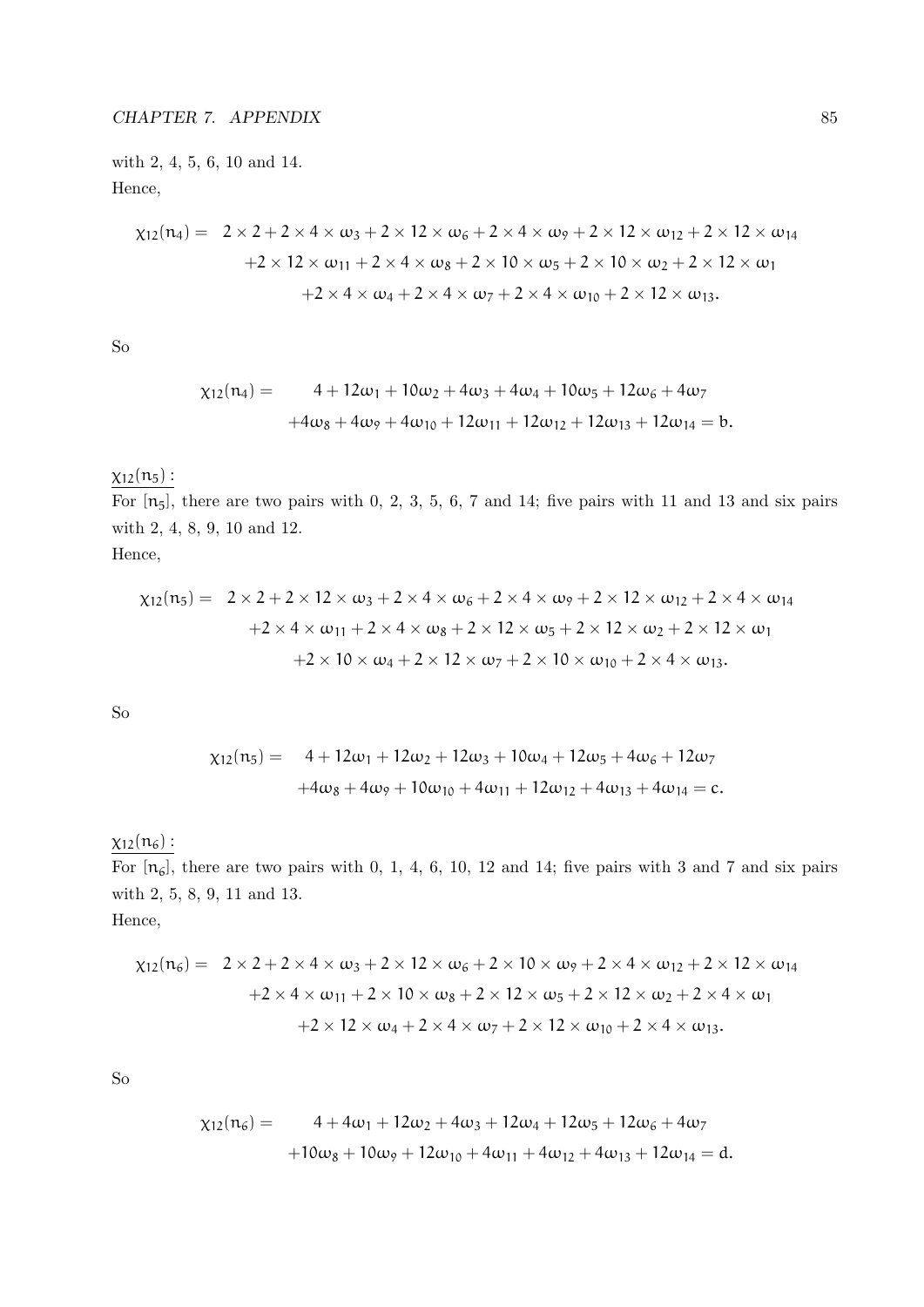with 2, 4, 5, 6, 10 and 14.
Hence,

$$\chi_{12}(n_4) = 2\times 2 + 2\times 4\times \omega_3 + 2\times 12\times \omega_6 + 2\times 4\times \omega_9 + 2\times 12\times \omega_{12} + 2\times 12\times \omega_{14}$$
$$+2\times 12\times \omega_{11} + 2\times 4\times \omega_8 + 2\times 10\times \omega_5 + 2\times 10\times \omega_2 + 2\times 12\times \omega_1$$
$$+2\times 4\times \omega_4 + 2\times 4\times \omega_7 + 2\times 4\times \omega_{10} + 2\times 12\times \omega_{13}.$$

So

$$\chi_{12}(n_4) = 4 + 12\omega_1 + 10\omega_2 + 4\omega_3 + 4\omega_4 + 10\omega_5 + 12\omega_6 + 4\omega_7$$
$$+4\omega_8 + 4\omega_9 + 4\omega_{10} + 12\omega_{11} + 12\omega_{12} + 12\omega_{13} + 12\omega_{14} = b.$$

$\underline{\chi_{12}(n_5):}$

For $[n_5]$, there are two pairs with 0, 2, 3, 5, 6, 7 and 14; five pairs with 11 and 13 and six pairs with 2, 4, 8, 9, 10 and 12.
Hence,

$$\chi_{12}(n_5) = 2\times 2 + 2\times 12\times \omega_3 + 2\times 4\times \omega_6 + 2\times 4\times \omega_9 + 2\times 12\times \omega_{12} + 2\times 4\times \omega_{14}$$
$$+2\times 4\times \omega_{11} + 2\times 4\times \omega_8 + 2\times 12\times \omega_5 + 2\times 12\times \omega_2 + 2\times 12\times \omega_1$$
$$+2\times 10\times \omega_4 + 2\times 12\times \omega_7 + 2\times 10\times \omega_{10} + 2\times 4\times \omega_{13}.$$

So

$$\chi_{12}(n_5) = 4 + 12\omega_1 + 12\omega_2 + 12\omega_3 + 10\omega_4 + 12\omega_5 + 4\omega_6 + 12\omega_7$$
$$+4\omega_8 + 4\omega_9 + 10\omega_{10} + 4\omega_{11} + 12\omega_{12} + 4\omega_{13} + 4\omega_{14} = c.$$

$\underline{\chi_{12}(n_6):}$

For $[n_6]$, there are two pairs with 0, 1, 4, 6, 10, 12 and 14; five pairs with 3 and 7 and six pairs with 2, 5, 8, 9, 11 and 13.
Hence,

$$\chi_{12}(n_6) = 2\times 2 + 2\times 4\times \omega_3 + 2\times 12\times \omega_6 + 2\times 10\times \omega_9 + 2\times 4\times \omega_{12} + 2\times 12\times \omega_{14}$$
$$+2\times 4\times \omega_{11} + 2\times 10\times \omega_8 + 2\times 12\times \omega_5 + 2\times 12\times \omega_2 + 2\times 4\times \omega_1$$
$$+2\times 12\times \omega_4 + 2\times 4\times \omega_7 + 2\times 12\times \omega_{10} + 2\times 4\times \omega_{13}.$$

So

$$\chi_{12}(n_6) = 4 + 4\omega_1 + 12\omega_2 + 4\omega_3 + 12\omega_4 + 12\omega_5 + 12\omega_6 + 4\omega_7$$
$$+10\omega_8 + 10\omega_9 + 12\omega_{10} + 4\omega_{11} + 4\omega_{12} + 4\omega_{13} + 12\omega_{14} = d.$$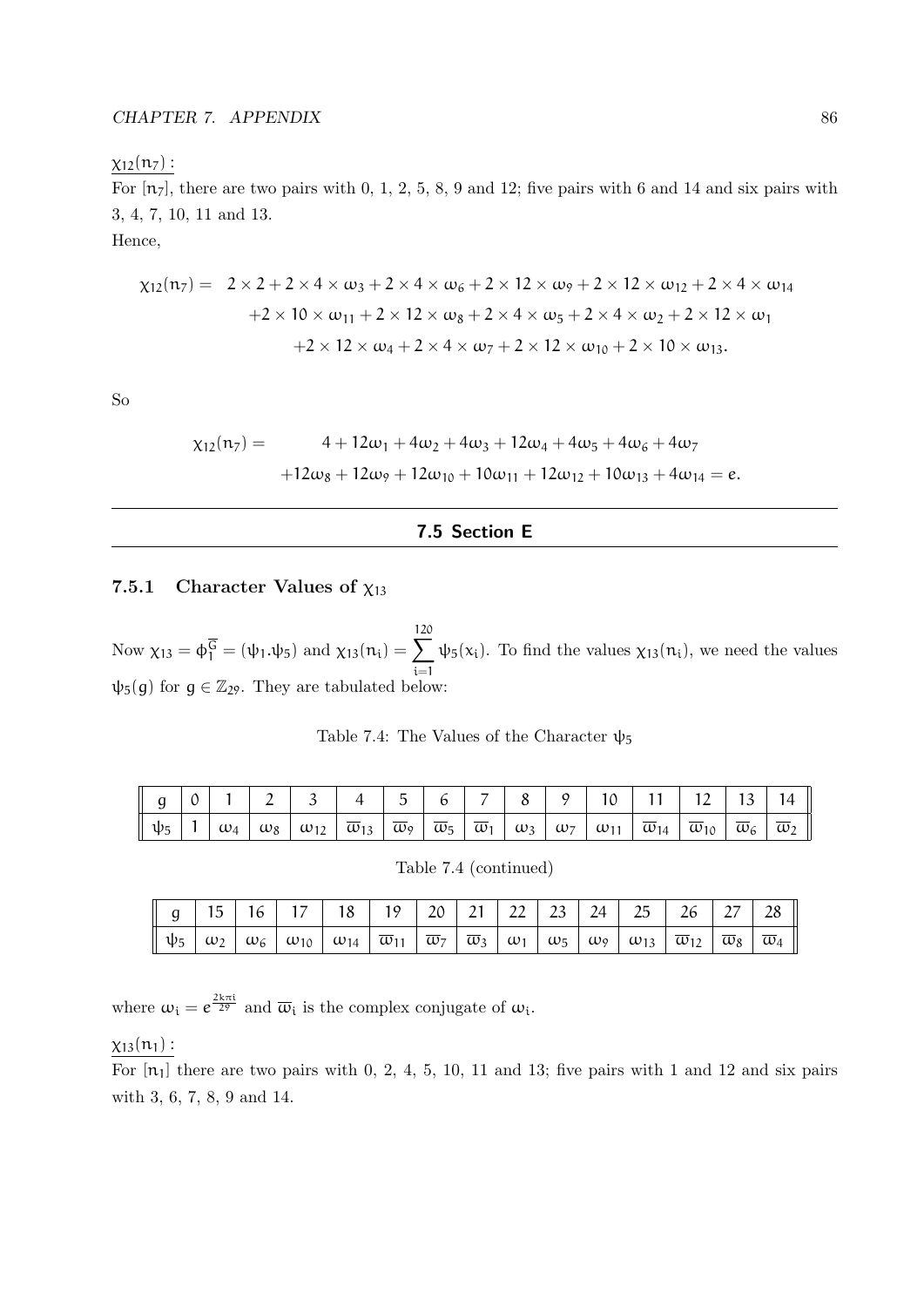$\underline{\chi_{12}(n_7):}$

For $[n_7]$, there are two pairs with 0, 1, 2, 5, 8, 9 and 12; five pairs with 6 and 14 and six pairs with 3, 4, 7, 10, 11 and 13.

Hence,

$$\begin{aligned}\chi_{12}(n_7) = \;& 2\times 2 + 2\times 4\times \omega_3 + 2\times 4\times \omega_6 + 2\times 12\times \omega_9 + 2\times 12\times \omega_{12} + 2\times 4\times \omega_{14} \\ & +2\times 10\times \omega_{11} + 2\times 12\times \omega_8 + 2\times 4\times \omega_5 + 2\times 4\times \omega_2 + 2\times 12\times \omega_1 \\ & +2\times 12\times \omega_4 + 2\times 4\times \omega_7 + 2\times 12\times \omega_{10} + 2\times 10\times \omega_{13}.\end{aligned}$$

So

$$\begin{aligned}\chi_{12}(n_7) = \;& 4 + 12\omega_1 + 4\omega_2 + 4\omega_3 + 12\omega_4 + 4\omega_5 + 4\omega_6 + 4\omega_7 \\ & +12\omega_8 + 12\omega_9 + 12\omega_{10} + 10\omega_{11} + 12\omega_{12} + 10\omega_{13} + 4\omega_{14} = e.\end{aligned}$$

---

## 7.5 Section E

### 7.5.1 Character Values of $\chi_{13}$

Now $\chi_{13} = \phi_1^{\overline{G}} = (\psi_1.\psi_5)$ and $\chi_{13}(n_i) = \sum_{i=1}^{120} \psi_5(x_i)$. To find the values $\chi_{13}(n_i)$, we need the values $\psi_5(g)$ for $g \in \mathbb{Z}_{29}$. They are tabulated below:

Table 7.4: The Values of the Character $\psi_5$

| $g$ | 0 | 1 | 2 | 3 | 4 | 5 | 6 | 7 | 8 | 9 | 10 | 11 | 12 | 13 | 14 |
|---|---|---|---|---|---|---|---|---|---|---|---|---|---|---|---|
| $\psi_5$ | 1 | $\omega_4$ | $\omega_8$ | $\omega_{12}$ | $\overline{\omega}_{13}$ | $\overline{\omega}_9$ | $\overline{\omega}_5$ | $\overline{\omega}_1$ | $\omega_3$ | $\omega_7$ | $\omega_{11}$ | $\overline{\omega}_{14}$ | $\overline{\omega}_{10}$ | $\overline{\omega}_6$ | $\overline{\omega}_2$ |

Table 7.4 (continued)

| $g$ | 15 | 16 | 17 | 18 | 19 | 20 | 21 | 22 | 23 | 24 | 25 | 26 | 27 | 28 |
|---|---|---|---|---|---|---|---|---|---|---|---|---|---|---|
| $\psi_5$ | $\omega_2$ | $\omega_6$ | $\omega_{10}$ | $\omega_{14}$ | $\overline{\omega}_{11}$ | $\overline{\omega}_7$ | $\overline{\omega}_3$ | $\omega_1$ | $\omega_5$ | $\omega_9$ | $\omega_{13}$ | $\overline{\omega}_{12}$ | $\overline{\omega}_8$ | $\overline{\omega}_4$ |

where $\omega_i = e^{\frac{2k\pi i}{29}}$ and $\overline{\omega}_i$ is the complex conjugate of $\omega_i$.

$\underline{\chi_{13}(n_1):}$

For $[n_1]$ there are two pairs with 0, 2, 4, 5, 10, 11 and 13; five pairs with 1 and 12 and six pairs with 3, 6, 7, 8, 9 and 14.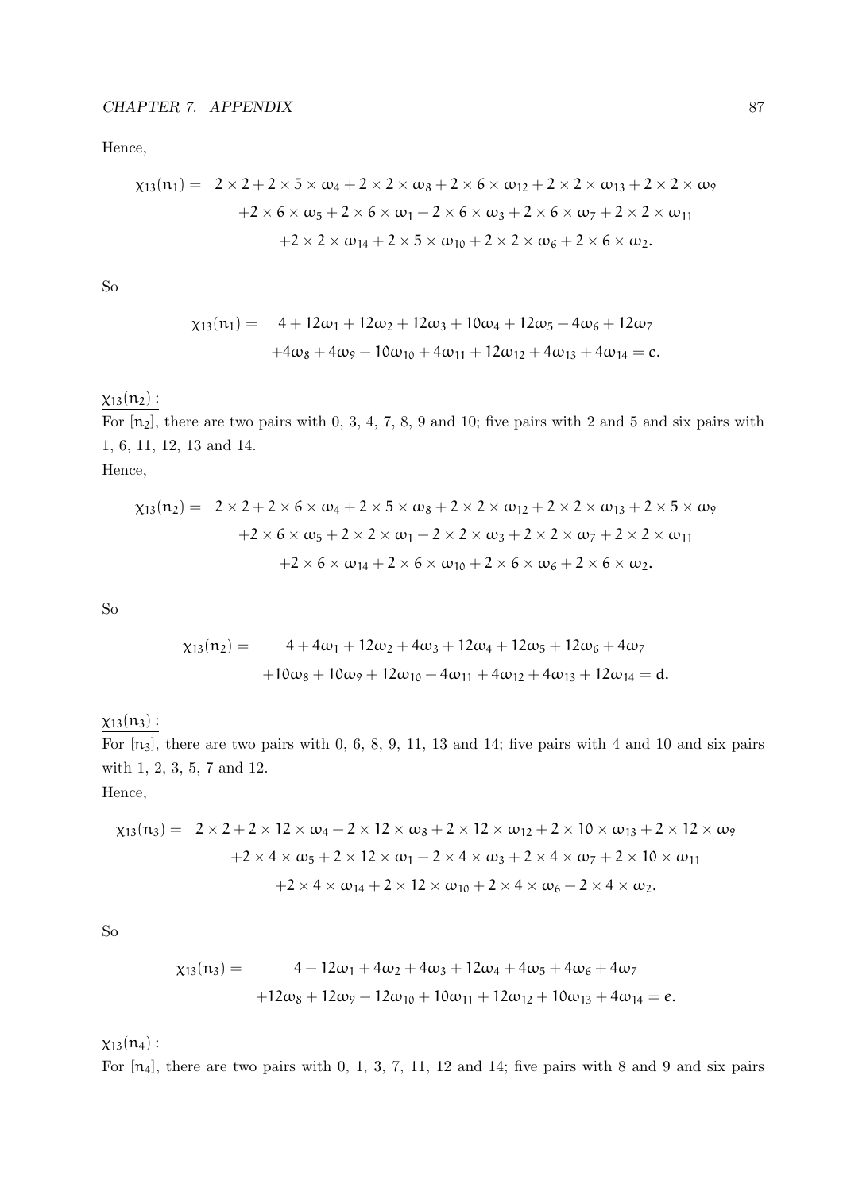Hence,

$$\chi_{13}(n_1) = \ 2 \times 2 + 2 \times 5 \times \omega_4 + 2 \times 2 \times \omega_8 + 2 \times 6 \times \omega_{12} + 2 \times 2 \times \omega_{13} + 2 \times 2 \times \omega_9$$
$$+2 \times 6 \times \omega_5 + 2 \times 6 \times \omega_1 + 2 \times 6 \times \omega_3 + 2 \times 6 \times \omega_7 + 2 \times 2 \times \omega_{11}$$
$$+2 \times 2 \times \omega_{14} + 2 \times 5 \times \omega_{10} + 2 \times 2 \times \omega_6 + 2 \times 6 \times \omega_2.$$

So

$$\chi_{13}(n_1) = \ 4 + 12\omega_1 + 12\omega_2 + 12\omega_3 + 10\omega_4 + 12\omega_5 + 4\omega_6 + 12\omega_7$$
$$+4\omega_8 + 4\omega_9 + 10\omega_{10} + 4\omega_{11} + 12\omega_{12} + 4\omega_{13} + 4\omega_{14} = c.$$

$\chi_{13}(n_2):$

For $[n_2]$, there are two pairs with 0, 3, 4, 7, 8, 9 and 10; five pairs with 2 and 5 and six pairs with 1, 6, 11, 12, 13 and 14.

Hence,

$$\chi_{13}(n_2) = \ 2 \times 2 + 2 \times 6 \times \omega_4 + 2 \times 5 \times \omega_8 + 2 \times 2 \times \omega_{12} + 2 \times 2 \times \omega_{13} + 2 \times 5 \times \omega_9$$
$$+2 \times 6 \times \omega_5 + 2 \times 2 \times \omega_1 + 2 \times 2 \times \omega_3 + 2 \times 2 \times \omega_7 + 2 \times 2 \times \omega_{11}$$
$$+2 \times 6 \times \omega_{14} + 2 \times 6 \times \omega_{10} + 2 \times 6 \times \omega_6 + 2 \times 6 \times \omega_2.$$

So

$$\chi_{13}(n_2) = \ 4 + 4\omega_1 + 12\omega_2 + 4\omega_3 + 12\omega_4 + 12\omega_5 + 12\omega_6 + 4\omega_7$$
$$+10\omega_8 + 10\omega_9 + 12\omega_{10} + 4\omega_{11} + 4\omega_{12} + 4\omega_{13} + 12\omega_{14} = d.$$

$\chi_{13}(n_3):$

For $[n_3]$, there are two pairs with 0, 6, 8, 9, 11, 13 and 14; five pairs with 4 and 10 and six pairs with 1, 2, 3, 5, 7 and 12.

Hence,

$$\chi_{13}(n_3) = \ 2 \times 2 + 2 \times 12 \times \omega_4 + 2 \times 12 \times \omega_8 + 2 \times 12 \times \omega_{12} + 2 \times 10 \times \omega_{13} + 2 \times 12 \times \omega_9$$
$$+2 \times 4 \times \omega_5 + 2 \times 12 \times \omega_1 + 2 \times 4 \times \omega_3 + 2 \times 4 \times \omega_7 + 2 \times 10 \times \omega_{11}$$
$$+2 \times 4 \times \omega_{14} + 2 \times 12 \times \omega_{10} + 2 \times 4 \times \omega_6 + 2 \times 4 \times \omega_2.$$

So

$$\chi_{13}(n_3) = \ 4 + 12\omega_1 + 4\omega_2 + 4\omega_3 + 12\omega_4 + 4\omega_5 + 4\omega_6 + 4\omega_7$$
$$+12\omega_8 + 12\omega_9 + 12\omega_{10} + 10\omega_{11} + 12\omega_{12} + 10\omega_{13} + 4\omega_{14} = e.$$

$\chi_{13}(n_4):$

For $[n_4]$, there are two pairs with 0, 1, 3, 7, 11, 12 and 14; five pairs with 8 and 9 and six pairs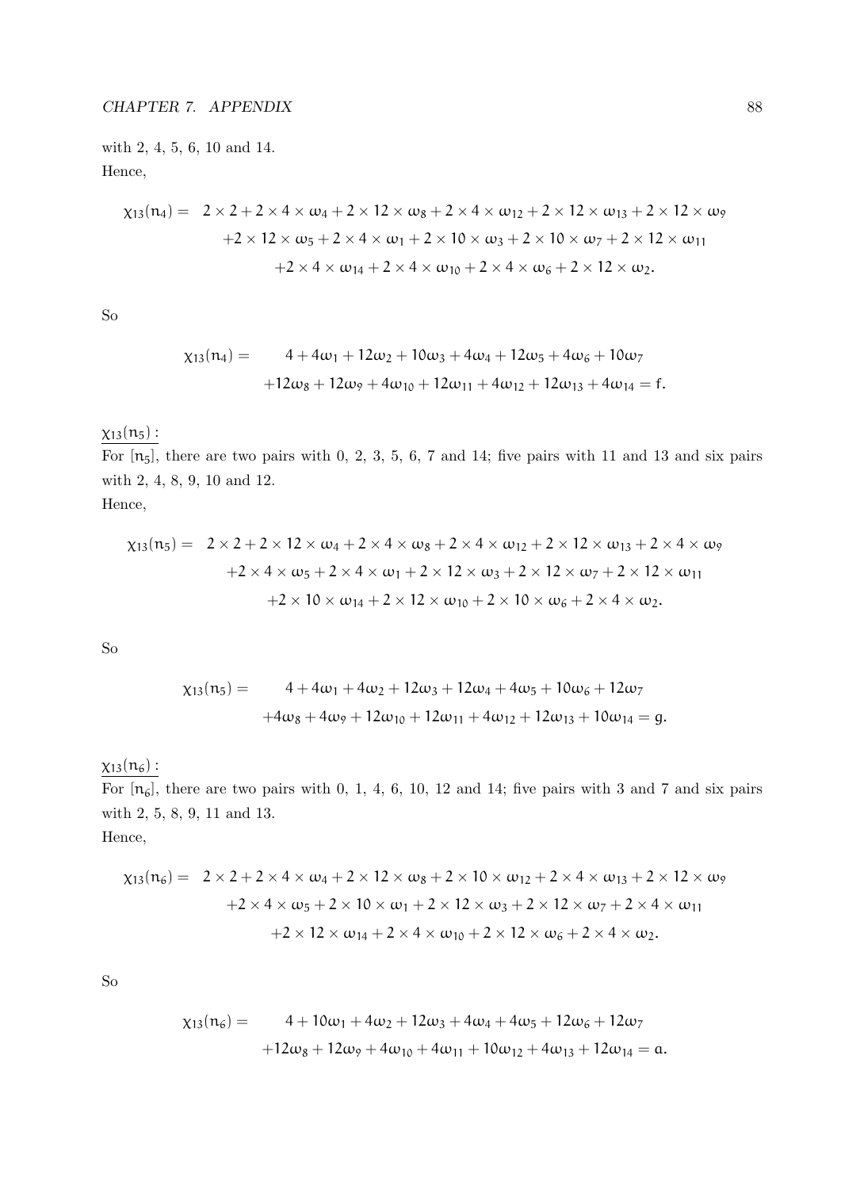with 2, 4, 5, 6, 10 and 14.
Hence,

$$\begin{aligned}\chi_{13}(n_4) = \;& 2\times 2 + 2\times 4\times \omega_4 + 2\times 12\times \omega_8 + 2\times 4\times \omega_{12} + 2\times 12\times \omega_{13} + 2\times 12\times \omega_9 \\ & +2\times 12\times \omega_5 + 2\times 4\times \omega_1 + 2\times 10\times \omega_3 + 2\times 10\times \omega_7 + 2\times 12\times \omega_{11} \\ & +2\times 4\times \omega_{14} + 2\times 4\times \omega_{10} + 2\times 4\times \omega_6 + 2\times 12\times \omega_2.\end{aligned}$$

So

$$\begin{aligned}\chi_{13}(n_4) = \;& 4 + 4\omega_1 + 12\omega_2 + 10\omega_3 + 4\omega_4 + 12\omega_5 + 4\omega_6 + 10\omega_7 \\ & +12\omega_8 + 12\omega_9 + 4\omega_{10} + 12\omega_{11} + 4\omega_{12} + 12\omega_{13} + 4\omega_{14} = f.\end{aligned}$$

$\underline{\chi_{13}(n_5):}$

For $[n_5]$, there are two pairs with 0, 2, 3, 5, 6, 7 and 14; five pairs with 11 and 13 and six pairs with 2, 4, 8, 9, 10 and 12.
Hence,

$$\begin{aligned}\chi_{13}(n_5) = \;& 2\times 2 + 2\times 12\times \omega_4 + 2\times 4\times \omega_8 + 2\times 4\times \omega_{12} + 2\times 12\times \omega_{13} + 2\times 4\times \omega_9 \\ & +2\times 4\times \omega_5 + 2\times 4\times \omega_1 + 2\times 12\times \omega_3 + 2\times 12\times \omega_7 + 2\times 12\times \omega_{11} \\ & +2\times 10\times \omega_{14} + 2\times 12\times \omega_{10} + 2\times 10\times \omega_6 + 2\times 4\times \omega_2.\end{aligned}$$

So

$$\begin{aligned}\chi_{13}(n_5) = \;& 4 + 4\omega_1 + 4\omega_2 + 12\omega_3 + 12\omega_4 + 4\omega_5 + 10\omega_6 + 12\omega_7 \\ & +4\omega_8 + 4\omega_9 + 12\omega_{10} + 12\omega_{11} + 4\omega_{12} + 12\omega_{13} + 10\omega_{14} = g.\end{aligned}$$

$\underline{\chi_{13}(n_6):}$

For $[n_6]$, there are two pairs with 0, 1, 4, 6, 10, 12 and 14; five pairs with 3 and 7 and six pairs with 2, 5, 8, 9, 11 and 13.
Hence,

$$\begin{aligned}\chi_{13}(n_6) = \;& 2\times 2 + 2\times 4\times \omega_4 + 2\times 12\times \omega_8 + 2\times 10\times \omega_{12} + 2\times 4\times \omega_{13} + 2\times 12\times \omega_9 \\ & +2\times 4\times \omega_5 + 2\times 10\times \omega_1 + 2\times 12\times \omega_3 + 2\times 12\times \omega_7 + 2\times 4\times \omega_{11} \\ & +2\times 12\times \omega_{14} + 2\times 4\times \omega_{10} + 2\times 12\times \omega_6 + 2\times 4\times \omega_2.\end{aligned}$$

So

$$\begin{aligned}\chi_{13}(n_6) = \;& 4 + 10\omega_1 + 4\omega_2 + 12\omega_3 + 4\omega_4 + 4\omega_5 + 12\omega_6 + 12\omega_7 \\ & +12\omega_8 + 12\omega_9 + 4\omega_{10} + 4\omega_{11} + 10\omega_{12} + 4\omega_{13} + 12\omega_{14} = a.\end{aligned}$$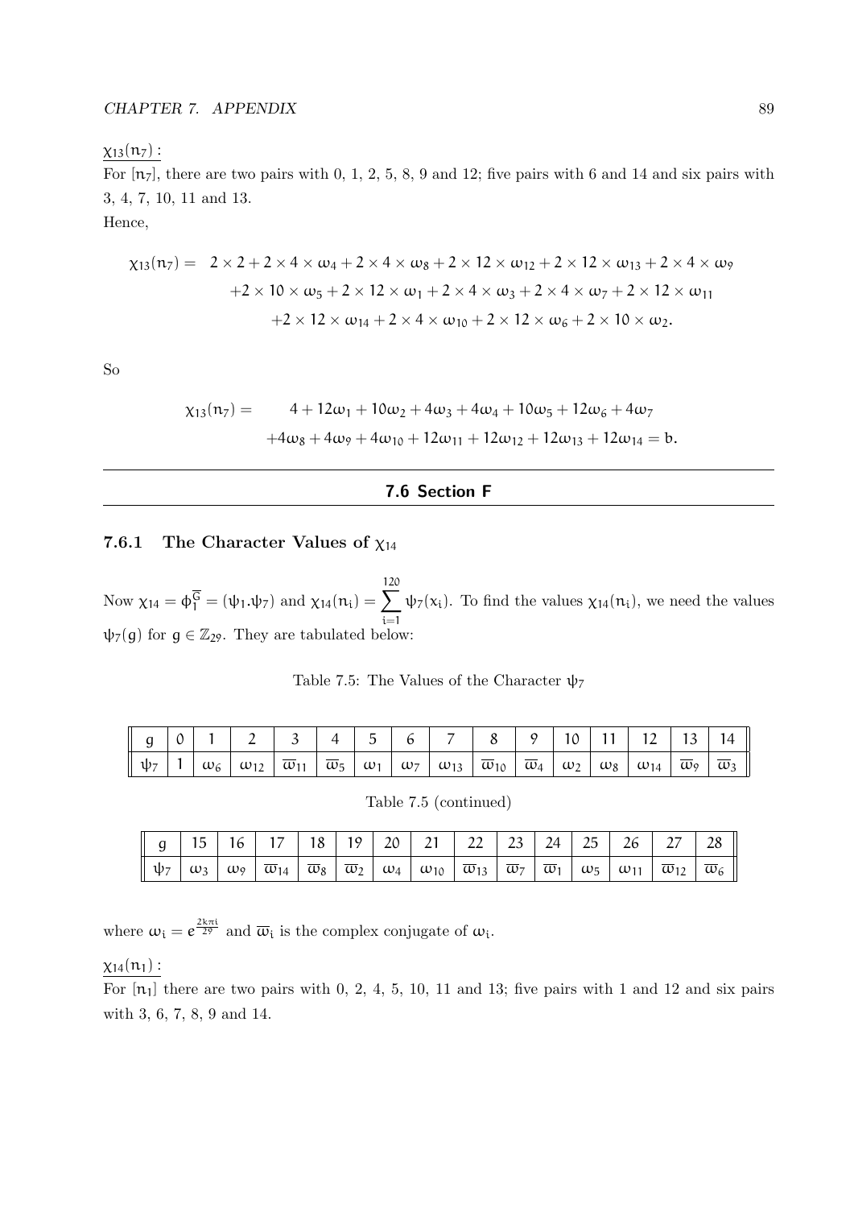$\underline{\chi_{13}(n_7):}$

For $[n_7]$, there are two pairs with 0, 1, 2, 5, 8, 9 and 12; five pairs with 6 and 14 and six pairs with 3, 4, 7, 10, 11 and 13.

Hence,

$$
\begin{aligned}
\chi_{13}(n_7) = \quad & 2 \times 2 + 2 \times 4 \times \omega_4 + 2 \times 4 \times \omega_8 + 2 \times 12 \times \omega_{12} + 2 \times 12 \times \omega_{13} + 2 \times 4 \times \omega_9 \\
& +2 \times 10 \times \omega_5 + 2 \times 12 \times \omega_1 + 2 \times 4 \times \omega_3 + 2 \times 4 \times \omega_7 + 2 \times 12 \times \omega_{11} \\
& +2 \times 12 \times \omega_{14} + 2 \times 4 \times \omega_{10} + 2 \times 12 \times \omega_6 + 2 \times 10 \times \omega_2.
\end{aligned}
$$

So

$$
\begin{aligned}
\chi_{13}(n_7) = \quad & 4 + 12\omega_1 + 10\omega_2 + 4\omega_3 + 4\omega_4 + 10\omega_5 + 12\omega_6 + 4\omega_7 \\
& +4\omega_8 + 4\omega_9 + 4\omega_{10} + 12\omega_{11} + 12\omega_{12} + 12\omega_{13} + 12\omega_{14} = b.
\end{aligned}
$$

---

## 7.6 Section F

### 7.6.1 The Character Values of $\chi_{14}$

Now $\chi_{14} = \phi_1^{\overline{G}} = (\psi_1.\psi_7)$ and $\chi_{14}(n_i) = \sum_{i=1}^{120} \psi_7(x_i)$. To find the values $\chi_{14}(n_i)$, we need the values $\psi_7(g)$ for $g \in \mathbb{Z}_{29}$. They are tabulated below:

Table 7.5: The Values of the Character $\psi_7$

| $g$ | 0 | 1 | 2 | 3 | 4 | 5 | 6 | 7 | 8 | 9 | 10 | 11 | 12 | 13 | 14 |
|---|---|---|---|---|---|---|---|---|---|---|---|---|---|---|---|
| $\psi_7$ | 1 | $\omega_6$ | $\omega_{12}$ | $\overline{\omega}_{11}$ | $\overline{\omega}_5$ | $\omega_1$ | $\omega_7$ | $\omega_{13}$ | $\overline{\omega}_{10}$ | $\overline{\omega}_4$ | $\omega_2$ | $\omega_8$ | $\omega_{14}$ | $\overline{\omega}_9$ | $\overline{\omega}_3$ |

Table 7.5 (continued)

| $g$ | 15 | 16 | 17 | 18 | 19 | 20 | 21 | 22 | 23 | 24 | 25 | 26 | 27 | 28 |
|---|---|---|---|---|---|---|---|---|---|---|---|---|---|---|
| $\psi_7$ | $\omega_3$ | $\omega_9$ | $\overline{\omega}_{14}$ | $\overline{\omega}_8$ | $\overline{\omega}_2$ | $\omega_4$ | $\omega_{10}$ | $\overline{\omega}_{13}$ | $\overline{\omega}_7$ | $\overline{\omega}_1$ | $\omega_5$ | $\omega_{11}$ | $\overline{\omega}_{12}$ | $\overline{\omega}_6$ |

where $\omega_i = e^{\frac{2k\pi i}{29}}$ and $\overline{\omega}_i$ is the complex conjugate of $\omega_i$.

$\underline{\chi_{14}(n_1):}$

For $[n_1]$ there are two pairs with 0, 2, 4, 5, 10, 11 and 13; five pairs with 1 and 12 and six pairs with 3, 6, 7, 8, 9 and 14.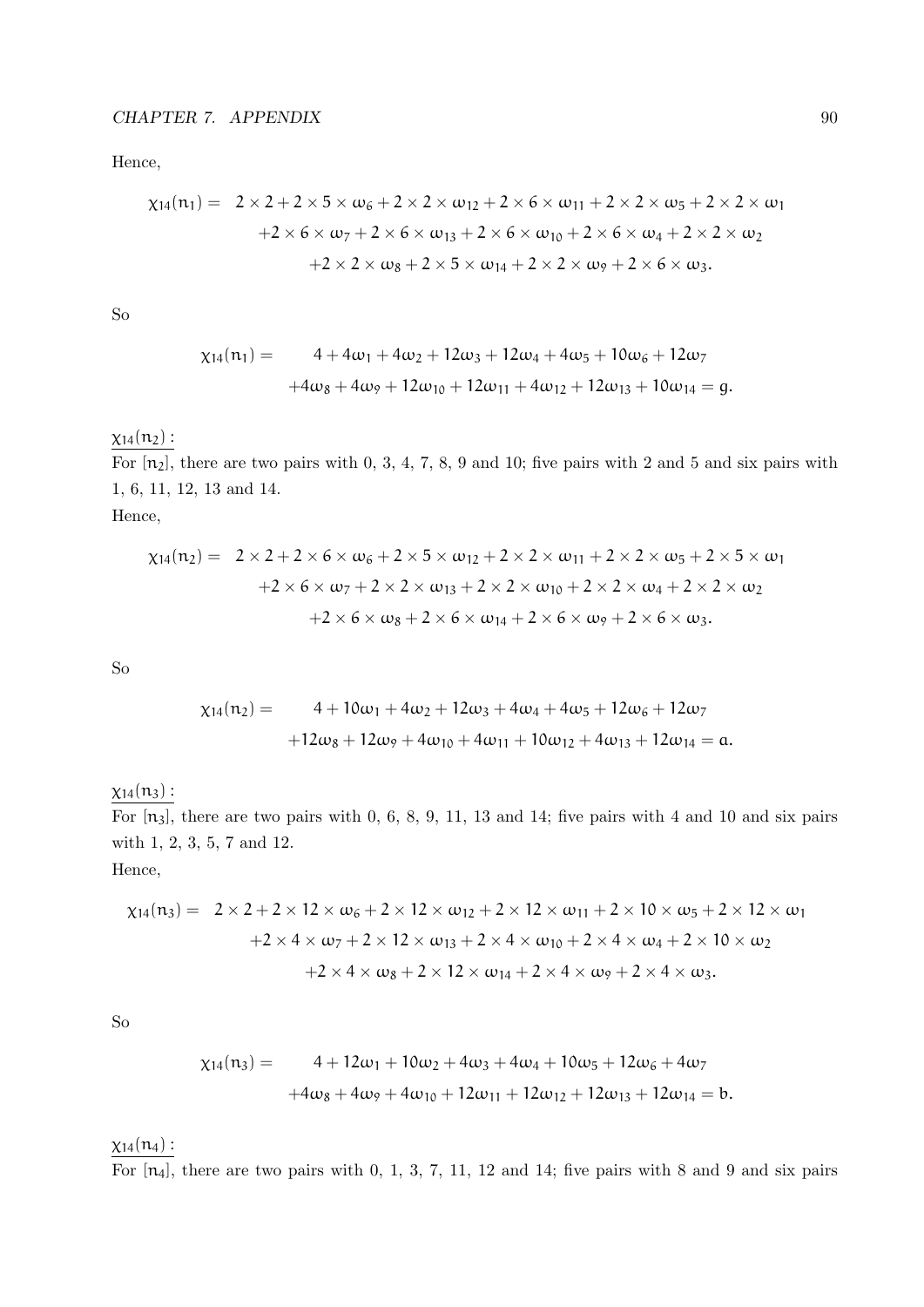Hence,

$$\chi_{14}(n_1) = 2\times 2 + 2\times 5\times \omega_6 + 2\times 2\times \omega_{12} + 2\times 6\times \omega_{11} + 2\times 2\times \omega_5 + 2\times 2\times \omega_1$$
$$+2\times 6\times \omega_7 + 2\times 6\times \omega_{13} + 2\times 6\times \omega_{10} + 2\times 6\times \omega_4 + 2\times 2\times \omega_2$$
$$+2\times 2\times \omega_8 + 2\times 5\times \omega_{14} + 2\times 2\times \omega_9 + 2\times 6\times \omega_3.$$

So

$$\chi_{14}(n_1) = 4 + 4\omega_1 + 4\omega_2 + 12\omega_3 + 12\omega_4 + 4\omega_5 + 10\omega_6 + 12\omega_7$$
$$+4\omega_8 + 4\omega_9 + 12\omega_{10} + 12\omega_{11} + 4\omega_{12} + 12\omega_{13} + 10\omega_{14} = g.$$

$\underline{\chi_{14}(n_2):}$

For $[n_2]$, there are two pairs with 0, 3, 4, 7, 8, 9 and 10; five pairs with 2 and 5 and six pairs with 1, 6, 11, 12, 13 and 14.

Hence,

$$\chi_{14}(n_2) = 2\times 2 + 2\times 6\times \omega_6 + 2\times 5\times \omega_{12} + 2\times 2\times \omega_{11} + 2\times 2\times \omega_5 + 2\times 5\times \omega_1$$
$$+2\times 6\times \omega_7 + 2\times 2\times \omega_{13} + 2\times 2\times \omega_{10} + 2\times 2\times \omega_4 + 2\times 2\times \omega_2$$
$$+2\times 6\times \omega_8 + 2\times 6\times \omega_{14} + 2\times 6\times \omega_9 + 2\times 6\times \omega_3.$$

So

$$\chi_{14}(n_2) = 4 + 10\omega_1 + 4\omega_2 + 12\omega_3 + 4\omega_4 + 4\omega_5 + 12\omega_6 + 12\omega_7$$
$$+12\omega_8 + 12\omega_9 + 4\omega_{10} + 4\omega_{11} + 10\omega_{12} + 4\omega_{13} + 12\omega_{14} = a.$$

$\underline{\chi_{14}(n_3):}$

For $[n_3]$, there are two pairs with 0, 6, 8, 9, 11, 13 and 14; five pairs with 4 and 10 and six pairs with 1, 2, 3, 5, 7 and 12.

Hence,

$$\chi_{14}(n_3) = 2\times 2 + 2\times 12\times \omega_6 + 2\times 12\times \omega_{12} + 2\times 12\times \omega_{11} + 2\times 10\times \omega_5 + 2\times 12\times \omega_1$$
$$+2\times 4\times \omega_7 + 2\times 12\times \omega_{13} + 2\times 4\times \omega_{10} + 2\times 4\times \omega_4 + 2\times 10\times \omega_2$$
$$+2\times 4\times \omega_8 + 2\times 12\times \omega_{14} + 2\times 4\times \omega_9 + 2\times 4\times \omega_3.$$

So

$$\chi_{14}(n_3) = 4 + 12\omega_1 + 10\omega_2 + 4\omega_3 + 4\omega_4 + 10\omega_5 + 12\omega_6 + 4\omega_7$$
$$+4\omega_8 + 4\omega_9 + 4\omega_{10} + 12\omega_{11} + 12\omega_{12} + 12\omega_{13} + 12\omega_{14} = b.$$

$\underline{\chi_{14}(n_4):}$

For $[n_4]$, there are two pairs with 0, 1, 3, 7, 11, 12 and 14; five pairs with 8 and 9 and six pairs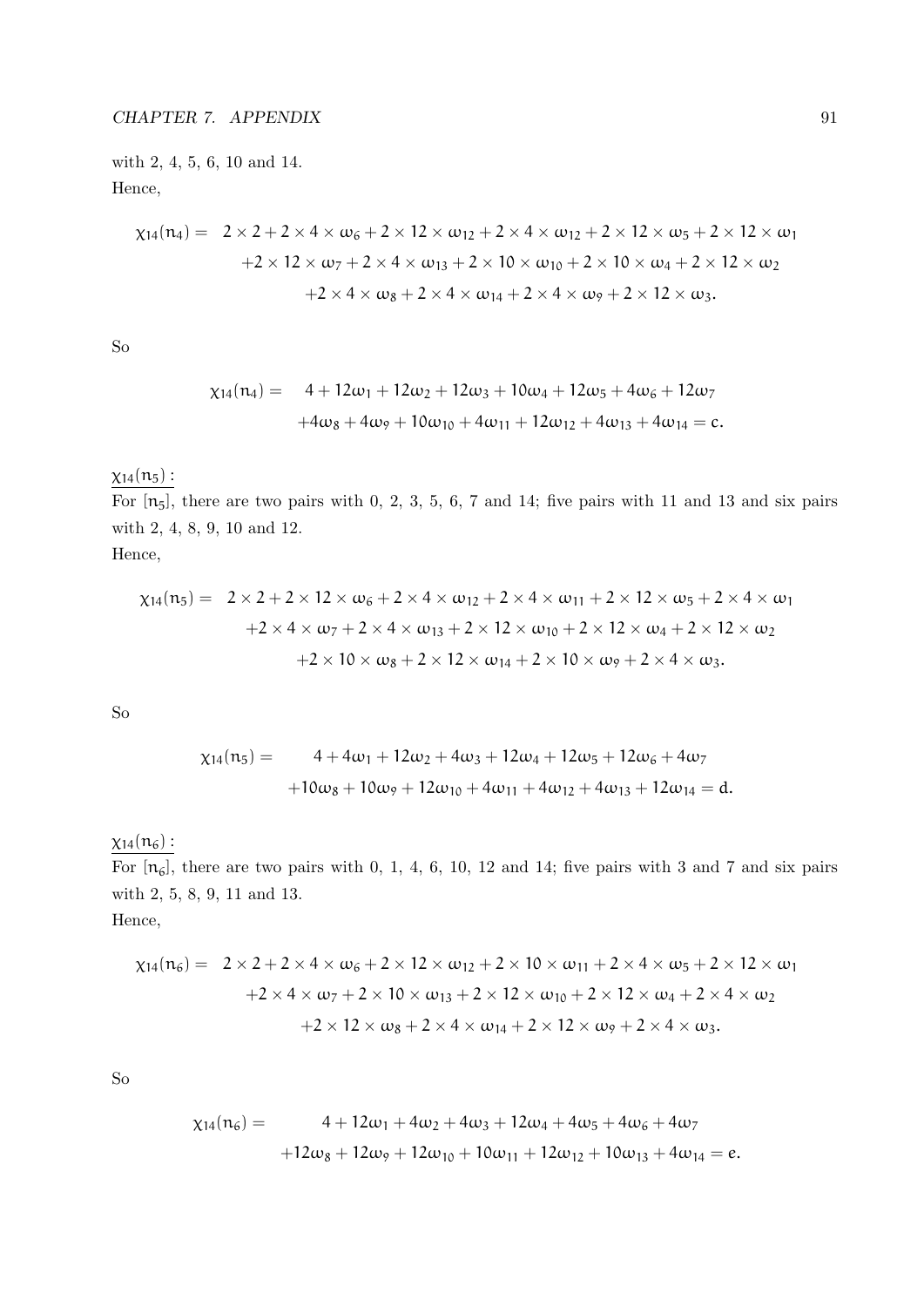with 2, 4, 5, 6, 10 and 14.
Hence,

$$
\begin{aligned}
\chi_{14}(\mathfrak{n}_4) = \;& 2\times 2 + 2\times 4\times \omega_6 + 2\times 12\times \omega_{12} + 2\times 4\times \omega_{12} + 2\times 12\times \omega_5 + 2\times 12\times \omega_1 \\
& +2\times 12\times \omega_7 + 2\times 4\times \omega_{13} + 2\times 10\times \omega_{10} + 2\times 10\times \omega_4 + 2\times 12\times \omega_2 \\
& +2\times 4\times \omega_8 + 2\times 4\times \omega_{14} + 2\times 4\times \omega_9 + 2\times 12\times \omega_3.
\end{aligned}
$$

So

$$
\begin{aligned}
\chi_{14}(\mathfrak{n}_4) = \;& 4 + 12\omega_1 + 12\omega_2 + 12\omega_3 + 10\omega_4 + 12\omega_5 + 4\omega_6 + 12\omega_7 \\
& +4\omega_8 + 4\omega_9 + 10\omega_{10} + 4\omega_{11} + 12\omega_{12} + 4\omega_{13} + 4\omega_{14} = c.
\end{aligned}
$$

$\underline{\chi_{14}(\mathfrak{n}_5):}$

For $[\mathfrak{n}_5]$, there are two pairs with 0, 2, 3, 5, 6, 7 and 14; five pairs with 11 and 13 and six pairs with 2, 4, 8, 9, 10 and 12.
Hence,

$$
\begin{aligned}
\chi_{14}(\mathfrak{n}_5) = \;& 2\times 2 + 2\times 12\times \omega_6 + 2\times 4\times \omega_{12} + 2\times 4\times \omega_{11} + 2\times 12\times \omega_5 + 2\times 4\times \omega_1 \\
& +2\times 4\times \omega_7 + 2\times 4\times \omega_{13} + 2\times 12\times \omega_{10} + 2\times 12\times \omega_4 + 2\times 12\times \omega_2 \\
& +2\times 10\times \omega_8 + 2\times 12\times \omega_{14} + 2\times 10\times \omega_9 + 2\times 4\times \omega_3.
\end{aligned}
$$

So

$$
\begin{aligned}
\chi_{14}(\mathfrak{n}_5) = \;& 4 + 4\omega_1 + 12\omega_2 + 4\omega_3 + 12\omega_4 + 12\omega_5 + 12\omega_6 + 4\omega_7 \\
& +10\omega_8 + 10\omega_9 + 12\omega_{10} + 4\omega_{11} + 4\omega_{12} + 4\omega_{13} + 12\omega_{14} = d.
\end{aligned}
$$

$\underline{\chi_{14}(\mathfrak{n}_6):}$

For $[\mathfrak{n}_6]$, there are two pairs with 0, 1, 4, 6, 10, 12 and 14; five pairs with 3 and 7 and six pairs with 2, 5, 8, 9, 11 and 13.
Hence,

$$
\begin{aligned}
\chi_{14}(\mathfrak{n}_6) = \;& 2\times 2 + 2\times 4\times \omega_6 + 2\times 12\times \omega_{12} + 2\times 10\times \omega_{11} + 2\times 4\times \omega_5 + 2\times 12\times \omega_1 \\
& +2\times 4\times \omega_7 + 2\times 10\times \omega_{13} + 2\times 12\times \omega_{10} + 2\times 12\times \omega_4 + 2\times 4\times \omega_2 \\
& +2\times 12\times \omega_8 + 2\times 4\times \omega_{14} + 2\times 12\times \omega_9 + 2\times 4\times \omega_3.
\end{aligned}
$$

So

$$
\begin{aligned}
\chi_{14}(\mathfrak{n}_6) = \;& 4 + 12\omega_1 + 4\omega_2 + 4\omega_3 + 12\omega_4 + 4\omega_5 + 4\omega_6 + 4\omega_7 \\
& +12\omega_8 + 12\omega_9 + 12\omega_{10} + 10\omega_{11} + 12\omega_{12} + 10\omega_{13} + 4\omega_{14} = e.
\end{aligned}
$$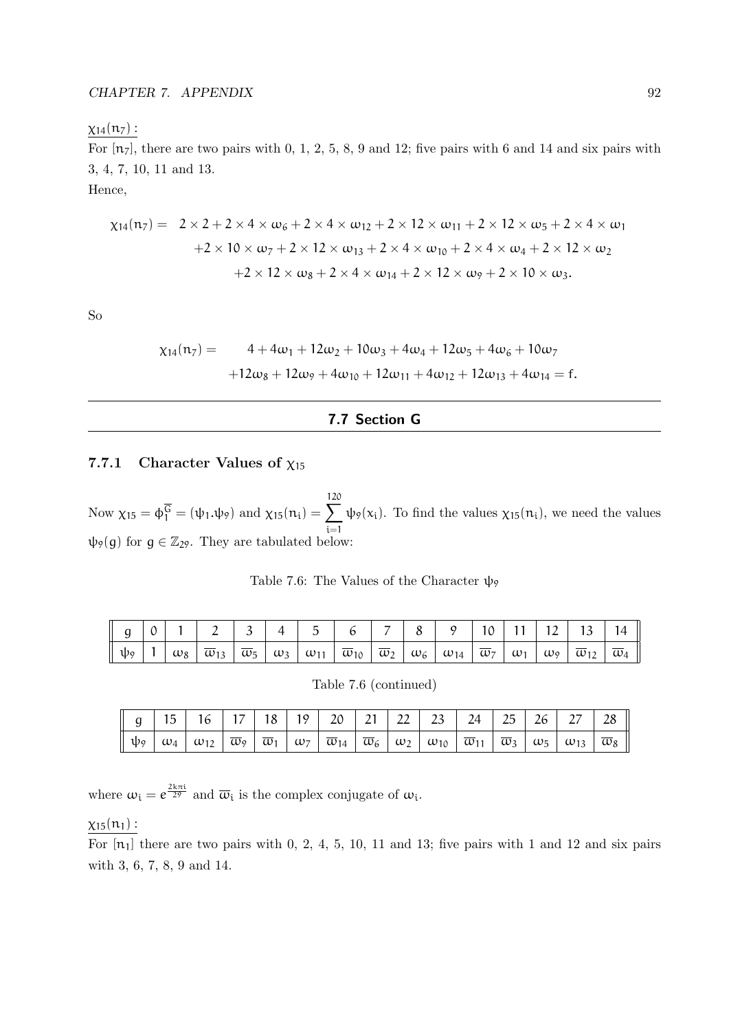$\underline{\chi_{14}(n_7):}$

For $[n_7]$, there are two pairs with 0, 1, 2, 5, 8, 9 and 12; five pairs with 6 and 14 and six pairs with 3, 4, 7, 10, 11 and 13.

Hence,

$$
\begin{aligned}
\chi_{14}(n_7) = \quad & 2 \times 2 + 2 \times 4 \times \omega_6 + 2 \times 4 \times \omega_{12} + 2 \times 12 \times \omega_{11} + 2 \times 12 \times \omega_5 + 2 \times 4 \times \omega_1 \\
& + 2 \times 10 \times \omega_7 + 2 \times 12 \times \omega_{13} + 2 \times 4 \times \omega_{10} + 2 \times 4 \times \omega_4 + 2 \times 12 \times \omega_2 \\
& + 2 \times 12 \times \omega_8 + 2 \times 4 \times \omega_{14} + 2 \times 12 \times \omega_9 + 2 \times 10 \times \omega_3.
\end{aligned}
$$

So

$$
\begin{aligned}
\chi_{14}(n_7) = \quad & 4 + 4\omega_1 + 12\omega_2 + 10\omega_3 + 4\omega_4 + 12\omega_5 + 4\omega_6 + 10\omega_7 \\
& + 12\omega_8 + 12\omega_9 + 4\omega_{10} + 12\omega_{11} + 4\omega_{12} + 12\omega_{13} + 4\omega_{14} = f.
\end{aligned}
$$

---

## 7.7 Section G

---

### 7.7.1 Character Values of $\chi_{15}$

Now $\chi_{15} = \phi_1^{\overline{G}} = (\psi_1.\psi_9)$ and $\chi_{15}(n_i) = \sum_{i=1}^{120} \psi_9(x_i)$. To find the values $\chi_{15}(n_i)$, we need the values $\psi_9(g)$ for $g \in \mathbb{Z}_{29}$. They are tabulated below:

Table 7.6: The Values of the Character $\psi_9$

| $g$ | 0 | 1 | 2 | 3 | 4 | 5 | 6 | 7 | 8 | 9 | 10 | 11 | 12 | 13 | 14 |
|---|---|---|---|---|---|---|---|---|---|---|---|---|---|---|---|
| $\psi_9$ | 1 | $\omega_8$ | $\overline{\omega}_{13}$ | $\overline{\omega}_5$ | $\omega_3$ | $\omega_{11}$ | $\overline{\omega}_{10}$ | $\overline{\omega}_2$ | $\omega_6$ | $\omega_{14}$ | $\overline{\omega}_7$ | $\omega_1$ | $\omega_9$ | $\overline{\omega}_{12}$ | $\overline{\omega}_4$ |

Table 7.6 (continued)

| $g$ | 15 | 16 | 17 | 18 | 19 | 20 | 21 | 22 | 23 | 24 | 25 | 26 | 27 | 28 |
|---|---|---|---|---|---|---|---|---|---|---|---|---|---|---|
| $\psi_9$ | $\omega_4$ | $\omega_{12}$ | $\overline{\omega}_9$ | $\overline{\omega}_1$ | $\omega_7$ | $\overline{\omega}_{14}$ | $\overline{\omega}_6$ | $\omega_2$ | $\omega_{10}$ | $\overline{\omega}_{11}$ | $\overline{\omega}_3$ | $\omega_5$ | $\omega_{13}$ | $\overline{\omega}_8$ |

where $\omega_i = e^{\frac{2k\pi i}{29}}$ and $\overline{\omega}_i$ is the complex conjugate of $\omega_i$.

$\underline{\chi_{15}(n_1):}$

For $[n_1]$ there are two pairs with 0, 2, 4, 5, 10, 11 and 13; five pairs with 1 and 12 and six pairs with 3, 6, 7, 8, 9 and 14.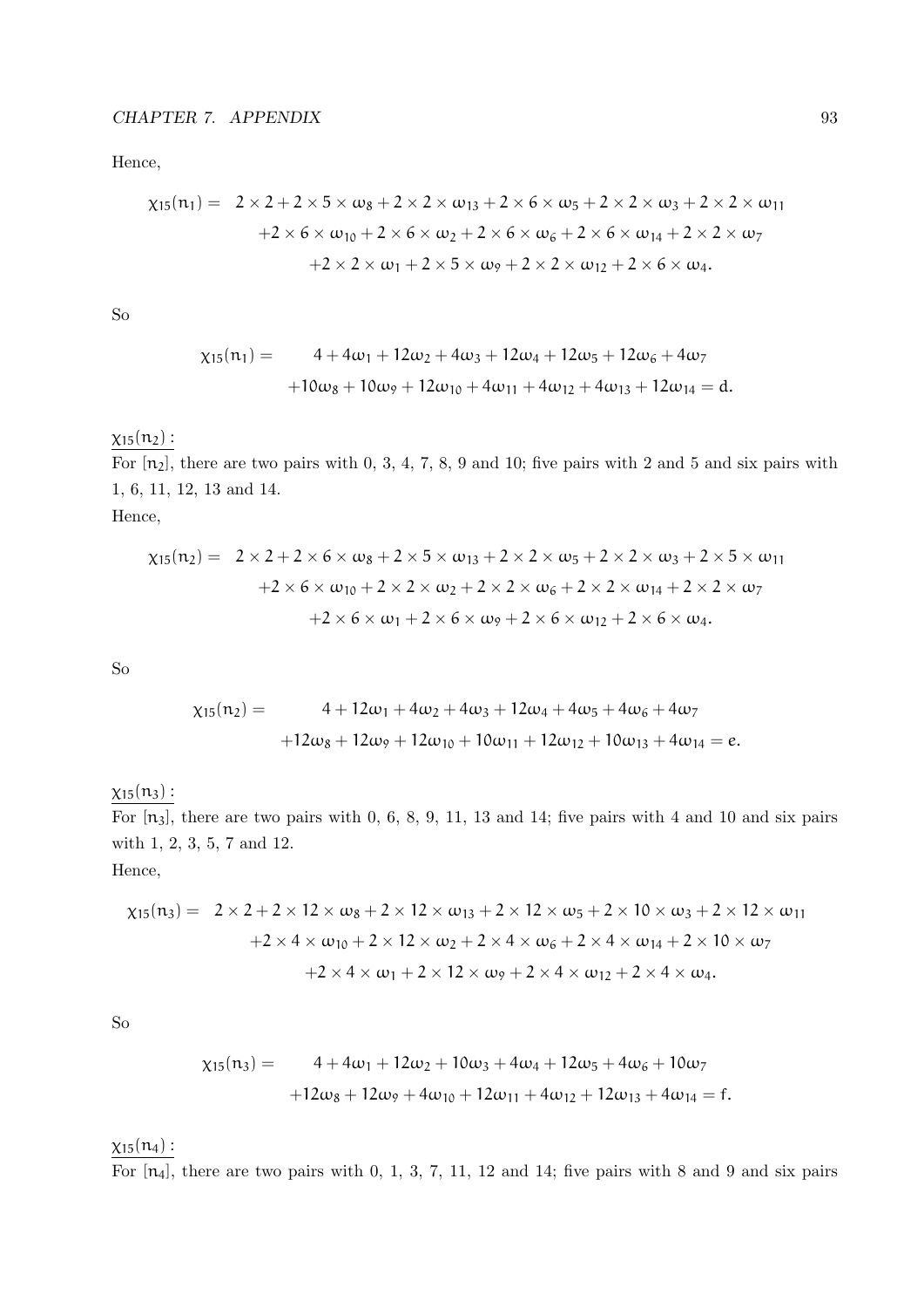Hence,

$$\chi_{15}(\mathfrak{n}_1) = \quad 2\times 2 + 2\times 5\times \omega_8 + 2\times 2\times \omega_{13} + 2\times 6\times \omega_5 + 2\times 2\times \omega_3 + 2\times 2\times \omega_{11}$$
$$+2\times 6\times \omega_{10} + 2\times 6\times \omega_2 + 2\times 6\times \omega_6 + 2\times 6\times \omega_{14} + 2\times 2\times \omega_7$$
$$+2\times 2\times \omega_1 + 2\times 5\times \omega_9 + 2\times 2\times \omega_{12} + 2\times 6\times \omega_4.$$

So

$$\chi_{15}(\mathfrak{n}_1) = \quad 4 + 4\omega_1 + 12\omega_2 + 4\omega_3 + 12\omega_4 + 12\omega_5 + 12\omega_6 + 4\omega_7$$
$$+10\omega_8 + 10\omega_9 + 12\omega_{10} + 4\omega_{11} + 4\omega_{12} + 4\omega_{13} + 12\omega_{14} = \mathsf{d}.$$

$\underline{\chi_{15}(\mathfrak{n}_2):}$

For $[\mathfrak{n}_2]$, there are two pairs with 0, 3, 4, 7, 8, 9 and 10; five pairs with 2 and 5 and six pairs with 1, 6, 11, 12, 13 and 14.

Hence,

$$\chi_{15}(\mathfrak{n}_2) = \quad 2\times 2 + 2\times 6\times \omega_8 + 2\times 5\times \omega_{13} + 2\times 2\times \omega_5 + 2\times 2\times \omega_3 + 2\times 5\times \omega_{11}$$
$$+2\times 6\times \omega_{10} + 2\times 2\times \omega_2 + 2\times 2\times \omega_6 + 2\times 2\times \omega_{14} + 2\times 2\times \omega_7$$
$$+2\times 6\times \omega_1 + 2\times 6\times \omega_9 + 2\times 6\times \omega_{12} + 2\times 6\times \omega_4.$$

So

$$\chi_{15}(\mathfrak{n}_2) = \quad 4 + 12\omega_1 + 4\omega_2 + 4\omega_3 + 12\omega_4 + 4\omega_5 + 4\omega_6 + 4\omega_7$$
$$+12\omega_8 + 12\omega_9 + 12\omega_{10} + 10\omega_{11} + 12\omega_{12} + 10\omega_{13} + 4\omega_{14} = \mathsf{e}.$$

$\underline{\chi_{15}(\mathfrak{n}_3):}$

For $[\mathfrak{n}_3]$, there are two pairs with 0, 6, 8, 9, 11, 13 and 14; five pairs with 4 and 10 and six pairs with 1, 2, 3, 5, 7 and 12.

Hence,

$$\chi_{15}(\mathfrak{n}_3) = \quad 2\times 2 + 2\times 12\times \omega_8 + 2\times 12\times \omega_{13} + 2\times 12\times \omega_5 + 2\times 10\times \omega_3 + 2\times 12\times \omega_{11}$$
$$+2\times 4\times \omega_{10} + 2\times 12\times \omega_2 + 2\times 4\times \omega_6 + 2\times 4\times \omega_{14} + 2\times 10\times \omega_7$$
$$+2\times 4\times \omega_1 + 2\times 12\times \omega_9 + 2\times 4\times \omega_{12} + 2\times 4\times \omega_4.$$

So

$$\chi_{15}(\mathfrak{n}_3) = \quad 4 + 4\omega_1 + 12\omega_2 + 10\omega_3 + 4\omega_4 + 12\omega_5 + 4\omega_6 + 10\omega_7$$
$$+12\omega_8 + 12\omega_9 + 4\omega_{10} + 12\omega_{11} + 4\omega_{12} + 12\omega_{13} + 4\omega_{14} = \mathsf{f}.$$

$\underline{\chi_{15}(\mathfrak{n}_4):}$

For $[\mathfrak{n}_4]$, there are two pairs with 0, 1, 3, 7, 11, 12 and 14; five pairs with 8 and 9 and six pairs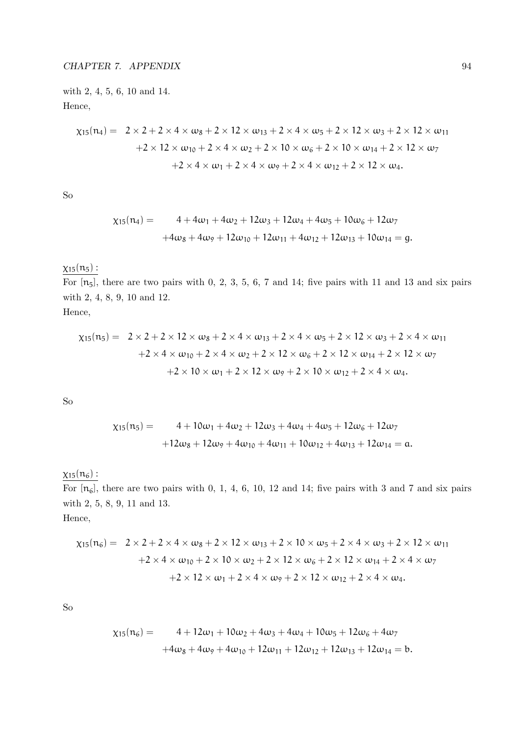with 2, 4, 5, 6, 10 and 14.
Hence,

$$\begin{aligned}\chi_{15}(n_4) = \; & 2\times 2 + 2\times 4\times \omega_8 + 2\times 12\times \omega_{13} + 2\times 4\times \omega_5 + 2\times 12\times \omega_3 + 2\times 12\times \omega_{11} \\ & + 2\times 12\times \omega_{10} + 2\times 4\times \omega_2 + 2\times 10\times \omega_6 + 2\times 10\times \omega_{14} + 2\times 12\times \omega_7 \\ & + 2\times 4\times \omega_1 + 2\times 4\times \omega_9 + 2\times 4\times \omega_{12} + 2\times 12\times \omega_4.\end{aligned}$$

So

$$\begin{aligned}\chi_{15}(n_4) = \; & 4 + 4\omega_1 + 4\omega_2 + 12\omega_3 + 12\omega_4 + 4\omega_5 + 10\omega_6 + 12\omega_7 \\ & + 4\omega_8 + 4\omega_9 + 12\omega_{10} + 12\omega_{11} + 4\omega_{12} + 12\omega_{13} + 10\omega_{14} = g.\end{aligned}$$

$\underline{\chi_{15}(n_5):}$
For $[n_5]$, there are two pairs with 0, 2, 3, 5, 6, 7 and 14; five pairs with 11 and 13 and six pairs with 2, 4, 8, 9, 10 and 12.
Hence,

$$\begin{aligned}\chi_{15}(n_5) = \; & 2\times 2 + 2\times 12\times \omega_8 + 2\times 4\times \omega_{13} + 2\times 4\times \omega_5 + 2\times 12\times \omega_3 + 2\times 4\times \omega_{11} \\ & + 2\times 4\times \omega_{10} + 2\times 4\times \omega_2 + 2\times 12\times \omega_6 + 2\times 12\times \omega_{14} + 2\times 12\times \omega_7 \\ & + 2\times 10\times \omega_1 + 2\times 12\times \omega_9 + 2\times 10\times \omega_{12} + 2\times 4\times \omega_4.\end{aligned}$$

So

$$\begin{aligned}\chi_{15}(n_5) = \; & 4 + 10\omega_1 + 4\omega_2 + 12\omega_3 + 4\omega_4 + 4\omega_5 + 12\omega_6 + 12\omega_7 \\ & + 12\omega_8 + 12\omega_9 + 4\omega_{10} + 4\omega_{11} + 10\omega_{12} + 4\omega_{13} + 12\omega_{14} = a.\end{aligned}$$

$\underline{\chi_{15}(n_6):}$
For $[n_6]$, there are two pairs with 0, 1, 4, 6, 10, 12 and 14; five pairs with 3 and 7 and six pairs with 2, 5, 8, 9, 11 and 13.
Hence,

$$\begin{aligned}\chi_{15}(n_6) = \; & 2\times 2 + 2\times 4\times \omega_8 + 2\times 12\times \omega_{13} + 2\times 10\times \omega_5 + 2\times 4\times \omega_3 + 2\times 12\times \omega_{11} \\ & + 2\times 4\times \omega_{10} + 2\times 10\times \omega_2 + 2\times 12\times \omega_6 + 2\times 12\times \omega_{14} + 2\times 4\times \omega_7 \\ & + 2\times 12\times \omega_1 + 2\times 4\times \omega_9 + 2\times 12\times \omega_{12} + 2\times 4\times \omega_4.\end{aligned}$$

So

$$\begin{aligned}\chi_{15}(n_6) = \; & 4 + 12\omega_1 + 10\omega_2 + 4\omega_3 + 4\omega_4 + 10\omega_5 + 12\omega_6 + 4\omega_7 \\ & + 4\omega_8 + 4\omega_9 + 4\omega_{10} + 12\omega_{11} + 12\omega_{12} + 12\omega_{13} + 12\omega_{14} = b.\end{aligned}$$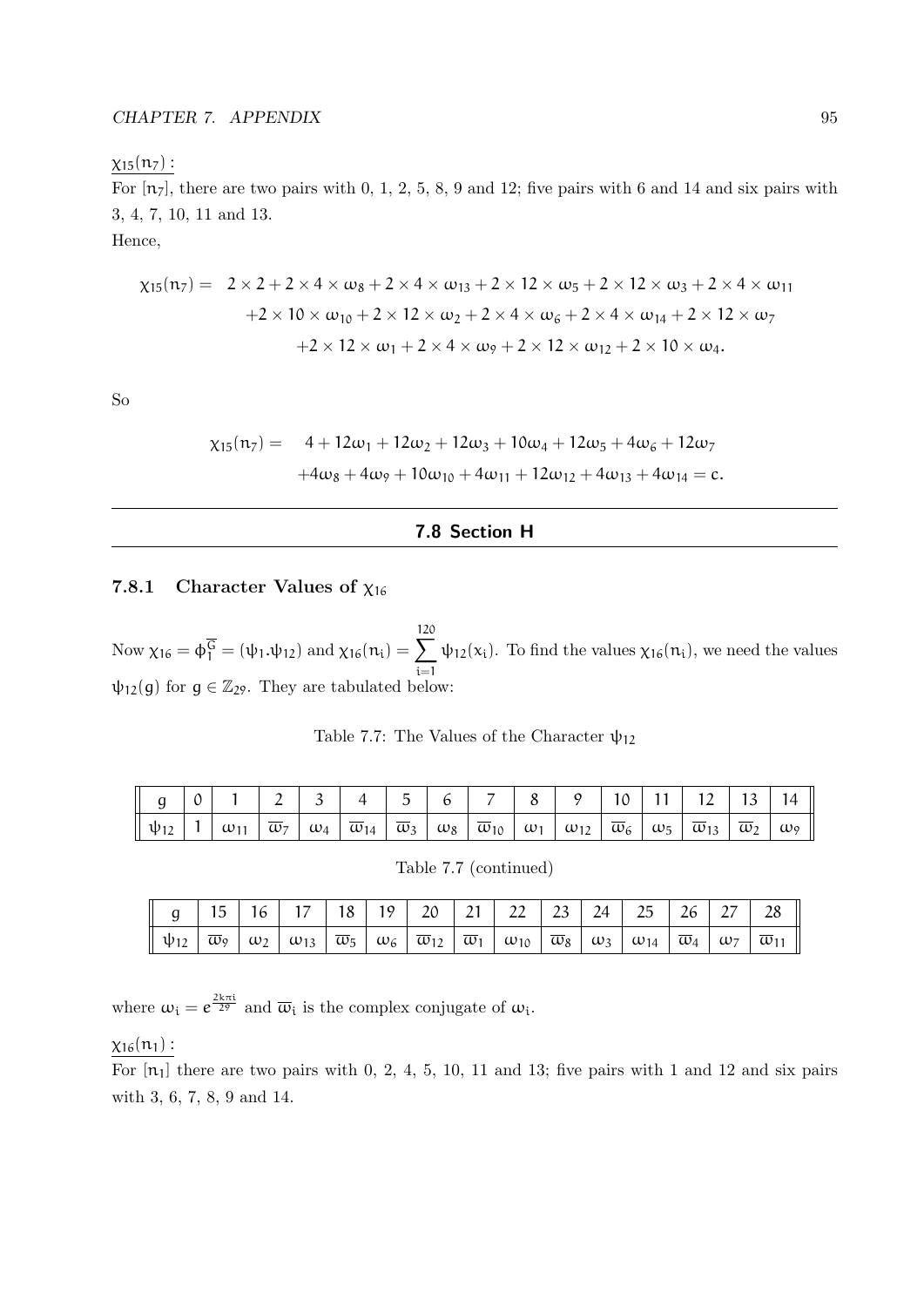$\underline{\chi_{15}(n_7):}$

For $[n_7]$, there are two pairs with 0, 1, 2, 5, 8, 9 and 12; five pairs with 6 and 14 and six pairs with 3, 4, 7, 10, 11 and 13.

Hence,

$$\begin{aligned}\chi_{15}(n_7) = \;& 2\times 2 + 2\times 4\times\omega_8 + 2\times 4\times\omega_{13} + 2\times 12\times\omega_5 + 2\times 12\times\omega_3 + 2\times 4\times\omega_{11}\\ &+2\times 10\times\omega_{10} + 2\times 12\times\omega_2 + 2\times 4\times\omega_6 + 2\times 4\times\omega_{14} + 2\times 12\times\omega_7\\ &+2\times 12\times\omega_1 + 2\times 4\times\omega_9 + 2\times 12\times\omega_{12} + 2\times 10\times\omega_4.\end{aligned}$$

So

$$\begin{aligned}\chi_{15}(n_7) = \;& 4 + 12\omega_1 + 12\omega_2 + 12\omega_3 + 10\omega_4 + 12\omega_5 + 4\omega_6 + 12\omega_7\\ &+4\omega_8 + 4\omega_9 + 10\omega_{10} + 4\omega_{11} + 12\omega_{12} + 4\omega_{13} + 4\omega_{14} = c.\end{aligned}$$

## 7.8 Section H

### 7.8.1 Character Values of $\chi_{16}$

Now $\chi_{16} = \phi_1^{\overline{G}} = (\psi_1.\psi_{12})$ and $\chi_{16}(n_i) = \sum_{i=1}^{120}\psi_{12}(x_i)$. To find the values $\chi_{16}(n_i)$, we need the values $\psi_{12}(g)$ for $g \in \mathbb{Z}_{29}$. They are tabulated below:

Table 7.7: The Values of the Character $\psi_{12}$

| $g$ | 0 | 1 | 2 | 3 | 4 | 5 | 6 | 7 | 8 | 9 | 10 | 11 | 12 | 13 | 14 |
|---|---|---|---|---|---|---|---|---|---|---|---|---|---|---|---|
| $\psi_{12}$ | 1 | $\omega_{11}$ | $\overline{\omega}_7$ | $\omega_4$ | $\overline{\omega}_{14}$ | $\overline{\omega}_3$ | $\omega_8$ | $\overline{\omega}_{10}$ | $\omega_1$ | $\omega_{12}$ | $\overline{\omega}_6$ | $\omega_5$ | $\overline{\omega}_{13}$ | $\overline{\omega}_2$ | $\omega_9$ |

Table 7.7 (continued)

| $g$ | 15 | 16 | 17 | 18 | 19 | 20 | 21 | 22 | 23 | 24 | 25 | 26 | 27 | 28 |
|---|---|---|---|---|---|---|---|---|---|---|---|---|---|---|
| $\psi_{12}$ | $\overline{\omega}_9$ | $\omega_2$ | $\omega_{13}$ | $\overline{\omega}_5$ | $\omega_6$ | $\overline{\omega}_{12}$ | $\overline{\omega}_1$ | $\omega_{10}$ | $\overline{\omega}_8$ | $\omega_3$ | $\omega_{14}$ | $\overline{\omega}_4$ | $\omega_7$ | $\overline{\omega}_{11}$ |

where $\omega_i = e^{\frac{2k\pi i}{29}}$ and $\overline{\omega}_i$ is the complex conjugate of $\omega_i$.

$\underline{\chi_{16}(n_1):}$

For $[n_1]$ there are two pairs with 0, 2, 4, 5, 10, 11 and 13; five pairs with 1 and 12 and six pairs with 3, 6, 7, 8, 9 and 14.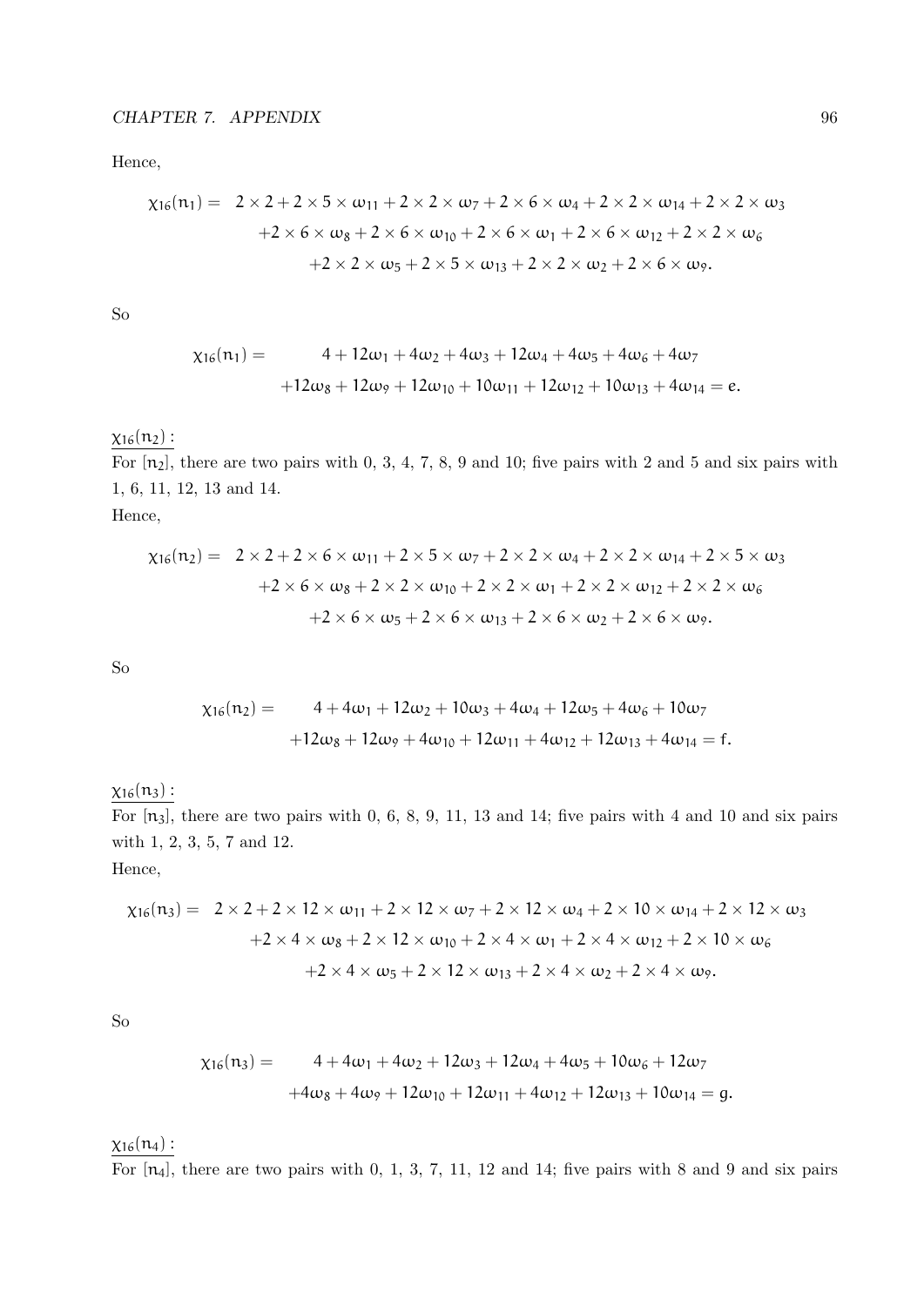Hence,

$$\chi_{16}(n_1) = \; 2\times 2 + 2\times 5\times \omega_{11} + 2\times 2\times \omega_7 + 2\times 6\times \omega_4 + 2\times 2\times \omega_{14} + 2\times 2\times \omega_3$$
$$+2\times 6\times \omega_8 + 2\times 6\times \omega_{10} + 2\times 6\times \omega_1 + 2\times 6\times \omega_{12} + 2\times 2\times \omega_6$$
$$+2\times 2\times \omega_5 + 2\times 5\times \omega_{13} + 2\times 2\times \omega_2 + 2\times 6\times \omega_9.$$

So

$$\chi_{16}(n_1) = \; 4 + 12\omega_1 + 4\omega_2 + 4\omega_3 + 12\omega_4 + 4\omega_5 + 4\omega_6 + 4\omega_7$$
$$+12\omega_8 + 12\omega_9 + 12\omega_{10} + 10\omega_{11} + 12\omega_{12} + 10\omega_{13} + 4\omega_{14} = e.$$

$\underline{\chi_{16}(n_2):}$

For $[n_2]$, there are two pairs with 0, 3, 4, 7, 8, 9 and 10; five pairs with 2 and 5 and six pairs with 1, 6, 11, 12, 13 and 14.

Hence,

$$\chi_{16}(n_2) = \; 2\times 2 + 2\times 6\times \omega_{11} + 2\times 5\times \omega_7 + 2\times 2\times \omega_4 + 2\times 2\times \omega_{14} + 2\times 5\times \omega_3$$
$$+2\times 6\times \omega_8 + 2\times 2\times \omega_{10} + 2\times 2\times \omega_1 + 2\times 2\times \omega_{12} + 2\times 2\times \omega_6$$
$$+2\times 6\times \omega_5 + 2\times 6\times \omega_{13} + 2\times 6\times \omega_2 + 2\times 6\times \omega_9.$$

So

$$\chi_{16}(n_2) = \; 4 + 4\omega_1 + 12\omega_2 + 10\omega_3 + 4\omega_4 + 12\omega_5 + 4\omega_6 + 10\omega_7$$
$$+12\omega_8 + 12\omega_9 + 4\omega_{10} + 12\omega_{11} + 4\omega_{12} + 12\omega_{13} + 4\omega_{14} = f.$$

$\underline{\chi_{16}(n_3):}$

For $[n_3]$, there are two pairs with 0, 6, 8, 9, 11, 13 and 14; five pairs with 4 and 10 and six pairs with 1, 2, 3, 5, 7 and 12.

Hence,

$$\chi_{16}(n_3) = \; 2\times 2 + 2\times 12\times \omega_{11} + 2\times 12\times \omega_7 + 2\times 12\times \omega_4 + 2\times 10\times \omega_{14} + 2\times 12\times \omega_3$$
$$+2\times 4\times \omega_8 + 2\times 12\times \omega_{10} + 2\times 4\times \omega_1 + 2\times 4\times \omega_{12} + 2\times 10\times \omega_6$$
$$+2\times 4\times \omega_5 + 2\times 12\times \omega_{13} + 2\times 4\times \omega_2 + 2\times 4\times \omega_9.$$

So

$$\chi_{16}(n_3) = \; 4 + 4\omega_1 + 4\omega_2 + 12\omega_3 + 12\omega_4 + 4\omega_5 + 10\omega_6 + 12\omega_7$$
$$+4\omega_8 + 4\omega_9 + 12\omega_{10} + 12\omega_{11} + 4\omega_{12} + 12\omega_{13} + 10\omega_{14} = g.$$

$\underline{\chi_{16}(n_4):}$

For $[n_4]$, there are two pairs with 0, 1, 3, 7, 11, 12 and 14; five pairs with 8 and 9 and six pairs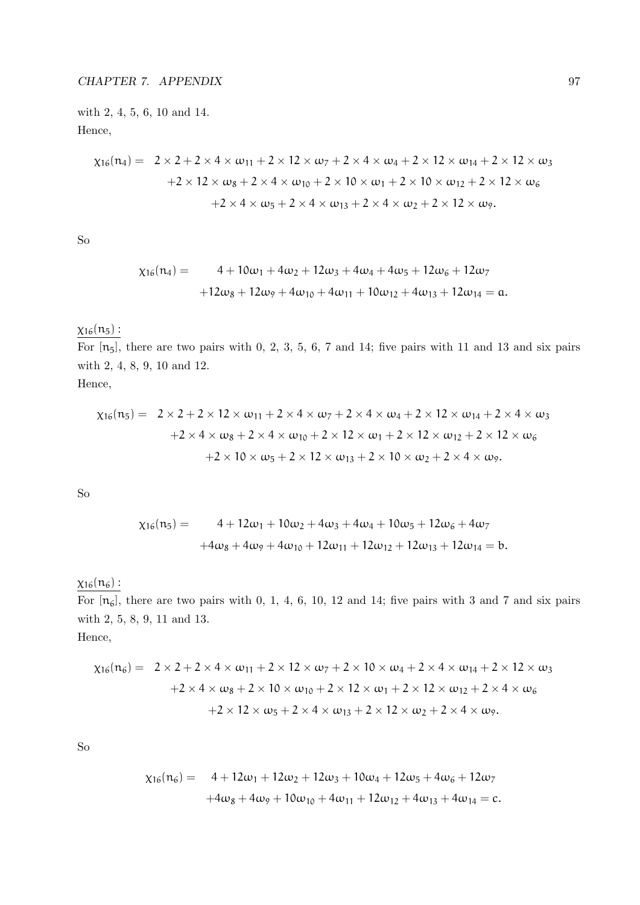with 2, 4, 5, 6, 10 and 14.
Hence,

$$\chi_{16}(n_4) = 2 \times 2 + 2 \times 4 \times \omega_{11} + 2 \times 12 \times \omega_7 + 2 \times 4 \times \omega_4 + 2 \times 12 \times \omega_{14} + 2 \times 12 \times \omega_3 + 2 \times 12 \times \omega_8 + 2 \times 4 \times \omega_{10} + 2 \times 10 \times \omega_1 + 2 \times 10 \times \omega_{12} + 2 \times 12 \times \omega_6 + 2 \times 4 \times \omega_5 + 2 \times 4 \times \omega_{13} + 2 \times 4 \times \omega_2 + 2 \times 12 \times \omega_9.$$

So

$$\chi_{16}(n_4) = 4 + 10\omega_1 + 4\omega_2 + 12\omega_3 + 4\omega_4 + 4\omega_5 + 12\omega_6 + 12\omega_7 + 12\omega_8 + 12\omega_9 + 4\omega_{10} + 4\omega_{11} + 10\omega_{12} + 4\omega_{13} + 12\omega_{14} = a.$$

<u>$\chi_{16}(n_5)$ :</u>
For $[n_5]$, there are two pairs with 0, 2, 3, 5, 6, 7 and 14; five pairs with 11 and 13 and six pairs with 2, 4, 8, 9, 10 and 12.
Hence,

$$\chi_{16}(n_5) = 2 \times 2 + 2 \times 12 \times \omega_{11} + 2 \times 4 \times \omega_7 + 2 \times 4 \times \omega_4 + 2 \times 12 \times \omega_{14} + 2 \times 4 \times \omega_3 + 2 \times 4 \times \omega_8 + 2 \times 4 \times \omega_{10} + 2 \times 12 \times \omega_1 + 2 \times 12 \times \omega_{12} + 2 \times 12 \times \omega_6 + 2 \times 10 \times \omega_5 + 2 \times 12 \times \omega_{13} + 2 \times 10 \times \omega_2 + 2 \times 4 \times \omega_9.$$

So

$$\chi_{16}(n_5) = 4 + 12\omega_1 + 10\omega_2 + 4\omega_3 + 4\omega_4 + 10\omega_5 + 12\omega_6 + 4\omega_7 + 4\omega_8 + 4\omega_9 + 4\omega_{10} + 12\omega_{11} + 12\omega_{12} + 12\omega_{13} + 12\omega_{14} = b.$$

<u>$\chi_{16}(n_6)$ :</u>
For $[n_6]$, there are two pairs with 0, 1, 4, 6, 10, 12 and 14; five pairs with 3 and 7 and six pairs with 2, 5, 8, 9, 11 and 13.
Hence,

$$\chi_{16}(n_6) = 2 \times 2 + 2 \times 4 \times \omega_{11} + 2 \times 12 \times \omega_7 + 2 \times 10 \times \omega_4 + 2 \times 4 \times \omega_{14} + 2 \times 12 \times \omega_3 + 2 \times 4 \times \omega_8 + 2 \times 10 \times \omega_{10} + 2 \times 12 \times \omega_1 + 2 \times 12 \times \omega_{12} + 2 \times 4 \times \omega_6 + 2 \times 12 \times \omega_5 + 2 \times 4 \times \omega_{13} + 2 \times 12 \times \omega_2 + 2 \times 4 \times \omega_9.$$

So

$$\chi_{16}(n_6) = 4 + 12\omega_1 + 12\omega_2 + 12\omega_3 + 10\omega_4 + 12\omega_5 + 4\omega_6 + 12\omega_7 + 4\omega_8 + 4\omega_9 + 10\omega_{10} + 4\omega_{11} + 12\omega_{12} + 4\omega_{13} + 4\omega_{14} = c.$$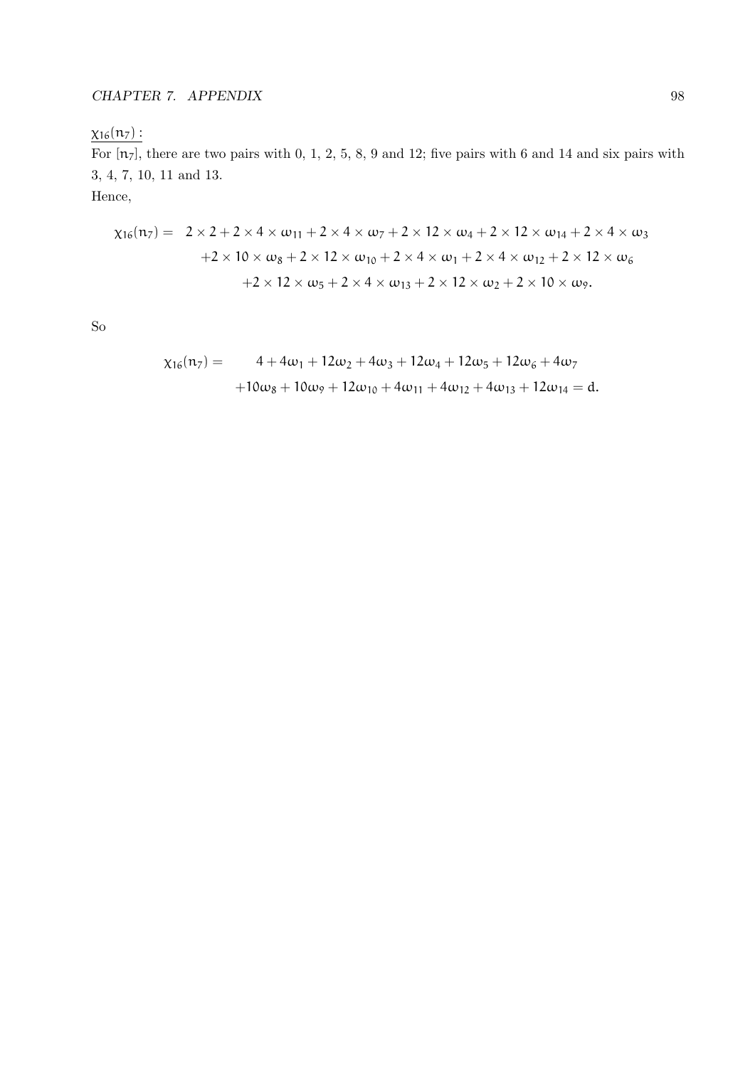$\underline{\chi_{16}(n_7):}$

For $[n_7]$, there are two pairs with 0, 1, 2, 5, 8, 9 and 12; five pairs with 6 and 14 and six pairs with 3, 4, 7, 10, 11 and 13.

Hence,

$$
\begin{aligned}
\chi_{16}(n_7) = \ & 2\times 2 + 2\times 4\times \omega_{11} + 2\times 4\times \omega_7 + 2\times 12\times \omega_4 + 2\times 12\times \omega_{14} + 2\times 4\times \omega_3 \\
& +2\times 10\times \omega_8 + 2\times 12\times \omega_{10} + 2\times 4\times \omega_1 + 2\times 4\times \omega_{12} + 2\times 12\times \omega_6 \\
& +2\times 12\times \omega_5 + 2\times 4\times \omega_{13} + 2\times 12\times \omega_2 + 2\times 10\times \omega_9.
\end{aligned}
$$

So

$$
\begin{aligned}
\chi_{16}(n_7) = \ & 4 + 4\omega_1 + 12\omega_2 + 4\omega_3 + 12\omega_4 + 12\omega_5 + 12\omega_6 + 4\omega_7 \\
& +10\omega_8 + 10\omega_9 + 12\omega_{10} + 4\omega_{11} + 4\omega_{12} + 4\omega_{13} + 12\omega_{14} = d.
\end{aligned}
$$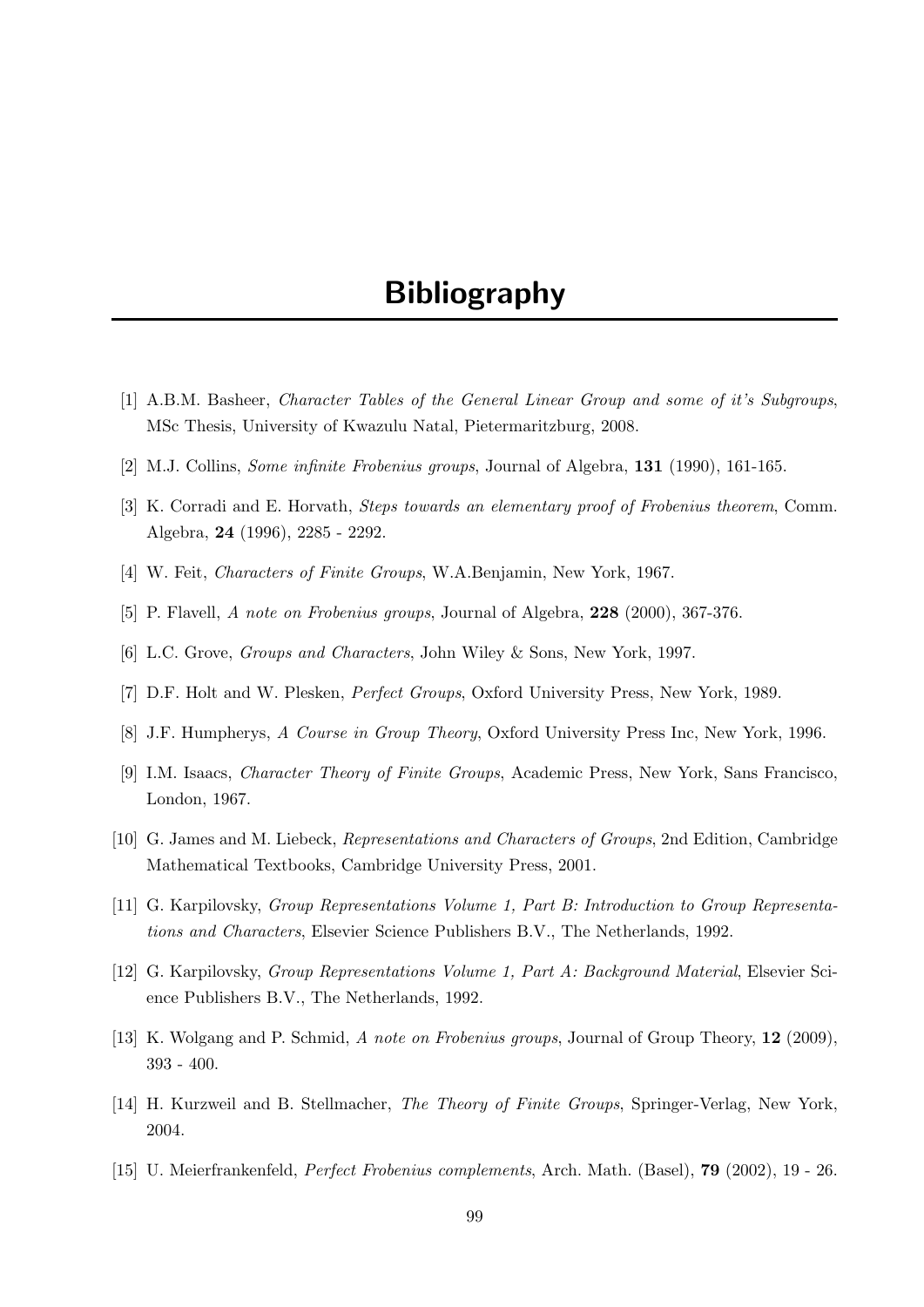# Bibliography

[1] A.B.M. Basheer, *Character Tables of the General Linear Group and some of it's Subgroups*, MSc Thesis, University of Kwazulu Natal, Pietermaritzburg, 2008.

[2] M.J. Collins, *Some infinite Frobenius groups*, Journal of Algebra, **131** (1990), 161-165.

[3] K. Corradi and E. Horvath, *Steps towards an elementary proof of Frobenius theorem*, Comm. Algebra, **24** (1996), 2285 - 2292.

[4] W. Feit, *Characters of Finite Groups*, W.A.Benjamin, New York, 1967.

[5] P. Flavell, *A note on Frobenius groups*, Journal of Algebra, **228** (2000), 367-376.

[6] L.C. Grove, *Groups and Characters*, John Wiley & Sons, New York, 1997.

[7] D.F. Holt and W. Plesken, *Perfect Groups*, Oxford University Press, New York, 1989.

[8] J.F. Humpherys, *A Course in Group Theory*, Oxford University Press Inc, New York, 1996.

[9] I.M. Isaacs, *Character Theory of Finite Groups*, Academic Press, New York, Sans Francisco, London, 1967.

[10] G. James and M. Liebeck, *Representations and Characters of Groups*, 2nd Edition, Cambridge Mathematical Textbooks, Cambridge University Press, 2001.

[11] G. Karpilovsky, *Group Representations Volume 1, Part B: Introduction to Group Representations and Characters*, Elsevier Science Publishers B.V., The Netherlands, 1992.

[12] G. Karpilovsky, *Group Representations Volume 1, Part A: Background Material*, Elsevier Science Publishers B.V., The Netherlands, 1992.

[13] K. Wolgang and P. Schmid, *A note on Frobenius groups*, Journal of Group Theory, **12** (2009), 393 - 400.

[14] H. Kurzweil and B. Stellmacher, *The Theory of Finite Groups*, Springer-Verlag, New York, 2004.

[15] U. Meierfrankenfeld, *Perfect Frobenius complements*, Arch. Math. (Basel), **79** (2002), 19 - 26.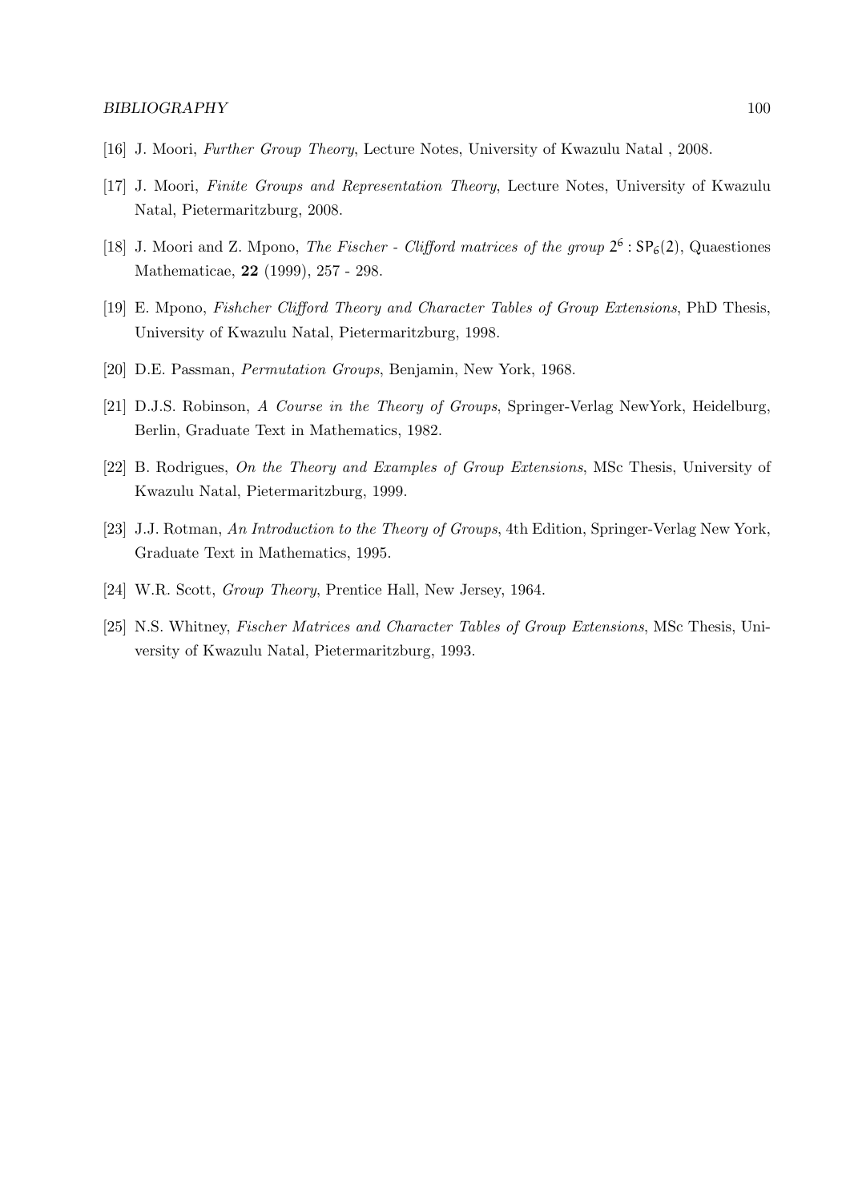[16] J. Moori, *Further Group Theory*, Lecture Notes, University of Kwazulu Natal , 2008.

[17] J. Moori, *Finite Groups and Representation Theory*, Lecture Notes, University of Kwazulu Natal, Pietermaritzburg, 2008.

[18] J. Moori and Z. Mpono, *The Fischer - Clifford matrices of the group* $2^6 : SP_6(2)$, Quaestiones Mathematicae, **22** (1999), 257 - 298.

[19] E. Mpono, *Fishcher Clifford Theory and Character Tables of Group Extensions*, PhD Thesis, University of Kwazulu Natal, Pietermaritzburg, 1998.

[20] D.E. Passman, *Permutation Groups*, Benjamin, New York, 1968.

[21] D.J.S. Robinson, *A Course in the Theory of Groups*, Springer-Verlag NewYork, Heidelburg, Berlin, Graduate Text in Mathematics, 1982.

[22] B. Rodrigues, *On the Theory and Examples of Group Extensions*, MSc Thesis, University of Kwazulu Natal, Pietermaritzburg, 1999.

[23] J.J. Rotman, *An Introduction to the Theory of Groups*, 4th Edition, Springer-Verlag New York, Graduate Text in Mathematics, 1995.

[24] W.R. Scott, *Group Theory*, Prentice Hall, New Jersey, 1964.

[25] N.S. Whitney, *Fischer Matrices and Character Tables of Group Extensions*, MSc Thesis, University of Kwazulu Natal, Pietermaritzburg, 1993.